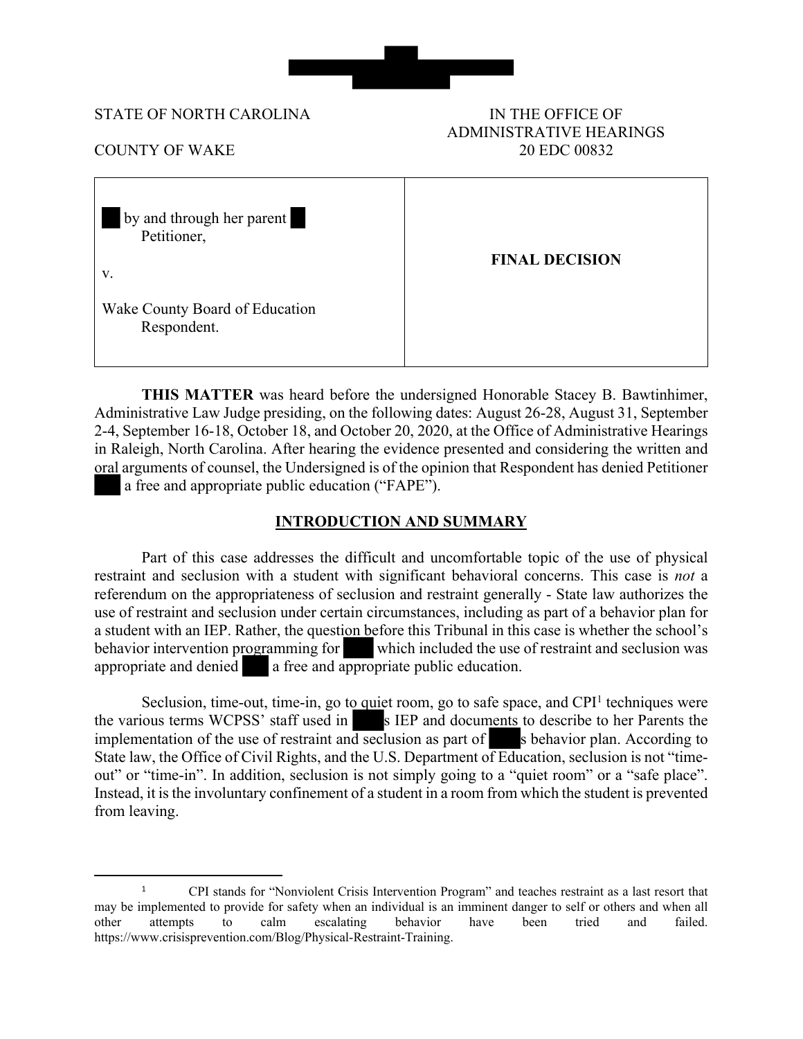STATE OF NORTH CAROLINA

COUNTY OF WAKE

IN THE OFFICE OF
ADMINISTRATIVE HEARINGS
20 EDC 00832

| | |
|---|---|
| by and through her parent<br>Petitioner,<br><br>v.<br><br>Wake County Board of Education<br>Respondent. | **FINAL DECISION** |

**THIS MATTER** was heard before the undersigned Honorable Stacey B. Bawtinhimer, Administrative Law Judge presiding, on the following dates: August 26-28, August 31, September 2-4, September 16-18, October 18, and October 20, 2020, at the Office of Administrative Hearings in Raleigh, North Carolina. After hearing the evidence presented and considering the written and oral arguments of counsel, the Undersigned is of the opinion that Respondent has denied Petitioner a free and appropriate public education ("FAPE").

## INTRODUCTION AND SUMMARY

Part of this case addresses the difficult and uncomfortable topic of the use of physical restraint and seclusion with a student with significant behavioral concerns. This case is *not* a referendum on the appropriateness of seclusion and restraint generally - State law authorizes the use of restraint and seclusion under certain circumstances, including as part of a behavior plan for a student with an IEP. Rather, the question before this Tribunal in this case is whether the school's behavior intervention programming for which included the use of restraint and seclusion was appropriate and denied a free and appropriate public education.

Seclusion, time-out, time-in, go to quiet room, go to safe space, and CPI[1] techniques were the various terms WCPSS' staff used in s IEP and documents to describe to her Parents the implementation of the use of restraint and seclusion as part of s behavior plan. According to State law, the Office of Civil Rights, and the U.S. Department of Education, seclusion is not "time-out" or "time-in". In addition, seclusion is not simply going to a "quiet room" or a "safe place". Instead, it is the involuntary confinement of a student in a room from which the student is prevented from leaving.

[1] CPI stands for "Nonviolent Crisis Intervention Program" and teaches restraint as a last resort that may be implemented to provide for safety when an individual is an imminent danger to self or others and when all other attempts to calm escalating behavior have been tried and failed. https://www.crisisprevention.com/Blog/Physical-Restraint-Training.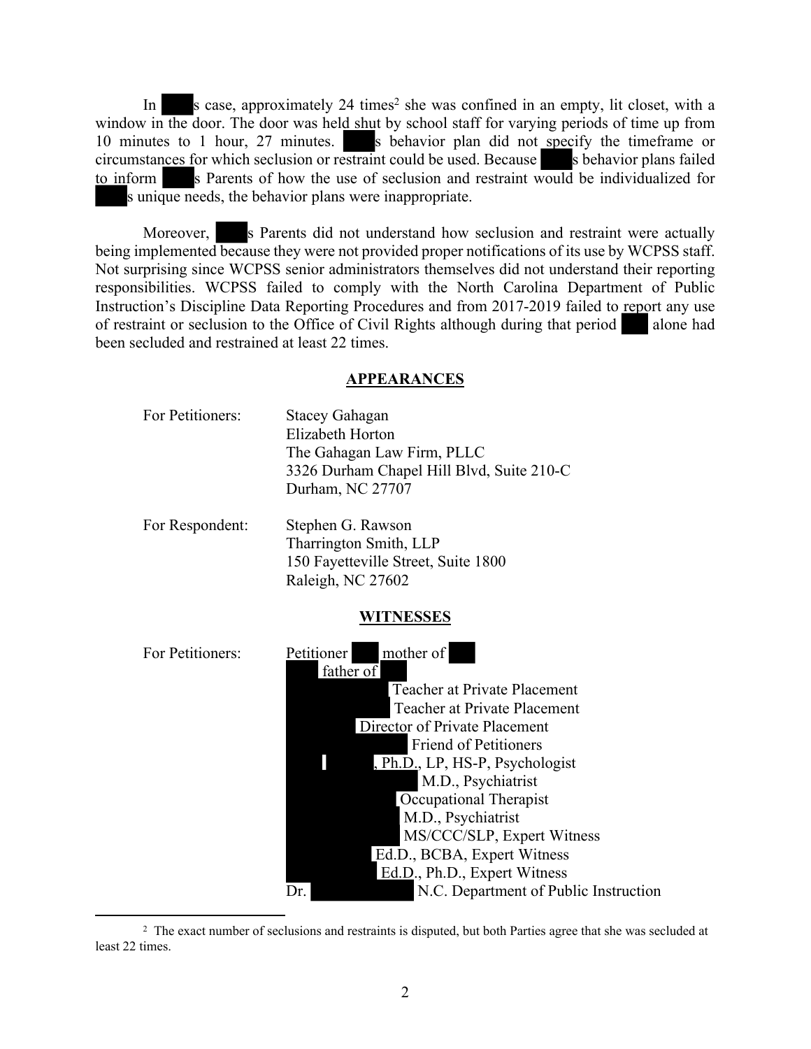In ████s case, approximately 24 times[2] she was confined in an empty, lit closet, with a window in the door. The door was held shut by school staff for varying periods of time up from 10 minutes to 1 hour, 27 minutes. ████s behavior plan did not specify the timeframe or circumstances for which seclusion or restraint could be used. Because ████s behavior plans failed to inform ████s Parents of how the use of seclusion and restraint would be individualized for ████s unique needs, the behavior plans were inappropriate.

Moreover, ████s Parents did not understand how seclusion and restraint were actually being implemented because they were not provided proper notifications of its use by WCPSS staff. Not surprising since WCPSS senior administrators themselves did not understand their reporting responsibilities. WCPSS failed to comply with the North Carolina Department of Public Instruction's Discipline Data Reporting Procedures and from 2017-2019 failed to report any use of restraint or seclusion to the Office of Civil Rights although during that period ████ alone had been secluded and restrained at least 22 times.

## APPEARANCES

For Petitioners:
Stacey Gahagan
Elizabeth Horton
The Gahagan Law Firm, PLLC
3326 Durham Chapel Hill Blvd, Suite 210-C
Durham, NC 27707

For Respondent:
Stephen G. Rawson
Tharrington Smith, LLP
150 Fayetteville Street, Suite 1800
Raleigh, NC 27602

## WITNESSES

For Petitioners:
Petitioner ████ mother of ████
████ father of ████
████ Teacher at Private Placement
████ Teacher at Private Placement
████ Director of Private Placement
████ Friend of Petitioners
████, Ph.D., LP, HS-P, Psychologist
████ M.D., Psychiatrist
████ Occupational Therapist
████ M.D., Psychiatrist
████ MS/CCC/SLP, Expert Witness
████ Ed.D., BCBA, Expert Witness
████ Ed.D., Ph.D., Expert Witness
Dr. ████ N.C. Department of Public Instruction

[2] The exact number of seclusions and restraints is disputed, but both Parties agree that she was secluded at least 22 times.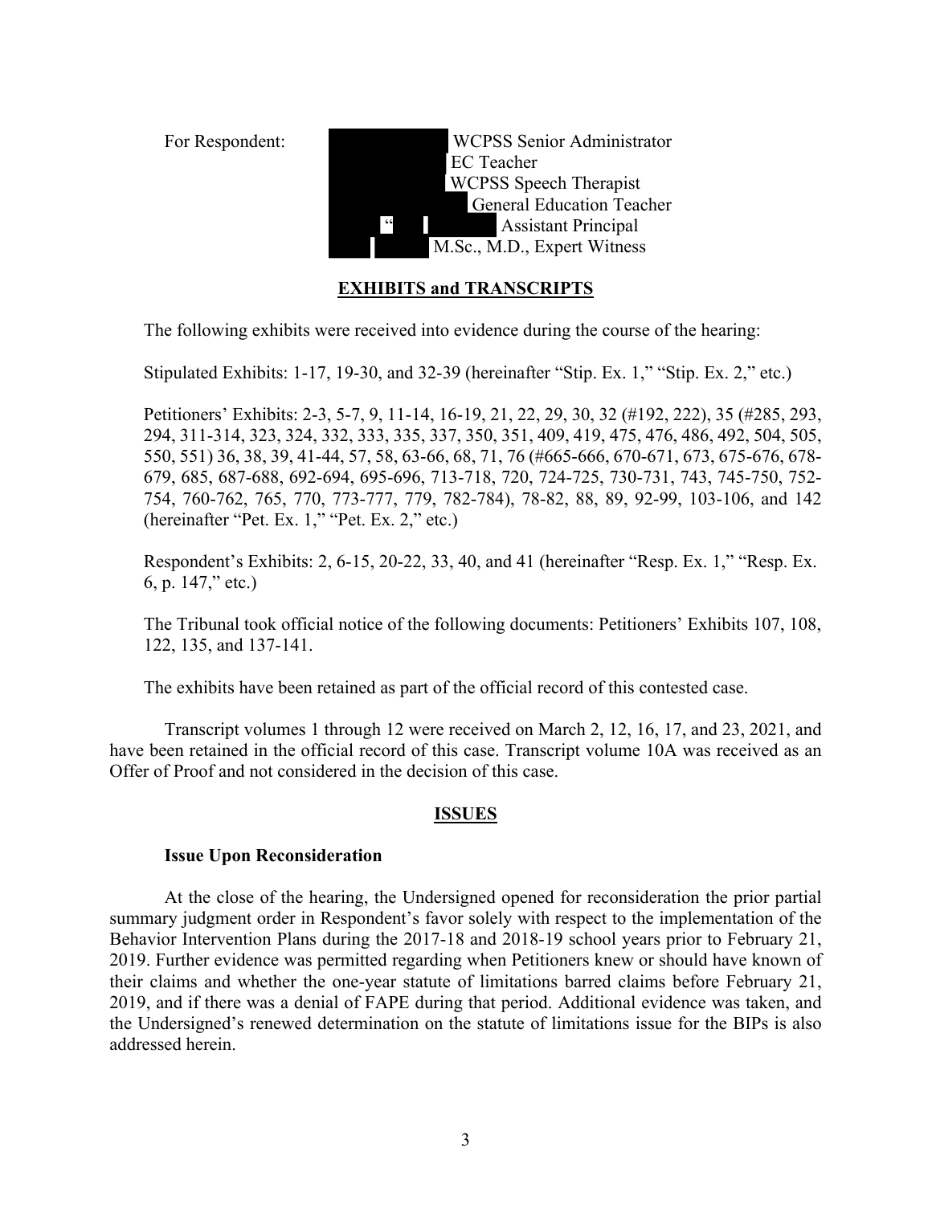For Respondent: WCPSS Senior Administrator
EC Teacher
WCPSS Speech Therapist
General Education Teacher
" Assistant Principal
M.Sc., M.D., Expert Witness

## EXHIBITS and TRANSCRIPTS

The following exhibits were received into evidence during the course of the hearing:

Stipulated Exhibits: 1-17, 19-30, and 32-39 (hereinafter "Stip. Ex. 1," "Stip. Ex. 2," etc.)

Petitioners' Exhibits: 2-3, 5-7, 9, 11-14, 16-19, 21, 22, 29, 30, 32 (#192, 222), 35 (#285, 293, 294, 311-314, 323, 324, 332, 333, 335, 337, 350, 351, 409, 419, 475, 476, 486, 492, 504, 505, 550, 551) 36, 38, 39, 41-44, 57, 58, 63-66, 68, 71, 76 (#665-666, 670-671, 673, 675-676, 678-679, 685, 687-688, 692-694, 695-696, 713-718, 720, 724-725, 730-731, 743, 745-750, 752-754, 760-762, 765, 770, 773-777, 779, 782-784), 78-82, 88, 89, 92-99, 103-106, and 142 (hereinafter "Pet. Ex. 1," "Pet. Ex. 2," etc.)

Respondent's Exhibits: 2, 6-15, 20-22, 33, 40, and 41 (hereinafter "Resp. Ex. 1," "Resp. Ex. 6, p. 147," etc.)

The Tribunal took official notice of the following documents: Petitioners' Exhibits 107, 108, 122, 135, and 137-141.

The exhibits have been retained as part of the official record of this contested case.

Transcript volumes 1 through 12 were received on March 2, 12, 16, 17, and 23, 2021, and have been retained in the official record of this case. Transcript volume 10A was received as an Offer of Proof and not considered in the decision of this case.

## ISSUES

### Issue Upon Reconsideration

At the close of the hearing, the Undersigned opened for reconsideration the prior partial summary judgment order in Respondent's favor solely with respect to the implementation of the Behavior Intervention Plans during the 2017-18 and 2018-19 school years prior to February 21, 2019. Further evidence was permitted regarding when Petitioners knew or should have known of their claims and whether the one-year statute of limitations barred claims before February 21, 2019, and if there was a denial of FAPE during that period. Additional evidence was taken, and the Undersigned's renewed determination on the statute of limitations issue for the BIPs is also addressed herein.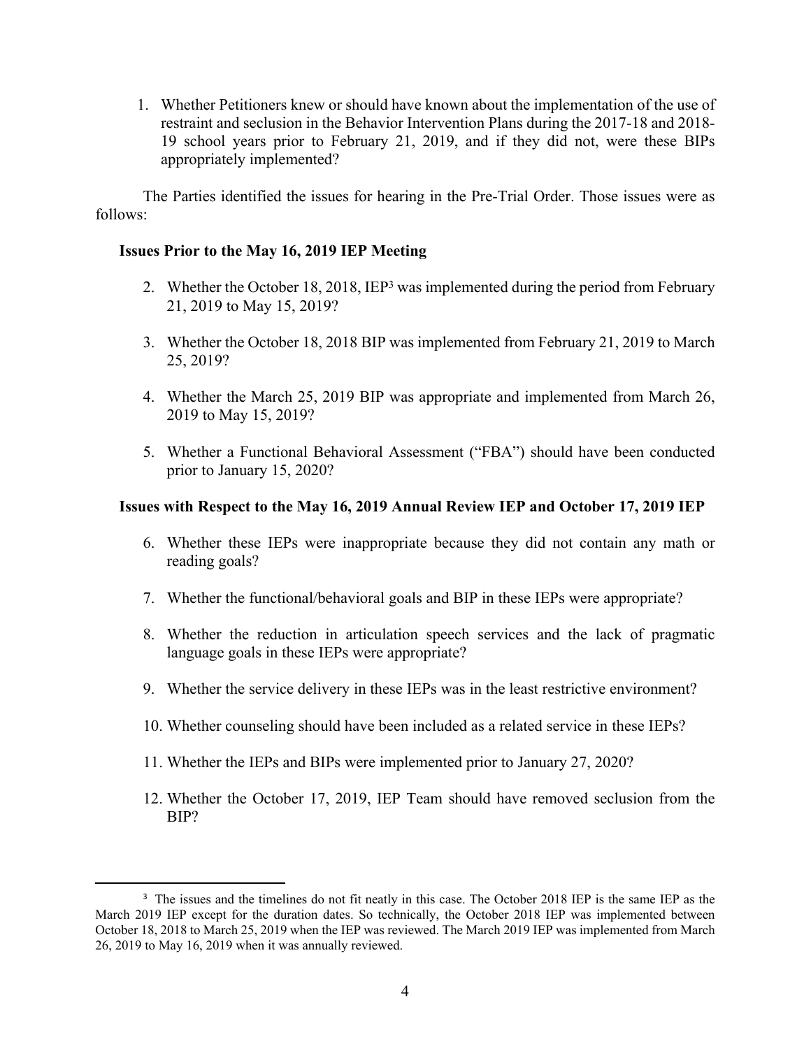1. Whether Petitioners knew or should have known about the implementation of the use of restraint and seclusion in the Behavior Intervention Plans during the 2017-18 and 2018-19 school years prior to February 21, 2019, and if they did not, were these BIPs appropriately implemented?

The Parties identified the issues for hearing in the Pre-Trial Order. Those issues were as follows:

**Issues Prior to the May 16, 2019 IEP Meeting**

2. Whether the October 18, 2018, IEP[3] was implemented during the period from February 21, 2019 to May 15, 2019?

3. Whether the October 18, 2018 BIP was implemented from February 21, 2019 to March 25, 2019?

4. Whether the March 25, 2019 BIP was appropriate and implemented from March 26, 2019 to May 15, 2019?

5. Whether a Functional Behavioral Assessment ("FBA") should have been conducted prior to January 15, 2020?

**Issues with Respect to the May 16, 2019 Annual Review IEP and October 17, 2019 IEP**

6. Whether these IEPs were inappropriate because they did not contain any math or reading goals?

7. Whether the functional/behavioral goals and BIP in these IEPs were appropriate?

8. Whether the reduction in articulation speech services and the lack of pragmatic language goals in these IEPs were appropriate?

9. Whether the service delivery in these IEPs was in the least restrictive environment?

10. Whether counseling should have been included as a related service in these IEPs?

11. Whether the IEPs and BIPs were implemented prior to January 27, 2020?

12. Whether the October 17, 2019, IEP Team should have removed seclusion from the BIP?

---

[3] The issues and the timelines do not fit neatly in this case. The October 2018 IEP is the same IEP as the March 2019 IEP except for the duration dates. So technically, the October 2018 IEP was implemented between October 18, 2018 to March 25, 2019 when the IEP was reviewed. The March 2019 IEP was implemented from March 26, 2019 to May 16, 2019 when it was annually reviewed.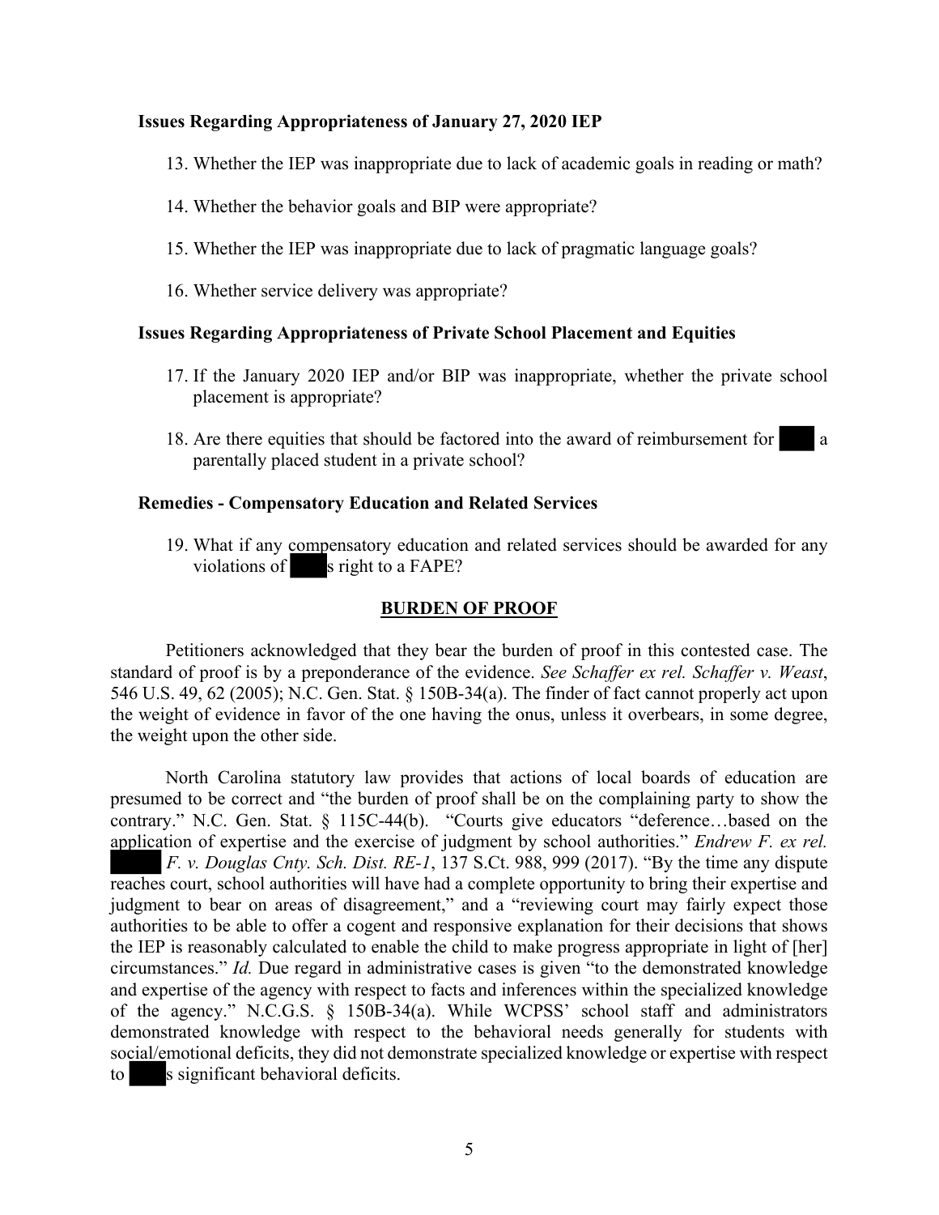**Issues Regarding Appropriateness of January 27, 2020 IEP**

13. Whether the IEP was inappropriate due to lack of academic goals in reading or math?

14. Whether the behavior goals and BIP were appropriate?

15. Whether the IEP was inappropriate due to lack of pragmatic language goals?

16. Whether service delivery was appropriate?

**Issues Regarding Appropriateness of Private School Placement and Equities**

17. If the January 2020 IEP and/or BIP was inappropriate, whether the private school placement is appropriate?

18. Are there equities that should be factored into the award of reimbursement for ███ a parentally placed student in a private school?

**Remedies - Compensatory Education and Related Services**

19. What if any compensatory education and related services should be awarded for any violations of ███s right to a FAPE?

## BURDEN OF PROOF

Petitioners acknowledged that they bear the burden of proof in this contested case. The standard of proof is by a preponderance of the evidence. *See Schaffer ex rel. Schaffer v. Weast*, 546 U.S. 49, 62 (2005); N.C. Gen. Stat. § 150B-34(a). The finder of fact cannot properly act upon the weight of evidence in favor of the one having the onus, unless it overbears, in some degree, the weight upon the other side.

North Carolina statutory law provides that actions of local boards of education are presumed to be correct and "the burden of proof shall be on the complaining party to show the contrary." N.C. Gen. Stat. § 115C-44(b). "Courts give educators "deference…based on the application of expertise and the exercise of judgment by school authorities." *Endrew F. ex rel. ███ F. v. Douglas Cnty. Sch. Dist. RE-1*, 137 S.Ct. 988, 999 (2017). "By the time any dispute reaches court, school authorities will have had a complete opportunity to bring their expertise and judgment to bear on areas of disagreement," and a "reviewing court may fairly expect those authorities to be able to offer a cogent and responsive explanation for their decisions that shows the IEP is reasonably calculated to enable the child to make progress appropriate in light of [her] circumstances." *Id.* Due regard in administrative cases is given "to the demonstrated knowledge and expertise of the agency with respect to facts and inferences within the specialized knowledge of the agency." N.C.G.S. § 150B-34(a). While WCPSS' school staff and administrators demonstrated knowledge with respect to the behavioral needs generally for students with social/emotional deficits, they did not demonstrate specialized knowledge or expertise with respect to ███s significant behavioral deficits.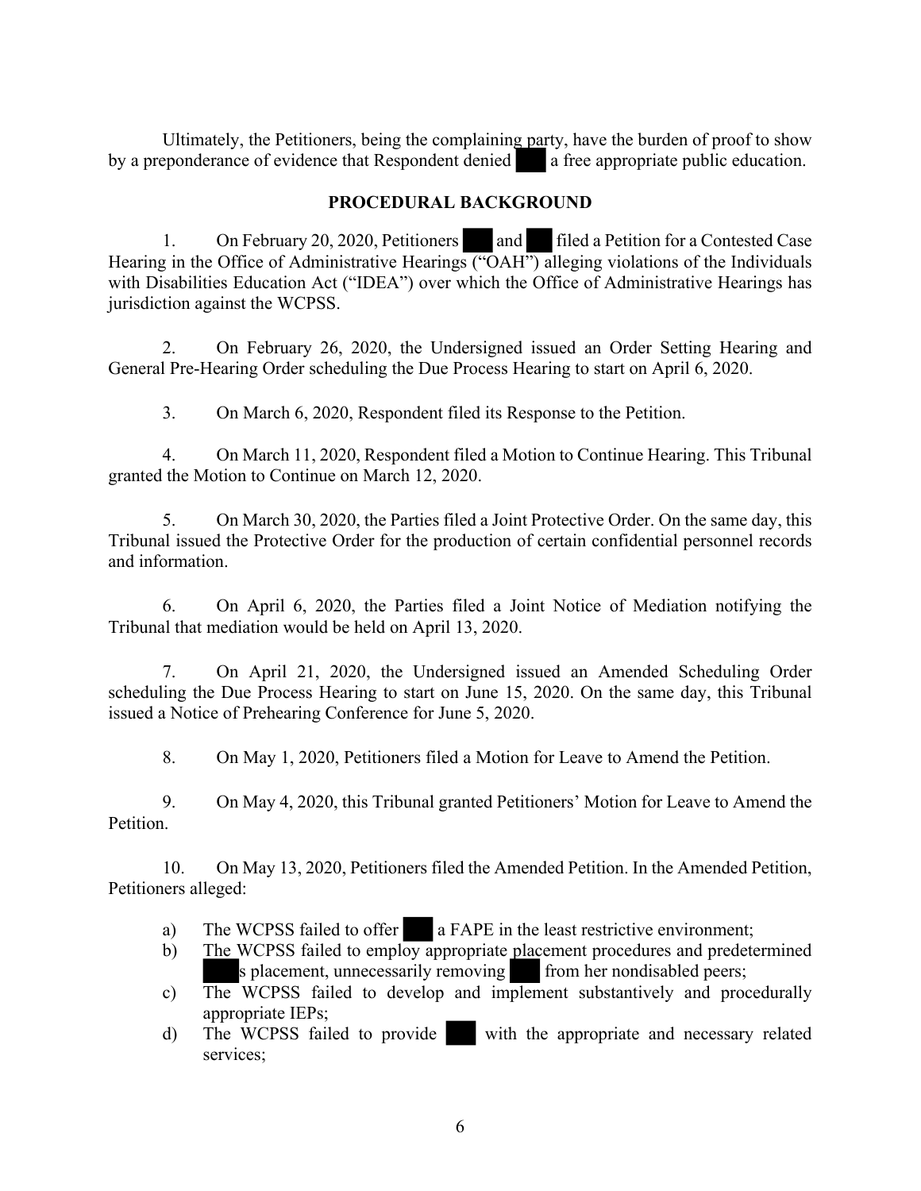Ultimately, the Petitioners, being the complaining party, have the burden of proof to show by a preponderance of evidence that Respondent denied ███ a free appropriate public education.

## PROCEDURAL BACKGROUND

1. On February 20, 2020, Petitioners ███ and ███ filed a Petition for a Contested Case Hearing in the Office of Administrative Hearings ("OAH") alleging violations of the Individuals with Disabilities Education Act ("IDEA") over which the Office of Administrative Hearings has jurisdiction against the WCPSS.

2. On February 26, 2020, the Undersigned issued an Order Setting Hearing and General Pre-Hearing Order scheduling the Due Process Hearing to start on April 6, 2020.

3. On March 6, 2020, Respondent filed its Response to the Petition.

4. On March 11, 2020, Respondent filed a Motion to Continue Hearing. This Tribunal granted the Motion to Continue on March 12, 2020.

5. On March 30, 2020, the Parties filed a Joint Protective Order. On the same day, this Tribunal issued the Protective Order for the production of certain confidential personnel records and information.

6. On April 6, 2020, the Parties filed a Joint Notice of Mediation notifying the Tribunal that mediation would be held on April 13, 2020.

7. On April 21, 2020, the Undersigned issued an Amended Scheduling Order scheduling the Due Process Hearing to start on June 15, 2020. On the same day, this Tribunal issued a Notice of Prehearing Conference for June 5, 2020.

8. On May 1, 2020, Petitioners filed a Motion for Leave to Amend the Petition.

9. On May 4, 2020, this Tribunal granted Petitioners' Motion for Leave to Amend the Petition.

10. On May 13, 2020, Petitioners filed the Amended Petition. In the Amended Petition, Petitioners alleged:

    a) The WCPSS failed to offer ███ a FAPE in the least restrictive environment;
    b) The WCPSS failed to employ appropriate placement procedures and predetermined ███s placement, unnecessarily removing ███ from her nondisabled peers;
    c) The WCPSS failed to develop and implement substantively and procedurally appropriate IEPs;
    d) The WCPSS failed to provide ███ with the appropriate and necessary related services;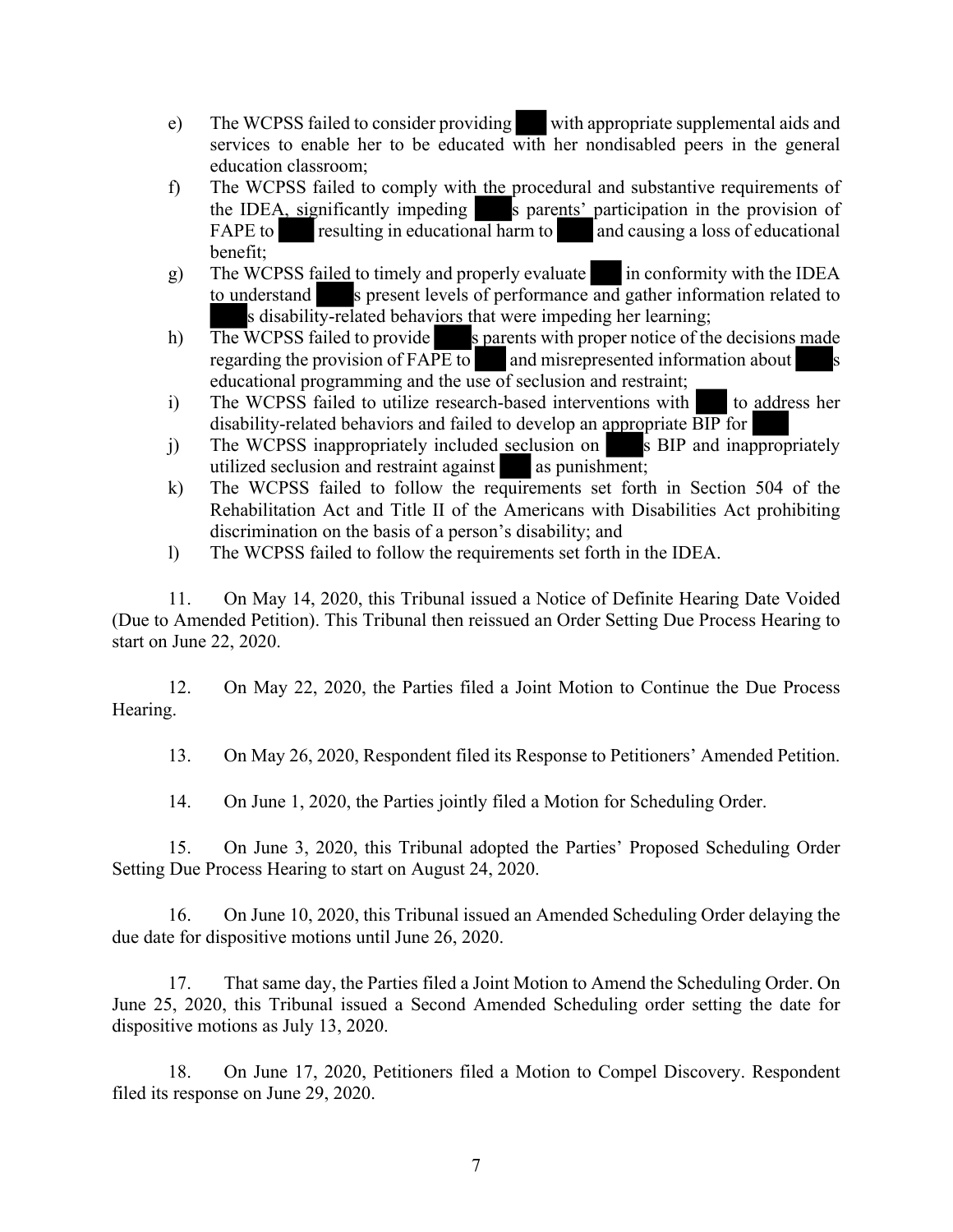e) The WCPSS failed to consider providing ███ with appropriate supplemental aids and services to enable her to be educated with her nondisabled peers in the general education classroom;

f) The WCPSS failed to comply with the procedural and substantive requirements of the IDEA, significantly impeding ███s parents' participation in the provision of FAPE to ███ resulting in educational harm to ███ and causing a loss of educational benefit;

g) The WCPSS failed to timely and properly evaluate ███ in conformity with the IDEA to understand ███s present levels of performance and gather information related to ███s disability-related behaviors that were impeding her learning;

h) The WCPSS failed to provide ███s parents with proper notice of the decisions made regarding the provision of FAPE to ███ and misrepresented information about ███s educational programming and the use of seclusion and restraint;

i) The WCPSS failed to utilize research-based interventions with ███ to address her disability-related behaviors and failed to develop an appropriate BIP for ███

j) The WCPSS inappropriately included seclusion on ███s BIP and inappropriately utilized seclusion and restraint against ███ as punishment;

k) The WCPSS failed to follow the requirements set forth in Section 504 of the Rehabilitation Act and Title II of the Americans with Disabilities Act prohibiting discrimination on the basis of a person's disability; and

l) The WCPSS failed to follow the requirements set forth in the IDEA.

11. On May 14, 2020, this Tribunal issued a Notice of Definite Hearing Date Voided (Due to Amended Petition). This Tribunal then reissued an Order Setting Due Process Hearing to start on June 22, 2020.

12. On May 22, 2020, the Parties filed a Joint Motion to Continue the Due Process Hearing.

13. On May 26, 2020, Respondent filed its Response to Petitioners' Amended Petition.

14. On June 1, 2020, the Parties jointly filed a Motion for Scheduling Order.

15. On June 3, 2020, this Tribunal adopted the Parties' Proposed Scheduling Order Setting Due Process Hearing to start on August 24, 2020.

16. On June 10, 2020, this Tribunal issued an Amended Scheduling Order delaying the due date for dispositive motions until June 26, 2020.

17. That same day, the Parties filed a Joint Motion to Amend the Scheduling Order. On June 25, 2020, this Tribunal issued a Second Amended Scheduling order setting the date for dispositive motions as July 13, 2020.

18. On June 17, 2020, Petitioners filed a Motion to Compel Discovery. Respondent filed its response on June 29, 2020.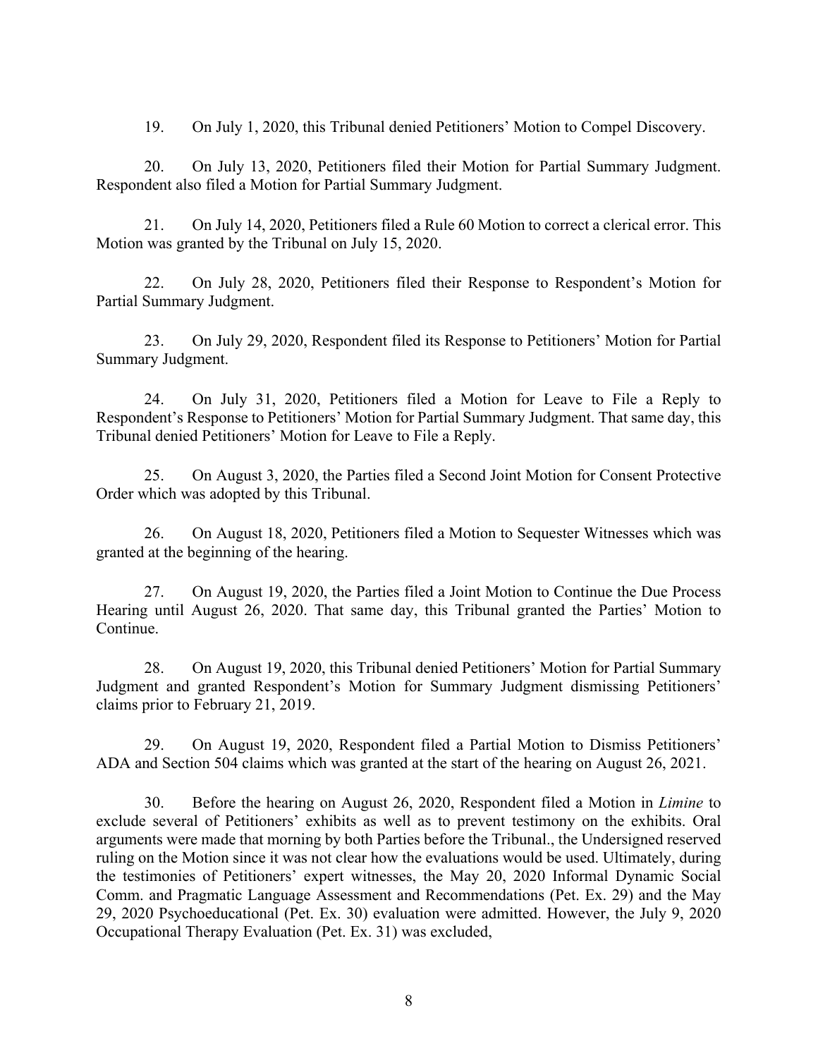19. On July 1, 2020, this Tribunal denied Petitioners' Motion to Compel Discovery.

20. On July 13, 2020, Petitioners filed their Motion for Partial Summary Judgment. Respondent also filed a Motion for Partial Summary Judgment.

21. On July 14, 2020, Petitioners filed a Rule 60 Motion to correct a clerical error. This Motion was granted by the Tribunal on July 15, 2020.

22. On July 28, 2020, Petitioners filed their Response to Respondent's Motion for Partial Summary Judgment.

23. On July 29, 2020, Respondent filed its Response to Petitioners' Motion for Partial Summary Judgment.

24. On July 31, 2020, Petitioners filed a Motion for Leave to File a Reply to Respondent's Response to Petitioners' Motion for Partial Summary Judgment. That same day, this Tribunal denied Petitioners' Motion for Leave to File a Reply.

25. On August 3, 2020, the Parties filed a Second Joint Motion for Consent Protective Order which was adopted by this Tribunal.

26. On August 18, 2020, Petitioners filed a Motion to Sequester Witnesses which was granted at the beginning of the hearing.

27. On August 19, 2020, the Parties filed a Joint Motion to Continue the Due Process Hearing until August 26, 2020. That same day, this Tribunal granted the Parties' Motion to Continue.

28. On August 19, 2020, this Tribunal denied Petitioners' Motion for Partial Summary Judgment and granted Respondent's Motion for Summary Judgment dismissing Petitioners' claims prior to February 21, 2019.

29. On August 19, 2020, Respondent filed a Partial Motion to Dismiss Petitioners' ADA and Section 504 claims which was granted at the start of the hearing on August 26, 2021.

30. Before the hearing on August 26, 2020, Respondent filed a Motion in *Limine* to exclude several of Petitioners' exhibits as well as to prevent testimony on the exhibits. Oral arguments were made that morning by both Parties before the Tribunal., the Undersigned reserved ruling on the Motion since it was not clear how the evaluations would be used. Ultimately, during the testimonies of Petitioners' expert witnesses, the May 20, 2020 Informal Dynamic Social Comm. and Pragmatic Language Assessment and Recommendations (Pet. Ex. 29) and the May 29, 2020 Psychoeducational (Pet. Ex. 30) evaluation were admitted. However, the July 9, 2020 Occupational Therapy Evaluation (Pet. Ex. 31) was excluded,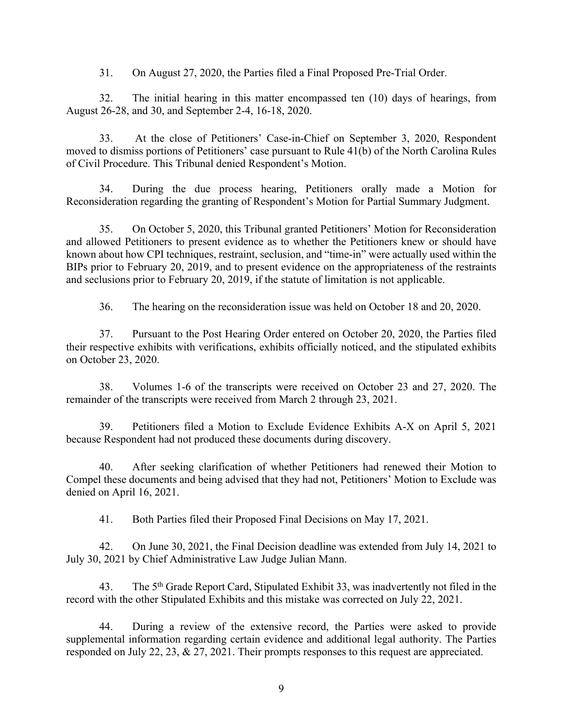31. On August 27, 2020, the Parties filed a Final Proposed Pre-Trial Order.

32. The initial hearing in this matter encompassed ten (10) days of hearings, from August 26-28, and 30, and September 2-4, 16-18, 2020.

33. At the close of Petitioners' Case-in-Chief on September 3, 2020, Respondent moved to dismiss portions of Petitioners' case pursuant to Rule 41(b) of the North Carolina Rules of Civil Procedure. This Tribunal denied Respondent's Motion.

34. During the due process hearing, Petitioners orally made a Motion for Reconsideration regarding the granting of Respondent's Motion for Partial Summary Judgment.

35. On October 5, 2020, this Tribunal granted Petitioners' Motion for Reconsideration and allowed Petitioners to present evidence as to whether the Petitioners knew or should have known about how CPI techniques, restraint, seclusion, and "time-in" were actually used within the BIPs prior to February 20, 2019, and to present evidence on the appropriateness of the restraints and seclusions prior to February 20, 2019, if the statute of limitation is not applicable.

36. The hearing on the reconsideration issue was held on October 18 and 20, 2020.

37. Pursuant to the Post Hearing Order entered on October 20, 2020, the Parties filed their respective exhibits with verifications, exhibits officially noticed, and the stipulated exhibits on October 23, 2020.

38. Volumes 1-6 of the transcripts were received on October 23 and 27, 2020. The remainder of the transcripts were received from March 2 through 23, 2021.

39. Petitioners filed a Motion to Exclude Evidence Exhibits A-X on April 5, 2021 because Respondent had not produced these documents during discovery.

40. After seeking clarification of whether Petitioners had renewed their Motion to Compel these documents and being advised that they had not, Petitioners' Motion to Exclude was denied on April 16, 2021.

41. Both Parties filed their Proposed Final Decisions on May 17, 2021.

42. On June 30, 2021, the Final Decision deadline was extended from July 14, 2021 to July 30, 2021 by Chief Administrative Law Judge Julian Mann.

43. The 5th Grade Report Card, Stipulated Exhibit 33, was inadvertently not filed in the record with the other Stipulated Exhibits and this mistake was corrected on July 22, 2021.

44. During a review of the extensive record, the Parties were asked to provide supplemental information regarding certain evidence and additional legal authority. The Parties responded on July 22, 23, & 27, 2021. Their prompts responses to this request are appreciated.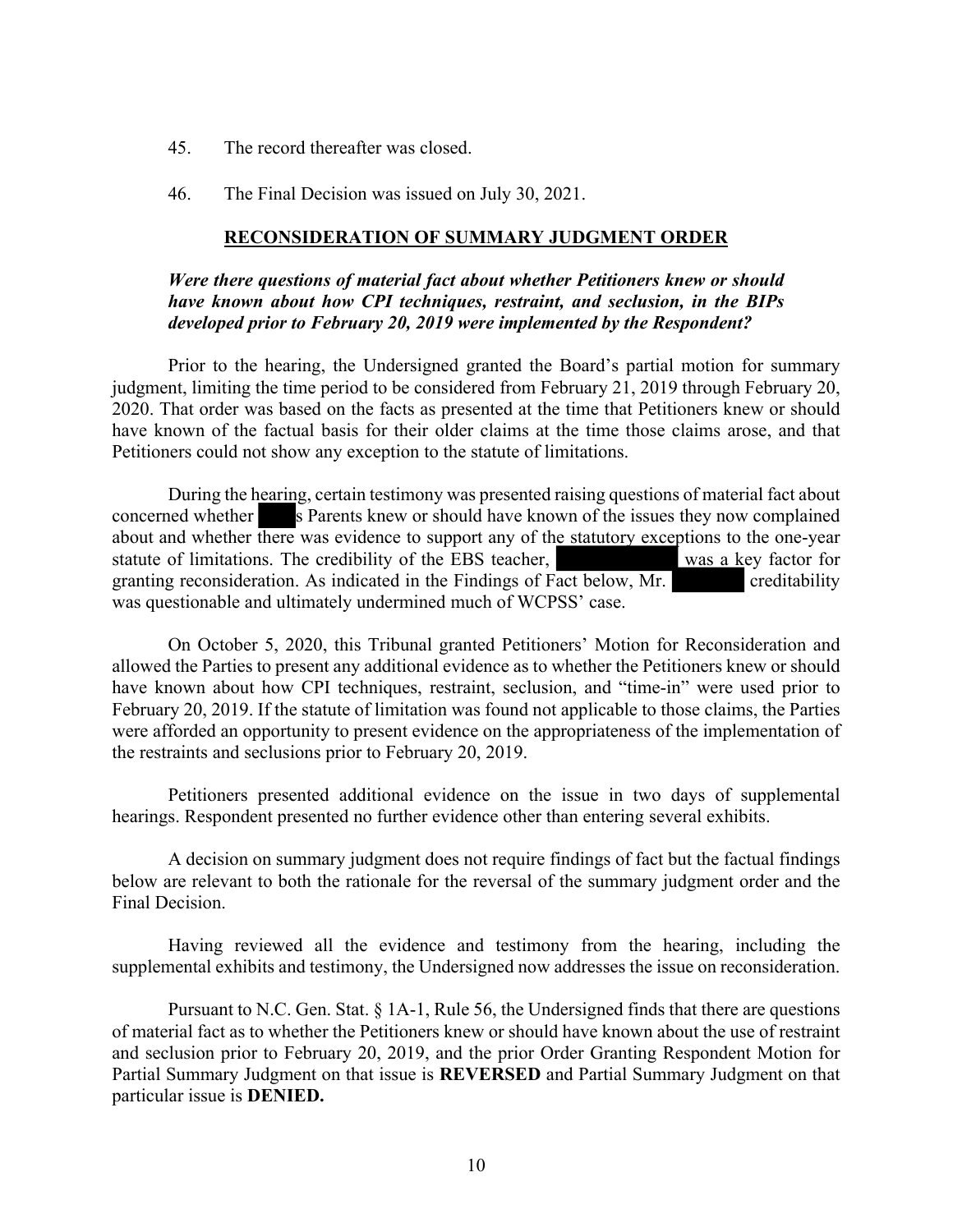45. The record thereafter was closed.

46. The Final Decision was issued on July 30, 2021.

## RECONSIDERATION OF SUMMARY JUDGMENT ORDER

***Were there questions of material fact about whether Petitioners knew or should have known about how CPI techniques, restraint, and seclusion, in the BIPs developed prior to February 20, 2019 were implemented by the Respondent?***

Prior to the hearing, the Undersigned granted the Board's partial motion for summary judgment, limiting the time period to be considered from February 21, 2019 through February 20, 2020. That order was based on the facts as presented at the time that Petitioners knew or should have known of the factual basis for their older claims at the time those claims arose, and that Petitioners could not show any exception to the statute of limitations.

During the hearing, certain testimony was presented raising questions of material fact about concerned whether ██'s Parents knew or should have known of the issues they now complained about and whether there was evidence to support any of the statutory exceptions to the one-year statute of limitations. The credibility of the EBS teacher, ██████ was a key factor for granting reconsideration. As indicated in the Findings of Fact below, Mr. ██████ creditability was questionable and ultimately undermined much of WCPSS' case.

On October 5, 2020, this Tribunal granted Petitioners' Motion for Reconsideration and allowed the Parties to present any additional evidence as to whether the Petitioners knew or should have known about how CPI techniques, restraint, seclusion, and "time-in" were used prior to February 20, 2019. If the statute of limitation was found not applicable to those claims, the Parties were afforded an opportunity to present evidence on the appropriateness of the implementation of the restraints and seclusions prior to February 20, 2019.

Petitioners presented additional evidence on the issue in two days of supplemental hearings. Respondent presented no further evidence other than entering several exhibits.

A decision on summary judgment does not require findings of fact but the factual findings below are relevant to both the rationale for the reversal of the summary judgment order and the Final Decision.

Having reviewed all the evidence and testimony from the hearing, including the supplemental exhibits and testimony, the Undersigned now addresses the issue on reconsideration.

Pursuant to N.C. Gen. Stat. § 1A-1, Rule 56, the Undersigned finds that there are questions of material fact as to whether the Petitioners knew or should have known about the use of restraint and seclusion prior to February 20, 2019, and the prior Order Granting Respondent Motion for Partial Summary Judgment on that issue is **REVERSED** and Partial Summary Judgment on that particular issue is **DENIED.**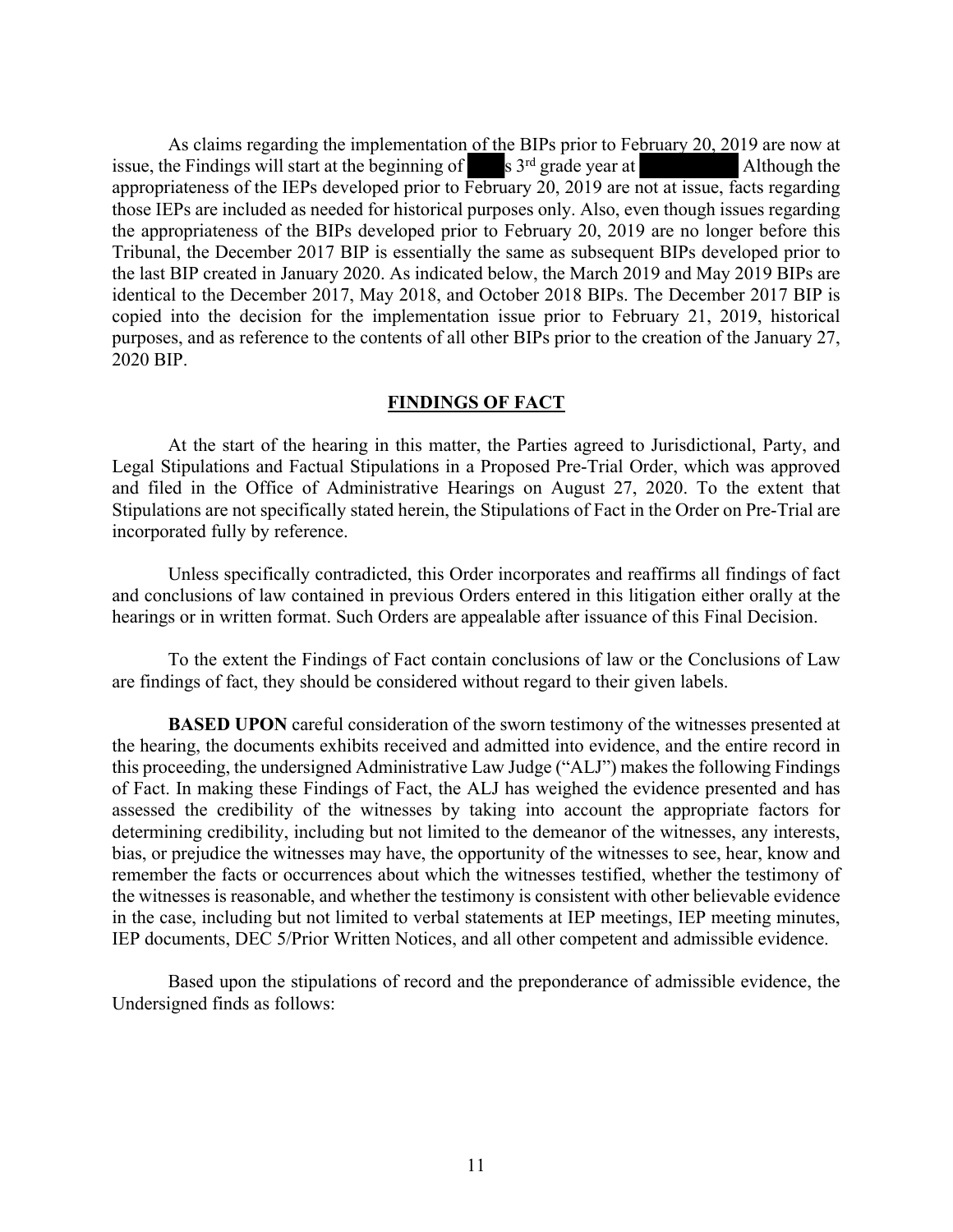As claims regarding the implementation of the BIPs prior to February 20, 2019 are now at issue, the Findings will start at the beginning of ████s 3rd grade year at ██████████ Although the appropriateness of the IEPs developed prior to February 20, 2019 are not at issue, facts regarding those IEPs are included as needed for historical purposes only. Also, even though issues regarding the appropriateness of the BIPs developed prior to February 20, 2019 are no longer before this Tribunal, the December 2017 BIP is essentially the same as subsequent BIPs developed prior to the last BIP created in January 2020. As indicated below, the March 2019 and May 2019 BIPs are identical to the December 2017, May 2018, and October 2018 BIPs. The December 2017 BIP is copied into the decision for the implementation issue prior to February 21, 2019, historical purposes, and as reference to the contents of all other BIPs prior to the creation of the January 27, 2020 BIP.

## FINDINGS OF FACT

At the start of the hearing in this matter, the Parties agreed to Jurisdictional, Party, and Legal Stipulations and Factual Stipulations in a Proposed Pre-Trial Order, which was approved and filed in the Office of Administrative Hearings on August 27, 2020. To the extent that Stipulations are not specifically stated herein, the Stipulations of Fact in the Order on Pre-Trial are incorporated fully by reference.

Unless specifically contradicted, this Order incorporates and reaffirms all findings of fact and conclusions of law contained in previous Orders entered in this litigation either orally at the hearings or in written format. Such Orders are appealable after issuance of this Final Decision.

To the extent the Findings of Fact contain conclusions of law or the Conclusions of Law are findings of fact, they should be considered without regard to their given labels.

**BASED UPON** careful consideration of the sworn testimony of the witnesses presented at the hearing, the documents exhibits received and admitted into evidence, and the entire record in this proceeding, the undersigned Administrative Law Judge ("ALJ") makes the following Findings of Fact. In making these Findings of Fact, the ALJ has weighed the evidence presented and has assessed the credibility of the witnesses by taking into account the appropriate factors for determining credibility, including but not limited to the demeanor of the witnesses, any interests, bias, or prejudice the witnesses may have, the opportunity of the witnesses to see, hear, know and remember the facts or occurrences about which the witnesses testified, whether the testimony of the witnesses is reasonable, and whether the testimony is consistent with other believable evidence in the case, including but not limited to verbal statements at IEP meetings, IEP meeting minutes, IEP documents, DEC 5/Prior Written Notices, and all other competent and admissible evidence.

Based upon the stipulations of record and the preponderance of admissible evidence, the Undersigned finds as follows: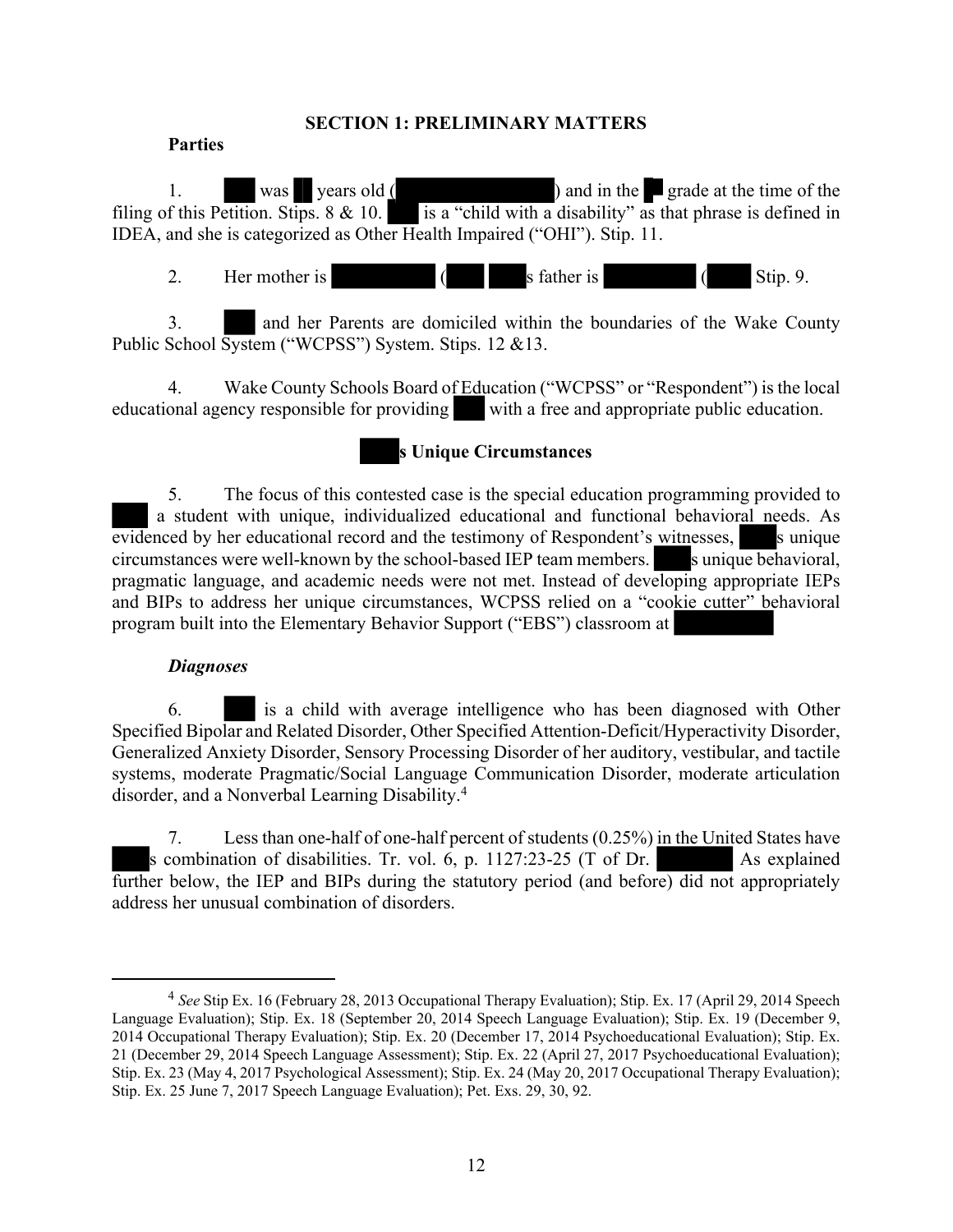## SECTION 1: PRELIMINARY MATTERS

**Parties**

1. ███ was ██ years old (████████████) and in the █ grade at the time of the filing of this Petition. Stips. 8 & 10. ███ is a "child with a disability" as that phrase is defined in IDEA, and she is categorized as Other Health Impaired ("OHI"). Stip. 11.

2. Her mother is ████████ (███ ███'s father is ████████ (████ Stip. 9.

3. ███ and her Parents are domiciled within the boundaries of the Wake County Public School System ("WCPSS") System. Stips. 12 &13.

4. Wake County Schools Board of Education ("WCPSS" or "Respondent") is the local educational agency responsible for providing ███ with a free and appropriate public education.

**███'s Unique Circumstances**

5. The focus of this contested case is the special education programming provided to ███ a student with unique, individualized educational and functional behavioral needs. As evidenced by her educational record and the testimony of Respondent's witnesses, ███'s unique circumstances were well-known by the school-based IEP team members. ███'s unique behavioral, pragmatic language, and academic needs were not met. Instead of developing appropriate IEPs and BIPs to address her unique circumstances, WCPSS relied on a "cookie cutter" behavioral program built into the Elementary Behavior Support ("EBS") classroom at ████████

***Diagnoses***

6. ███ is a child with average intelligence who has been diagnosed with Other Specified Bipolar and Related Disorder, Other Specified Attention-Deficit/Hyperactivity Disorder, Generalized Anxiety Disorder, Sensory Processing Disorder of her auditory, vestibular, and tactile systems, moderate Pragmatic/Social Language Communication Disorder, moderate articulation disorder, and a Nonverbal Learning Disability.[4]

7. Less than one-half of one-half percent of students (0.25%) in the United States have ███'s combination of disabilities. Tr. vol. 6, p. 1127:23-25 (T of Dr. ███████ As explained further below, the IEP and BIPs during the statutory period (and before) did not appropriately address her unusual combination of disorders.

---

[4] *See* Stip Ex. 16 (February 28, 2013 Occupational Therapy Evaluation); Stip. Ex. 17 (April 29, 2014 Speech Language Evaluation); Stip. Ex. 18 (September 20, 2014 Speech Language Evaluation); Stip. Ex. 19 (December 9, 2014 Occupational Therapy Evaluation); Stip. Ex. 20 (December 17, 2014 Psychoeducational Evaluation); Stip. Ex. 21 (December 29, 2014 Speech Language Assessment); Stip. Ex. 22 (April 27, 2017 Psychoeducational Evaluation); Stip. Ex. 23 (May 4, 2017 Psychological Assessment); Stip. Ex. 24 (May 20, 2017 Occupational Therapy Evaluation); Stip. Ex. 25 June 7, 2017 Speech Language Evaluation); Pet. Exs. 29, 30, 92.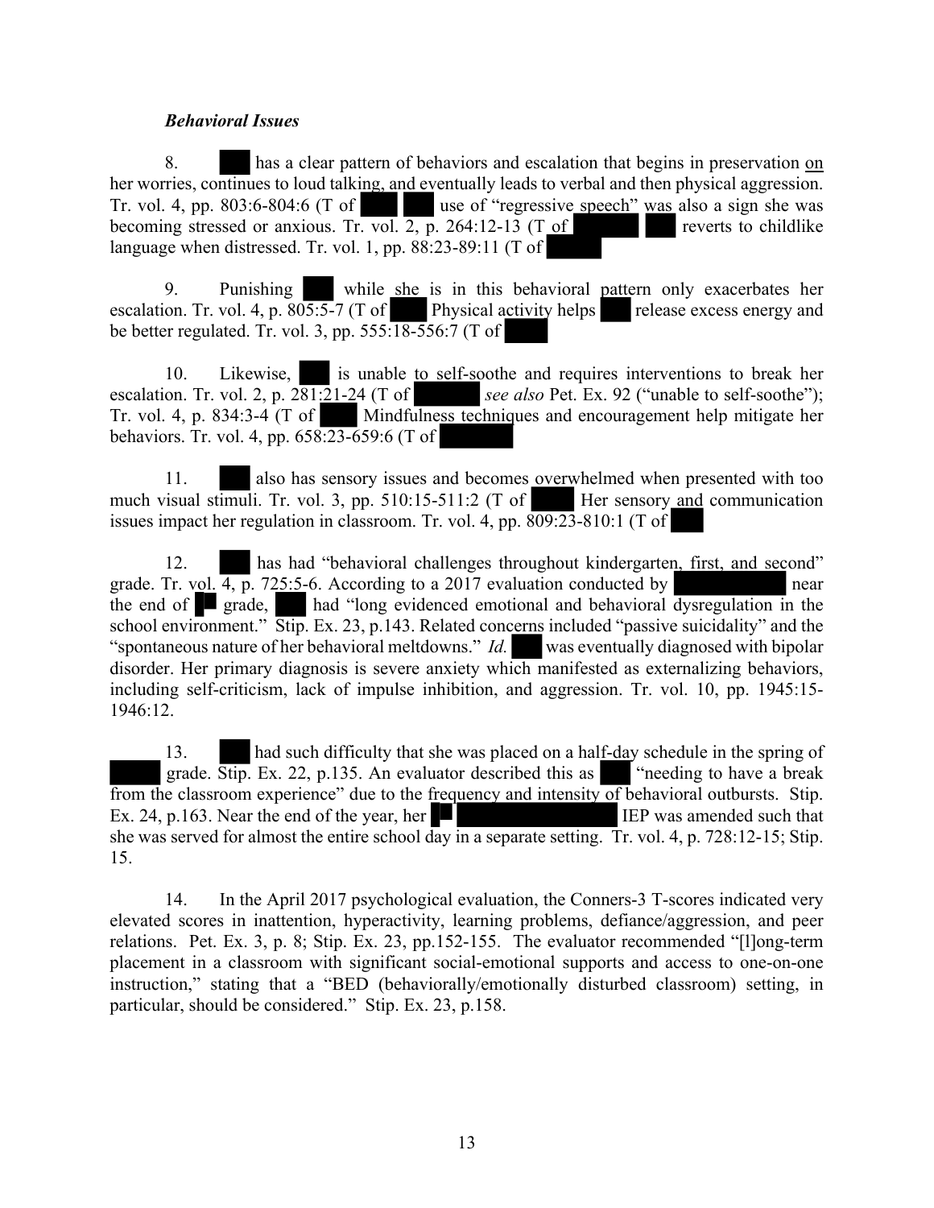### ***Behavioral Issues***

8. ███ has a clear pattern of behaviors and escalation that begins in preservation <u>on</u> her worries, continues to loud talking, and eventually leads to verbal and then physical aggression. Tr. vol. 4, pp. 803:6-804:6 (T of ███ ███ use of "regressive speech" was also a sign she was becoming stressed or anxious. Tr. vol. 2, p. 264:12-13 (T of ███ ███ reverts to childlike language when distressed. Tr. vol. 1, pp. 88:23-89:11 (T of ███

9. Punishing ███ while she is in this behavioral pattern only exacerbates her escalation. Tr. vol. 4, p. 805:5-7 (T of ███ Physical activity helps ███ release excess energy and be better regulated. Tr. vol. 3, pp. 555:18-556:7 (T of ███

10. Likewise, ███ is unable to self-soothe and requires interventions to break her escalation. Tr. vol. 2, p. 281:21-24 (T of ███ *see also* Pet. Ex. 92 ("unable to self-soothe"); Tr. vol. 4, p. 834:3-4 (T of ███ Mindfulness techniques and encouragement help mitigate her behaviors. Tr. vol. 4, pp. 658:23-659:6 (T of ███

11. ███ also has sensory issues and becomes overwhelmed when presented with too much visual stimuli. Tr. vol. 3, pp. 510:15-511:2 (T of ███ Her sensory and communication issues impact her regulation in classroom. Tr. vol. 4, pp. 809:23-810:1 (T of ███

12. ███ has had "behavioral challenges throughout kindergarten, first, and second" grade. Tr. vol. 4, p. 725:5-6. According to a 2017 evaluation conducted by ███ near the end of ███ grade, ███ had "long evidenced emotional and behavioral dysregulation in the school environment." Stip. Ex. 23, p.143. Related concerns included "passive suicidality" and the "spontaneous nature of her behavioral meltdowns." *Id.* ███ was eventually diagnosed with bipolar disorder. Her primary diagnosis is severe anxiety which manifested as externalizing behaviors, including self-criticism, lack of impulse inhibition, and aggression. Tr. vol. 10, pp. 1945:15-1946:12.

13. ███ had such difficulty that she was placed on a half-day schedule in the spring of ███ grade. Stip. Ex. 22, p.135. An evaluator described this as ███ "needing to have a break from the classroom experience" due to the frequency and intensity of behavioral outbursts. Stip. Ex. 24, p.163. Near the end of the year, her ███ ███ IEP was amended such that she was served for almost the entire school day in a separate setting. Tr. vol. 4, p. 728:12-15; Stip. 15.

14. In the April 2017 psychological evaluation, the Conners-3 T-scores indicated very elevated scores in inattention, hyperactivity, learning problems, defiance/aggression, and peer relations. Pet. Ex. 3, p. 8; Stip. Ex. 23, pp.152-155. The evaluator recommended "[l]ong-term placement in a classroom with significant social-emotional supports and access to one-on-one instruction," stating that a "BED (behaviorally/emotionally disturbed classroom) setting, in particular, should be considered." Stip. Ex. 23, p.158.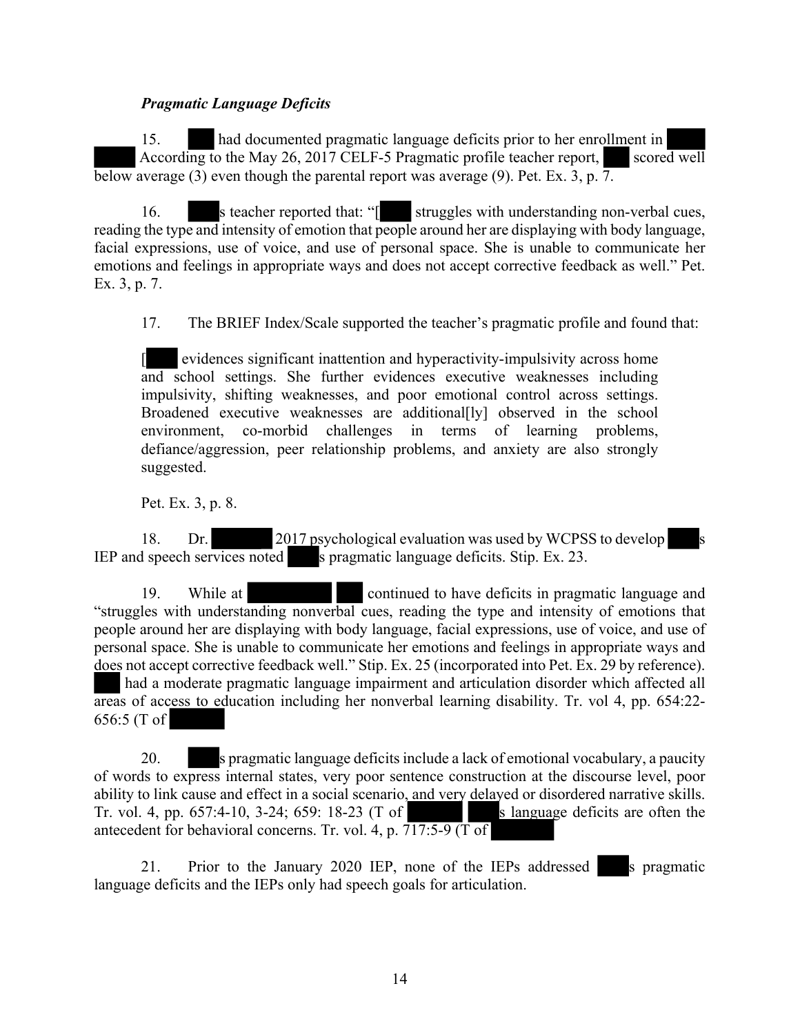***Pragmatic Language Deficits***

15. had documented pragmatic language deficits prior to her enrollment in According to the May 26, 2017 CELF-5 Pragmatic profile teacher report, scored well below average (3) even though the parental report was average (9). Pet. Ex. 3, p. 7.

16. s teacher reported that: "[ struggles with understanding non-verbal cues, reading the type and intensity of emotion that people around her are displaying with body language, facial expressions, use of voice, and use of personal space. She is unable to communicate her emotions and feelings in appropriate ways and does not accept corrective feedback as well." Pet. Ex. 3, p. 7.

17. The BRIEF Index/Scale supported the teacher's pragmatic profile and found that:

> [ evidences significant inattention and hyperactivity-impulsivity across home and school settings. She further evidences executive weaknesses including impulsivity, shifting weaknesses, and poor emotional control across settings. Broadened executive weaknesses are additional[ly] observed in the school environment, co-morbid challenges in terms of learning problems, defiance/aggression, peer relationship problems, and anxiety are also strongly suggested.

Pet. Ex. 3, p. 8.

18. Dr. 2017 psychological evaluation was used by WCPSS to develop s IEP and speech services noted s pragmatic language deficits. Stip. Ex. 23.

19. While at continued to have deficits in pragmatic language and "struggles with understanding nonverbal cues, reading the type and intensity of emotions that people around her are displaying with body language, facial expressions, use of voice, and use of personal space. She is unable to communicate her emotions and feelings in appropriate ways and does not accept corrective feedback well." Stip. Ex. 25 (incorporated into Pet. Ex. 29 by reference). had a moderate pragmatic language impairment and articulation disorder which affected all areas of access to education including her nonverbal learning disability. Tr. vol 4, pp. 654:22-656:5 (T of

20. s pragmatic language deficits include a lack of emotional vocabulary, a paucity of words to express internal states, very poor sentence construction at the discourse level, poor ability to link cause and effect in a social scenario, and very delayed or disordered narrative skills. Tr. vol. 4, pp. 657:4-10, 3-24; 659: 18-23 (T of s language deficits are often the antecedent for behavioral concerns. Tr. vol. 4, p. 717:5-9 (T of

21. Prior to the January 2020 IEP, none of the IEPs addressed s pragmatic language deficits and the IEPs only had speech goals for articulation.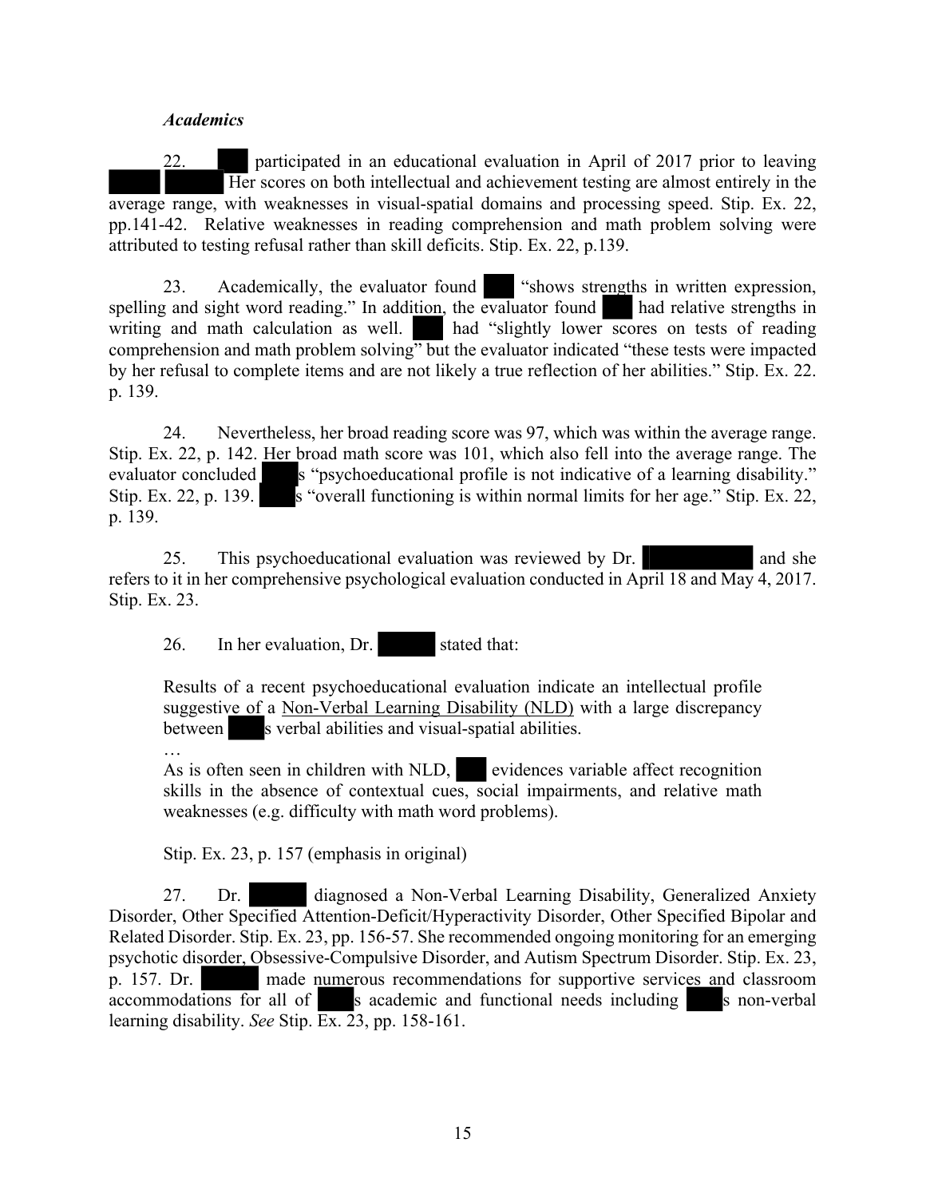***Academics***

22. ███ participated in an educational evaluation in April of 2017 prior to leaving ████ █████ Her scores on both intellectual and achievement testing are almost entirely in the average range, with weaknesses in visual-spatial domains and processing speed. Stip. Ex. 22, pp.141-42. Relative weaknesses in reading comprehension and math problem solving were attributed to testing refusal rather than skill deficits. Stip. Ex. 22, p.139.

23. Academically, the evaluator found ███ "shows strengths in written expression, spelling and sight word reading." In addition, the evaluator found ███ had relative strengths in writing and math calculation as well. ███ had "slightly lower scores on tests of reading comprehension and math problem solving" but the evaluator indicated "these tests were impacted by her refusal to complete items and are not likely a true reflection of her abilities." Stip. Ex. 22. p. 139.

24. Nevertheless, her broad reading score was 97, which was within the average range. Stip. Ex. 22, p. 142. Her broad math score was 101, which also fell into the average range. The evaluator concluded ████s "psychoeducational profile is not indicative of a learning disability." Stip. Ex. 22, p. 139. ████s "overall functioning is within normal limits for her age." Stip. Ex. 22, p. 139.

25. This psychoeducational evaluation was reviewed by Dr. ██████████ and she refers to it in her comprehensive psychological evaluation conducted in April 18 and May 4, 2017. Stip. Ex. 23.

26. In her evaluation, Dr. ██████ stated that:

> Results of a recent psychoeducational evaluation indicate an intellectual profile suggestive of a <u>Non-Verbal Learning Disability (NLD)</u> with a large discrepancy between ████s verbal abilities and visual-spatial abilities.
>
> …
>
> As is often seen in children with NLD, ███ evidences variable affect recognition skills in the absence of contextual cues, social impairments, and relative math weaknesses (e.g. difficulty with math word problems).

Stip. Ex. 23, p. 157 (emphasis in original)

27. Dr. ██████ diagnosed a Non-Verbal Learning Disability, Generalized Anxiety Disorder, Other Specified Attention-Deficit/Hyperactivity Disorder, Other Specified Bipolar and Related Disorder. Stip. Ex. 23, pp. 156-57. She recommended ongoing monitoring for an emerging psychotic disorder, Obsessive-Compulsive Disorder, and Autism Spectrum Disorder. Stip. Ex. 23, p. 157. Dr. ██████ made numerous recommendations for supportive services and classroom accommodations for all of ████s academic and functional needs including ████s non-verbal learning disability. *See* Stip. Ex. 23, pp. 158-161.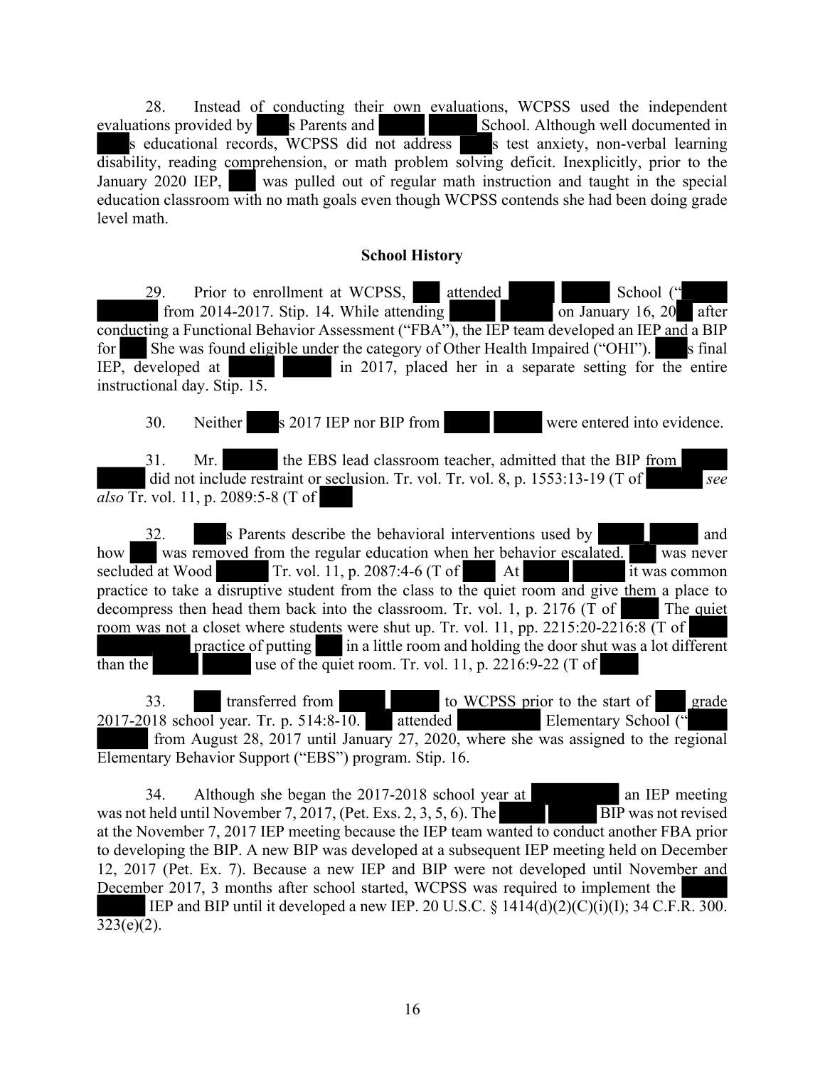28. Instead of conducting their own evaluations, WCPSS used the independent evaluations provided by s Parents and School. Although well documented in s educational records, WCPSS did not address s test anxiety, non-verbal learning disability, reading comprehension, or math problem solving deficit. Inexplicitly, prior to the January 2020 IEP, was pulled out of regular math instruction and taught in the special education classroom with no math goals even though WCPSS contends she had been doing grade level math.

### School History

29. Prior to enrollment at WCPSS, attended School (" from 2014-2017. Stip. 14. While attending on January 16, 20 after conducting a Functional Behavior Assessment ("FBA"), the IEP team developed an IEP and a BIP for She was found eligible under the category of Other Health Impaired ("OHI"). s final IEP, developed at in 2017, placed her in a separate setting for the entire instructional day. Stip. 15.

30. Neither s 2017 IEP nor BIP from were entered into evidence.

31. Mr. the EBS lead classroom teacher, admitted that the BIP from did not include restraint or seclusion. Tr. vol. Tr. vol. 8, p. 1553:13-19 (T of *see also* Tr. vol. 11, p. 2089:5-8 (T of

32. s Parents describe the behavioral interventions used by and how was removed from the regular education when her behavior escalated. was never secluded at Wood Tr. vol. 11, p. 2087:4-6 (T of At it was common practice to take a disruptive student from the class to the quiet room and give them a place to decompress then head them back into the classroom. Tr. vol. 1, p. 2176 (T of The quiet room was not a closet where students were shut up. Tr. vol. 11, pp. 2215:20-2216:8 (T of practice of putting in a little room and holding the door shut was a lot different than the use of the quiet room. Tr. vol. 11, p. 2216:9-22 (T of

33. transferred from to WCPSS prior to the start of grade 2017-2018 school year. Tr. p. 514:8-10. attended Elementary School (" from August 28, 2017 until January 27, 2020, where she was assigned to the regional Elementary Behavior Support ("EBS") program. Stip. 16.

34. Although she began the 2017-2018 school year at an IEP meeting was not held until November 7, 2017, (Pet. Exs. 2, 3, 5, 6). The BIP was not revised at the November 7, 2017 IEP meeting because the IEP team wanted to conduct another FBA prior to developing the BIP. A new BIP was developed at a subsequent IEP meeting held on December 12, 2017 (Pet. Ex. 7). Because a new IEP and BIP were not developed until November and December 2017, 3 months after school started, WCPSS was required to implement the IEP and BIP until it developed a new IEP. 20 U.S.C. § 1414(d)(2)(C)(i)(I); 34 C.F.R. 300. 323(e)(2).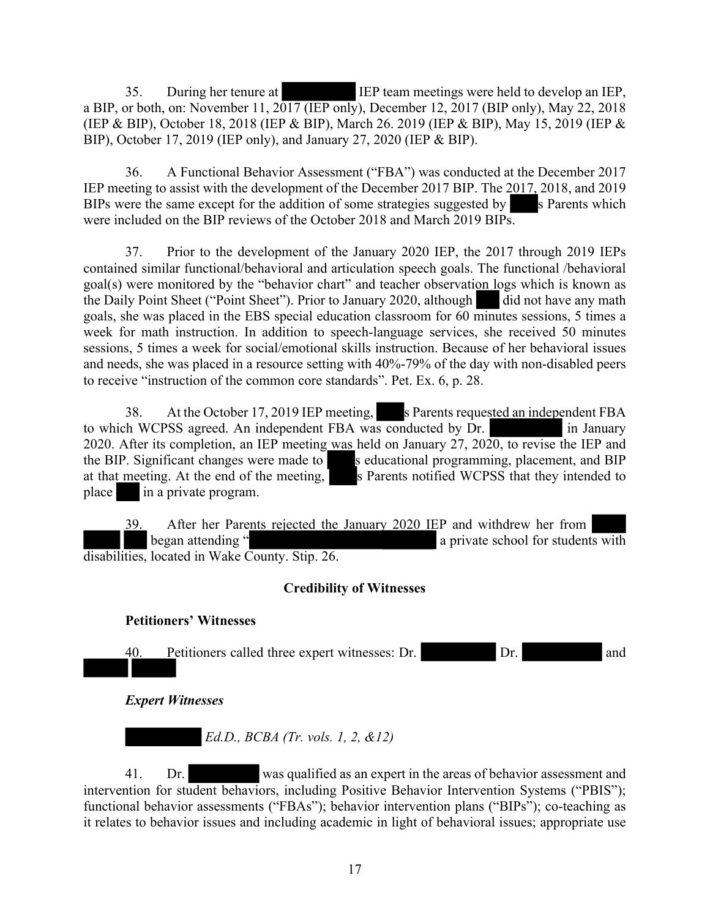35. During her tenure at IEP team meetings were held to develop an IEP, a BIP, or both, on: November 11, 2017 (IEP only), December 12, 2017 (BIP only), May 22, 2018 (IEP & BIP), October 18, 2018 (IEP & BIP), March 26. 2019 (IEP & BIP), May 15, 2019 (IEP & BIP), October 17, 2019 (IEP only), and January 27, 2020 (IEP & BIP).

36. A Functional Behavior Assessment ("FBA") was conducted at the December 2017 IEP meeting to assist with the development of the December 2017 BIP. The 2017, 2018, and 2019 BIPs were the same except for the addition of some strategies suggested by s Parents which were included on the BIP reviews of the October 2018 and March 2019 BIPs.

37. Prior to the development of the January 2020 IEP, the 2017 through 2019 IEPs contained similar functional/behavioral and articulation speech goals. The functional /behavioral goal(s) were monitored by the "behavior chart" and teacher observation logs which is known as the Daily Point Sheet ("Point Sheet"). Prior to January 2020, although did not have any math goals, she was placed in the EBS special education classroom for 60 minutes sessions, 5 times a week for math instruction. In addition to speech-language services, she received 50 minutes sessions, 5 times a week for social/emotional skills instruction. Because of her behavioral issues and needs, she was placed in a resource setting with 40%-79% of the day with non-disabled peers to receive "instruction of the common core standards". Pet. Ex. 6, p. 28.

38. At the October 17, 2019 IEP meeting, s Parents requested an independent FBA to which WCPSS agreed. An independent FBA was conducted by Dr. in January 2020. After its completion, an IEP meeting was held on January 27, 2020, to revise the IEP and the BIP. Significant changes were made to s educational programming, placement, and BIP at that meeting. At the end of the meeting, s Parents notified WCPSS that they intended to place in a private program.

39. After her Parents rejected the January 2020 IEP and withdrew her from began attending " a private school for students with disabilities, located in Wake County. Stip. 26.

## Credibility of Witnesses

### Petitioners' Witnesses

40. Petitioners called three expert witnesses: Dr. Dr. and

#### *Expert Witnesses*

*Ed.D., BCBA (Tr. vols. 1, 2, &12)*

41. Dr. was qualified as an expert in the areas of behavior assessment and intervention for student behaviors, including Positive Behavior Intervention Systems ("PBIS"); functional behavior assessments ("FBAs"); behavior intervention plans ("BIPs"); co-teaching as it relates to behavior issues and including academic in light of behavioral issues; appropriate use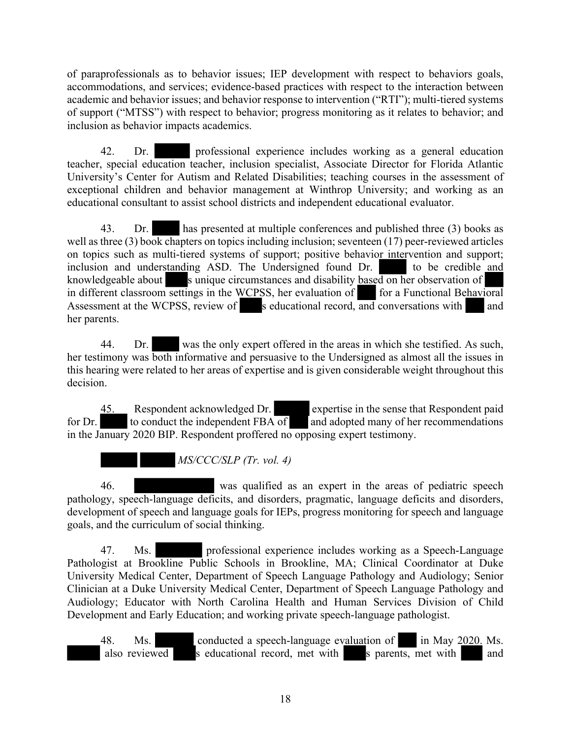of paraprofessionals as to behavior issues; IEP development with respect to behaviors goals, accommodations, and services; evidence-based practices with respect to the interaction between academic and behavior issues; and behavior response to intervention ("RTI"); multi-tiered systems of support ("MTSS") with respect to behavior; progress monitoring as it relates to behavior; and inclusion as behavior impacts academics.

42. Dr. ██████ professional experience includes working as a general education teacher, special education teacher, inclusion specialist, Associate Director for Florida Atlantic University's Center for Autism and Related Disabilities; teaching courses in the assessment of exceptional children and behavior management at Winthrop University; and working as an educational consultant to assist school districts and independent educational evaluator.

43. Dr. █████ has presented at multiple conferences and published three (3) books as well as three (3) book chapters on topics including inclusion; seventeen (17) peer-reviewed articles on topics such as multi-tiered systems of support; positive behavior intervention and support; inclusion and understanding ASD. The Undersigned found Dr. █████ to be credible and knowledgeable about ████s unique circumstances and disability based on her observation of ███ in different classroom settings in the WCPSS, her evaluation of ███ for a Functional Behavioral Assessment at the WCPSS, review of ████s educational record, and conversations with ███ and her parents.

44. Dr. █████ was the only expert offered in the areas in which she testified. As such, her testimony was both informative and persuasive to the Undersigned as almost all the issues in this hearing were related to her areas of expertise and is given considerable weight throughout this decision.

45. Respondent acknowledged Dr. ██████ expertise in the sense that Respondent paid for Dr. █████ to conduct the independent FBA of ███ and adopted many of her recommendations in the January 2020 BIP. Respondent proffered no opposing expert testimony.

█████ █████ *MS/CCC/SLP (Tr. vol. 4)*

46. ████████████ was qualified as an expert in the areas of pediatric speech pathology, speech-language deficits, and disorders, pragmatic, language deficits and disorders, development of speech and language goals for IEPs, progress monitoring for speech and language goals, and the curriculum of social thinking.

47. Ms. ███████ professional experience includes working as a Speech-Language Pathologist at Brookline Public Schools in Brookline, MA; Clinical Coordinator at Duke University Medical Center, Department of Speech Language Pathology and Audiology; Senior Clinician at a Duke University Medical Center, Department of Speech Language Pathology and Audiology; Educator with North Carolina Health and Human Services Division of Child Development and Early Education; and working private speech-language pathologist.

48. Ms. ██████ conducted a speech-language evaluation of ███ in May 2020. Ms. █████ also reviewed ████s educational record, met with ████s parents, met with ████ and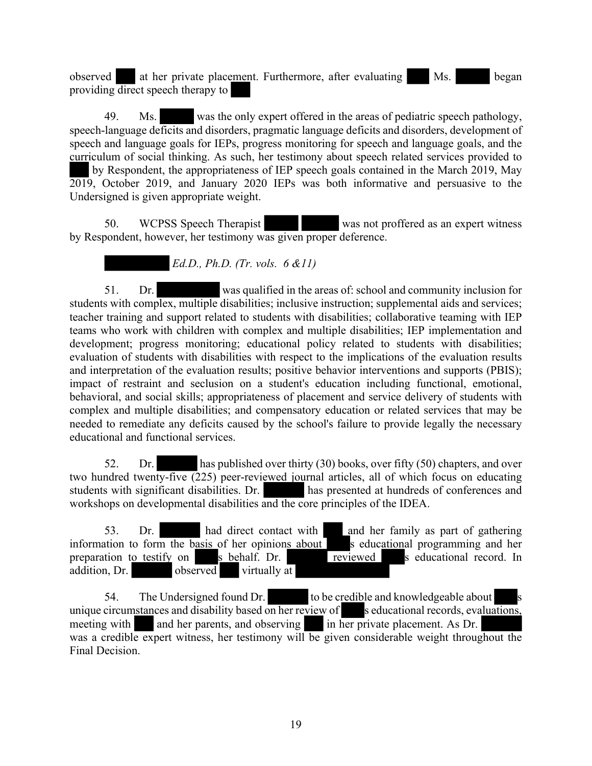observed at her private placement. Furthermore, after evaluating Ms. began providing direct speech therapy to

49. Ms. was the only expert offered in the areas of pediatric speech pathology, speech-language deficits and disorders, pragmatic language deficits and disorders, development of speech and language goals for IEPs, progress monitoring for speech and language goals, and the curriculum of social thinking. As such, her testimony about speech related services provided to by Respondent, the appropriateness of IEP speech goals contained in the March 2019, May 2019, October 2019, and January 2020 IEPs was both informative and persuasive to the Undersigned is given appropriate weight.

50. WCPSS Speech Therapist was not proffered as an expert witness by Respondent, however, her testimony was given proper deference.

*Ed.D., Ph.D. (Tr. vols. 6 &11)*

51. Dr. was qualified in the areas of: school and community inclusion for students with complex, multiple disabilities; inclusive instruction; supplemental aids and services; teacher training and support related to students with disabilities; collaborative teaming with IEP teams who work with children with complex and multiple disabilities; IEP implementation and development; progress monitoring; educational policy related to students with disabilities; evaluation of students with disabilities with respect to the implications of the evaluation results and interpretation of the evaluation results; positive behavior interventions and supports (PBIS); impact of restraint and seclusion on a student's education including functional, emotional, behavioral, and social skills; appropriateness of placement and service delivery of students with complex and multiple disabilities; and compensatory education or related services that may be needed to remediate any deficits caused by the school's failure to provide legally the necessary educational and functional services.

52. Dr. has published over thirty (30) books, over fifty (50) chapters, and over two hundred twenty-five (225) peer-reviewed journal articles, all of which focus on educating students with significant disabilities. Dr. has presented at hundreds of conferences and workshops on developmental disabilities and the core principles of the IDEA.

53. Dr. had direct contact with and her family as part of gathering information to form the basis of her opinions about s educational programming and her preparation to testify on s behalf. Dr. reviewed s educational record. In addition, Dr. observed virtually at

54. The Undersigned found Dr. to be credible and knowledgeable about s unique circumstances and disability based on her review of s educational records, evaluations, meeting with and her parents, and observing in her private placement. As Dr. was a credible expert witness, her testimony will be given considerable weight throughout the Final Decision.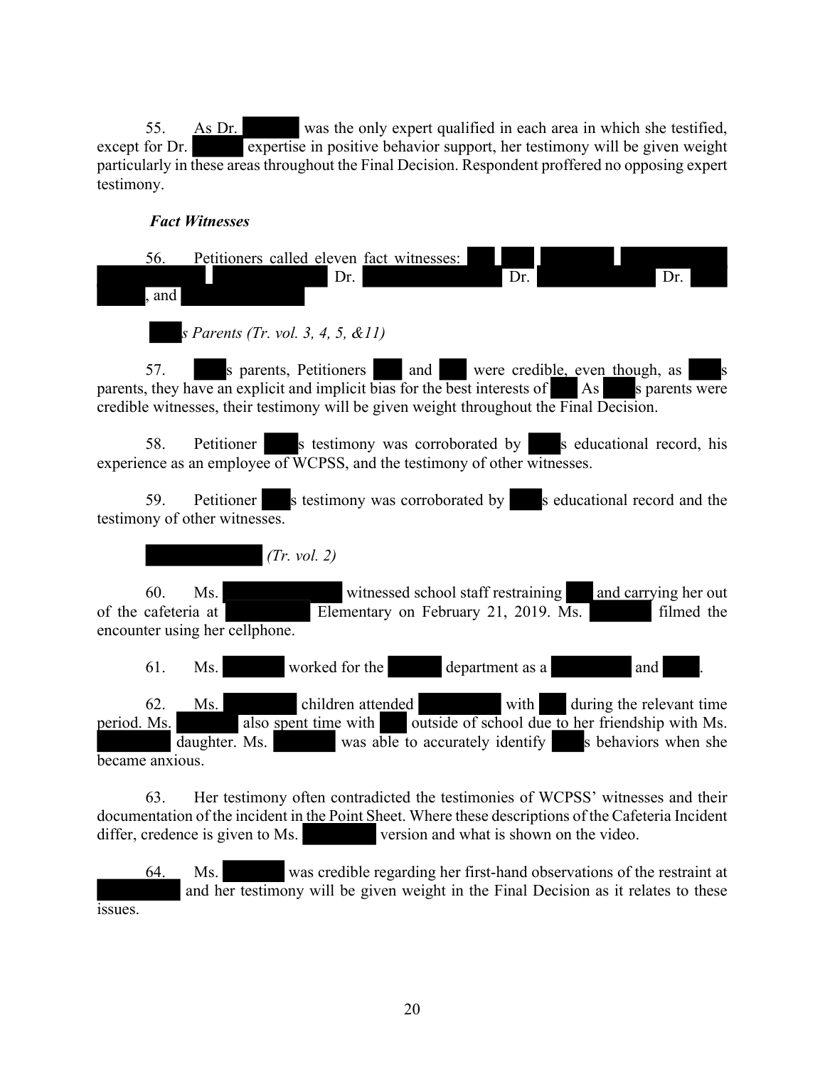55. As Dr. ██████ was the only expert qualified in each area in which she testified, except for Dr. ██████ expertise in positive behavior support, her testimony will be given weight particularly in these areas throughout the Final Decision. Respondent proffered no opposing expert testimony.

***Fact Witnesses***

56. Petitioners called eleven fact witnesses: ███, ███, ████████, ██████████, ██████████, ████████████, Dr. ████████████████, Dr. ██████████████, Dr. ██████, and ████████████.

*███s Parents (Tr. vol. 3, 4, 5, &11)*

57. ███s parents, Petitioners ███ and ███ were credible, even though, as ███s parents, they have an explicit and implicit bias for the best interests of ███ As ███s parents were credible witnesses, their testimony will be given weight throughout the Final Decision.

58. Petitioner ███s testimony was corroborated by ███s educational record, his experience as an employee of WCPSS, and the testimony of other witnesses.

59. Petitioner ███s testimony was corroborated by ███s educational record and the testimony of other witnesses.

*████████████ (Tr. vol. 2)*

60. Ms. ████████████ witnessed school staff restraining ███ and carrying her out of the cafeteria at ████████ Elementary on February 21, 2019. Ms. ███████ filmed the encounter using her cellphone.

61. Ms. ███████ worked for the ██████ department as a ████████ and ████.

62. Ms. ████████ children attended █████████ with ███ during the relevant time period. Ms. ███████ also spent time with ███ outside of school due to her friendship with Ms. ████████ daughter. Ms. ███████ was able to accurately identify ███s behaviors when she became anxious.

63. Her testimony often contradicted the testimonies of WCPSS' witnesses and their documentation of the incident in the Point Sheet. Where these descriptions of the Cafeteria Incident differ, credence is given to Ms. ████████ version and what is shown on the video.

64. Ms. ███████ was credible regarding her first-hand observations of the restraint at ████████ and her testimony will be given weight in the Final Decision as it relates to these issues.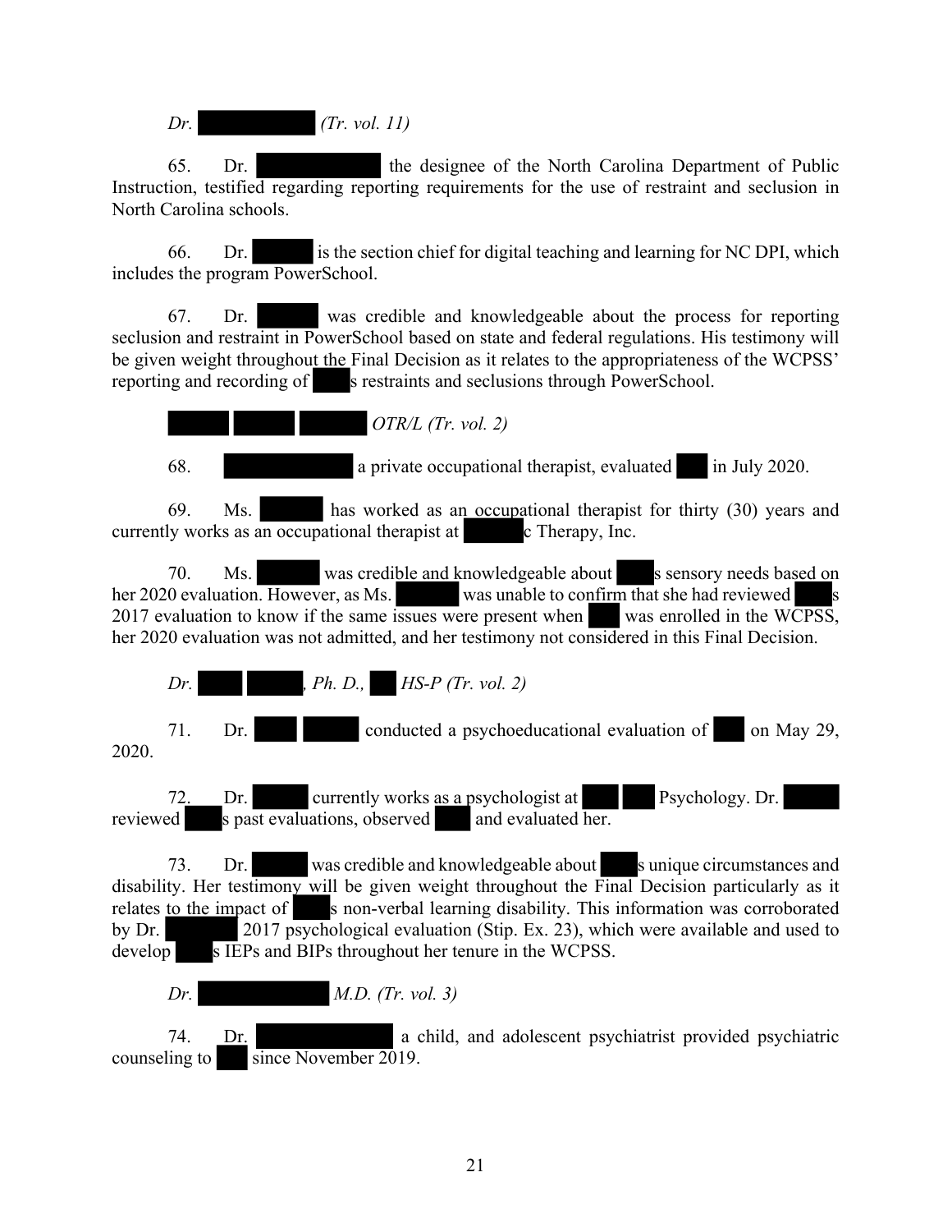*Dr. (Tr. vol. 11)*

65. Dr. the designee of the North Carolina Department of Public Instruction, testified regarding reporting requirements for the use of restraint and seclusion in North Carolina schools.

66. Dr. is the section chief for digital teaching and learning for NC DPI, which includes the program PowerSchool.

67. Dr. was credible and knowledgeable about the process for reporting seclusion and restraint in PowerSchool based on state and federal regulations. His testimony will be given weight throughout the Final Decision as it relates to the appropriateness of the WCPSS' reporting and recording of s restraints and seclusions through PowerSchool.

*OTR/L (Tr. vol. 2)*

68. a private occupational therapist, evaluated in July 2020.

69. Ms. has worked as an occupational therapist for thirty (30) years and currently works as an occupational therapist at c Therapy, Inc.

70. Ms. was credible and knowledgeable about s sensory needs based on her 2020 evaluation. However, as Ms. was unable to confirm that she had reviewed s 2017 evaluation to know if the same issues were present when was enrolled in the WCPSS, her 2020 evaluation was not admitted, and her testimony not considered in this Final Decision.

*Dr. , Ph. D., HS-P (Tr. vol. 2)*

71. Dr. conducted a psychoeducational evaluation of on May 29, 2020.

72. Dr. currently works as a psychologist at Psychology. Dr. reviewed s past evaluations, observed and evaluated her.

73. Dr. was credible and knowledgeable about s unique circumstances and disability. Her testimony will be given weight throughout the Final Decision particularly as it relates to the impact of s non-verbal learning disability. This information was corroborated by Dr. 2017 psychological evaluation (Stip. Ex. 23), which were available and used to develop s IEPs and BIPs throughout her tenure in the WCPSS.

*Dr. M.D. (Tr. vol. 3)*

74. Dr. a child, and adolescent psychiatrist provided psychiatric counseling to since November 2019.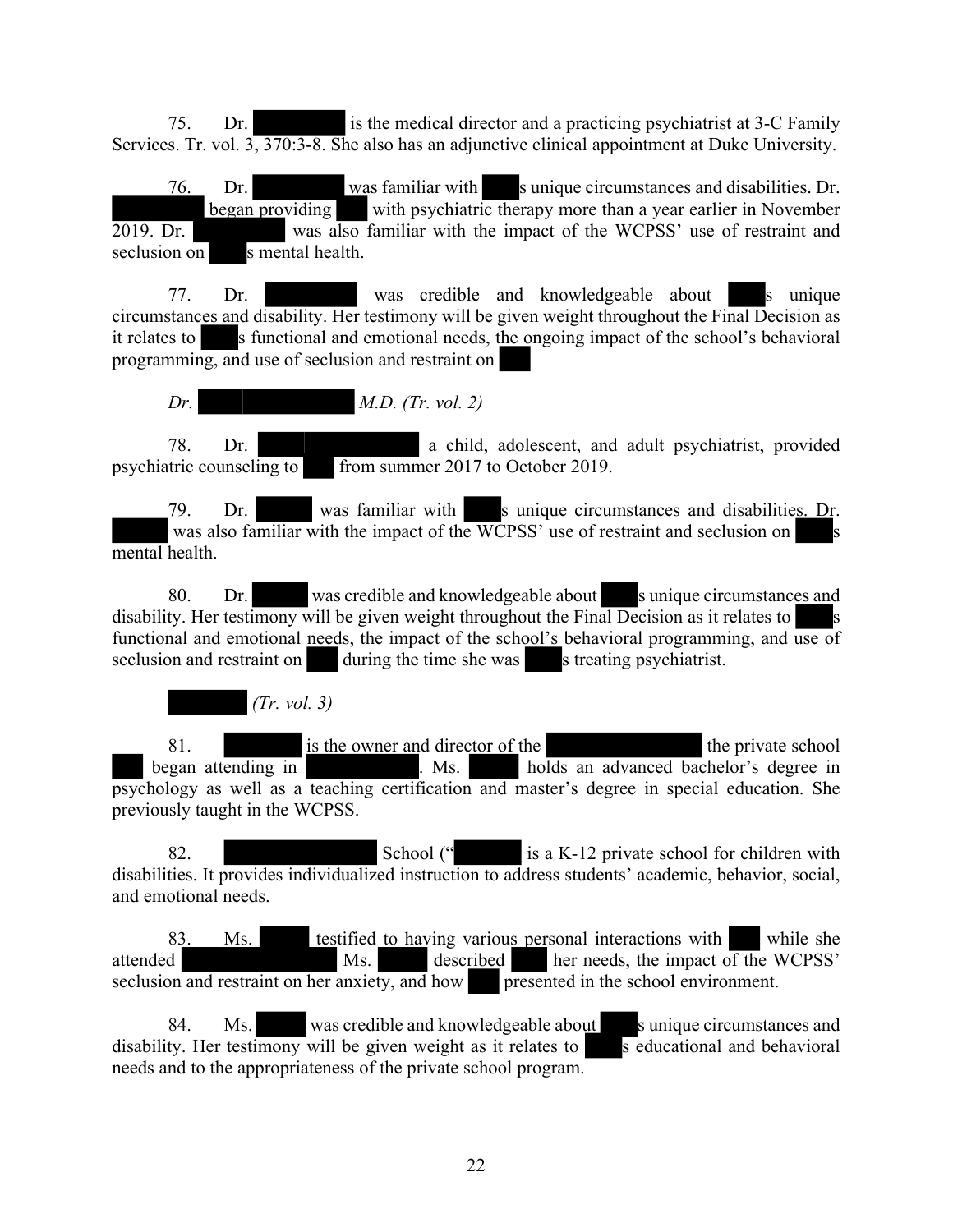75. Dr. [REDACTED] is the medical director and a practicing psychiatrist at 3-C Family Services. Tr. vol. 3, 370:3-8. She also has an adjunctive clinical appointment at Duke University.

76. Dr. [REDACTED] was familiar with [REDACTED]s unique circumstances and disabilities. Dr. [REDACTED] began providing [REDACTED] with psychiatric therapy more than a year earlier in November 2019. Dr. [REDACTED] was also familiar with the impact of the WCPSS' use of restraint and seclusion on [REDACTED]s mental health.

77. Dr. [REDACTED] was credible and knowledgeable about [REDACTED]s unique circumstances and disability. Her testimony will be given weight throughout the Final Decision as it relates to [REDACTED]s functional and emotional needs, the ongoing impact of the school's behavioral programming, and use of seclusion and restraint on [REDACTED]

*Dr. [REDACTED] M.D. (Tr. vol. 2)*

78. Dr. [REDACTED] a child, adolescent, and adult psychiatrist, provided psychiatric counseling to [REDACTED] from summer 2017 to October 2019.

79. Dr. [REDACTED] was familiar with [REDACTED]s unique circumstances and disabilities. Dr. [REDACTED] was also familiar with the impact of the WCPSS' use of restraint and seclusion on [REDACTED]s mental health.

80. Dr. [REDACTED] was credible and knowledgeable about [REDACTED]s unique circumstances and disability. Her testimony will be given weight throughout the Final Decision as it relates to [REDACTED]s functional and emotional needs, the impact of the school's behavioral programming, and use of seclusion and restraint on [REDACTED] during the time she was [REDACTED]s treating psychiatrist.

*[REDACTED] (Tr. vol. 3)*

81. [REDACTED] is the owner and director of the [REDACTED] the private school [REDACTED] began attending in [REDACTED]. Ms. [REDACTED] holds an advanced bachelor's degree in psychology as well as a teaching certification and master's degree in special education. She previously taught in the WCPSS.

82. [REDACTED] School ("[REDACTED] is a K-12 private school for children with disabilities. It provides individualized instruction to address students' academic, behavior, social, and emotional needs.

83. Ms. [REDACTED] testified to having various personal interactions with [REDACTED] while she attended [REDACTED] Ms. [REDACTED] described [REDACTED] her needs, the impact of the WCPSS' seclusion and restraint on her anxiety, and how [REDACTED] presented in the school environment.

84. Ms. [REDACTED] was credible and knowledgeable about [REDACTED]s unique circumstances and disability. Her testimony will be given weight as it relates to [REDACTED]s educational and behavioral needs and to the appropriateness of the private school program.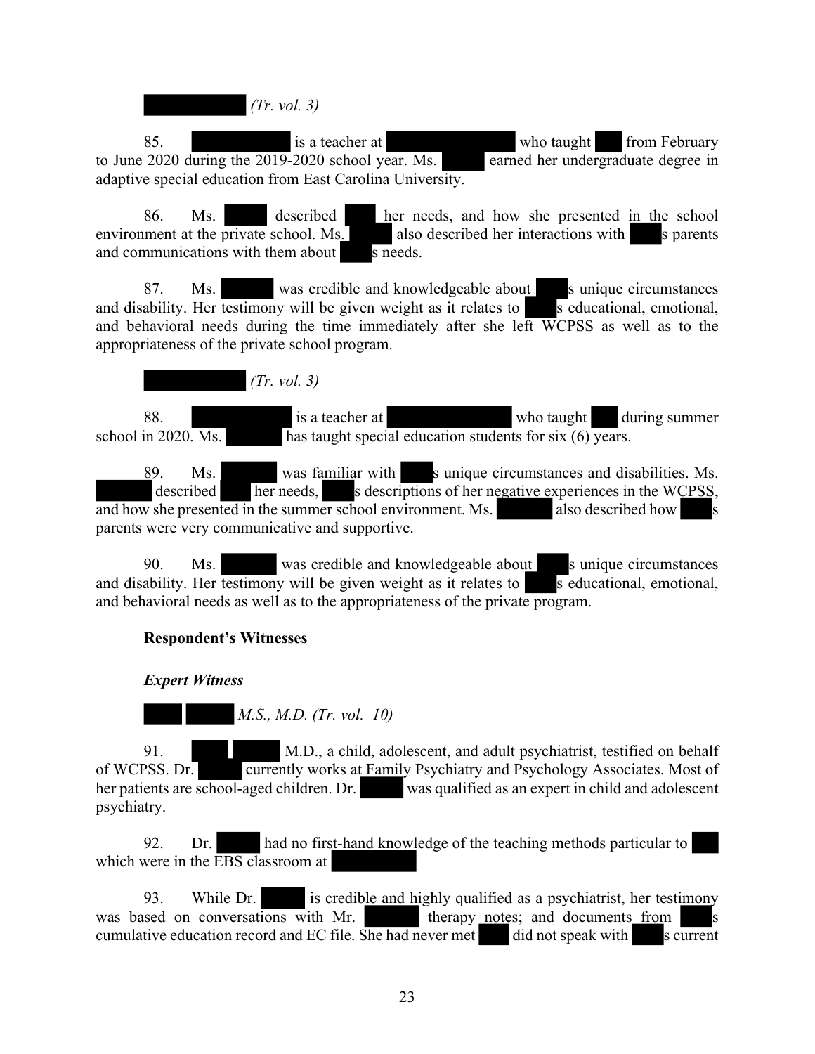*(Tr. vol. 3)*

85. is a teacher at who taught from February to June 2020 during the 2019-2020 school year. Ms. earned her undergraduate degree in adaptive special education from East Carolina University.

86. Ms. described her needs, and how she presented in the school environment at the private school. Ms. also described her interactions with s parents and communications with them about s needs.

87. Ms. was credible and knowledgeable about s unique circumstances and disability. Her testimony will be given weight as it relates to s educational, emotional, and behavioral needs during the time immediately after she left WCPSS as well as to the appropriateness of the private school program.

*(Tr. vol. 3)*

88. is a teacher at who taught during summer school in 2020. Ms. has taught special education students for six (6) years.

89. Ms. was familiar with s unique circumstances and disabilities. Ms. described her needs, s descriptions of her negative experiences in the WCPSS, and how she presented in the summer school environment. Ms. also described how s parents were very communicative and supportive.

90. Ms. was credible and knowledgeable about s unique circumstances and disability. Her testimony will be given weight as it relates to s educational, emotional, and behavioral needs as well as to the appropriateness of the private program.

**Respondent's Witnesses**

***Expert Witness***

*M.S., M.D. (Tr. vol. 10)*

91. M.D., a child, adolescent, and adult psychiatrist, testified on behalf of WCPSS. Dr. currently works at Family Psychiatry and Psychology Associates. Most of her patients are school-aged children. Dr. was qualified as an expert in child and adolescent psychiatry.

92. Dr. had no first-hand knowledge of the teaching methods particular to which were in the EBS classroom at

93. While Dr. is credible and highly qualified as a psychiatrist, her testimony was based on conversations with Mr. therapy notes; and documents from s cumulative education record and EC file. She had never met did not speak with s current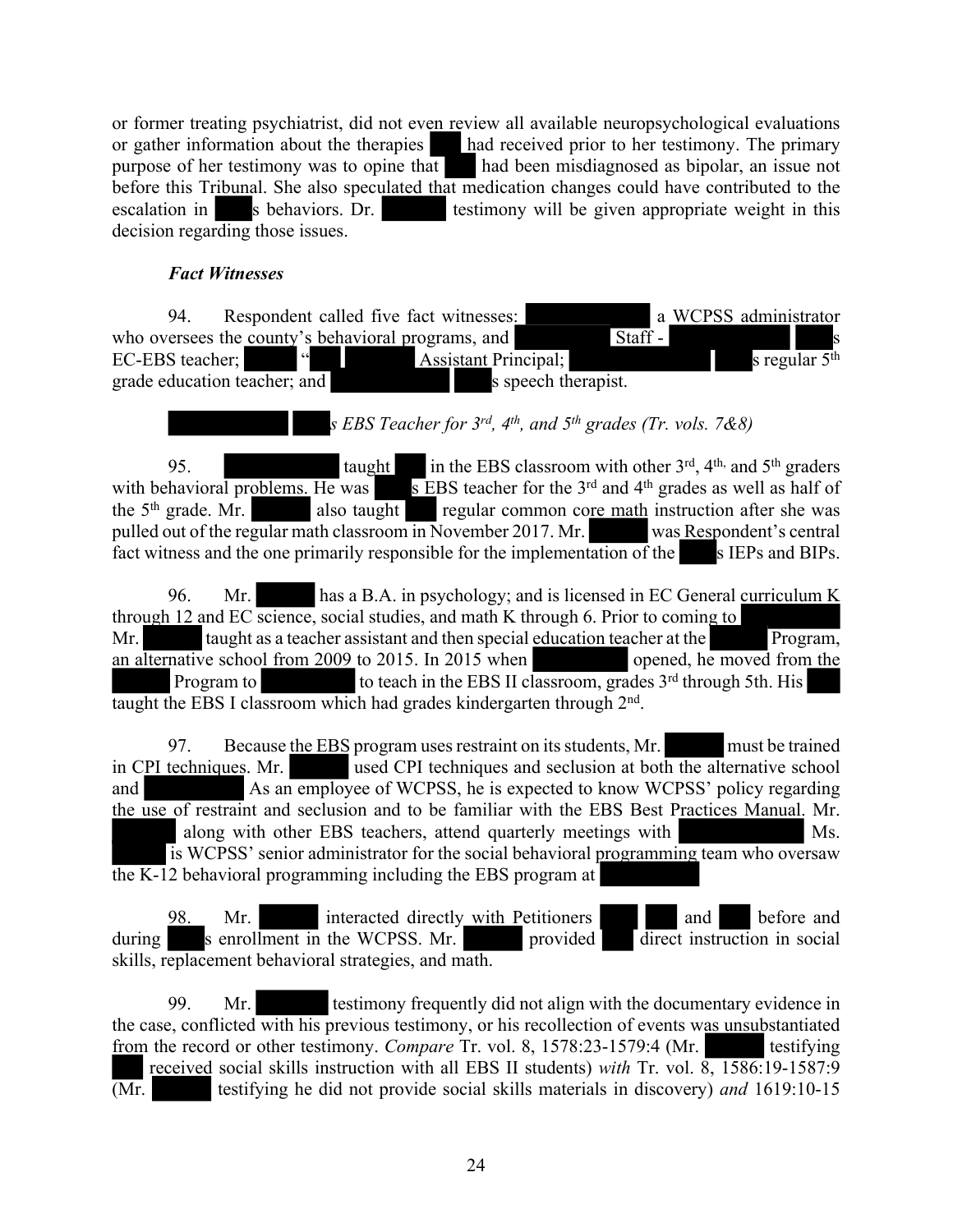or former treating psychiatrist, did not even review all available neuropsychological evaluations or gather information about the therapies had received prior to her testimony. The primary purpose of her testimony was to opine that had been misdiagnosed as bipolar, an issue not before this Tribunal. She also speculated that medication changes could have contributed to the escalation in s behaviors. Dr. testimony will be given appropriate weight in this decision regarding those issues.

***Fact Witnesses***

94. Respondent called five fact witnesses: a WCPSS administrator who oversees the county's behavioral programs, and Staff - s EC-EBS teacher; " Assistant Principal; s regular 5th grade education teacher; and s speech therapist.

*s EBS Teacher for 3rd, 4th, and 5th grades (Tr. vols. 7&8)*

95. taught in the EBS classroom with other 3rd, 4th, and 5th graders with behavioral problems. He was s EBS teacher for the 3rd and 4th grades as well as half of the 5th grade. Mr. also taught regular common core math instruction after she was pulled out of the regular math classroom in November 2017. Mr. was Respondent's central fact witness and the one primarily responsible for the implementation of the s IEPs and BIPs.

96. Mr. has a B.A. in psychology; and is licensed in EC General curriculum K through 12 and EC science, social studies, and math K through 6. Prior to coming to Mr. taught as a teacher assistant and then special education teacher at the Program, an alternative school from 2009 to 2015. In 2015 when opened, he moved from the Program to to teach in the EBS II classroom, grades 3rd through 5th. His taught the EBS I classroom which had grades kindergarten through 2nd.

97. Because the EBS program uses restraint on its students, Mr. must be trained in CPI techniques. Mr. used CPI techniques and seclusion at both the alternative school and As an employee of WCPSS, he is expected to know WCPSS' policy regarding the use of restraint and seclusion and to be familiar with the EBS Best Practices Manual. Mr. along with other EBS teachers, attend quarterly meetings with Ms. is WCPSS' senior administrator for the social behavioral programming team who oversaw the K-12 behavioral programming including the EBS program at

98. Mr. interacted directly with Petitioners and before and during s enrollment in the WCPSS. Mr. provided direct instruction in social skills, replacement behavioral strategies, and math.

99. Mr. testimony frequently did not align with the documentary evidence in the case, conflicted with his previous testimony, or his recollection of events was unsubstantiated from the record or other testimony. *Compare* Tr. vol. 8, 1578:23-1579:4 (Mr. testifying received social skills instruction with all EBS II students) *with* Tr. vol. 8, 1586:19-1587:9 (Mr. testifying he did not provide social skills materials in discovery) *and* 1619:10-15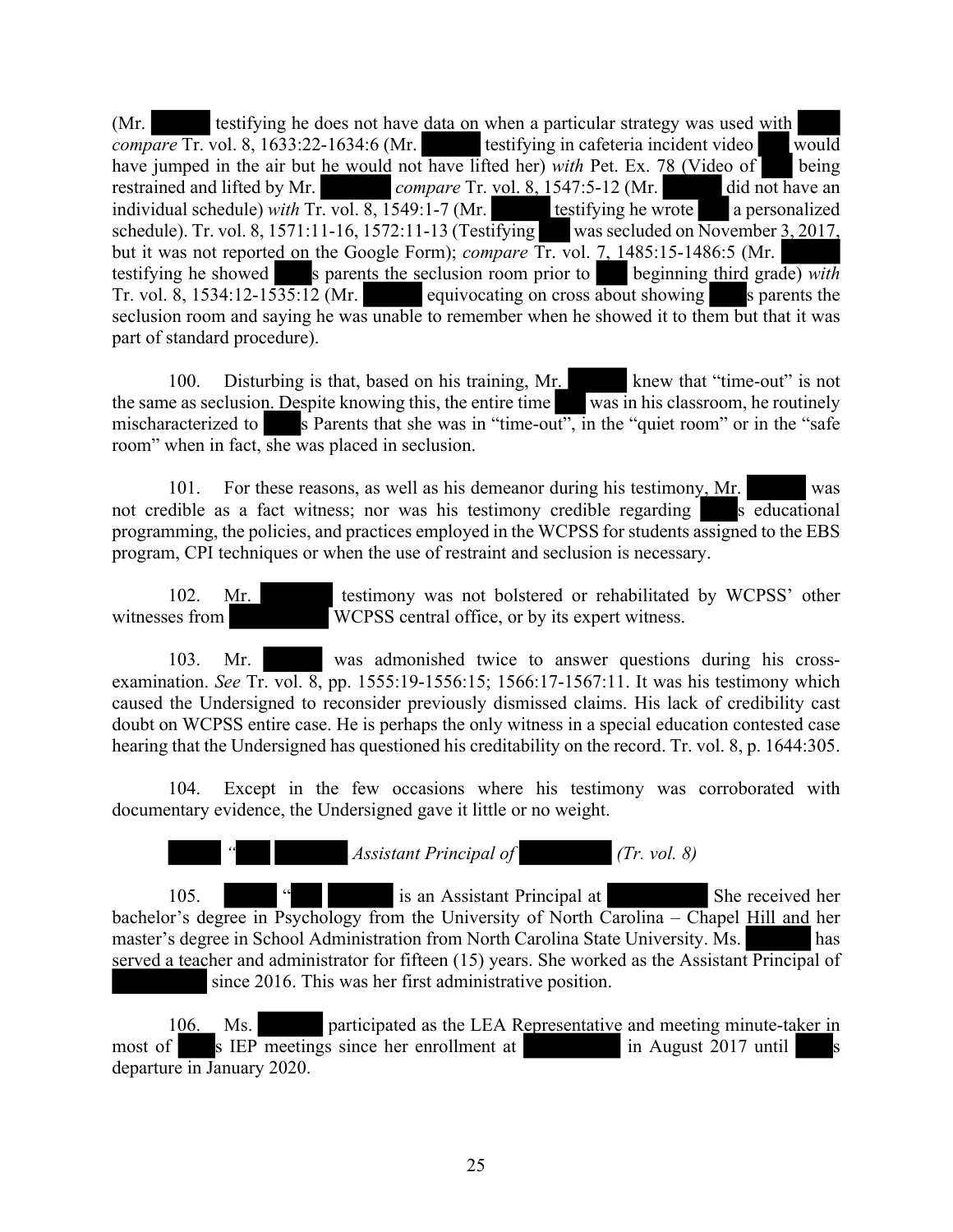(Mr. testifying he does not have data on when a particular strategy was used with *compare* Tr. vol. 8, 1633:22-1634:6 (Mr. testifying in cafeteria incident video would have jumped in the air but he would not have lifted her) *with* Pet. Ex. 78 (Video of being restrained and lifted by Mr. *compare* Tr. vol. 8, 1547:5-12 (Mr. did not have an individual schedule) *with* Tr. vol. 8, 1549:1-7 (Mr. testifying he wrote a personalized schedule). Tr. vol. 8, 1571:11-16, 1572:11-13 (Testifying was secluded on November 3, 2017, but it was not reported on the Google Form); *compare* Tr. vol. 7, 1485:15-1486:5 (Mr. testifying he showed s parents the seclusion room prior to beginning third grade) *with* Tr. vol. 8, 1534:12-1535:12 (Mr. equivocating on cross about showing s parents the seclusion room and saying he was unable to remember when he showed it to them but that it was part of standard procedure).

100. Disturbing is that, based on his training, Mr. knew that "time-out" is not the same as seclusion. Despite knowing this, the entire time was in his classroom, he routinely mischaracterized to s Parents that she was in "time-out", in the "quiet room" or in the "safe room" when in fact, she was placed in seclusion.

101. For these reasons, as well as his demeanor during his testimony, Mr. was not credible as a fact witness; nor was his testimony credible regarding s educational programming, the policies, and practices employed in the WCPSS for students assigned to the EBS program, CPI techniques or when the use of restraint and seclusion is necessary.

102. Mr. testimony was not bolstered or rehabilitated by WCPSS' other witnesses from WCPSS central office, or by its expert witness.

103. Mr. was admonished twice to answer questions during his cross-examination. *See* Tr. vol. 8, pp. 1555:19-1556:15; 1566:17-1567:11. It was his testimony which caused the Undersigned to reconsider previously dismissed claims. His lack of credibility cast doubt on WCPSS entire case. He is perhaps the only witness in a special education contested case hearing that the Undersigned has questioned his creditability on the record. Tr. vol. 8, p. 1644:305.

104. Except in the few occasions where his testimony was corroborated with documentary evidence, the Undersigned gave it little or no weight.

*" Assistant Principal of (Tr. vol. 8)*

105. " is an Assistant Principal at She received her bachelor's degree in Psychology from the University of North Carolina – Chapel Hill and her master's degree in School Administration from North Carolina State University. Ms. has served a teacher and administrator for fifteen (15) years. She worked as the Assistant Principal of since 2016. This was her first administrative position.

106. Ms. participated as the LEA Representative and meeting minute-taker in most of s IEP meetings since her enrollment at in August 2017 until s departure in January 2020.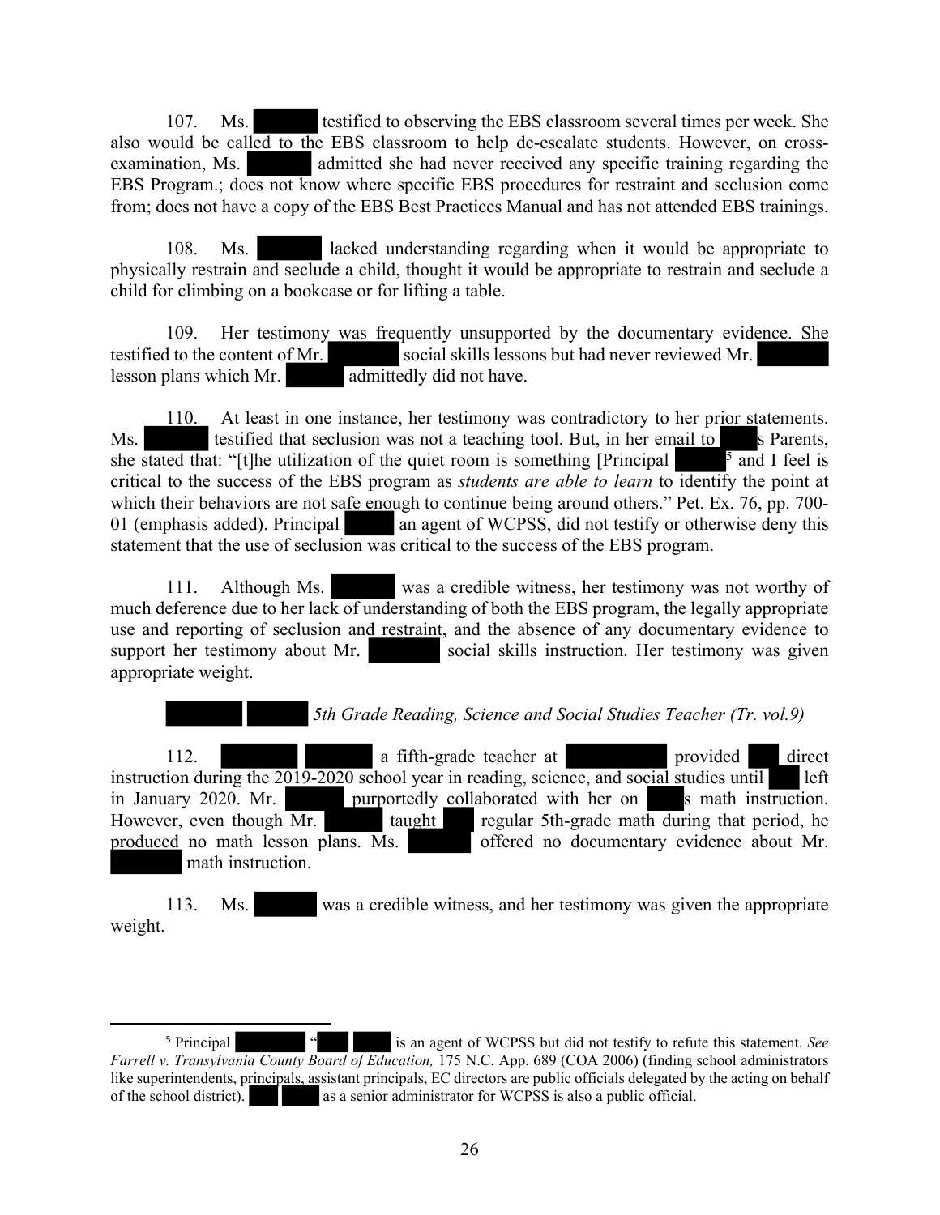107. Ms. [REDACTED] testified to observing the EBS classroom several times per week. She also would be called to the EBS classroom to help de-escalate students. However, on cross-examination, Ms. [REDACTED] admitted she had never received any specific training regarding the EBS Program.; does not know where specific EBS procedures for restraint and seclusion come from; does not have a copy of the EBS Best Practices Manual and has not attended EBS trainings.

108. Ms. [REDACTED] lacked understanding regarding when it would be appropriate to physically restrain and seclude a child, thought it would be appropriate to restrain and seclude a child for climbing on a bookcase or for lifting a table.

109. Her testimony was frequently unsupported by the documentary evidence. She testified to the content of Mr. [REDACTED] social skills lessons but had never reviewed Mr. [REDACTED] lesson plans which Mr. [REDACTED] admittedly did not have.

110. At least in one instance, her testimony was contradictory to her prior statements. Ms. [REDACTED] testified that seclusion was not a teaching tool. But, in her email to [REDACTED]s Parents, she stated that: "[t]he utilization of the quiet room is something [Principal [REDACTED][5] and I feel is critical to the success of the EBS program as *students are able to learn* to identify the point at which their behaviors are not safe enough to continue being around others." Pet. Ex. 76, pp. 700-01 (emphasis added). Principal [REDACTED] an agent of WCPSS, did not testify or otherwise deny this statement that the use of seclusion was critical to the success of the EBS program.

111. Although Ms. [REDACTED] was a credible witness, her testimony was not worthy of much deference due to her lack of understanding of both the EBS program, the legally appropriate use and reporting of seclusion and restraint, and the absence of any documentary evidence to support her testimony about Mr. [REDACTED] social skills instruction. Her testimony was given appropriate weight.

*[REDACTED] [REDACTED] 5th Grade Reading, Science and Social Studies Teacher (Tr. vol.9)*

112. [REDACTED] [REDACTED] a fifth-grade teacher at [REDACTED] provided [REDACTED] direct instruction during the 2019-2020 school year in reading, science, and social studies until [REDACTED] left in January 2020. Mr. [REDACTED] purportedly collaborated with her on [REDACTED]s math instruction. However, even though Mr. [REDACTED] taught [REDACTED] regular 5th-grade math during that period, he produced no math lesson plans. Ms. [REDACTED] offered no documentary evidence about Mr. [REDACTED] math instruction.

113. Ms. [REDACTED] was a credible witness, and her testimony was given the appropriate weight.

---

[5] Principal [REDACTED] "[REDACTED] [REDACTED] is an agent of WCPSS but did not testify to refute this statement. *See Farrell v. Transylvania County Board of Education,* 175 N.C. App. 689 (COA 2006) (finding school administrators like superintendents, principals, assistant principals, EC directors are public officials delegated by the acting on behalf of the school district). [REDACTED] [REDACTED] as a senior administrator for WCPSS is also a public official.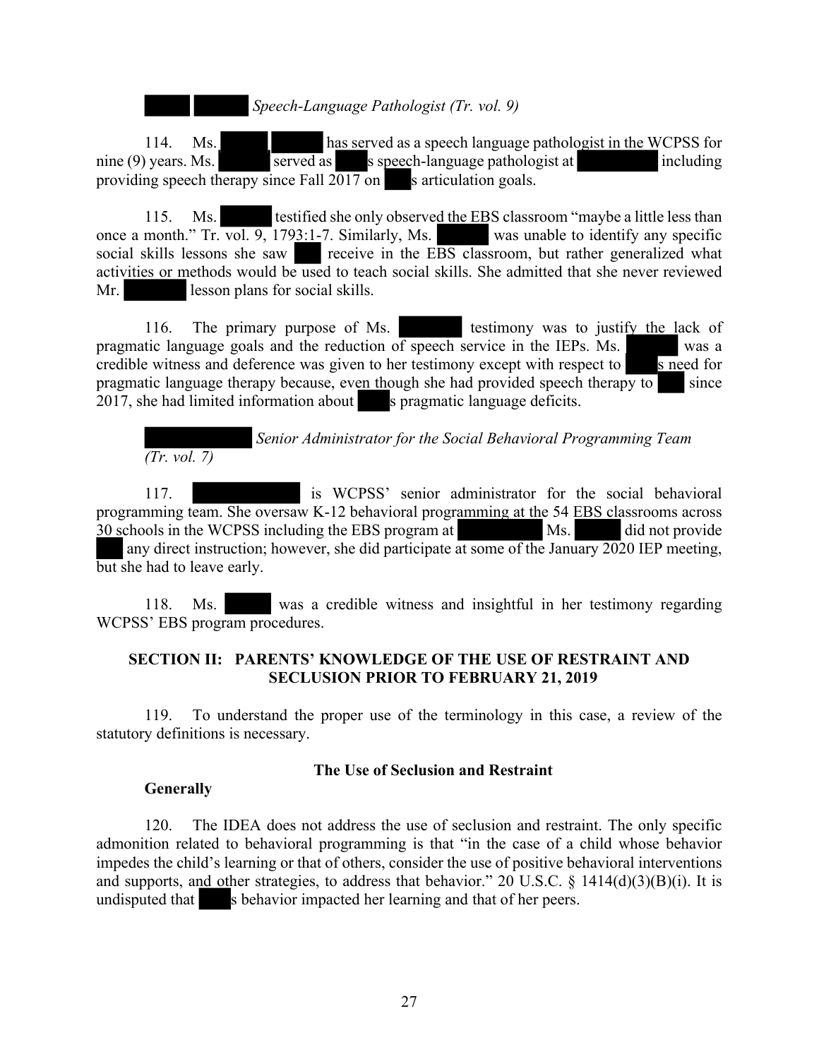*Speech-Language Pathologist (Tr. vol. 9)*

114. Ms. has served as a speech language pathologist in the WCPSS for nine (9) years. Ms. served as s speech-language pathologist at including providing speech therapy since Fall 2017 on s articulation goals.

115. Ms. testified she only observed the EBS classroom "maybe a little less than once a month." Tr. vol. 9, 1793:1-7. Similarly, Ms. was unable to identify any specific social skills lessons she saw receive in the EBS classroom, but rather generalized what activities or methods would be used to teach social skills. She admitted that she never reviewed Mr. lesson plans for social skills.

116. The primary purpose of Ms. testimony was to justify the lack of pragmatic language goals and the reduction of speech service in the IEPs. Ms. was a credible witness and deference was given to her testimony except with respect to s need for pragmatic language therapy because, even though she had provided speech therapy to since 2017, she had limited information about s pragmatic language deficits.

*Senior Administrator for the Social Behavioral Programming Team (Tr. vol. 7)*

117. is WCPSS' senior administrator for the social behavioral programming team. She oversaw K-12 behavioral programming at the 54 EBS classrooms across 30 schools in the WCPSS including the EBS program at Ms. did not provide any direct instruction; however, she did participate at some of the January 2020 IEP meeting, but she had to leave early.

118. Ms. was a credible witness and insightful in her testimony regarding WCPSS' EBS program procedures.

## SECTION II: PARENTS' KNOWLEDGE OF THE USE OF RESTRAINT AND SECLUSION PRIOR TO FEBRUARY 21, 2019

119. To understand the proper use of the terminology in this case, a review of the statutory definitions is necessary.

### The Use of Seclusion and Restraint

**Generally**

120. The IDEA does not address the use of seclusion and restraint. The only specific admonition related to behavioral programming is that "in the case of a child whose behavior impedes the child's learning or that of others, consider the use of positive behavioral interventions and supports, and other strategies, to address that behavior." 20 U.S.C. § 1414(d)(3)(B)(i). It is undisputed that s behavior impacted her learning and that of her peers.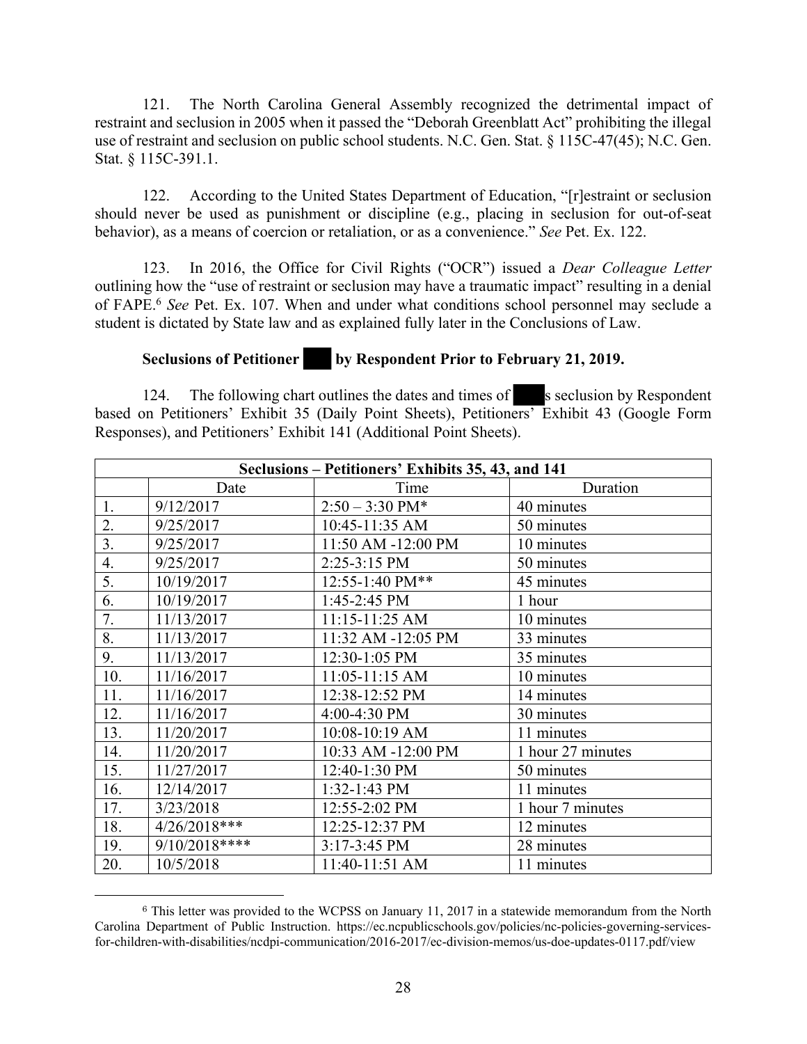121. The North Carolina General Assembly recognized the detrimental impact of restraint and seclusion in 2005 when it passed the "Deborah Greenblatt Act" prohibiting the illegal use of restraint and seclusion on public school students. N.C. Gen. Stat. § 115C-47(45); N.C. Gen. Stat. § 115C-391.1.

122. According to the United States Department of Education, "[r]estraint or seclusion should never be used as punishment or discipline (e.g., placing in seclusion for out-of-seat behavior), as a means of coercion or retaliation, or as a convenience." *See* Pet. Ex. 122.

123. In 2016, the Office for Civil Rights ("OCR") issued a *Dear Colleague Letter* outlining how the "use of restraint or seclusion may have a traumatic impact" resulting in a denial of FAPE.[6] *See* Pet. Ex. 107. When and under what conditions school personnel may seclude a student is dictated by State law and as explained fully later in the Conclusions of Law.

**Seclusions of Petitioner ███ by Respondent Prior to February 21, 2019.**

124. The following chart outlines the dates and times of ███s seclusion by Respondent based on Petitioners' Exhibit 35 (Daily Point Sheets), Petitioners' Exhibit 43 (Google Form Responses), and Petitioners' Exhibit 141 (Additional Point Sheets).

| **Seclusions – Petitioners' Exhibits 35, 43, and 141** | | | |
|---|---|---|---|
| | Date | Time | Duration |
| 1. | 9/12/2017 | 2:50 – 3:30 PM* | 40 minutes |
| 2. | 9/25/2017 | 10:45-11:35 AM | 50 minutes |
| 3. | 9/25/2017 | 11:50 AM -12:00 PM | 10 minutes |
| 4. | 9/25/2017 | 2:25-3:15 PM | 50 minutes |
| 5. | 10/19/2017 | 12:55-1:40 PM** | 45 minutes |
| 6. | 10/19/2017 | 1:45-2:45 PM | 1 hour |
| 7. | 11/13/2017 | 11:15-11:25 AM | 10 minutes |
| 8. | 11/13/2017 | 11:32 AM -12:05 PM | 33 minutes |
| 9. | 11/13/2017 | 12:30-1:05 PM | 35 minutes |
| 10. | 11/16/2017 | 11:05-11:15 AM | 10 minutes |
| 11. | 11/16/2017 | 12:38-12:52 PM | 14 minutes |
| 12. | 11/16/2017 | 4:00-4:30 PM | 30 minutes |
| 13. | 11/20/2017 | 10:08-10:19 AM | 11 minutes |
| 14. | 11/20/2017 | 10:33 AM -12:00 PM | 1 hour 27 minutes |
| 15. | 11/27/2017 | 12:40-1:30 PM | 50 minutes |
| 16. | 12/14/2017 | 1:32-1:43 PM | 11 minutes |
| 17. | 3/23/2018 | 12:55-2:02 PM | 1 hour 7 minutes |
| 18. | 4/26/2018*** | 12:25-12:37 PM | 12 minutes |
| 19. | 9/10/2018**** | 3:17-3:45 PM | 28 minutes |
| 20. | 10/5/2018 | 11:40-11:51 AM | 11 minutes |

[6] This letter was provided to the WCPSS on January 11, 2017 in a statewide memorandum from the North Carolina Department of Public Instruction. https://ec.ncpublicschools.gov/policies/nc-policies-governing-services-for-children-with-disabilities/ncdpi-communication/2016-2017/ec-division-memos/us-doe-updates-0117.pdf/view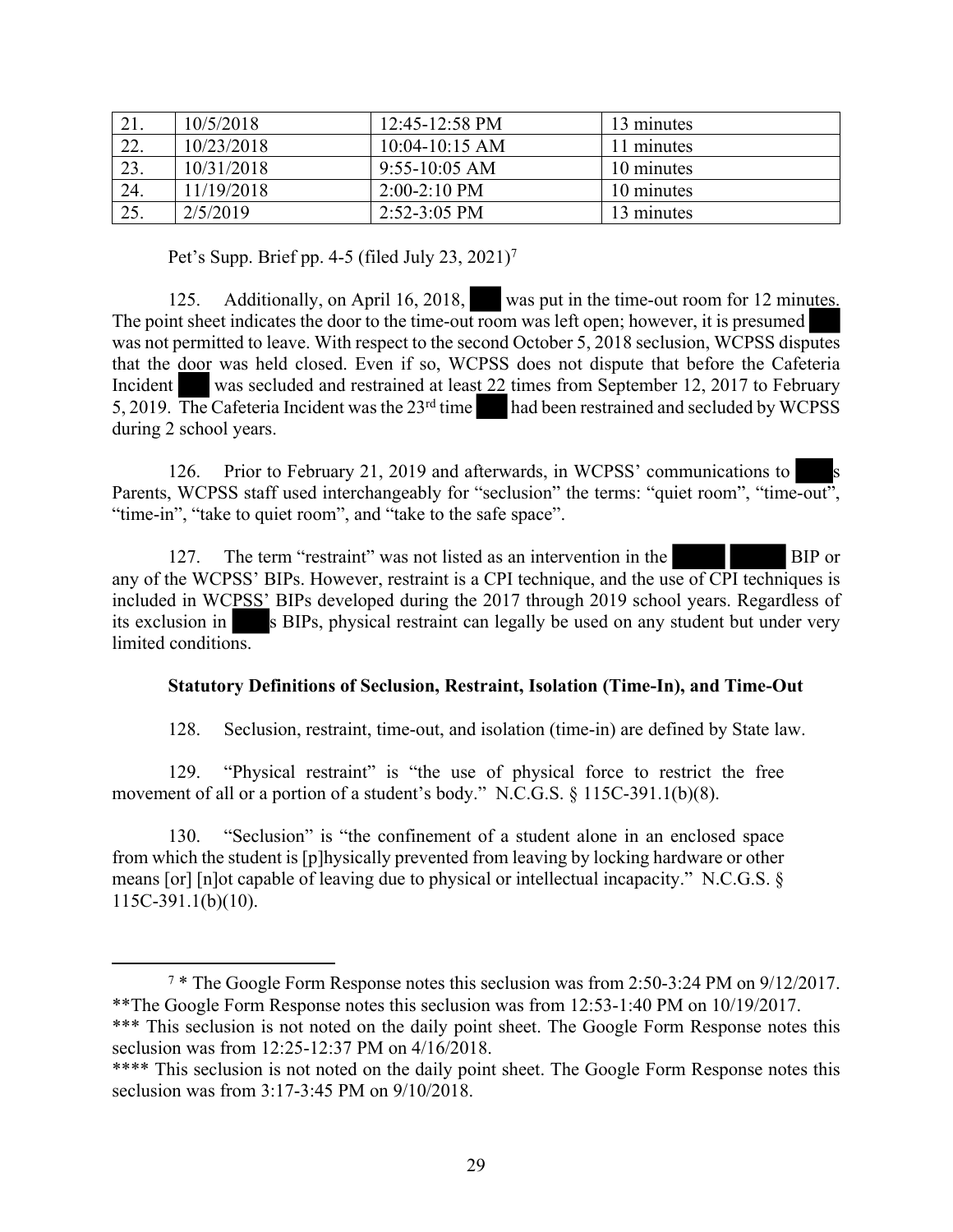| 21. | 10/5/2018 | 12:45-12:58 PM | 13 minutes |
|---|---|---|---|
| 22. | 10/23/2018 | 10:04-10:15 AM | 11 minutes |
| 23. | 10/31/2018 | 9:55-10:05 AM | 10 minutes |
| 24. | 11/19/2018 | 2:00-2:10 PM | 10 minutes |
| 25. | 2/5/2019 | 2:52-3:05 PM | 13 minutes |

Pet's Supp. Brief pp. 4-5 (filed July 23, 2021)[7]

125. Additionally, on April 16, 2018, ███ was put in the time-out room for 12 minutes. The point sheet indicates the door to the time-out room was left open; however, it is presumed ███ was not permitted to leave. With respect to the second October 5, 2018 seclusion, WCPSS disputes that the door was held closed. Even if so, WCPSS does not dispute that before the Cafeteria Incident ███ was secluded and restrained at least 22 times from September 12, 2017 to February 5, 2019. The Cafeteria Incident was the 23rd time ███ had been restrained and secluded by WCPSS during 2 school years.

126. Prior to February 21, 2019 and afterwards, in WCPSS' communications to ████s Parents, WCPSS staff used interchangeably for "seclusion" the terms: "quiet room", "time-out", "time-in", "take to quiet room", and "take to the safe space".

127. The term "restraint" was not listed as an intervention in the █████ █████ BIP or any of the WCPSS' BIPs. However, restraint is a CPI technique, and the use of CPI techniques is included in WCPSS' BIPs developed during the 2017 through 2019 school years. Regardless of its exclusion in ████s BIPs, physical restraint can legally be used on any student but under very limited conditions.

### Statutory Definitions of Seclusion, Restraint, Isolation (Time-In), and Time-Out

128. Seclusion, restraint, time-out, and isolation (time-in) are defined by State law.

129. "Physical restraint" is "the use of physical force to restrict the free movement of all or a portion of a student's body." N.C.G.S. § 115C-391.1(b)(8).

130. "Seclusion" is "the confinement of a student alone in an enclosed space from which the student is [p]hysically prevented from leaving by locking hardware or other means [or] [n]ot capable of leaving due to physical or intellectual incapacity." N.C.G.S. § 115C-391.1(b)(10).

---

[7] * The Google Form Response notes this seclusion was from 2:50-3:24 PM on 9/12/2017.
**The Google Form Response notes this seclusion was from 12:53-1:40 PM on 10/19/2017.
*** This seclusion is not noted on the daily point sheet. The Google Form Response notes this seclusion was from 12:25-12:37 PM on 4/16/2018.
**** This seclusion is not noted on the daily point sheet. The Google Form Response notes this seclusion was from 3:17-3:45 PM on 9/10/2018.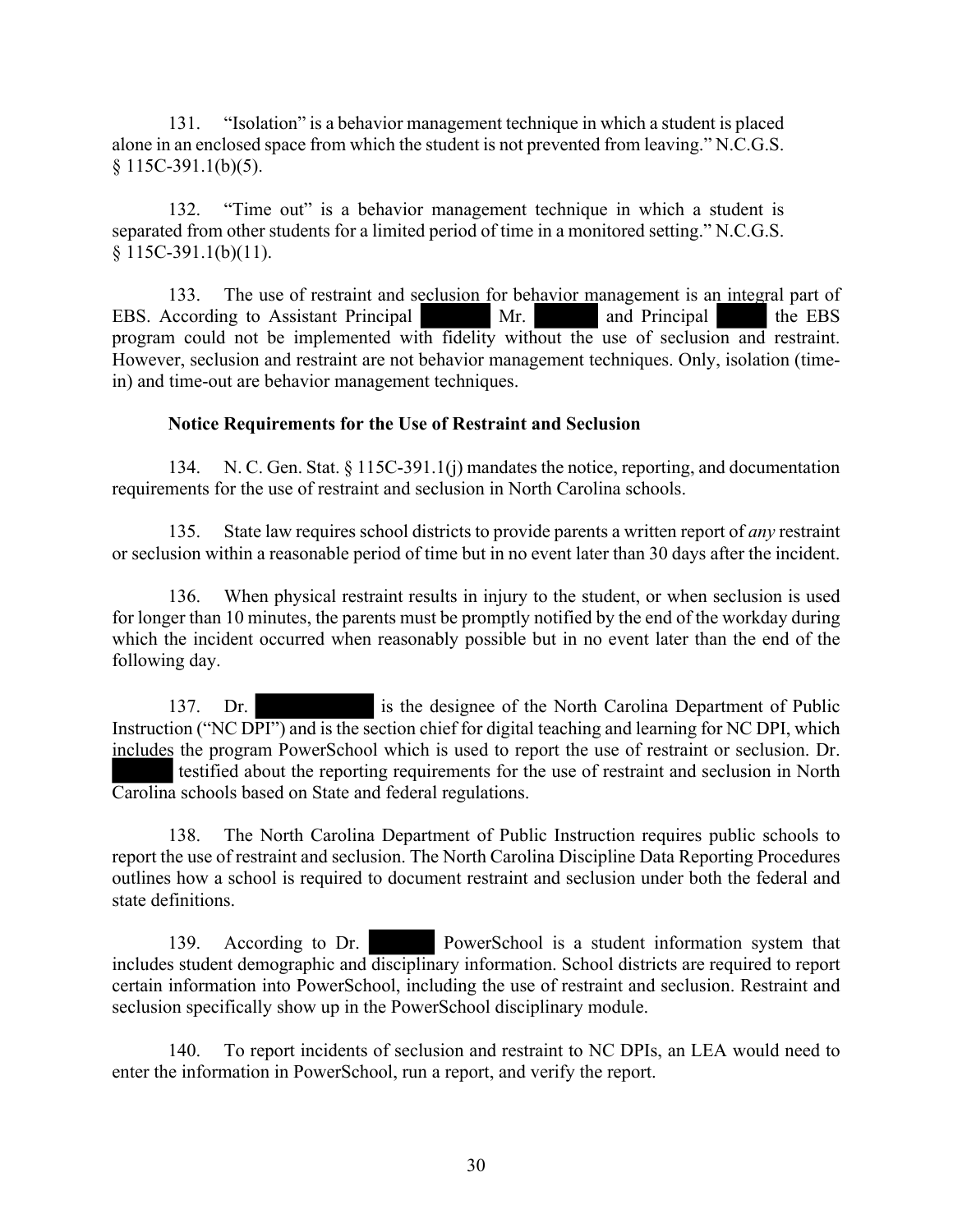131. "Isolation" is a behavior management technique in which a student is placed alone in an enclosed space from which the student is not prevented from leaving." N.C.G.S. § 115C-391.1(b)(5).

132. "Time out" is a behavior management technique in which a student is separated from other students for a limited period of time in a monitored setting." N.C.G.S. § 115C-391.1(b)(11).

133. The use of restraint and seclusion for behavior management is an integral part of EBS. According to Assistant Principal [REDACTED] Mr. [REDACTED] and Principal [REDACTED] the EBS program could not be implemented with fidelity without the use of seclusion and restraint. However, seclusion and restraint are not behavior management techniques. Only, isolation (time-in) and time-out are behavior management techniques.

**Notice Requirements for the Use of Restraint and Seclusion**

134. N. C. Gen. Stat. § 115C-391.1(j) mandates the notice, reporting, and documentation requirements for the use of restraint and seclusion in North Carolina schools.

135. State law requires school districts to provide parents a written report of *any* restraint or seclusion within a reasonable period of time but in no event later than 30 days after the incident.

136. When physical restraint results in injury to the student, or when seclusion is used for longer than 10 minutes, the parents must be promptly notified by the end of the workday during which the incident occurred when reasonably possible but in no event later than the end of the following day.

137. Dr. [REDACTED] is the designee of the North Carolina Department of Public Instruction ("NC DPI") and is the section chief for digital teaching and learning for NC DPI, which includes the program PowerSchool which is used to report the use of restraint or seclusion. Dr. [REDACTED] testified about the reporting requirements for the use of restraint and seclusion in North Carolina schools based on State and federal regulations.

138. The North Carolina Department of Public Instruction requires public schools to report the use of restraint and seclusion. The North Carolina Discipline Data Reporting Procedures outlines how a school is required to document restraint and seclusion under both the federal and state definitions.

139. According to Dr. [REDACTED] PowerSchool is a student information system that includes student demographic and disciplinary information. School districts are required to report certain information into PowerSchool, including the use of restraint and seclusion. Restraint and seclusion specifically show up in the PowerSchool disciplinary module.

140. To report incidents of seclusion and restraint to NC DPIs, an LEA would need to enter the information in PowerSchool, run a report, and verify the report.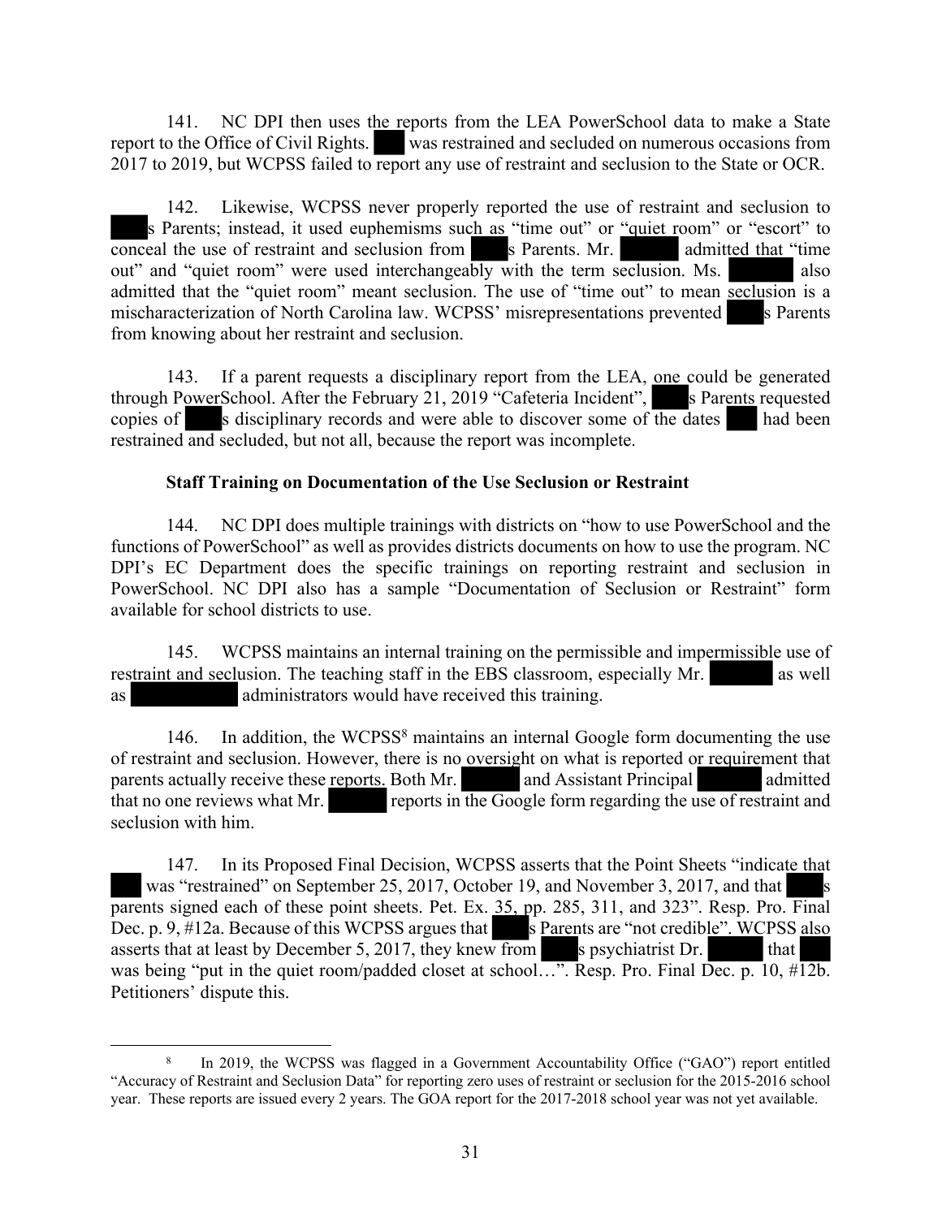141. NC DPI then uses the reports from the LEA PowerSchool data to make a State report to the Office of Civil Rights. ███ was restrained and secluded on numerous occasions from 2017 to 2019, but WCPSS failed to report any use of restraint and seclusion to the State or OCR.

142. Likewise, WCPSS never properly reported the use of restraint and seclusion to ███s Parents; instead, it used euphemisms such as "time out" or "quiet room" or "escort" to conceal the use of restraint and seclusion from ███s Parents. Mr. ███ admitted that "time out" and "quiet room" were used interchangeably with the term seclusion. Ms. ███ also admitted that the "quiet room" meant seclusion. The use of "time out" to mean seclusion is a mischaracterization of North Carolina law. WCPSS' misrepresentations prevented ███s Parents from knowing about her restraint and seclusion.

143. If a parent requests a disciplinary report from the LEA, one could be generated through PowerSchool. After the February 21, 2019 "Cafeteria Incident", ███s Parents requested copies of ███s disciplinary records and were able to discover some of the dates ███ had been restrained and secluded, but not all, because the report was incomplete.

**Staff Training on Documentation of the Use Seclusion or Restraint**

144. NC DPI does multiple trainings with districts on "how to use PowerSchool and the functions of PowerSchool" as well as provides districts documents on how to use the program. NC DPI's EC Department does the specific trainings on reporting restraint and seclusion in PowerSchool. NC DPI also has a sample "Documentation of Seclusion or Restraint" form available for school districts to use.

145. WCPSS maintains an internal training on the permissible and impermissible use of restraint and seclusion. The teaching staff in the EBS classroom, especially Mr. ███ as well as ███ administrators would have received this training.

146. In addition, the WCPSS[8] maintains an internal Google form documenting the use of restraint and seclusion. However, there is no oversight on what is reported or requirement that parents actually receive these reports. Both Mr. ███ and Assistant Principal ███ admitted that no one reviews what Mr. ███ reports in the Google form regarding the use of restraint and seclusion with him.

147. In its Proposed Final Decision, WCPSS asserts that the Point Sheets "indicate that ███ was "restrained" on September 25, 2017, October 19, and November 3, 2017, and that ███s parents signed each of these point sheets. Pet. Ex. 35, pp. 285, 311, and 323". Resp. Pro. Final Dec. p. 9, #12a. Because of this WCPSS argues that ███s Parents are "not credible". WCPSS also asserts that at least by December 5, 2017, they knew from ███s psychiatrist Dr. ███ that ███ was being "put in the quiet room/padded closet at school…". Resp. Pro. Final Dec. p. 10, #12b. Petitioners' dispute this.

---

[8] In 2019, the WCPSS was flagged in a Government Accountability Office ("GAO") report entitled "Accuracy of Restraint and Seclusion Data" for reporting zero uses of restraint or seclusion for the 2015-2016 school year. These reports are issued every 2 years. The GOA report for the 2017-2018 school year was not yet available.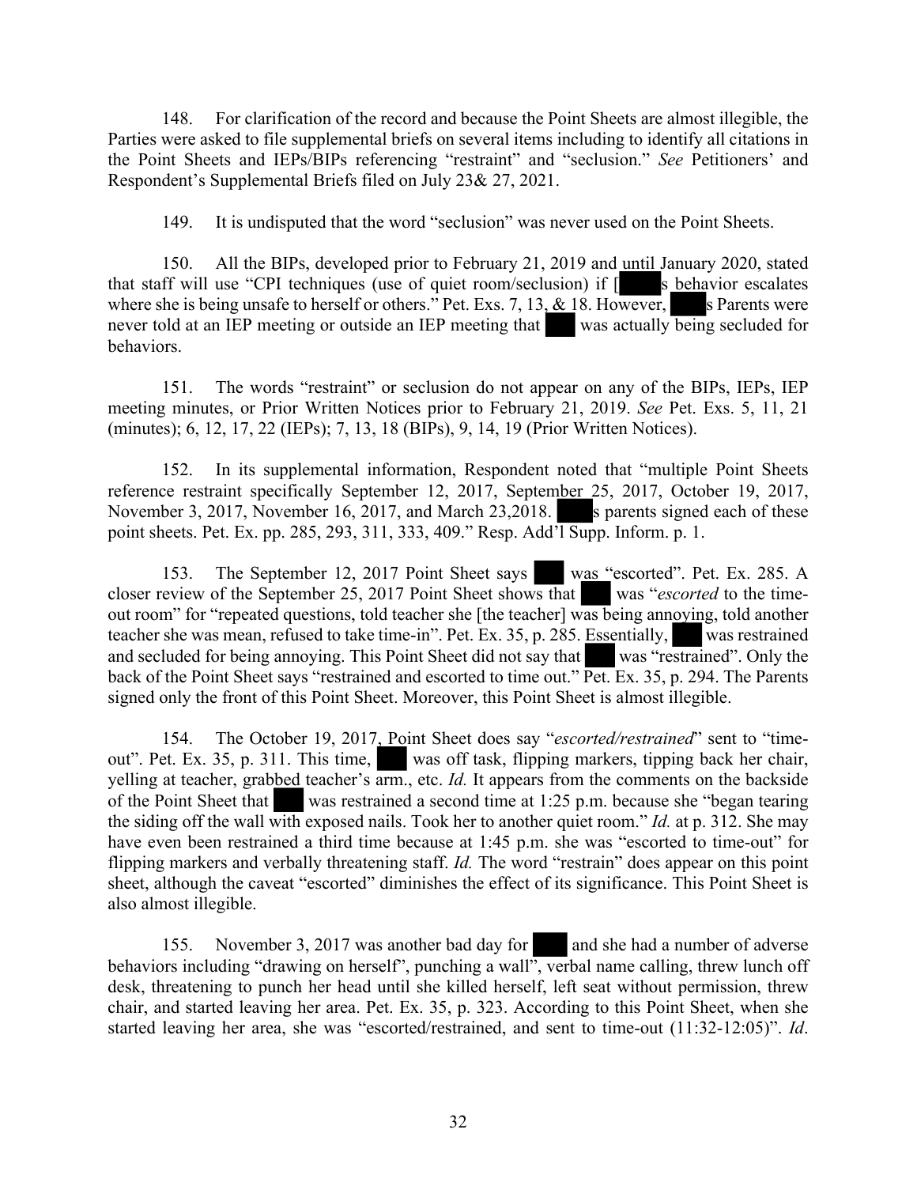148. For clarification of the record and because the Point Sheets are almost illegible, the Parties were asked to file supplemental briefs on several items including to identify all citations in the Point Sheets and IEPs/BIPs referencing "restraint" and "seclusion." *See* Petitioners' and Respondent's Supplemental Briefs filed on July 23& 27, 2021.

149. It is undisputed that the word "seclusion" was never used on the Point Sheets.

150. All the BIPs, developed prior to February 21, 2019 and until January 2020, stated that staff will use "CPI techniques (use of quiet room/seclusion) if [ s behavior escalates where she is being unsafe to herself or others." Pet. Exs. 7, 13, & 18. However, s Parents were never told at an IEP meeting or outside an IEP meeting that was actually being secluded for behaviors.

151. The words "restraint" or seclusion do not appear on any of the BIPs, IEPs, IEP meeting minutes, or Prior Written Notices prior to February 21, 2019. *See* Pet. Exs. 5, 11, 21 (minutes); 6, 12, 17, 22 (IEPs); 7, 13, 18 (BIPs), 9, 14, 19 (Prior Written Notices).

152. In its supplemental information, Respondent noted that "multiple Point Sheets reference restraint specifically September 12, 2017, September 25, 2017, October 19, 2017, November 3, 2017, November 16, 2017, and March 23,2018. s parents signed each of these point sheets. Pet. Ex. pp. 285, 293, 311, 333, 409." Resp. Add'l Supp. Inform. p. 1.

153. The September 12, 2017 Point Sheet says was "escorted". Pet. Ex. 285. A closer review of the September 25, 2017 Point Sheet shows that was "*escorted* to the time-out room" for "repeated questions, told teacher she [the teacher] was being annoying, told another teacher she was mean, refused to take time-in". Pet. Ex. 35, p. 285. Essentially, was restrained and secluded for being annoying. This Point Sheet did not say that was "restrained". Only the back of the Point Sheet says "restrained and escorted to time out." Pet. Ex. 35, p. 294. The Parents signed only the front of this Point Sheet. Moreover, this Point Sheet is almost illegible.

154. The October 19, 2017, Point Sheet does say "*escorted/restrained*" sent to "time-out". Pet. Ex. 35, p. 311. This time, was off task, flipping markers, tipping back her chair, yelling at teacher, grabbed teacher's arm., etc. *Id.* It appears from the comments on the backside of the Point Sheet that was restrained a second time at 1:25 p.m. because she "began tearing the siding off the wall with exposed nails. Took her to another quiet room." *Id.* at p. 312. She may have even been restrained a third time because at 1:45 p.m. she was "escorted to time-out" for flipping markers and verbally threatening staff. *Id.* The word "restrain" does appear on this point sheet, although the caveat "escorted" diminishes the effect of its significance. This Point Sheet is also almost illegible.

155. November 3, 2017 was another bad day for and she had a number of adverse behaviors including "drawing on herself", punching a wall", verbal name calling, threw lunch off desk, threatening to punch her head until she killed herself, left seat without permission, threw chair, and started leaving her area. Pet. Ex. 35, p. 323. According to this Point Sheet, when she started leaving her area, she was "escorted/restrained, and sent to time-out (11:32-12:05)". *Id*.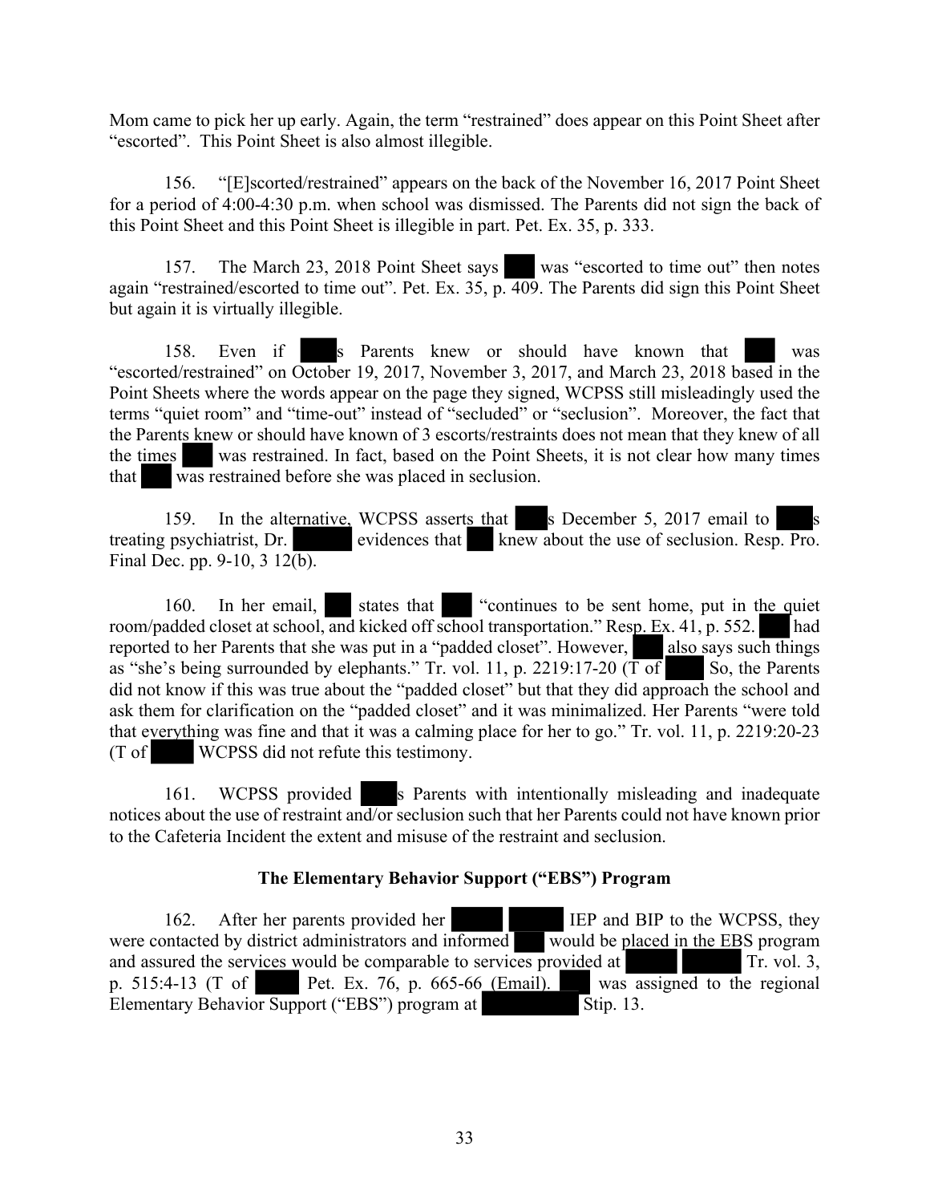Mom came to pick her up early. Again, the term "restrained" does appear on this Point Sheet after "escorted". This Point Sheet is also almost illegible.

156. "[E]scorted/restrained" appears on the back of the November 16, 2017 Point Sheet for a period of 4:00-4:30 p.m. when school was dismissed. The Parents did not sign the back of this Point Sheet and this Point Sheet is illegible in part. Pet. Ex. 35, p. 333.

157. The March 23, 2018 Point Sheet says was "escorted to time out" then notes again "restrained/escorted to time out". Pet. Ex. 35, p. 409. The Parents did sign this Point Sheet but again it is virtually illegible.

158. Even if s Parents knew or should have known that was "escorted/restrained" on October 19, 2017, November 3, 2017, and March 23, 2018 based in the Point Sheets where the words appear on the page they signed, WCPSS still misleadingly used the terms "quiet room" and "time-out" instead of "secluded" or "seclusion". Moreover, the fact that the Parents knew or should have known of 3 escorts/restraints does not mean that they knew of all the times was restrained. In fact, based on the Point Sheets, it is not clear how many times that was restrained before she was placed in seclusion.

159. In the alternative, WCPSS asserts that s December 5, 2017 email to s treating psychiatrist, Dr. evidences that knew about the use of seclusion. Resp. Pro. Final Dec. pp. 9-10, 3 12(b).

160. In her email, states that "continues to be sent home, put in the quiet room/padded closet at school, and kicked off school transportation." Resp. Ex. 41, p. 552. had reported to her Parents that she was put in a "padded closet". However, also says such things as "she's being surrounded by elephants." Tr. vol. 11, p. 2219:17-20 (T of So, the Parents did not know if this was true about the "padded closet" but that they did approach the school and ask them for clarification on the "padded closet" and it was minimalized. Her Parents "were told that everything was fine and that it was a calming place for her to go." Tr. vol. 11, p. 2219:20-23 (T of WCPSS did not refute this testimony.

161. WCPSS provided s Parents with intentionally misleading and inadequate notices about the use of restraint and/or seclusion such that her Parents could not have known prior to the Cafeteria Incident the extent and misuse of the restraint and seclusion.

## The Elementary Behavior Support ("EBS") Program

162. After her parents provided her IEP and BIP to the WCPSS, they were contacted by district administrators and informed would be placed in the EBS program and assured the services would be comparable to services provided at Tr. vol. 3, p. 515:4-13 (T of Pet. Ex. 76, p. 665-66 (Email). was assigned to the regional Elementary Behavior Support ("EBS") program at Stip. 13.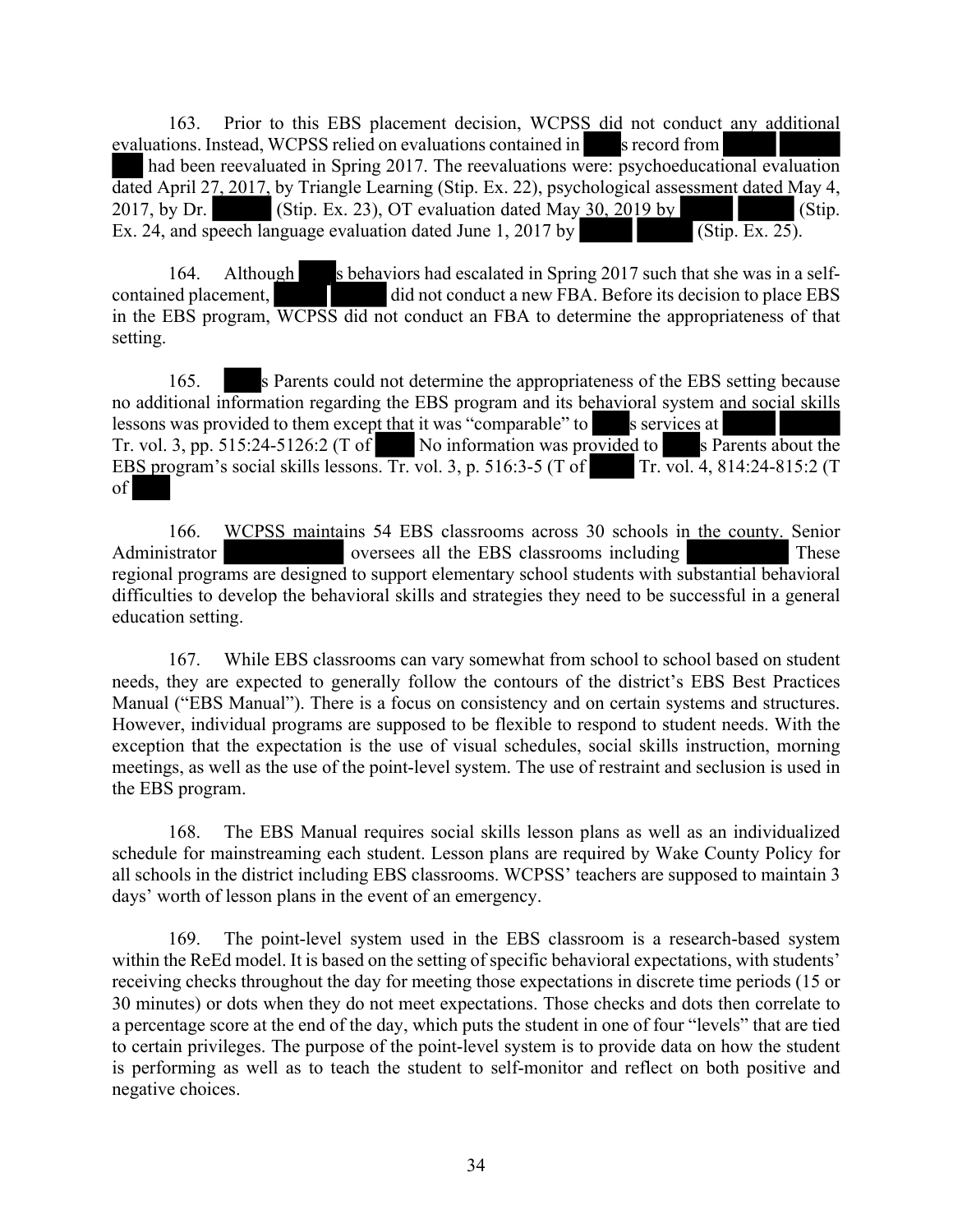163. Prior to this EBS placement decision, WCPSS did not conduct any additional evaluations. Instead, WCPSS relied on evaluations contained in s record from had been reevaluated in Spring 2017. The reevaluations were: psychoeducational evaluation dated April 27, 2017, by Triangle Learning (Stip. Ex. 22), psychological assessment dated May 4, 2017, by Dr. (Stip. Ex. 23), OT evaluation dated May 30, 2019 by (Stip. Ex. 24, and speech language evaluation dated June 1, 2017 by (Stip. Ex. 25).

164. Although s behaviors had escalated in Spring 2017 such that she was in a self-contained placement, did not conduct a new FBA. Before its decision to place EBS in the EBS program, WCPSS did not conduct an FBA to determine the appropriateness of that setting.

165. s Parents could not determine the appropriateness of the EBS setting because no additional information regarding the EBS program and its behavioral system and social skills lessons was provided to them except that it was "comparable" to s services at Tr. vol. 3, pp. 515:24-5126:2 (T of No information was provided to s Parents about the EBS program's social skills lessons. Tr. vol. 3, p. 516:3-5 (T of Tr. vol. 4, 814:24-815:2 (T of

166. WCPSS maintains 54 EBS classrooms across 30 schools in the county. Senior Administrator oversees all the EBS classrooms including These regional programs are designed to support elementary school students with substantial behavioral difficulties to develop the behavioral skills and strategies they need to be successful in a general education setting.

167. While EBS classrooms can vary somewhat from school to school based on student needs, they are expected to generally follow the contours of the district's EBS Best Practices Manual ("EBS Manual"). There is a focus on consistency and on certain systems and structures. However, individual programs are supposed to be flexible to respond to student needs. With the exception that the expectation is the use of visual schedules, social skills instruction, morning meetings, as well as the use of the point-level system. The use of restraint and seclusion is used in the EBS program.

168. The EBS Manual requires social skills lesson plans as well as an individualized schedule for mainstreaming each student. Lesson plans are required by Wake County Policy for all schools in the district including EBS classrooms. WCPSS' teachers are supposed to maintain 3 days' worth of lesson plans in the event of an emergency.

169. The point-level system used in the EBS classroom is a research-based system within the ReEd model. It is based on the setting of specific behavioral expectations, with students' receiving checks throughout the day for meeting those expectations in discrete time periods (15 or 30 minutes) or dots when they do not meet expectations. Those checks and dots then correlate to a percentage score at the end of the day, which puts the student in one of four "levels" that are tied to certain privileges. The purpose of the point-level system is to provide data on how the student is performing as well as to teach the student to self-monitor and reflect on both positive and negative choices.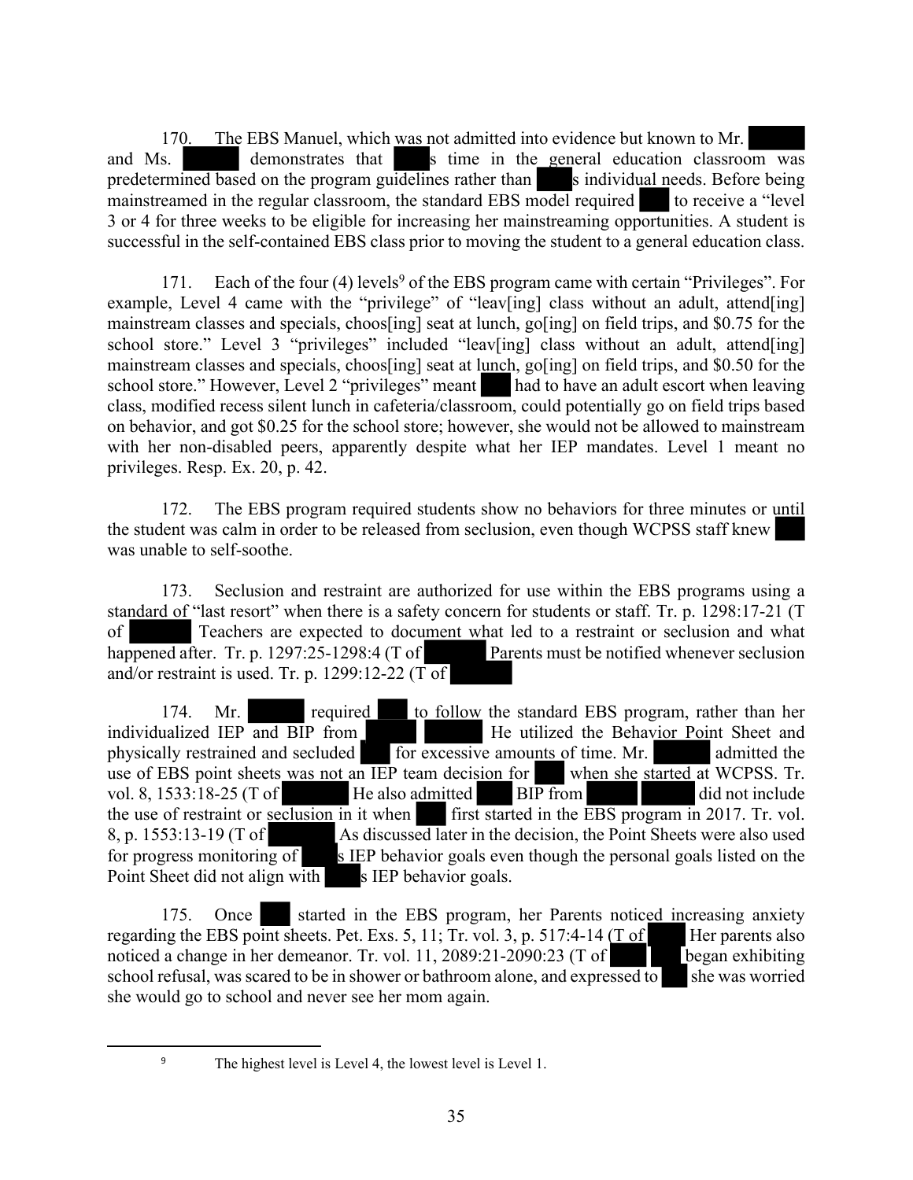170. The EBS Manuel, which was not admitted into evidence but known to Mr. ████ and Ms. ████ demonstrates that ███s time in the general education classroom was predetermined based on the program guidelines rather than ███s individual needs. Before being mainstreamed in the regular classroom, the standard EBS model required ███ to receive a "level 3 or 4 for three weeks to be eligible for increasing her mainstreaming opportunities. A student is successful in the self-contained EBS class prior to moving the student to a general education class.

171. Each of the four (4) levels[9] of the EBS program came with certain "Privileges". For example, Level 4 came with the "privilege" of "leav[ing] class without an adult, attend[ing] mainstream classes and specials, choos[ing] seat at lunch, go[ing] on field trips, and $0.75 for the school store." Level 3 "privileges" included "leav[ing] class without an adult, attend[ing] mainstream classes and specials, choos[ing] seat at lunch, go[ing] on field trips, and $0.50 for the school store." However, Level 2 "privileges" meant ███ had to have an adult escort when leaving class, modified recess silent lunch in cafeteria/classroom, could potentially go on field trips based on behavior, and got $0.25 for the school store; however, she would not be allowed to mainstream with her non-disabled peers, apparently despite what her IEP mandates. Level 1 meant no privileges. Resp. Ex. 20, p. 42.

172. The EBS program required students show no behaviors for three minutes or until the student was calm in order to be released from seclusion, even though WCPSS staff knew ███ was unable to self-soothe.

173. Seclusion and restraint are authorized for use within the EBS programs using a standard of "last resort" when there is a safety concern for students or staff. Tr. p. 1298:17-21 (T of ████ Teachers are expected to document what led to a restraint or seclusion and what happened after. Tr. p. 1297:25-1298:4 (T of ████ Parents must be notified whenever seclusion and/or restraint is used. Tr. p. 1299:12-22 (T of ████

174. Mr. ████ required ███ to follow the standard EBS program, rather than her individualized IEP and BIP from ████ ████ He utilized the Behavior Point Sheet and physically restrained and secluded ███ for excessive amounts of time. Mr. ████ admitted the use of EBS point sheets was not an IEP team decision for ███ when she started at WCPSS. Tr. vol. 8, 1533:18-25 (T of ████ He also admitted ███ BIP from ████ ████ did not include the use of restraint or seclusion in it when ███ first started in the EBS program in 2017. Tr. vol. 8, p. 1553:13-19 (T of ████ As discussed later in the decision, the Point Sheets were also used for progress monitoring of ███s IEP behavior goals even though the personal goals listed on the Point Sheet did not align with ███s IEP behavior goals.

175. Once ███ started in the EBS program, her Parents noticed increasing anxiety regarding the EBS point sheets. Pet. Exs. 5, 11; Tr. vol. 3, p. 517:4-14 (T of ███ Her parents also noticed a change in her demeanor. Tr. vol. 11, 2089:21-2090:23 (T of ████ ███ began exhibiting school refusal, was scared to be in shower or bathroom alone, and expressed to ███ she was worried she would go to school and never see her mom again.

---

[9] The highest level is Level 4, the lowest level is Level 1.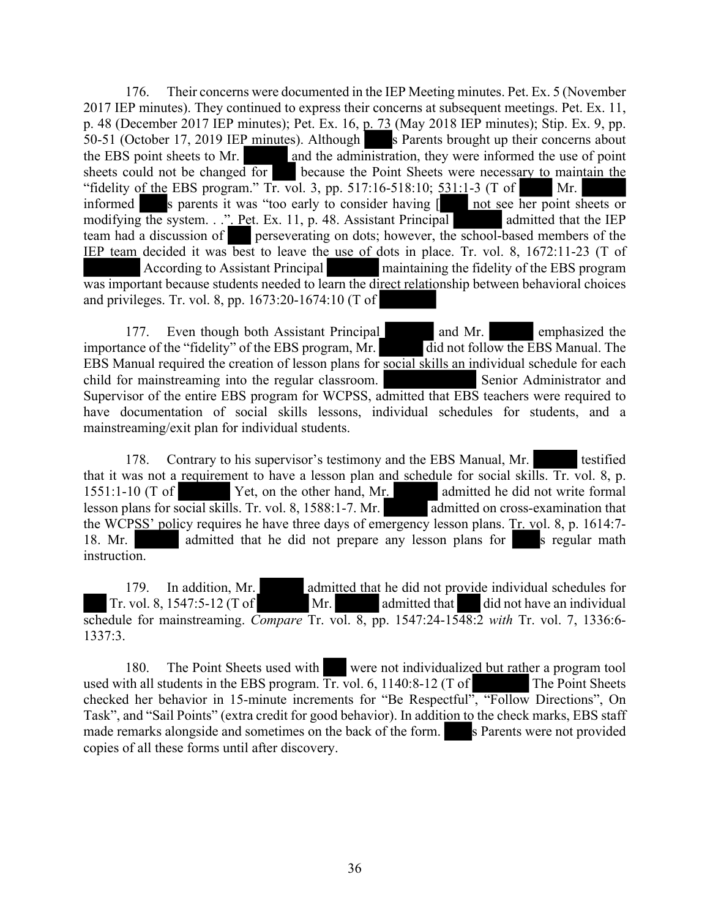176. Their concerns were documented in the IEP Meeting minutes. Pet. Ex. 5 (November 2017 IEP minutes). They continued to express their concerns at subsequent meetings. Pet. Ex. 11, p. 48 (December 2017 IEP minutes); Pet. Ex. 16, p. 73 (May 2018 IEP minutes); Stip. Ex. 9, pp. 50-51 (October 17, 2019 IEP minutes). Although s Parents brought up their concerns about the EBS point sheets to Mr. and the administration, they were informed the use of point sheets could not be changed for because the Point Sheets were necessary to maintain the "fidelity of the EBS program." Tr. vol. 3, pp. 517:16-518:10; 531:1-3 (T of Mr. informed s parents it was "too early to consider having [ not see her point sheets or modifying the system. . .". Pet. Ex. 11, p. 48. Assistant Principal admitted that the IEP team had a discussion of perseverating on dots; however, the school-based members of the IEP team decided it was best to leave the use of dots in place. Tr. vol. 8, 1672:11-23 (T of According to Assistant Principal maintaining the fidelity of the EBS program was important because students needed to learn the direct relationship between behavioral choices and privileges. Tr. vol. 8, pp. 1673:20-1674:10 (T of

177. Even though both Assistant Principal and Mr. emphasized the importance of the "fidelity" of the EBS program, Mr. did not follow the EBS Manual. The EBS Manual required the creation of lesson plans for social skills an individual schedule for each child for mainstreaming into the regular classroom. Senior Administrator and Supervisor of the entire EBS program for WCPSS, admitted that EBS teachers were required to have documentation of social skills lessons, individual schedules for students, and a mainstreaming/exit plan for individual students.

178. Contrary to his supervisor's testimony and the EBS Manual, Mr. testified that it was not a requirement to have a lesson plan and schedule for social skills. Tr. vol. 8, p. 1551:1-10 (T of Yet, on the other hand, Mr. admitted he did not write formal lesson plans for social skills. Tr. vol. 8, 1588:1-7. Mr. admitted on cross-examination that the WCPSS' policy requires he have three days of emergency lesson plans. Tr. vol. 8, p. 1614:7-18. Mr. admitted that he did not prepare any lesson plans for s regular math instruction.

179. In addition, Mr. admitted that he did not provide individual schedules for Tr. vol. 8, 1547:5-12 (T of Mr. admitted that did not have an individual schedule for mainstreaming. *Compare* Tr. vol. 8, pp. 1547:24-1548:2 *with* Tr. vol. 7, 1336:6-1337:3.

180. The Point Sheets used with were not individualized but rather a program tool used with all students in the EBS program. Tr. vol. 6, 1140:8-12 (T of The Point Sheets checked her behavior in 15-minute increments for "Be Respectful", "Follow Directions", On Task", and "Sail Points" (extra credit for good behavior). In addition to the check marks, EBS staff made remarks alongside and sometimes on the back of the form. s Parents were not provided copies of all these forms until after discovery.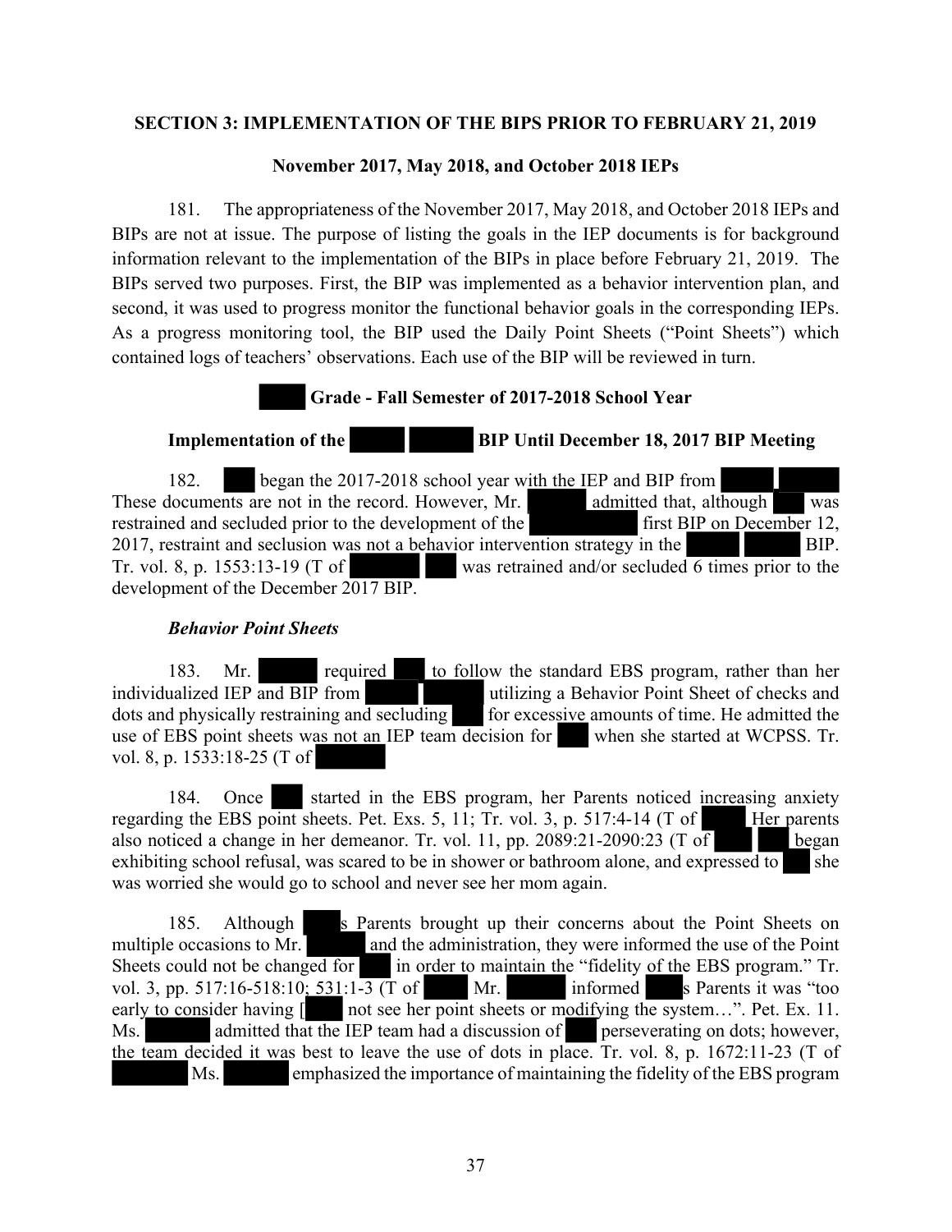**SECTION 3: IMPLEMENTATION OF THE BIPS PRIOR TO FEBRUARY 21, 2019**

**November 2017, May 2018, and October 2018 IEPs**

181. The appropriateness of the November 2017, May 2018, and October 2018 IEPs and BIPs are not at issue. The purpose of listing the goals in the IEP documents is for background information relevant to the implementation of the BIPs in place before February 21, 2019. The BIPs served two purposes. First, the BIP was implemented as a behavior intervention plan, and second, it was used to progress monitor the functional behavior goals in the corresponding IEPs. As a progress monitoring tool, the BIP used the Daily Point Sheets ("Point Sheets") which contained logs of teachers' observations. Each use of the BIP will be reviewed in turn.

**Grade - Fall Semester of 2017-2018 School Year**

**Implementation of the BIP Until December 18, 2017 BIP Meeting**

182. began the 2017-2018 school year with the IEP and BIP from These documents are not in the record. However, Mr. admitted that, although was restrained and secluded prior to the development of the first BIP on December 12, 2017, restraint and seclusion was not a behavior intervention strategy in the BIP. Tr. vol. 8, p. 1553:13-19 (T of was retrained and/or secluded 6 times prior to the development of the December 2017 BIP.

***Behavior Point Sheets***

183. Mr. required to follow the standard EBS program, rather than her individualized IEP and BIP from utilizing a Behavior Point Sheet of checks and dots and physically restraining and secluding for excessive amounts of time. He admitted the use of EBS point sheets was not an IEP team decision for when she started at WCPSS. Tr. vol. 8, p. 1533:18-25 (T of

184. Once started in the EBS program, her Parents noticed increasing anxiety regarding the EBS point sheets. Pet. Exs. 5, 11; Tr. vol. 3, p. 517:4-14 (T of Her parents also noticed a change in her demeanor. Tr. vol. 11, pp. 2089:21-2090:23 (T of began exhibiting school refusal, was scared to be in shower or bathroom alone, and expressed to she was worried she would go to school and never see her mom again.

185. Although s Parents brought up their concerns about the Point Sheets on multiple occasions to Mr. and the administration, they were informed the use of the Point Sheets could not be changed for in order to maintain the "fidelity of the EBS program." Tr. vol. 3, pp. 517:16-518:10; 531:1-3 (T of Mr. informed s Parents it was "too early to consider having [ not see her point sheets or modifying the system…". Pet. Ex. 11. Ms. admitted that the IEP team had a discussion of perseverating on dots; however, the team decided it was best to leave the use of dots in place. Tr. vol. 8, p. 1672:11-23 (T of Ms. emphasized the importance of maintaining the fidelity of the EBS program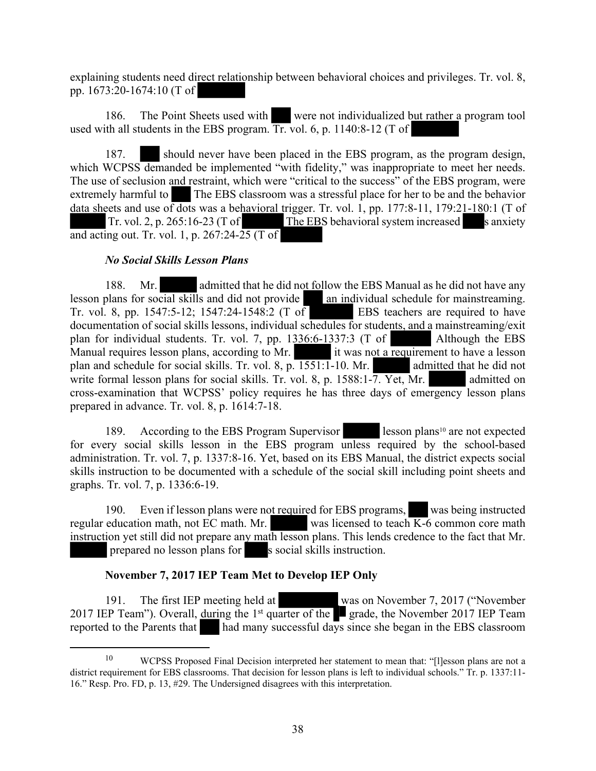explaining students need direct relationship between behavioral choices and privileges. Tr. vol. 8, pp. 1673:20-1674:10 (T of

186. The Point Sheets used with were not individualized but rather a program tool used with all students in the EBS program. Tr. vol. 6, p. 1140:8-12 (T of

187. should never have been placed in the EBS program, as the program design, which WCPSS demanded be implemented "with fidelity," was inappropriate to meet her needs. The use of seclusion and restraint, which were "critical to the success" of the EBS program, were extremely harmful to The EBS classroom was a stressful place for her to be and the behavior data sheets and use of dots was a behavioral trigger. Tr. vol. 1, pp. 177:8-11, 179:21-180:1 (T of Tr. vol. 2, p. 265:16-23 (T of The EBS behavioral system increased s anxiety and acting out. Tr. vol. 1, p. 267:24-25 (T of

### *No Social Skills Lesson Plans*

188. Mr. admitted that he did not follow the EBS Manual as he did not have any lesson plans for social skills and did not provide an individual schedule for mainstreaming. Tr. vol. 8, pp. 1547:5-12; 1547:24-1548:2 (T of EBS teachers are required to have documentation of social skills lessons, individual schedules for students, and a mainstreaming/exit plan for individual students. Tr. vol. 7, pp. 1336:6-1337:3 (T of Although the EBS Manual requires lesson plans, according to Mr. it was not a requirement to have a lesson plan and schedule for social skills. Tr. vol. 8, p. 1551:1-10. Mr. admitted that he did not write formal lesson plans for social skills. Tr. vol. 8, p. 1588:1-7. Yet, Mr. admitted on cross-examination that WCPSS' policy requires he has three days of emergency lesson plans prepared in advance. Tr. vol. 8, p. 1614:7-18.

189. According to the EBS Program Supervisor lesson plans[10] are not expected for every social skills lesson in the EBS program unless required by the school-based administration. Tr. vol. 7, p. 1337:8-16. Yet, based on its EBS Manual, the district expects social skills instruction to be documented with a schedule of the social skill including point sheets and graphs. Tr. vol. 7, p. 1336:6-19.

190. Even if lesson plans were not required for EBS programs, was being instructed regular education math, not EC math. Mr. was licensed to teach K-6 common core math instruction yet still did not prepare any math lesson plans. This lends credence to the fact that Mr. prepared no lesson plans for s social skills instruction.

### **November 7, 2017 IEP Team Met to Develop IEP Only**

191. The first IEP meeting held at was on November 7, 2017 ("November 2017 IEP Team"). Overall, during the 1st quarter of the grade, the November 2017 IEP Team reported to the Parents that had many successful days since she began in the EBS classroom

---

[10] WCPSS Proposed Final Decision interpreted her statement to mean that: "[l]esson plans are not a district requirement for EBS classrooms. That decision for lesson plans is left to individual schools." Tr. p. 1337:11-16." Resp. Pro. FD, p. 13, #29. The Undersigned disagrees with this interpretation.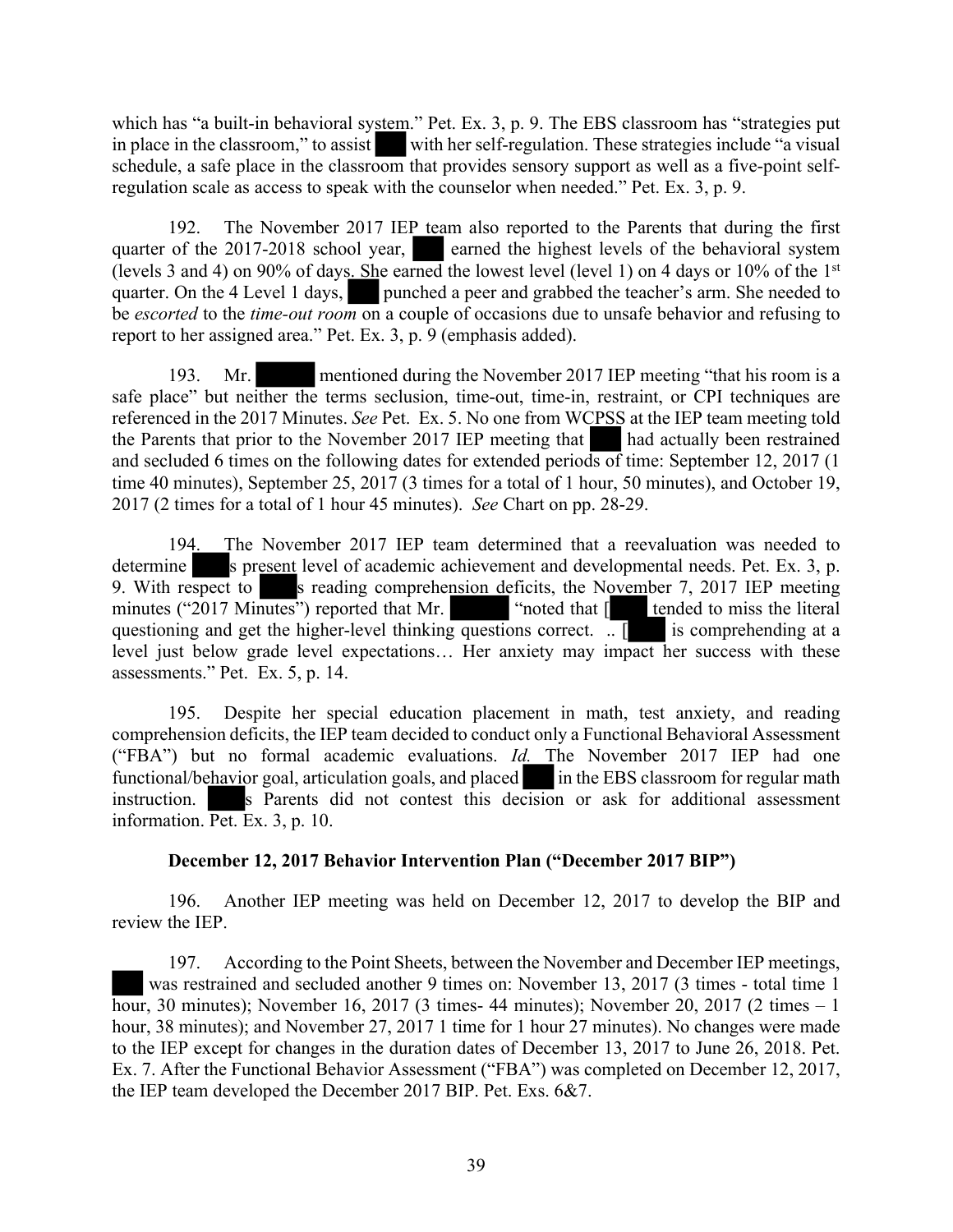which has "a built-in behavioral system." Pet. Ex. 3, p. 9. The EBS classroom has "strategies put in place in the classroom," to assist ███ with her self-regulation. These strategies include "a visual schedule, a safe place in the classroom that provides sensory support as well as a five-point self-regulation scale as access to speak with the counselor when needed." Pet. Ex. 3, p. 9.

192. The November 2017 IEP team also reported to the Parents that during the first quarter of the 2017-2018 school year, ███ earned the highest levels of the behavioral system (levels 3 and 4) on 90% of days. She earned the lowest level (level 1) on 4 days or 10% of the 1st quarter. On the 4 Level 1 days, ███ punched a peer and grabbed the teacher's arm. She needed to be *escorted* to the *time-out room* on a couple of occasions due to unsafe behavior and refusing to report to her assigned area." Pet. Ex. 3, p. 9 (emphasis added).

193. Mr. ███ mentioned during the November 2017 IEP meeting "that his room is a safe place" but neither the terms seclusion, time-out, time-in, restraint, or CPI techniques are referenced in the 2017 Minutes. *See* Pet. Ex. 5. No one from WCPSS at the IEP team meeting told the Parents that prior to the November 2017 IEP meeting that ███ had actually been restrained and secluded 6 times on the following dates for extended periods of time: September 12, 2017 (1 time 40 minutes), September 25, 2017 (3 times for a total of 1 hour, 50 minutes), and October 19, 2017 (2 times for a total of 1 hour 45 minutes). *See* Chart on pp. 28-29.

194. The November 2017 IEP team determined that a reevaluation was needed to determine ███s present level of academic achievement and developmental needs. Pet. Ex. 3, p. 9. With respect to ███s reading comprehension deficits, the November 7, 2017 IEP meeting minutes ("2017 Minutes") reported that Mr. ███ "noted that [███ tended to miss the literal questioning and get the higher-level thinking questions correct. .. [███ is comprehending at a level just below grade level expectations… Her anxiety may impact her success with these assessments." Pet. Ex. 5, p. 14.

195. Despite her special education placement in math, test anxiety, and reading comprehension deficits, the IEP team decided to conduct only a Functional Behavioral Assessment ("FBA") but no formal academic evaluations. *Id.* The November 2017 IEP had one functional/behavior goal, articulation goals, and placed ███ in the EBS classroom for regular math instruction. ███s Parents did not contest this decision or ask for additional assessment information. Pet. Ex. 3, p. 10.

**December 12, 2017 Behavior Intervention Plan ("December 2017 BIP")**

196. Another IEP meeting was held on December 12, 2017 to develop the BIP and review the IEP.

197. According to the Point Sheets, between the November and December IEP meetings, ███ was restrained and secluded another 9 times on: November 13, 2017 (3 times - total time 1 hour, 30 minutes); November 16, 2017 (3 times- 44 minutes); November 20, 2017 (2 times – 1 hour, 38 minutes); and November 27, 2017 1 time for 1 hour 27 minutes). No changes were made to the IEP except for changes in the duration dates of December 13, 2017 to June 26, 2018. Pet. Ex. 7. After the Functional Behavior Assessment ("FBA") was completed on December 12, 2017, the IEP team developed the December 2017 BIP. Pet. Exs. 6&7.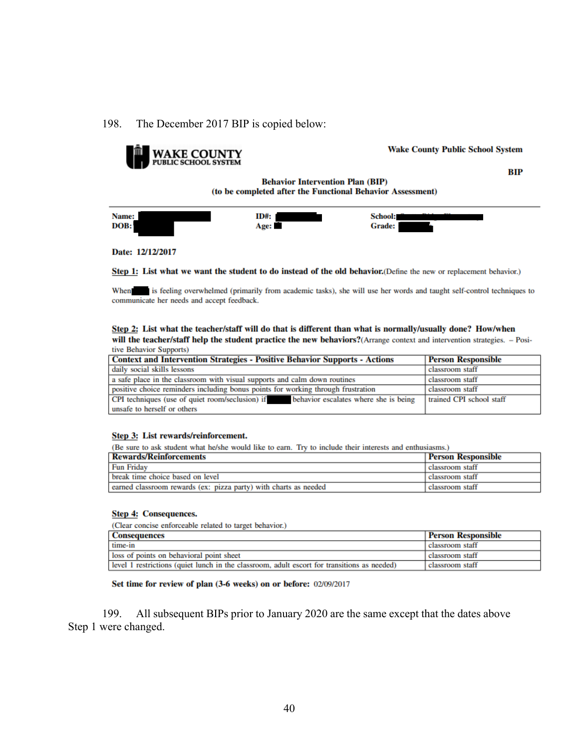198. The December 2017 BIP is copied below:

**WAKE COUNTY PUBLIC SCHOOL SYSTEM**

**Wake County Public School System**

**BIP**

**Behavior Intervention Plan (BIP)**
**(to be completed after the Functional Behavior Assessment)**

**Name:** ██████ **ID#:** ██████ **School:** ██████
**DOB:** ██████ **Age:** ██ **Grade:** ██████

**Date: 12/12/2017**

**Step 1: List what we want the student to do instead of the old behavior.** (Define the new or replacement behavior.)

When ████ is feeling overwhelmed (primarily from academic tasks), she will use her words and taught self-control techniques to communicate her needs and accept feedback.

**Step 2: List what the teacher/staff will do that is different than what is normally/usually done? How/when will the teacher/staff help the student practice the new behaviors?** (Arrange context and intervention strategies. – Positive Behavior Supports)

| Context and Intervention Strategies - Positive Behavior Supports - Actions | Person Responsible |
|---|---|
| daily social skills lessons | classroom staff |
| a safe place in the classroom with visual supports and calm down routines | classroom staff |
| positive choice reminders including bonus points for working through frustration | classroom staff |
| CPI techniques (use of quiet room/seclusion) if ████ behavior escalates where she is being unsafe to herself or others | trained CPI school staff |

**Step 3: List rewards/reinforcement.**
(Be sure to ask student what he/she would like to earn. Try to include their interests and enthusiasms.)

| Rewards/Reinforcements | Person Responsible |
|---|---|
| Fun Friday | classroom staff |
| break time choice based on level | classroom staff |
| earned classroom rewards (ex: pizza party) with charts as needed | classroom staff |

**Step 4: Consequences.**
(Clear concise enforceable related to target behavior.)

| Consequences | Person Responsible |
|---|---|
| time-in | classroom staff |
| loss of points on behavioral point sheet | classroom staff |
| level 1 restrictions (quiet lunch in the classroom, adult escort for transitions as needed) | classroom staff |

**Set time for review of plan (3-6 weeks) on or before:** 02/09/2017

199. All subsequent BIPs prior to January 2020 are the same except that the dates above Step 1 were changed.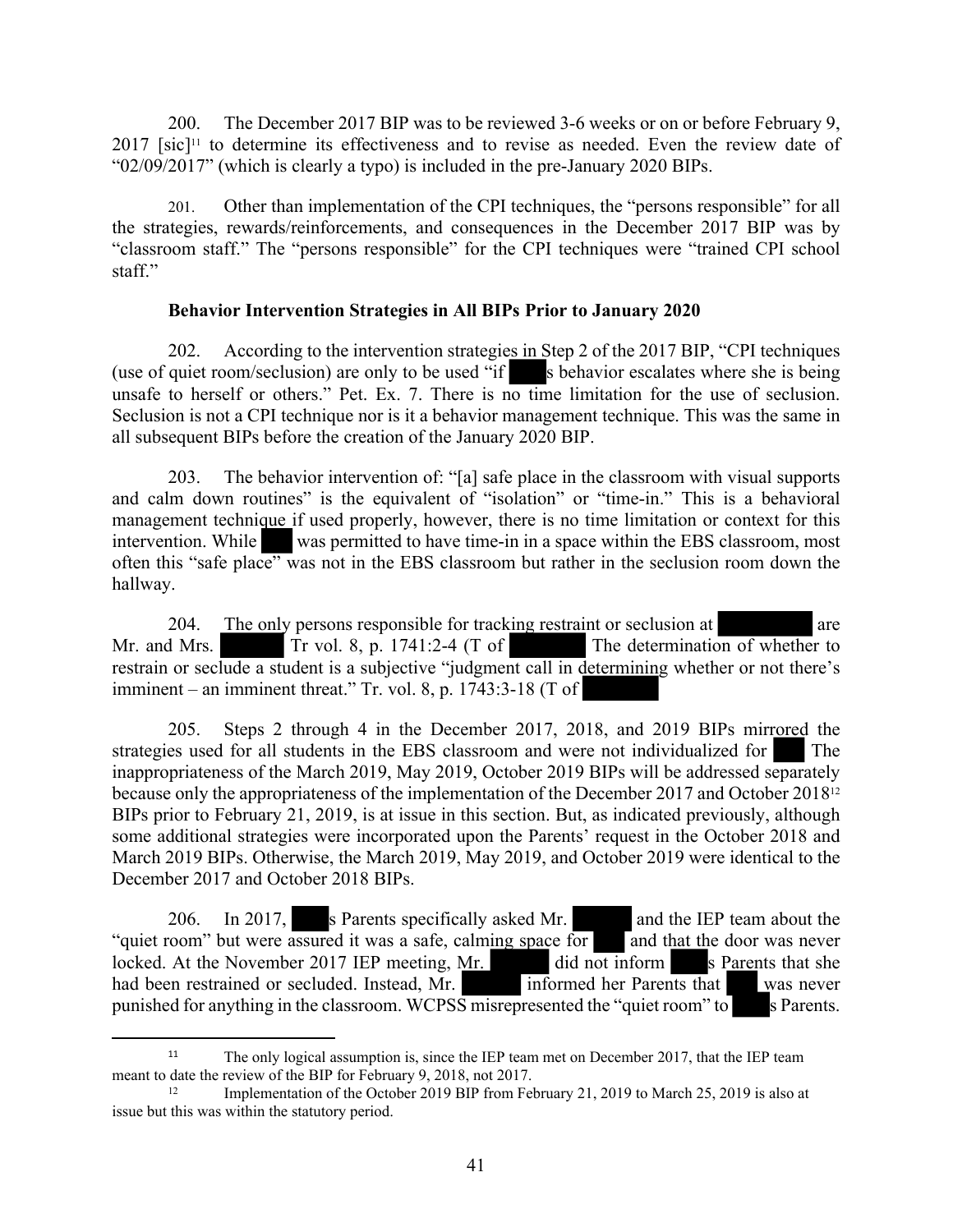200. The December 2017 BIP was to be reviewed 3-6 weeks or on or before February 9, 2017 [sic][11] to determine its effectiveness and to revise as needed. Even the review date of "02/09/2017" (which is clearly a typo) is included in the pre-January 2020 BIPs.

201. Other than implementation of the CPI techniques, the "persons responsible" for all the strategies, rewards/reinforcements, and consequences in the December 2017 BIP was by "classroom staff." The "persons responsible" for the CPI techniques were "trained CPI school staff."

**Behavior Intervention Strategies in All BIPs Prior to January 2020**

202. According to the intervention strategies in Step 2 of the 2017 BIP, "CPI techniques (use of quiet room/seclusion) are only to be used "if s behavior escalates where she is being unsafe to herself or others." Pet. Ex. 7. There is no time limitation for the use of seclusion. Seclusion is not a CPI technique nor is it a behavior management technique. This was the same in all subsequent BIPs before the creation of the January 2020 BIP.

203. The behavior intervention of: "[a] safe place in the classroom with visual supports and calm down routines" is the equivalent of "isolation" or "time-in." This is a behavioral management technique if used properly, however, there is no time limitation or context for this intervention. While was permitted to have time-in in a space within the EBS classroom, most often this "safe place" was not in the EBS classroom but rather in the seclusion room down the hallway.

204. The only persons responsible for tracking restraint or seclusion at are Mr. and Mrs. Tr vol. 8, p. 1741:2-4 (T of The determination of whether to restrain or seclude a student is a subjective "judgment call in determining whether or not there's imminent – an imminent threat." Tr. vol. 8, p. 1743:3-18 (T of

205. Steps 2 through 4 in the December 2017, 2018, and 2019 BIPs mirrored the strategies used for all students in the EBS classroom and were not individualized for The inappropriateness of the March 2019, May 2019, October 2019 BIPs will be addressed separately because only the appropriateness of the implementation of the December 2017 and October 2018[12] BIPs prior to February 21, 2019, is at issue in this section. But, as indicated previously, although some additional strategies were incorporated upon the Parents' request in the October 2018 and March 2019 BIPs. Otherwise, the March 2019, May 2019, and October 2019 were identical to the December 2017 and October 2018 BIPs.

206. In 2017, s Parents specifically asked Mr. and the IEP team about the "quiet room" but were assured it was a safe, calming space for and that the door was never locked. At the November 2017 IEP meeting, Mr. did not inform s Parents that she had been restrained or secluded. Instead, Mr. informed her Parents that was never punished for anything in the classroom. WCPSS misrepresented the "quiet room" to s Parents.

---

[11] The only logical assumption is, since the IEP team met on December 2017, that the IEP team meant to date the review of the BIP for February 9, 2018, not 2017.

[12] Implementation of the October 2019 BIP from February 21, 2019 to March 25, 2019 is also at issue but this was within the statutory period.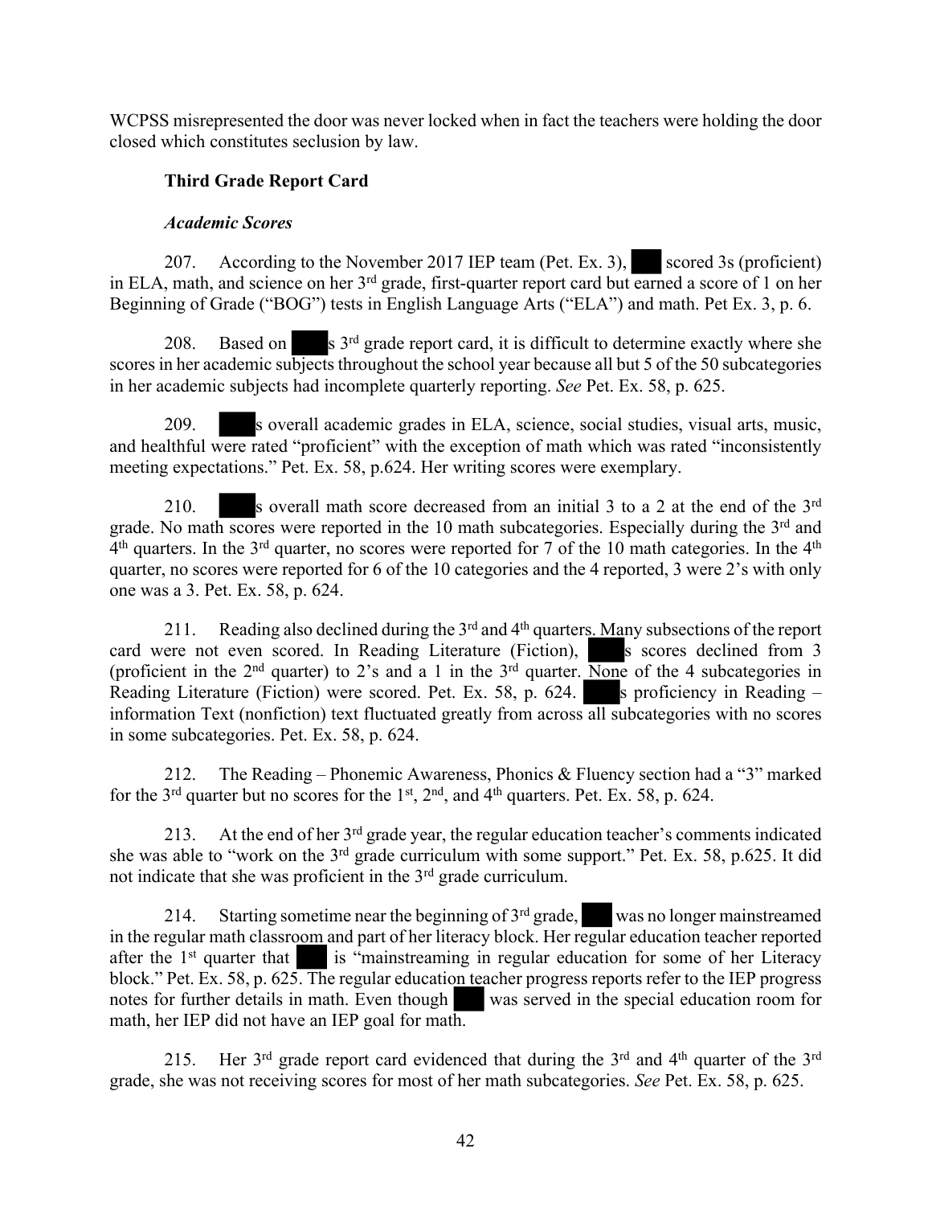WCPSS misrepresented the door was never locked when in fact the teachers were holding the door closed which constitutes seclusion by law.

**Third Grade Report Card**

***Academic Scores***

207. According to the November 2017 IEP team (Pet. Ex. 3), ███ scored 3s (proficient) in ELA, math, and science on her 3rd grade, first-quarter report card but earned a score of 1 on her Beginning of Grade ("BOG") tests in English Language Arts ("ELA") and math. Pet Ex. 3, p. 6.

208. Based on ███s 3rd grade report card, it is difficult to determine exactly where she scores in her academic subjects throughout the school year because all but 5 of the 50 subcategories in her academic subjects had incomplete quarterly reporting. *See* Pet. Ex. 58, p. 625.

209. ███s overall academic grades in ELA, science, social studies, visual arts, music, and healthful were rated "proficient" with the exception of math which was rated "inconsistently meeting expectations." Pet. Ex. 58, p.624. Her writing scores were exemplary.

210. ███s overall math score decreased from an initial 3 to a 2 at the end of the 3rd grade. No math scores were reported in the 10 math subcategories. Especially during the 3rd and 4th quarters. In the 3rd quarter, no scores were reported for 7 of the 10 math categories. In the 4th quarter, no scores were reported for 6 of the 10 categories and the 4 reported, 3 were 2's with only one was a 3. Pet. Ex. 58, p. 624.

211. Reading also declined during the 3rd and 4th quarters. Many subsections of the report card were not even scored. In Reading Literature (Fiction), ███s scores declined from 3 (proficient in the 2nd quarter) to 2's and a 1 in the 3rd quarter. None of the 4 subcategories in Reading Literature (Fiction) were scored. Pet. Ex. 58, p. 624. ███s proficiency in Reading – information Text (nonfiction) text fluctuated greatly from across all subcategories with no scores in some subcategories. Pet. Ex. 58, p. 624.

212. The Reading – Phonemic Awareness, Phonics & Fluency section had a "3" marked for the 3rd quarter but no scores for the 1st, 2nd, and 4th quarters. Pet. Ex. 58, p. 624.

213. At the end of her 3rd grade year, the regular education teacher's comments indicated she was able to "work on the 3rd grade curriculum with some support." Pet. Ex. 58, p.625. It did not indicate that she was proficient in the 3rd grade curriculum.

214. Starting sometime near the beginning of 3rd grade, ███ was no longer mainstreamed in the regular math classroom and part of her literacy block. Her regular education teacher reported after the 1st quarter that ███ is "mainstreaming in regular education for some of her Literacy block." Pet. Ex. 58, p. 625. The regular education teacher progress reports refer to the IEP progress notes for further details in math. Even though ███ was served in the special education room for math, her IEP did not have an IEP goal for math.

215. Her 3rd grade report card evidenced that during the 3rd and 4th quarter of the 3rd grade, she was not receiving scores for most of her math subcategories. *See* Pet. Ex. 58, p. 625.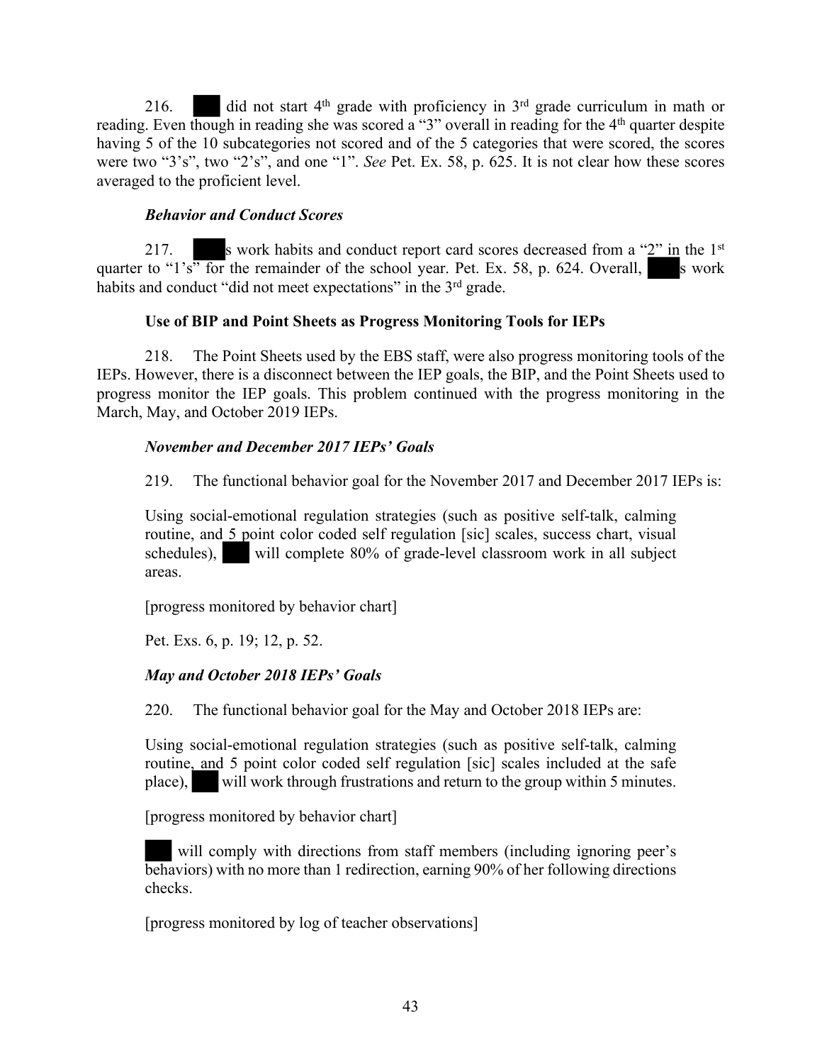216. ███ did not start 4th grade with proficiency in 3rd grade curriculum in math or reading. Even though in reading she was scored a "3" overall in reading for the 4th quarter despite having 5 of the 10 subcategories not scored and of the 5 categories that were scored, the scores were two "3's", two "2's", and one "1". *See* Pet. Ex. 58, p. 625. It is not clear how these scores averaged to the proficient level.

***Behavior and Conduct Scores***

217. ████s work habits and conduct report card scores decreased from a "2" in the 1st quarter to "1's" for the remainder of the school year. Pet. Ex. 58, p. 624. Overall, ████s work habits and conduct "did not meet expectations" in the 3rd grade.

**Use of BIP and Point Sheets as Progress Monitoring Tools for IEPs**

218. The Point Sheets used by the EBS staff, were also progress monitoring tools of the IEPs. However, there is a disconnect between the IEP goals, the BIP, and the Point Sheets used to progress monitor the IEP goals. This problem continued with the progress monitoring in the March, May, and October 2019 IEPs.

***November and December 2017 IEPs' Goals***

219. The functional behavior goal for the November 2017 and December 2017 IEPs is:

> Using social-emotional regulation strategies (such as positive self-talk, calming routine, and 5 point color coded self regulation [sic] scales, success chart, visual schedules), ███ will complete 80% of grade-level classroom work in all subject areas.
>
> [progress monitored by behavior chart]
>
> Pet. Exs. 6, p. 19; 12, p. 52.

***May and October 2018 IEPs' Goals***

220. The functional behavior goal for the May and October 2018 IEPs are:

> Using social-emotional regulation strategies (such as positive self-talk, calming routine, and 5 point color coded self regulation [sic] scales included at the safe place), ███ will work through frustrations and return to the group within 5 minutes.
>
> [progress monitored by behavior chart]
>
> ███ will comply with directions from staff members (including ignoring peer's behaviors) with no more than 1 redirection, earning 90% of her following directions checks.
>
> [progress monitored by log of teacher observations]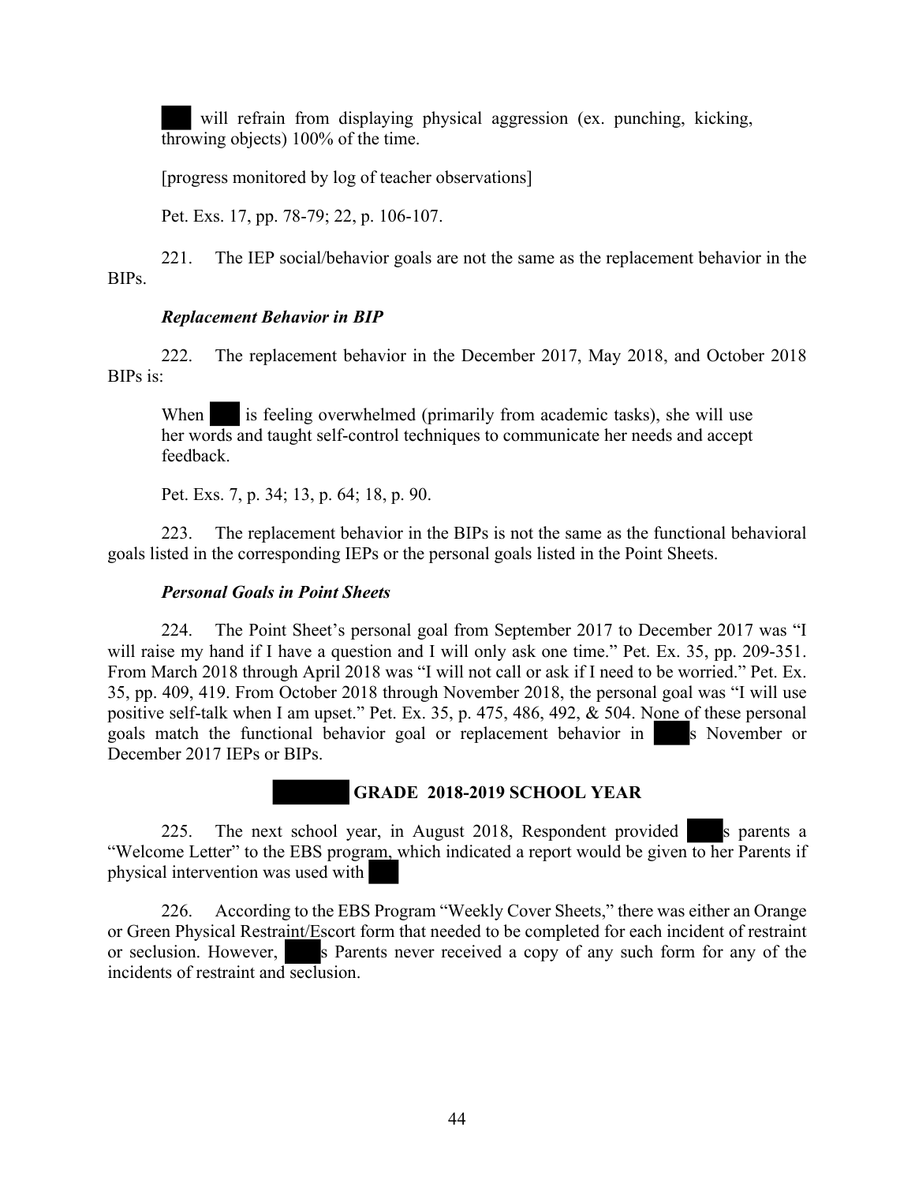will refrain from displaying physical aggression (ex. punching, kicking, throwing objects) 100% of the time.

> [progress monitored by log of teacher observations]
>
> Pet. Exs. 17, pp. 78-79; 22, p. 106-107.

221. The IEP social/behavior goals are not the same as the replacement behavior in the BIPs.

***Replacement Behavior in BIP***

222. The replacement behavior in the December 2017, May 2018, and October 2018 BIPs is:

> When is feeling overwhelmed (primarily from academic tasks), she will use her words and taught self-control techniques to communicate her needs and accept feedback.
>
> Pet. Exs. 7, p. 34; 13, p. 64; 18, p. 90.

223. The replacement behavior in the BIPs is not the same as the functional behavioral goals listed in the corresponding IEPs or the personal goals listed in the Point Sheets.

***Personal Goals in Point Sheets***

224. The Point Sheet's personal goal from September 2017 to December 2017 was "I will raise my hand if I have a question and I will only ask one time." Pet. Ex. 35, pp. 209-351. From March 2018 through April 2018 was "I will not call or ask if I need to be worried." Pet. Ex. 35, pp. 409, 419. From October 2018 through November 2018, the personal goal was "I will use positive self-talk when I am upset." Pet. Ex. 35, p. 475, 486, 492, & 504. None of these personal goals match the functional behavior goal or replacement behavior in s November or December 2017 IEPs or BIPs.

## GRADE 2018-2019 SCHOOL YEAR

225. The next school year, in August 2018, Respondent provided s parents a "Welcome Letter" to the EBS program, which indicated a report would be given to her Parents if physical intervention was used with

226. According to the EBS Program "Weekly Cover Sheets," there was either an Orange or Green Physical Restraint/Escort form that needed to be completed for each incident of restraint or seclusion. However, s Parents never received a copy of any such form for any of the incidents of restraint and seclusion.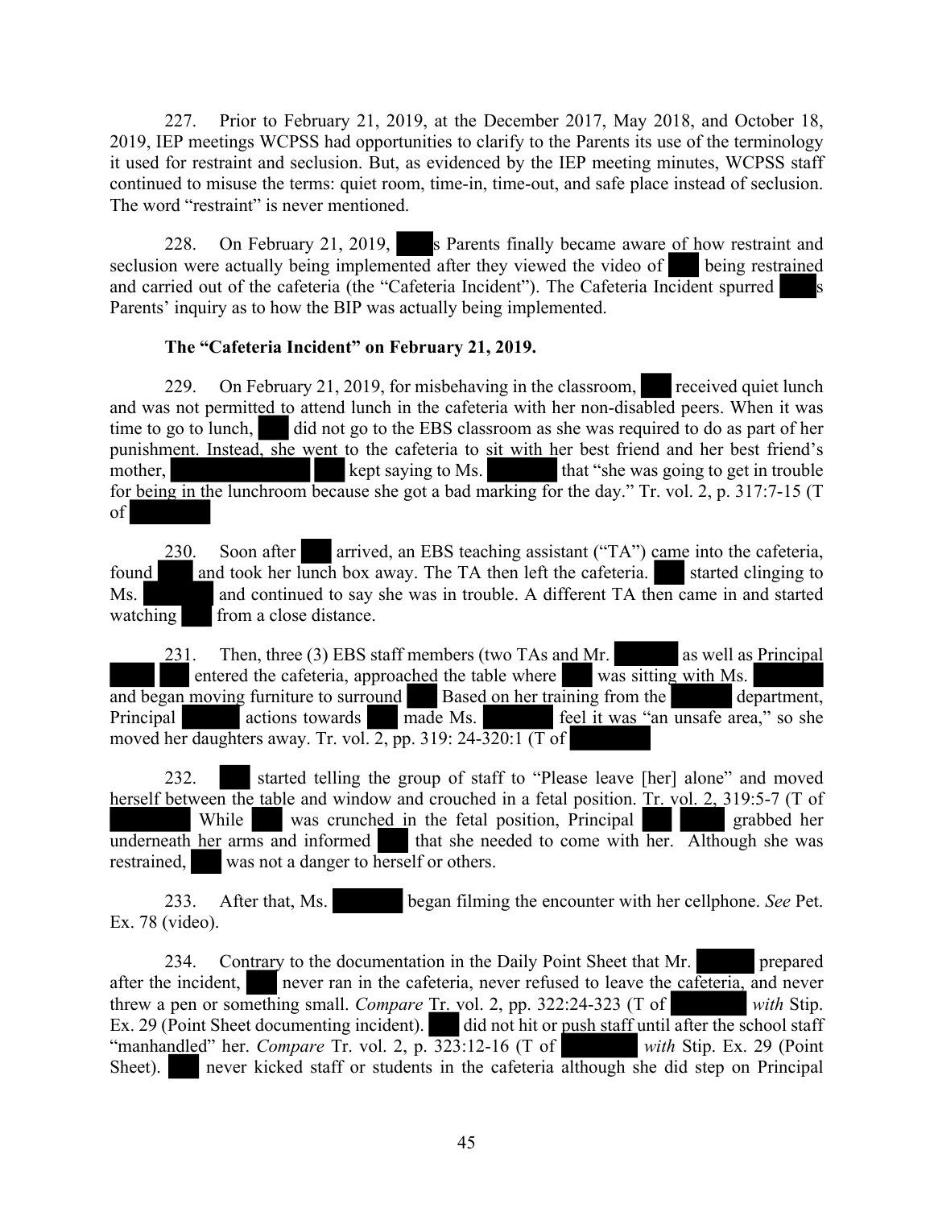227. Prior to February 21, 2019, at the December 2017, May 2018, and October 18, 2019, IEP meetings WCPSS had opportunities to clarify to the Parents its use of the terminology it used for restraint and seclusion. But, as evidenced by the IEP meeting minutes, WCPSS staff continued to misuse the terms: quiet room, time-in, time-out, and safe place instead of seclusion. The word "restraint" is never mentioned.

228. On February 21, 2019, s Parents finally became aware of how restraint and seclusion were actually being implemented after they viewed the video of being restrained and carried out of the cafeteria (the "Cafeteria Incident"). The Cafeteria Incident spurred s Parents' inquiry as to how the BIP was actually being implemented.

**The "Cafeteria Incident" on February 21, 2019.**

229. On February 21, 2019, for misbehaving in the classroom, received quiet lunch and was not permitted to attend lunch in the cafeteria with her non-disabled peers. When it was time to go to lunch, did not go to the EBS classroom as she was required to do as part of her punishment. Instead, she went to the cafeteria to sit with her best friend and her best friend's mother, kept saying to Ms. that "she was going to get in trouble for being in the lunchroom because she got a bad marking for the day." Tr. vol. 2, p. 317:7-15 (T of

230. Soon after arrived, an EBS teaching assistant ("TA") came into the cafeteria, found and took her lunch box away. The TA then left the cafeteria. started clinging to Ms. and continued to say she was in trouble. A different TA then came in and started watching from a close distance.

231. Then, three (3) EBS staff members (two TAs and Mr. as well as Principal entered the cafeteria, approached the table where was sitting with Ms. and began moving furniture to surround Based on her training from the department, Principal actions towards made Ms. feel it was "an unsafe area," so she moved her daughters away. Tr. vol. 2, pp. 319: 24-320:1 (T of

232. started telling the group of staff to "Please leave [her] alone" and moved herself between the table and window and crouched in a fetal position. Tr. vol. 2, 319:5-7 (T of While was crunched in the fetal position, Principal grabbed her underneath her arms and informed that she needed to come with her. Although she was restrained, was not a danger to herself or others.

233. After that, Ms. began filming the encounter with her cellphone. *See* Pet. Ex. 78 (video).

234. Contrary to the documentation in the Daily Point Sheet that Mr. prepared after the incident, never ran in the cafeteria, never refused to leave the cafeteria, and never threw a pen or something small. *Compare* Tr. vol. 2, pp. 322:24-323 (T of *with* Stip. Ex. 29 (Point Sheet documenting incident). did not hit or push staff until after the school staff "manhandled" her. *Compare* Tr. vol. 2, p. 323:12-16 (T of *with* Stip. Ex. 29 (Point Sheet). never kicked staff or students in the cafeteria although she did step on Principal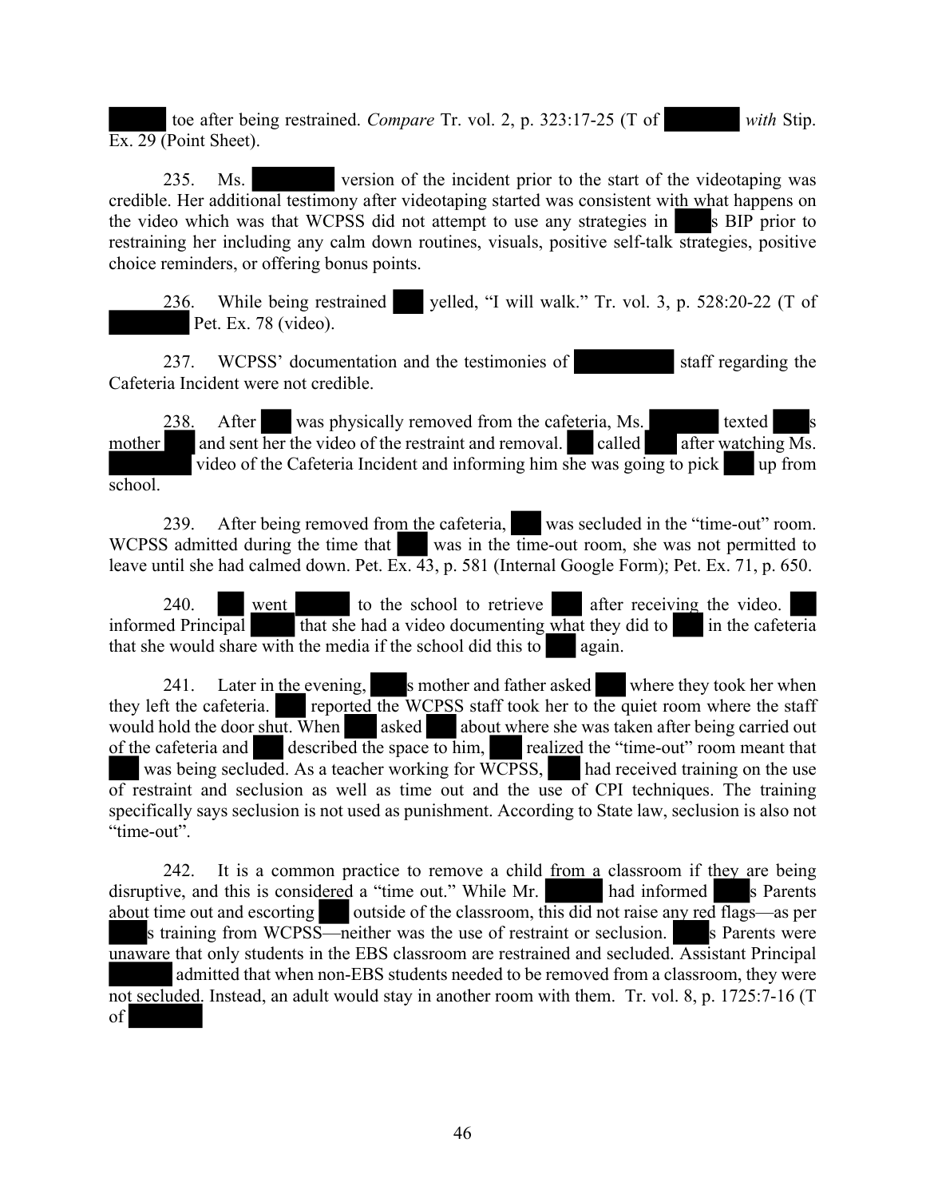toe after being restrained. *Compare* Tr. vol. 2, p. 323:17-25 (T of *with* Stip. Ex. 29 (Point Sheet).

235. Ms. version of the incident prior to the start of the videotaping was credible. Her additional testimony after videotaping started was consistent with what happens on the video which was that WCPSS did not attempt to use any strategies in s BIP prior to restraining her including any calm down routines, visuals, positive self-talk strategies, positive choice reminders, or offering bonus points.

236. While being restrained yelled, "I will walk." Tr. vol. 3, p. 528:20-22 (T of Pet. Ex. 78 (video).

237. WCPSS' documentation and the testimonies of staff regarding the Cafeteria Incident were not credible.

238. After was physically removed from the cafeteria, Ms. texted s mother and sent her the video of the restraint and removal. called after watching Ms. video of the Cafeteria Incident and informing him she was going to pick up from school.

239. After being removed from the cafeteria, was secluded in the "time-out" room. WCPSS admitted during the time that was in the time-out room, she was not permitted to leave until she had calmed down. Pet. Ex. 43, p. 581 (Internal Google Form); Pet. Ex. 71, p. 650.

240. went to the school to retrieve after receiving the video. informed Principal that she had a video documenting what they did to in the cafeteria that she would share with the media if the school did this to again.

241. Later in the evening, s mother and father asked where they took her when they left the cafeteria. reported the WCPSS staff took her to the quiet room where the staff would hold the door shut. When asked about where she was taken after being carried out of the cafeteria and described the space to him, realized the "time-out" room meant that was being secluded. As a teacher working for WCPSS, had received training on the use of restraint and seclusion as well as time out and the use of CPI techniques. The training specifically says seclusion is not used as punishment. According to State law, seclusion is also not "time-out".

242. It is a common practice to remove a child from a classroom if they are being disruptive, and this is considered a "time out." While Mr. had informed s Parents about time out and escorting outside of the classroom, this did not raise any red flags—as per s training from WCPSS—neither was the use of restraint or seclusion. s Parents were unaware that only students in the EBS classroom are restrained and secluded. Assistant Principal admitted that when non-EBS students needed to be removed from a classroom, they were not secluded. Instead, an adult would stay in another room with them. Tr. vol. 8, p. 1725:7-16 (T of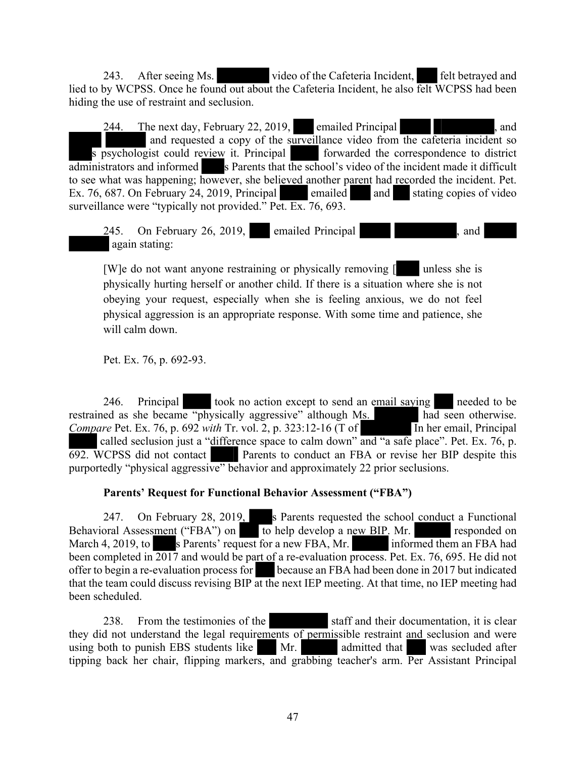243. After seeing Ms. video of the Cafeteria Incident, felt betrayed and lied to by WCPSS. Once he found out about the Cafeteria Incident, he also felt WCPSS had been hiding the use of restraint and seclusion.

244. The next day, February 22, 2019, emailed Principal , and and requested a copy of the surveillance video from the cafeteria incident so s psychologist could review it. Principal forwarded the correspondence to district administrators and informed s Parents that the school's video of the incident made it difficult to see what was happening; however, she believed another parent had recorded the incident. Pet. Ex. 76, 687. On February 24, 2019, Principal emailed and stating copies of video surveillance were "typically not provided." Pet. Ex. 76, 693.

245. On February 26, 2019, emailed Principal , and again stating:

> [W]e do not want anyone restraining or physically removing [ unless she is physically hurting herself or another child. If there is a situation where she is not obeying your request, especially when she is feeling anxious, we do not feel physical aggression is an appropriate response. With some time and patience, she will calm down.

Pet. Ex. 76, p. 692-93.

246. Principal took no action except to send an email saying needed to be restrained as she became "physically aggressive" although Ms. had seen otherwise. *Compare* Pet. Ex. 76, p. 692 *with* Tr. vol. 2, p. 323:12-16 (T of In her email, Principal called seclusion just a "difference space to calm down" and "a safe place". Pet. Ex. 76, p. 692. WCPSS did not contact Parents to conduct an FBA or revise her BIP despite this purportedly "physical aggressive" behavior and approximately 22 prior seclusions.

**Parents' Request for Functional Behavior Assessment ("FBA")**

247. On February 28, 2019, s Parents requested the school conduct a Functional Behavioral Assessment ("FBA") on to help develop a new BIP. Mr. responded on March 4, 2019, to s Parents' request for a new FBA, Mr. informed them an FBA had been completed in 2017 and would be part of a re-evaluation process. Pet. Ex. 76, 695. He did not offer to begin a re-evaluation process for because an FBA had been done in 2017 but indicated that the team could discuss revising BIP at the next IEP meeting. At that time, no IEP meeting had been scheduled.

238. From the testimonies of the staff and their documentation, it is clear they did not understand the legal requirements of permissible restraint and seclusion and were using both to punish EBS students like Mr. admitted that was secluded after tipping back her chair, flipping markers, and grabbing teacher's arm. Per Assistant Principal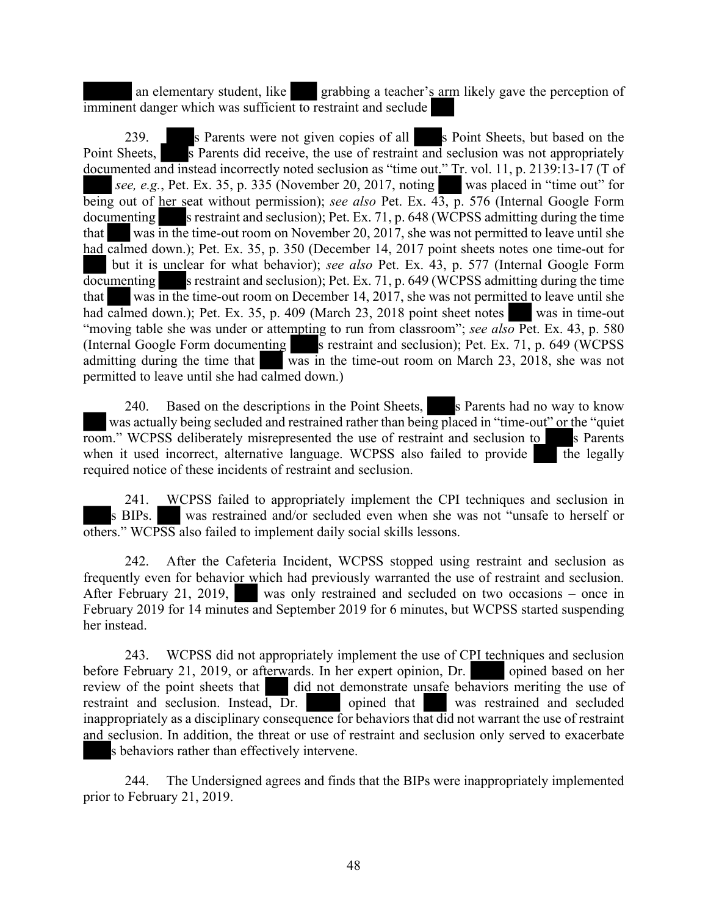an elementary student, like grabbing a teacher's arm likely gave the perception of imminent danger which was sufficient to restraint and seclude

239. s Parents were not given copies of all s Point Sheets, but based on the Point Sheets, s Parents did receive, the use of restraint and seclusion was not appropriately documented and instead incorrectly noted seclusion as "time out." Tr. vol. 11, p. 2139:13-17 (T of *see, e.g.*, Pet. Ex. 35, p. 335 (November 20, 2017, noting was placed in "time out" for being out of her seat without permission); *see also* Pet. Ex. 43, p. 576 (Internal Google Form documenting s restraint and seclusion); Pet. Ex. 71, p. 648 (WCPSS admitting during the time that was in the time-out room on November 20, 2017, she was not permitted to leave until she had calmed down.); Pet. Ex. 35, p. 350 (December 14, 2017 point sheets notes one time-out for but it is unclear for what behavior); *see also* Pet. Ex. 43, p. 577 (Internal Google Form documenting s restraint and seclusion); Pet. Ex. 71, p. 649 (WCPSS admitting during the time that was in the time-out room on December 14, 2017, she was not permitted to leave until she had calmed down.); Pet. Ex. 35, p. 409 (March 23, 2018 point sheet notes was in time-out "moving table she was under or attempting to run from classroom"; *see also* Pet. Ex. 43, p. 580 (Internal Google Form documenting s restraint and seclusion); Pet. Ex. 71, p. 649 (WCPSS admitting during the time that was in the time-out room on March 23, 2018, she was not permitted to leave until she had calmed down.)

240. Based on the descriptions in the Point Sheets, s Parents had no way to know was actually being secluded and restrained rather than being placed in "time-out" or the "quiet room." WCPSS deliberately misrepresented the use of restraint and seclusion to s Parents when it used incorrect, alternative language. WCPSS also failed to provide the legally required notice of these incidents of restraint and seclusion.

241. WCPSS failed to appropriately implement the CPI techniques and seclusion in s BIPs. was restrained and/or secluded even when she was not "unsafe to herself or others." WCPSS also failed to implement daily social skills lessons.

242. After the Cafeteria Incident, WCPSS stopped using restraint and seclusion as frequently even for behavior which had previously warranted the use of restraint and seclusion. After February 21, 2019, was only restrained and secluded on two occasions – once in February 2019 for 14 minutes and September 2019 for 6 minutes, but WCPSS started suspending her instead.

243. WCPSS did not appropriately implement the use of CPI techniques and seclusion before February 21, 2019, or afterwards. In her expert opinion, Dr. opined based on her review of the point sheets that did not demonstrate unsafe behaviors meriting the use of restraint and seclusion. Instead, Dr. opined that was restrained and secluded inappropriately as a disciplinary consequence for behaviors that did not warrant the use of restraint and seclusion. In addition, the threat or use of restraint and seclusion only served to exacerbate s behaviors rather than effectively intervene.

244. The Undersigned agrees and finds that the BIPs were inappropriately implemented prior to February 21, 2019.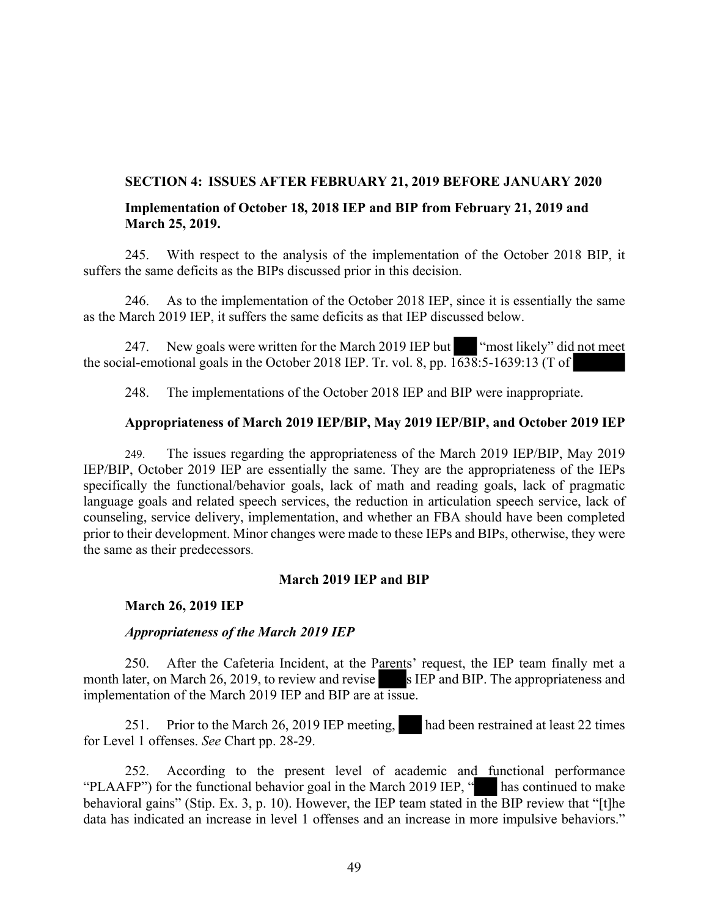**SECTION 4: ISSUES AFTER FEBRUARY 21, 2019 BEFORE JANUARY 2020**

**Implementation of October 18, 2018 IEP and BIP from February 21, 2019 and March 25, 2019.**

245. With respect to the analysis of the implementation of the October 2018 BIP, it suffers the same deficits as the BIPs discussed prior in this decision.

246. As to the implementation of the October 2018 IEP, since it is essentially the same as the March 2019 IEP, it suffers the same deficits as that IEP discussed below.

247. New goals were written for the March 2019 IEP but ███ "most likely" did not meet the social-emotional goals in the October 2018 IEP. Tr. vol. 8, pp. 1638:5-1639:13 (T of ██████

248. The implementations of the October 2018 IEP and BIP were inappropriate.

**Appropriateness of March 2019 IEP/BIP, May 2019 IEP/BIP, and October 2019 IEP**

249. The issues regarding the appropriateness of the March 2019 IEP/BIP, May 2019 IEP/BIP, October 2019 IEP are essentially the same. They are the appropriateness of the IEPs specifically the functional/behavior goals, lack of math and reading goals, lack of pragmatic language goals and related speech services, the reduction in articulation speech service, lack of counseling, service delivery, implementation, and whether an FBA should have been completed prior to their development. Minor changes were made to these IEPs and BIPs, otherwise, they were the same as their predecessors.

**March 2019 IEP and BIP**

**March 26, 2019 IEP**

***Appropriateness of the March 2019 IEP***

250. After the Cafeteria Incident, at the Parents' request, the IEP team finally met a month later, on March 26, 2019, to review and revise ████s IEP and BIP. The appropriateness and implementation of the March 2019 IEP and BIP are at issue.

251. Prior to the March 26, 2019 IEP meeting, ███ had been restrained at least 22 times for Level 1 offenses. *See* Chart pp. 28-29.

252. According to the present level of academic and functional performance "PLAAFP") for the functional behavior goal in the March 2019 IEP, "███ has continued to make behavioral gains" (Stip. Ex. 3, p. 10). However, the IEP team stated in the BIP review that "[t]he data has indicated an increase in level 1 offenses and an increase in more impulsive behaviors."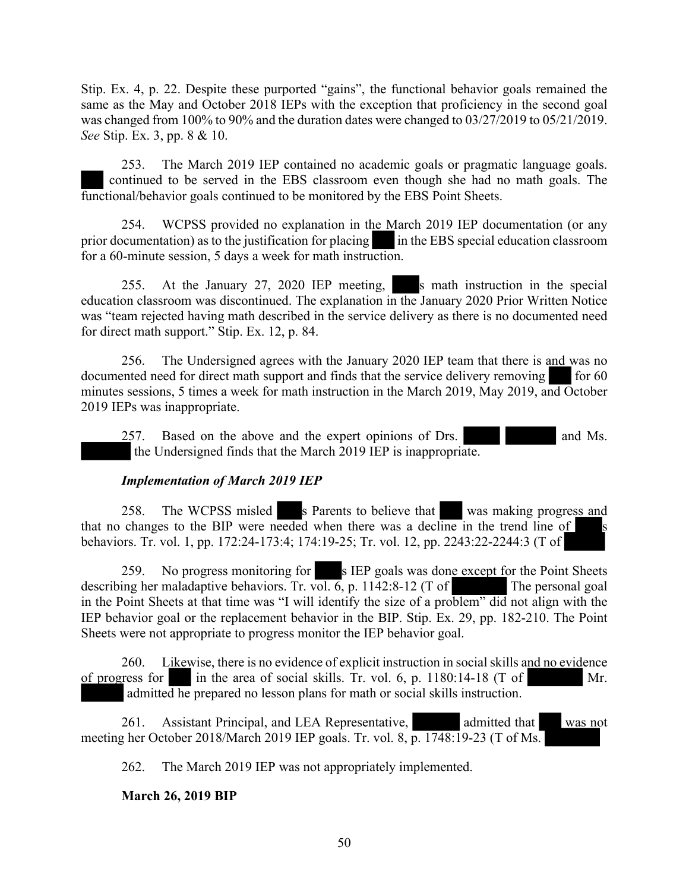Stip. Ex. 4, p. 22. Despite these purported "gains", the functional behavior goals remained the same as the May and October 2018 IEPs with the exception that proficiency in the second goal was changed from 100% to 90% and the duration dates were changed to 03/27/2019 to 05/21/2019. *See* Stip. Ex. 3, pp. 8 & 10.

253. The March 2019 IEP contained no academic goals or pragmatic language goals. continued to be served in the EBS classroom even though she had no math goals. The functional/behavior goals continued to be monitored by the EBS Point Sheets.

254. WCPSS provided no explanation in the March 2019 IEP documentation (or any prior documentation) as to the justification for placing in the EBS special education classroom for a 60-minute session, 5 days a week for math instruction.

255. At the January 27, 2020 IEP meeting, s math instruction in the special education classroom was discontinued. The explanation in the January 2020 Prior Written Notice was "team rejected having math described in the service delivery as there is no documented need for direct math support." Stip. Ex. 12, p. 84.

256. The Undersigned agrees with the January 2020 IEP team that there is and was no documented need for direct math support and finds that the service delivery removing for 60 minutes sessions, 5 times a week for math instruction in the March 2019, May 2019, and October 2019 IEPs was inappropriate.

257. Based on the above and the expert opinions of Drs. and Ms. the Undersigned finds that the March 2019 IEP is inappropriate.

***Implementation of March 2019 IEP***

258. The WCPSS misled s Parents to believe that was making progress and that no changes to the BIP were needed when there was a decline in the trend line of s behaviors. Tr. vol. 1, pp. 172:24-173:4; 174:19-25; Tr. vol. 12, pp. 2243:22-2244:3 (T of

259. No progress monitoring for s IEP goals was done except for the Point Sheets describing her maladaptive behaviors. Tr. vol. 6, p. 1142:8-12 (T of The personal goal in the Point Sheets at that time was "I will identify the size of a problem" did not align with the IEP behavior goal or the replacement behavior in the BIP. Stip. Ex. 29, pp. 182-210. The Point Sheets were not appropriate to progress monitor the IEP behavior goal.

260. Likewise, there is no evidence of explicit instruction in social skills and no evidence of progress for in the area of social skills. Tr. vol. 6, p. 1180:14-18 (T of Mr. admitted he prepared no lesson plans for math or social skills instruction.

261. Assistant Principal, and LEA Representative, admitted that was not meeting her October 2018/March 2019 IEP goals. Tr. vol. 8, p. 1748:19-23 (T of Ms.

262. The March 2019 IEP was not appropriately implemented.

**March 26, 2019 BIP**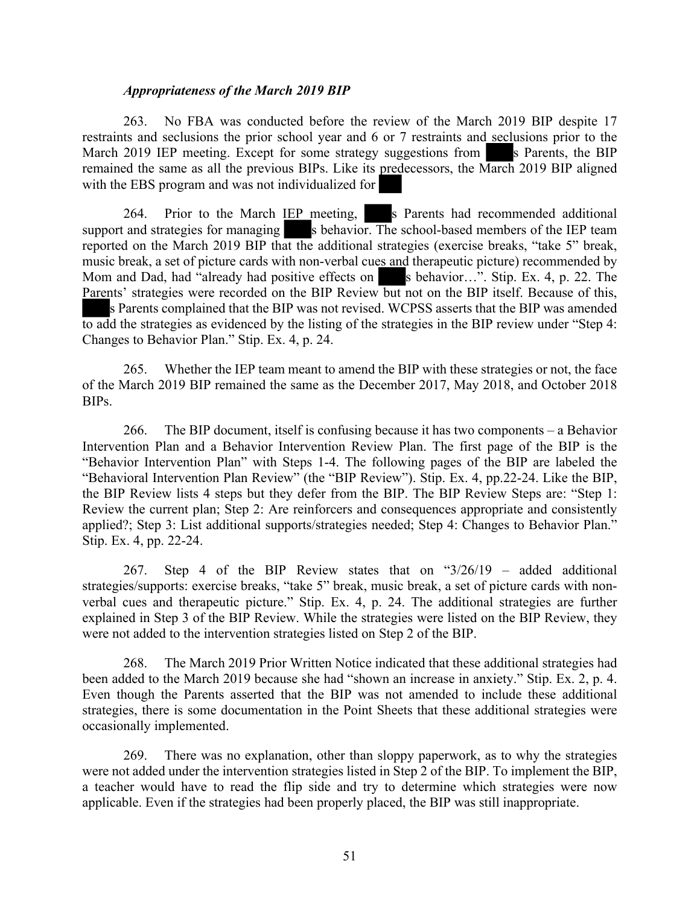***Appropriateness of the March 2019 BIP***

263. No FBA was conducted before the review of the March 2019 BIP despite 17 restraints and seclusions the prior school year and 6 or 7 restraints and seclusions prior to the March 2019 IEP meeting. Except for some strategy suggestions from ███s Parents, the BIP remained the same as all the previous BIPs. Like its predecessors, the March 2019 BIP aligned with the EBS program and was not individualized for ███

264. Prior to the March IEP meeting, ███s Parents had recommended additional support and strategies for managing ███s behavior. The school-based members of the IEP team reported on the March 2019 BIP that the additional strategies (exercise breaks, "take 5" break, music break, a set of picture cards with non-verbal cues and therapeutic picture) recommended by Mom and Dad, had "already had positive effects on ███s behavior…". Stip. Ex. 4, p. 22. The Parents' strategies were recorded on the BIP Review but not on the BIP itself. Because of this, ███s Parents complained that the BIP was not revised. WCPSS asserts that the BIP was amended to add the strategies as evidenced by the listing of the strategies in the BIP review under "Step 4: Changes to Behavior Plan." Stip. Ex. 4, p. 24.

265. Whether the IEP team meant to amend the BIP with these strategies or not, the face of the March 2019 BIP remained the same as the December 2017, May 2018, and October 2018 BIPs.

266. The BIP document, itself is confusing because it has two components – a Behavior Intervention Plan and a Behavior Intervention Review Plan. The first page of the BIP is the "Behavior Intervention Plan" with Steps 1-4. The following pages of the BIP are labeled the "Behavioral Intervention Plan Review" (the "BIP Review"). Stip. Ex. 4, pp.22-24. Like the BIP, the BIP Review lists 4 steps but they defer from the BIP. The BIP Review Steps are: "Step 1: Review the current plan; Step 2: Are reinforcers and consequences appropriate and consistently applied?; Step 3: List additional supports/strategies needed; Step 4: Changes to Behavior Plan." Stip. Ex. 4, pp. 22-24.

267. Step 4 of the BIP Review states that on "3/26/19 – added additional strategies/supports: exercise breaks, "take 5" break, music break, a set of picture cards with non-verbal cues and therapeutic picture." Stip. Ex. 4, p. 24. The additional strategies are further explained in Step 3 of the BIP Review. While the strategies were listed on the BIP Review, they were not added to the intervention strategies listed on Step 2 of the BIP.

268. The March 2019 Prior Written Notice indicated that these additional strategies had been added to the March 2019 because she had "shown an increase in anxiety." Stip. Ex. 2, p. 4. Even though the Parents asserted that the BIP was not amended to include these additional strategies, there is some documentation in the Point Sheets that these additional strategies were occasionally implemented.

269. There was no explanation, other than sloppy paperwork, as to why the strategies were not added under the intervention strategies listed in Step 2 of the BIP. To implement the BIP, a teacher would have to read the flip side and try to determine which strategies were now applicable. Even if the strategies had been properly placed, the BIP was still inappropriate.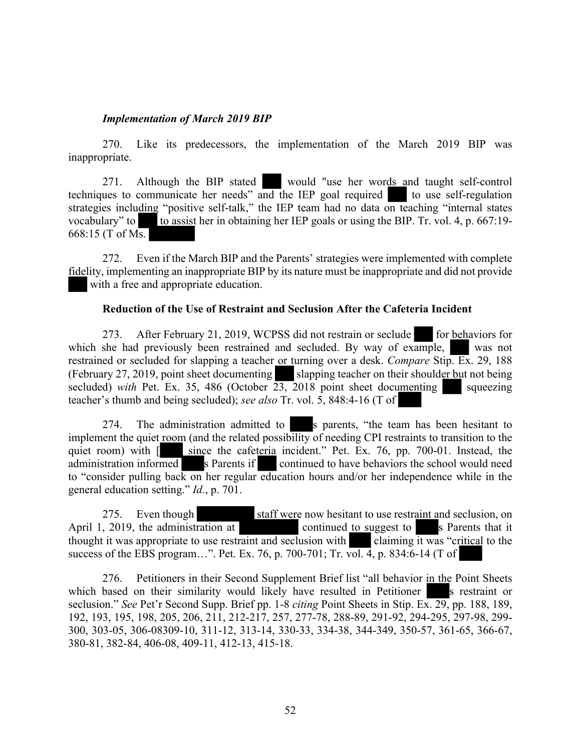***Implementation of March 2019 BIP***

270. Like its predecessors, the implementation of the March 2019 BIP was inappropriate.

271. Although the BIP stated  would "use her words and taught self-control techniques to communicate her needs" and the IEP goal required  to use self-regulation strategies including "positive self-talk," the IEP team had no data on teaching "internal states vocabulary" to  to assist her in obtaining her IEP goals or using the BIP. Tr. vol. 4, p. 667:19-668:15 (T of Ms.

272. Even if the March BIP and the Parents' strategies were implemented with complete fidelity, implementing an inappropriate BIP by its nature must be inappropriate and did not provide  with a free and appropriate education.

**Reduction of the Use of Restraint and Seclusion After the Cafeteria Incident**

273. After February 21, 2019, WCPSS did not restrain or seclude  for behaviors for which she had previously been restrained and secluded. By way of example,  was not restrained or secluded for slapping a teacher or turning over a desk. *Compare* Stip. Ex. 29, 188 (February 27, 2019, point sheet documenting  slapping teacher on their shoulder but not being secluded) *with* Pet. Ex. 35, 486 (October 23, 2018 point sheet documenting  squeezing teacher's thumb and being secluded); *see also* Tr. vol. 5, 848:4-16 (T of

274. The administration admitted to s parents, "the team has been hesitant to implement the quiet room (and the related possibility of needing CPI restraints to transition to the quiet room) with [ since the cafeteria incident." Pet. Ex. 76, pp. 700-01. Instead, the administration informed s Parents if  continued to have behaviors the school would need to "consider pulling back on her regular education hours and/or her independence while in the general education setting." *Id.*, p. 701.

275. Even though  staff were now hesitant to use restraint and seclusion, on April 1, 2019, the administration at  continued to suggest to s Parents that it thought it was appropriate to use restraint and seclusion with  claiming it was "critical to the success of the EBS program…". Pet. Ex. 76, p. 700-701; Tr. vol. 4, p. 834:6-14 (T of

276. Petitioners in their Second Supplement Brief list "all behavior in the Point Sheets which based on their similarity would likely have resulted in Petitioner s restraint or seclusion." *See* Pet'r Second Supp. Brief pp. 1-8 *citing* Point Sheets in Stip. Ex. 29, pp. 188, 189, 192, 193, 195, 198, 205, 206, 211, 212-217, 257, 277-78, 288-89, 291-92, 294-295, 297-98, 299-300, 303-05, 306-08309-10, 311-12, 313-14, 330-33, 334-38, 344-349, 350-57, 361-65, 366-67, 380-81, 382-84, 406-08, 409-11, 412-13, 415-18.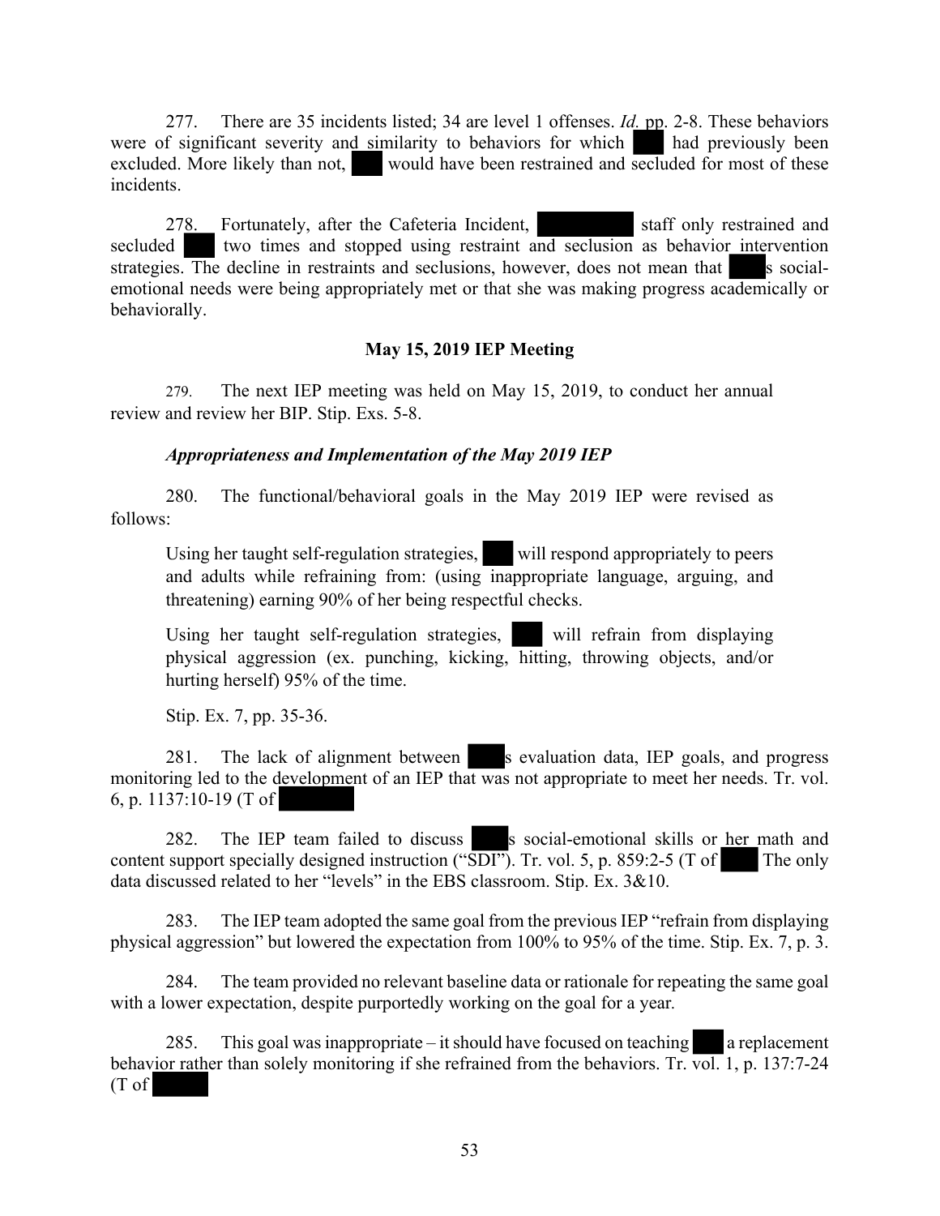277. There are 35 incidents listed; 34 are level 1 offenses. *Id.* pp. 2-8. These behaviors were of significant severity and similarity to behaviors for which  had previously been excluded. More likely than not,  would have been restrained and secluded for most of these incidents.

278. Fortunately, after the Cafeteria Incident,  staff only restrained and secluded  two times and stopped using restraint and seclusion as behavior intervention strategies. The decline in restraints and seclusions, however, does not mean that s social-emotional needs were being appropriately met or that she was making progress academically or behaviorally.

**May 15, 2019 IEP Meeting**

279. The next IEP meeting was held on May 15, 2019, to conduct her annual review and review her BIP. Stip. Exs. 5-8.

***Appropriateness and Implementation of the May 2019 IEP***

280. The functional/behavioral goals in the May 2019 IEP were revised as follows:

> Using her taught self-regulation strategies,  will respond appropriately to peers and adults while refraining from: (using inappropriate language, arguing, and threatening) earning 90% of her being respectful checks.
>
> Using her taught self-regulation strategies,  will refrain from displaying physical aggression (ex. punching, kicking, hitting, throwing objects, and/or hurting herself) 95% of the time.
>
> Stip. Ex. 7, pp. 35-36.

281. The lack of alignment between s evaluation data, IEP goals, and progress monitoring led to the development of an IEP that was not appropriate to meet her needs. Tr. vol. 6, p. 1137:10-19 (T of 

282. The IEP team failed to discuss s social-emotional skills or her math and content support specially designed instruction ("SDI"). Tr. vol. 5, p. 859:2-5 (T of  The only data discussed related to her "levels" in the EBS classroom. Stip. Ex. 3&10.

283. The IEP team adopted the same goal from the previous IEP "refrain from displaying physical aggression" but lowered the expectation from 100% to 95% of the time. Stip. Ex. 7, p. 3.

284. The team provided no relevant baseline data or rationale for repeating the same goal with a lower expectation, despite purportedly working on the goal for a year.

285. This goal was inappropriate – it should have focused on teaching  a replacement behavior rather than solely monitoring if she refrained from the behaviors. Tr. vol. 1, p. 137:7-24 (T of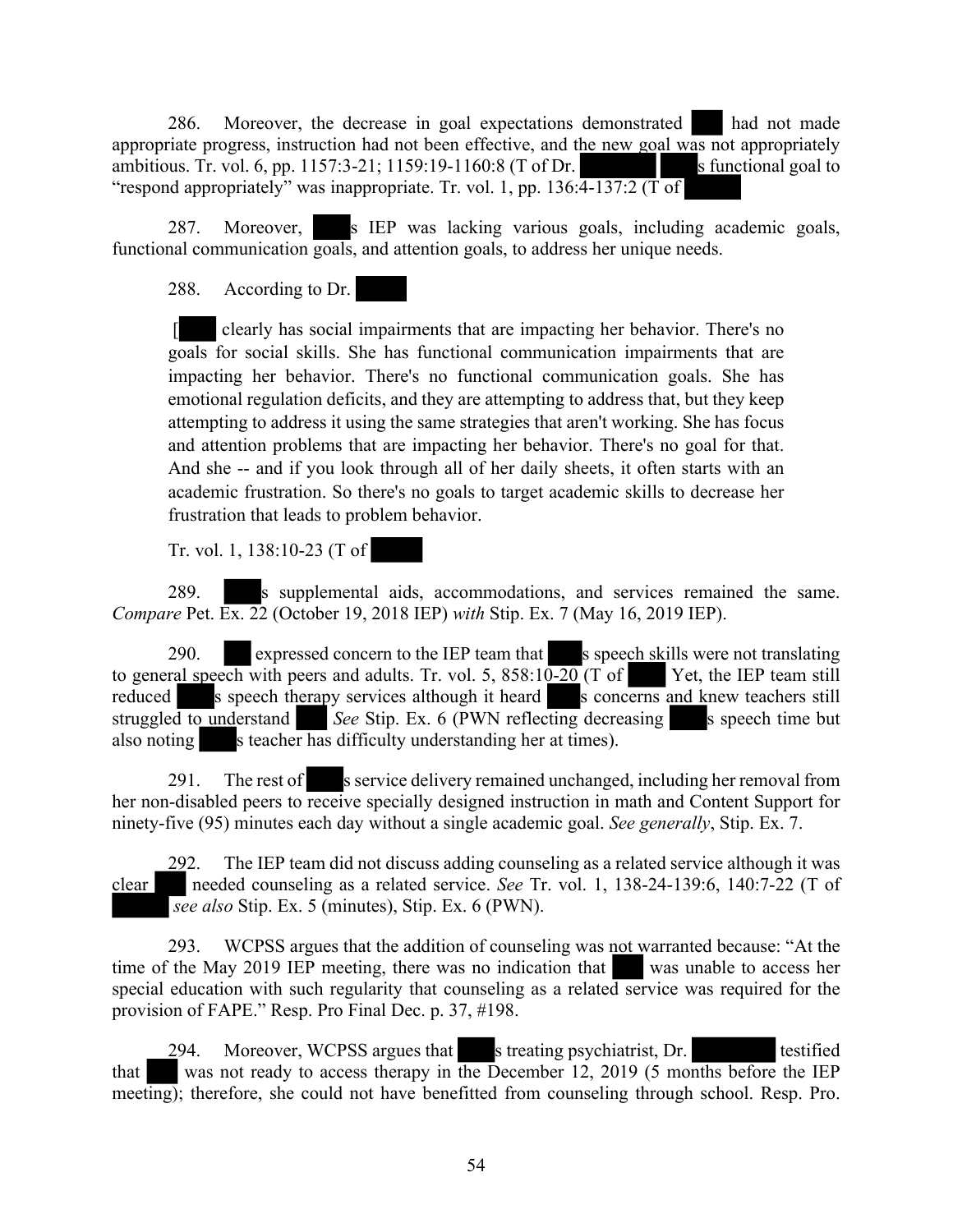286. Moreover, the decrease in goal expectations demonstrated ███ had not made appropriate progress, instruction had not been effective, and the new goal was not appropriately ambitious. Tr. vol. 6, pp. 1157:3-21; 1159:19-1160:8 (T of Dr. ███ ███s functional goal to "respond appropriately" was inappropriate. Tr. vol. 1, pp. 136:4-137:2 (T of ███

287. Moreover, ███s IEP was lacking various goals, including academic goals, functional communication goals, and attention goals, to address her unique needs.

288. According to Dr. ███

> [███ clearly has social impairments that are impacting her behavior. There's no goals for social skills. She has functional communication impairments that are impacting her behavior. There's no functional communication goals. She has emotional regulation deficits, and they are attempting to address that, but they keep attempting to address it using the same strategies that aren't working. She has focus and attention problems that are impacting her behavior. There's no goal for that. And she -- and if you look through all of her daily sheets, it often starts with an academic frustration. So there's no goals to target academic skills to decrease her frustration that leads to problem behavior.

Tr. vol. 1, 138:10-23 (T of ███

289. ███s supplemental aids, accommodations, and services remained the same. *Compare* Pet. Ex. 22 (October 19, 2018 IEP) *with* Stip. Ex. 7 (May 16, 2019 IEP).

290. ███ expressed concern to the IEP team that ███s speech skills were not translating to general speech with peers and adults. Tr. vol. 5, 858:10-20 (T of ███ Yet, the IEP team still reduced ███s speech therapy services although it heard ███s concerns and knew teachers still struggled to understand ███ *See* Stip. Ex. 6 (PWN reflecting decreasing ███s speech time but also noting ███s teacher has difficulty understanding her at times).

291. The rest of ███s service delivery remained unchanged, including her removal from her non-disabled peers to receive specially designed instruction in math and Content Support for ninety-five (95) minutes each day without a single academic goal. *See generally*, Stip. Ex. 7.

292. The IEP team did not discuss adding counseling as a related service although it was clear ███ needed counseling as a related service. *See* Tr. vol. 1, 138-24-139:6, 140:7-22 (T of ███ *see also* Stip. Ex. 5 (minutes), Stip. Ex. 6 (PWN).

293. WCPSS argues that the addition of counseling was not warranted because: "At the time of the May 2019 IEP meeting, there was no indication that ███ was unable to access her special education with such regularity that counseling as a related service was required for the provision of FAPE." Resp. Pro Final Dec. p. 37, #198.

294. Moreover, WCPSS argues that ███s treating psychiatrist, Dr. ███ testified that ███ was not ready to access therapy in the December 12, 2019 (5 months before the IEP meeting); therefore, she could not have benefitted from counseling through school. Resp. Pro.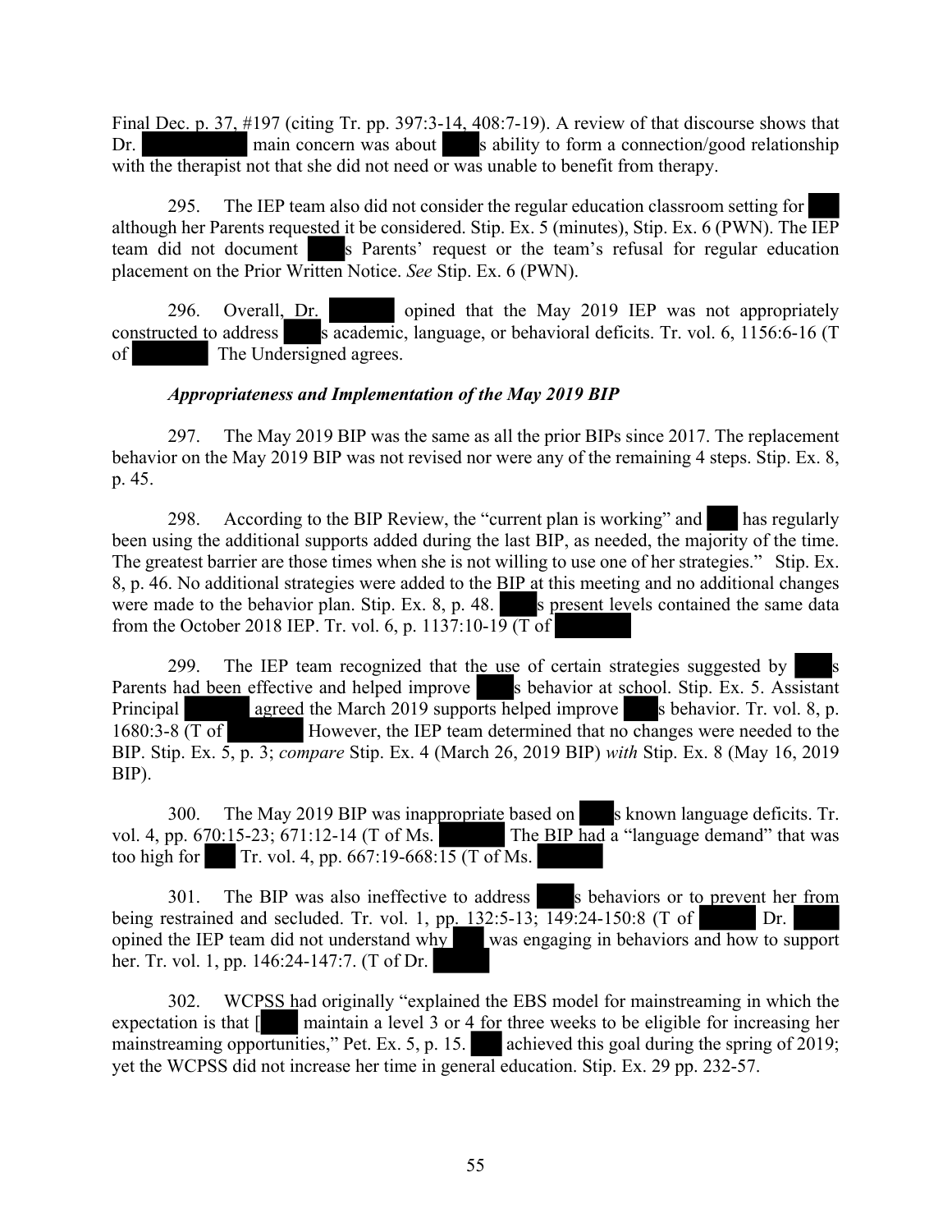Final Dec. p. 37, #197 (citing Tr. pp. 397:3-14, 408:7-19). A review of that discourse shows that Dr. main concern was about s ability to form a connection/good relationship with the therapist not that she did not need or was unable to benefit from therapy.

295. The IEP team also did not consider the regular education classroom setting for although her Parents requested it be considered. Stip. Ex. 5 (minutes), Stip. Ex. 6 (PWN). The IEP team did not document s Parents' request or the team's refusal for regular education placement on the Prior Written Notice. *See* Stip. Ex. 6 (PWN).

296. Overall, Dr. opined that the May 2019 IEP was not appropriately constructed to address s academic, language, or behavioral deficits. Tr. vol. 6, 1156:6-16 (T of The Undersigned agrees.

*Appropriateness and Implementation of the May 2019 BIP*

297. The May 2019 BIP was the same as all the prior BIPs since 2017. The replacement behavior on the May 2019 BIP was not revised nor were any of the remaining 4 steps. Stip. Ex. 8, p. 45.

298. According to the BIP Review, the "current plan is working" and has regularly been using the additional supports added during the last BIP, as needed, the majority of the time. The greatest barrier are those times when she is not willing to use one of her strategies." Stip. Ex. 8, p. 46. No additional strategies were added to the BIP at this meeting and no additional changes were made to the behavior plan. Stip. Ex. 8, p. 48. s present levels contained the same data from the October 2018 IEP. Tr. vol. 6, p. 1137:10-19 (T of

299. The IEP team recognized that the use of certain strategies suggested by s Parents had been effective and helped improve s behavior at school. Stip. Ex. 5. Assistant Principal agreed the March 2019 supports helped improve s behavior. Tr. vol. 8, p. 1680:3-8 (T of However, the IEP team determined that no changes were needed to the BIP. Stip. Ex. 5, p. 3; *compare* Stip. Ex. 4 (March 26, 2019 BIP) *with* Stip. Ex. 8 (May 16, 2019 BIP).

300. The May 2019 BIP was inappropriate based on s known language deficits. Tr. vol. 4, pp. 670:15-23; 671:12-14 (T of Ms. The BIP had a "language demand" that was too high for Tr. vol. 4, pp. 667:19-668:15 (T of Ms.

301. The BIP was also ineffective to address s behaviors or to prevent her from being restrained and secluded. Tr. vol. 1, pp. 132:5-13; 149:24-150:8 (T of Dr. opined the IEP team did not understand why was engaging in behaviors and how to support her. Tr. vol. 1, pp. 146:24-147:7. (T of Dr.

302. WCPSS had originally "explained the EBS model for mainstreaming in which the expectation is that [ maintain a level 3 or 4 for three weeks to be eligible for increasing her mainstreaming opportunities," Pet. Ex. 5, p. 15. achieved this goal during the spring of 2019; yet the WCPSS did not increase her time in general education. Stip. Ex. 29 pp. 232-57.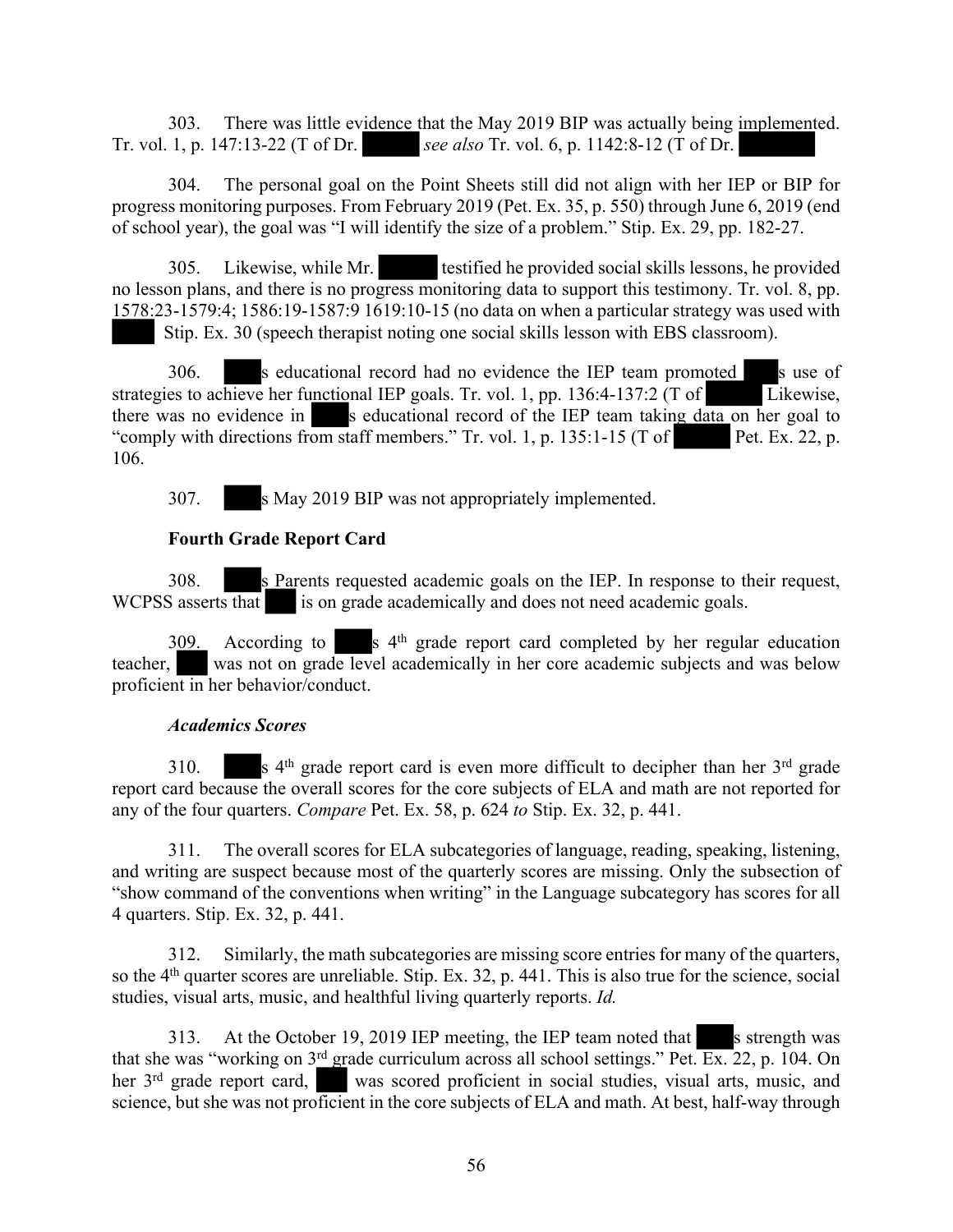303. There was little evidence that the May 2019 BIP was actually being implemented. Tr. vol. 1, p. 147:13-22 (T of Dr. ██████ *see also* Tr. vol. 6, p. 1142:8-12 (T of Dr. ██████

304. The personal goal on the Point Sheets still did not align with her IEP or BIP for progress monitoring purposes. From February 2019 (Pet. Ex. 35, p. 550) through June 6, 2019 (end of school year), the goal was "I will identify the size of a problem." Stip. Ex. 29, pp. 182-27.

305. Likewise, while Mr. ██████ testified he provided social skills lessons, he provided no lesson plans, and there is no progress monitoring data to support this testimony. Tr. vol. 8, pp. 1578:23-1579:4; 1586:19-1587:9 1619:10-15 (no data on when a particular strategy was used with ████ Stip. Ex. 30 (speech therapist noting one social skills lesson with EBS classroom).

306. ████s educational record had no evidence the IEP team promoted ████s use of strategies to achieve her functional IEP goals. Tr. vol. 1, pp. 136:4-137:2 (T of ██████ Likewise, there was no evidence in ████s educational record of the IEP team taking data on her goal to "comply with directions from staff members." Tr. vol. 1, p. 135:1-15 (T of ██████ Pet. Ex. 22, p. 106.

307. ████s May 2019 BIP was not appropriately implemented.

**Fourth Grade Report Card**

308. ████s Parents requested academic goals on the IEP. In response to their request, WCPSS asserts that ███ is on grade academically and does not need academic goals.

309. According to ████s 4th grade report card completed by her regular education teacher, ███ was not on grade level academically in her core academic subjects and was below proficient in her behavior/conduct.

***Academics Scores***

310. ████s 4th grade report card is even more difficult to decipher than her 3rd grade report card because the overall scores for the core subjects of ELA and math are not reported for any of the four quarters. *Compare* Pet. Ex. 58, p. 624 *to* Stip. Ex. 32, p. 441.

311. The overall scores for ELA subcategories of language, reading, speaking, listening, and writing are suspect because most of the quarterly scores are missing. Only the subsection of "show command of the conventions when writing" in the Language subcategory has scores for all 4 quarters. Stip. Ex. 32, p. 441.

312. Similarly, the math subcategories are missing score entries for many of the quarters, so the 4th quarter scores are unreliable. Stip. Ex. 32, p. 441. This is also true for the science, social studies, visual arts, music, and healthful living quarterly reports. *Id.*

313. At the October 19, 2019 IEP meeting, the IEP team noted that ████s strength was that she was "working on 3rd grade curriculum across all school settings." Pet. Ex. 22, p. 104. On her 3rd grade report card, ███ was scored proficient in social studies, visual arts, music, and science, but she was not proficient in the core subjects of ELA and math. At best, half-way through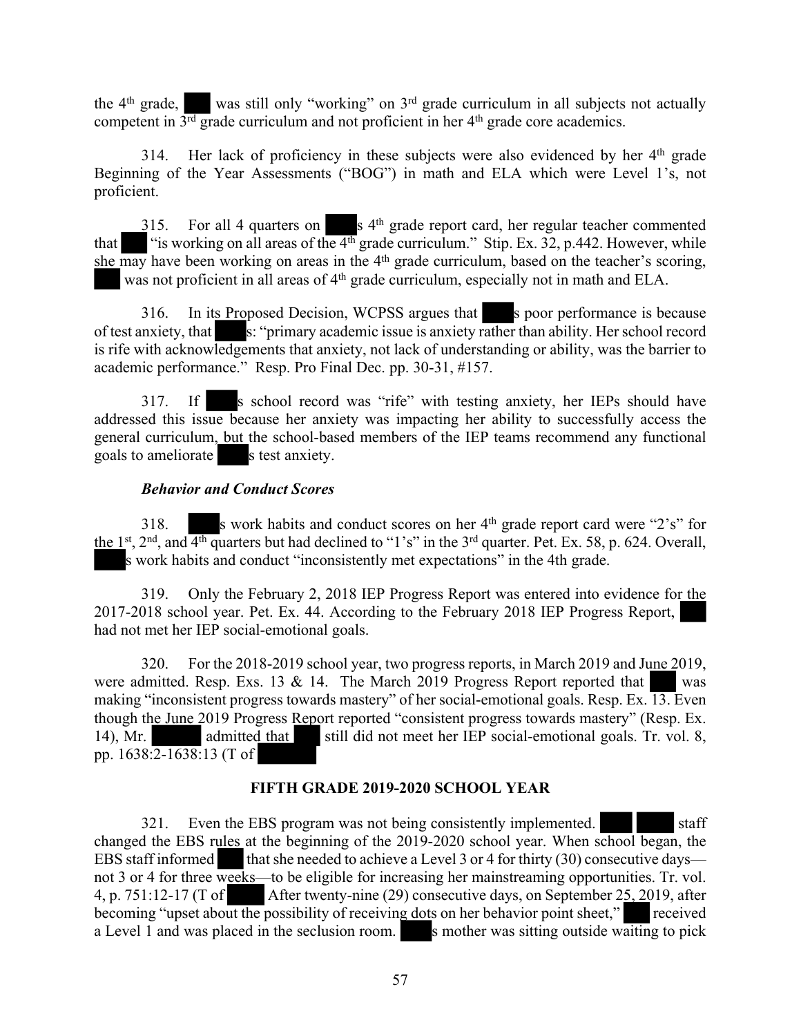the 4th grade, ███ was still only "working" on 3rd grade curriculum in all subjects not actually competent in 3rd grade curriculum and not proficient in her 4th grade core academics.

314. Her lack of proficiency in these subjects were also evidenced by her 4th grade Beginning of the Year Assessments ("BOG") in math and ELA which were Level 1's, not proficient.

315. For all 4 quarters on ███s 4th grade report card, her regular teacher commented that ███ "is working on all areas of the 4th grade curriculum." Stip. Ex. 32, p.442. However, while she may have been working on areas in the 4th grade curriculum, based on the teacher's scoring, ███ was not proficient in all areas of 4th grade curriculum, especially not in math and ELA.

316. In its Proposed Decision, WCPSS argues that ███s poor performance is because of test anxiety, that ███s: "primary academic issue is anxiety rather than ability. Her school record is rife with acknowledgements that anxiety, not lack of understanding or ability, was the barrier to academic performance." Resp. Pro Final Dec. pp. 30-31, #157.

317. If ███s school record was "rife" with testing anxiety, her IEPs should have addressed this issue because her anxiety was impacting her ability to successfully access the general curriculum, but the school-based members of the IEP teams recommend any functional goals to ameliorate ███s test anxiety.

***Behavior and Conduct Scores***

318. ███s work habits and conduct scores on her 4th grade report card were "2's" for the 1st, 2nd, and 4th quarters but had declined to "1's" in the 3rd quarter. Pet. Ex. 58, p. 624. Overall, ███s work habits and conduct "inconsistently met expectations" in the 4th grade.

319. Only the February 2, 2018 IEP Progress Report was entered into evidence for the 2017-2018 school year. Pet. Ex. 44. According to the February 2018 IEP Progress Report, ███ had not met her IEP social-emotional goals.

320. For the 2018-2019 school year, two progress reports, in March 2019 and June 2019, were admitted. Resp. Exs. 13 & 14. The March 2019 Progress Report reported that ███ was making "inconsistent progress towards mastery" of her social-emotional goals. Resp. Ex. 13. Even though the June 2019 Progress Report reported "consistent progress towards mastery" (Resp. Ex. 14), Mr. ███ admitted that ███ still did not meet her IEP social-emotional goals. Tr. vol. 8, pp. 1638:2-1638:13 (T of ███

**FIFTH GRADE 2019-2020 SCHOOL YEAR**

321. Even the EBS program was not being consistently implemented. ███ ███ staff changed the EBS rules at the beginning of the 2019-2020 school year. When school began, the EBS staff informed ███ that she needed to achieve a Level 3 or 4 for thirty (30) consecutive days—not 3 or 4 for three weeks—to be eligible for increasing her mainstreaming opportunities. Tr. vol. 4, p. 751:12-17 (T of ███ After twenty-nine (29) consecutive days, on September 25, 2019, after becoming "upset about the possibility of receiving dots on her behavior point sheet," ███ received a Level 1 and was placed in the seclusion room. ███s mother was sitting outside waiting to pick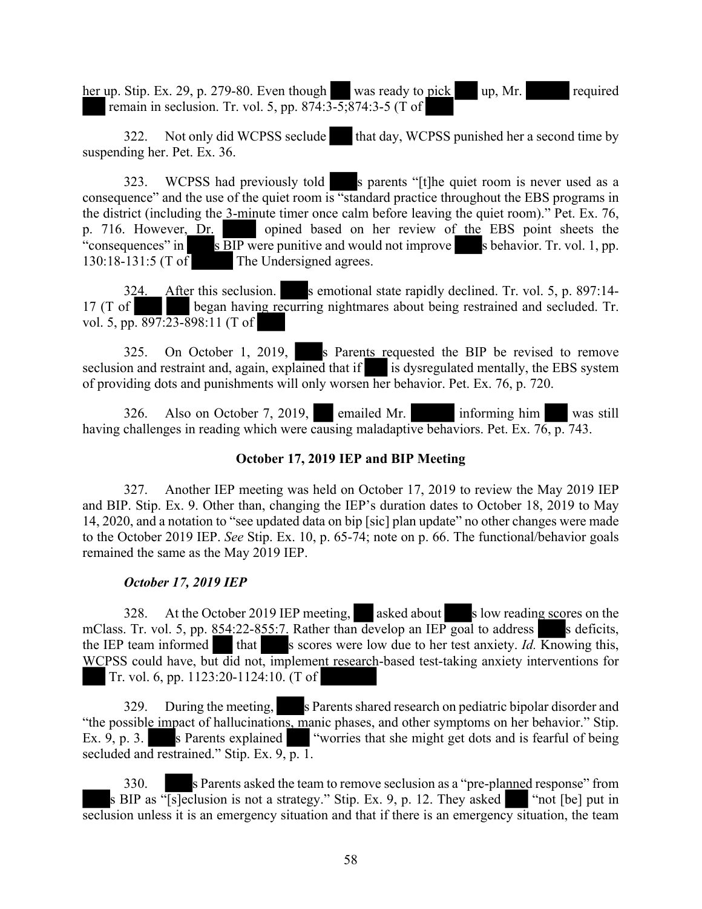her up. Stip. Ex. 29, p. 279-80. Even though ███ was ready to pick ███ up, Mr. ██████ required ███ remain in seclusion. Tr. vol. 5, pp. 874:3-5;874:3-5 (T of ████

322. Not only did WCPSS seclude ███ that day, WCPSS punished her a second time by suspending her. Pet. Ex. 36.

323. WCPSS had previously told ████s parents "[t]he quiet room is never used as a consequence" and the use of the quiet room is "standard practice throughout the EBS programs in the district (including the 3-minute timer once calm before leaving the quiet room)." Pet. Ex. 76, p. 716. However, Dr. █████ opined based on her review of the EBS point sheets the "consequences" in ████s BIP were punitive and would not improve ████s behavior. Tr. vol. 1, pp. 130:18-131:5 (T of ██████ The Undersigned agrees.

324. After this seclusion. ████s emotional state rapidly declined. Tr. vol. 5, p. 897:14-17 (T of ████ ███ began having recurring nightmares about being restrained and secluded. Tr. vol. 5, pp. 897:23-898:11 (T of ████

325. On October 1, 2019, ████s Parents requested the BIP be revised to remove seclusion and restraint and, again, explained that if ███ is dysregulated mentally, the EBS system of providing dots and punishments will only worsen her behavior. Pet. Ex. 76, p. 720.

326. Also on October 7, 2019, ███ emailed Mr. ██████ informing him ███ was still having challenges in reading which were causing maladaptive behaviors. Pet. Ex. 76, p. 743.

## October 17, 2019 IEP and BIP Meeting

327. Another IEP meeting was held on October 17, 2019 to review the May 2019 IEP and BIP. Stip. Ex. 9. Other than, changing the IEP's duration dates to October 18, 2019 to May 14, 2020, and a notation to "see updated data on bip [sic] plan update" no other changes were made to the October 2019 IEP. *See* Stip. Ex. 10, p. 65-74; note on p. 66. The functional/behavior goals remained the same as the May 2019 IEP.

### *October 17, 2019 IEP*

328. At the October 2019 IEP meeting, ███ asked about ████s low reading scores on the mClass. Tr. vol. 5, pp. 854:22-855:7. Rather than develop an IEP goal to address ████s deficits, the IEP team informed ███ that ████s scores were low due to her test anxiety. *Id.* Knowing this, WCPSS could have, but did not, implement research-based test-taking anxiety interventions for ███ Tr. vol. 6, pp. 1123:20-1124:10. (T of ████████

329. During the meeting, ████s Parents shared research on pediatric bipolar disorder and "the possible impact of hallucinations, manic phases, and other symptoms on her behavior." Stip. Ex. 9, p. 3. ████s Parents explained ███ "worries that she might get dots and is fearful of being secluded and restrained." Stip. Ex. 9, p. 1.

330. ████s Parents asked the team to remove seclusion as a "pre-planned response" from ████s BIP as "[s]eclusion is not a strategy." Stip. Ex. 9, p. 12. They asked ███ "not [be] put in seclusion unless it is an emergency situation and that if there is an emergency situation, the team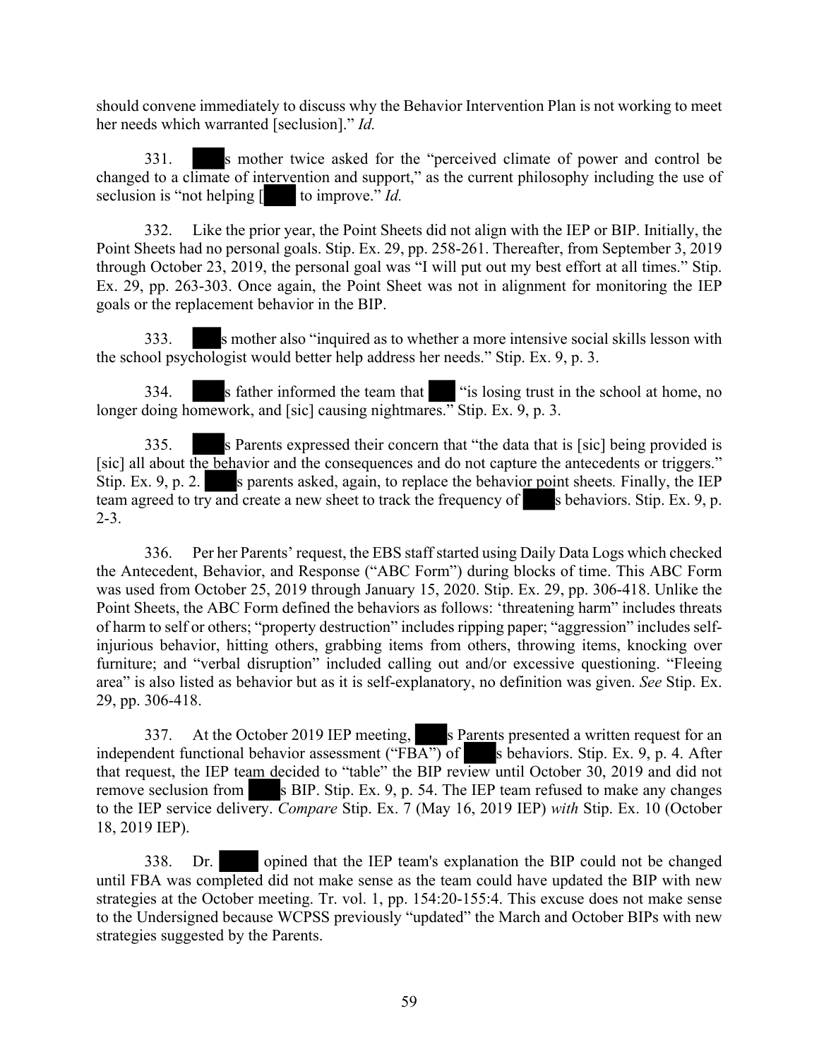should convene immediately to discuss why the Behavior Intervention Plan is not working to meet her needs which warranted [seclusion]." *Id.*

331. ███s mother twice asked for the "perceived climate of power and control be changed to a climate of intervention and support," as the current philosophy including the use of seclusion is "not helping [███ to improve." *Id.*

332. Like the prior year, the Point Sheets did not align with the IEP or BIP. Initially, the Point Sheets had no personal goals. Stip. Ex. 29, pp. 258-261. Thereafter, from September 3, 2019 through October 23, 2019, the personal goal was "I will put out my best effort at all times." Stip. Ex. 29, pp. 263-303. Once again, the Point Sheet was not in alignment for monitoring the IEP goals or the replacement behavior in the BIP.

333. ███s mother also "inquired as to whether a more intensive social skills lesson with the school psychologist would better help address her needs." Stip. Ex. 9, p. 3.

334. ███s father informed the team that ███ "is losing trust in the school at home, no longer doing homework, and [sic] causing nightmares." Stip. Ex. 9, p. 3.

335. ███s Parents expressed their concern that "the data that is [sic] being provided is [sic] all about the behavior and the consequences and do not capture the antecedents or triggers." Stip. Ex. 9, p. 2. ███s parents asked, again, to replace the behavior point sheets*.* Finally, the IEP team agreed to try and create a new sheet to track the frequency of ███s behaviors. Stip. Ex. 9, p. 2-3.

336. Per her Parents' request, the EBS staff started using Daily Data Logs which checked the Antecedent, Behavior, and Response ("ABC Form") during blocks of time. This ABC Form was used from October 25, 2019 through January 15, 2020. Stip. Ex. 29, pp. 306-418. Unlike the Point Sheets, the ABC Form defined the behaviors as follows: 'threatening harm" includes threats of harm to self or others; "property destruction" includes ripping paper; "aggression" includes self-injurious behavior, hitting others, grabbing items from others, throwing items, knocking over furniture; and "verbal disruption" included calling out and/or excessive questioning. "Fleeing area" is also listed as behavior but as it is self-explanatory, no definition was given. *See* Stip. Ex. 29, pp. 306-418.

337. At the October 2019 IEP meeting, ███s Parents presented a written request for an independent functional behavior assessment ("FBA") of ███s behaviors. Stip. Ex. 9, p. 4. After that request, the IEP team decided to "table" the BIP review until October 30, 2019 and did not remove seclusion from ███s BIP. Stip. Ex. 9, p. 54. The IEP team refused to make any changes to the IEP service delivery. *Compare* Stip. Ex. 7 (May 16, 2019 IEP) *with* Stip. Ex. 10 (October 18, 2019 IEP).

338. Dr. ███ opined that the IEP team's explanation the BIP could not be changed until FBA was completed did not make sense as the team could have updated the BIP with new strategies at the October meeting. Tr. vol. 1, pp. 154:20-155:4. This excuse does not make sense to the Undersigned because WCPSS previously "updated" the March and October BIPs with new strategies suggested by the Parents.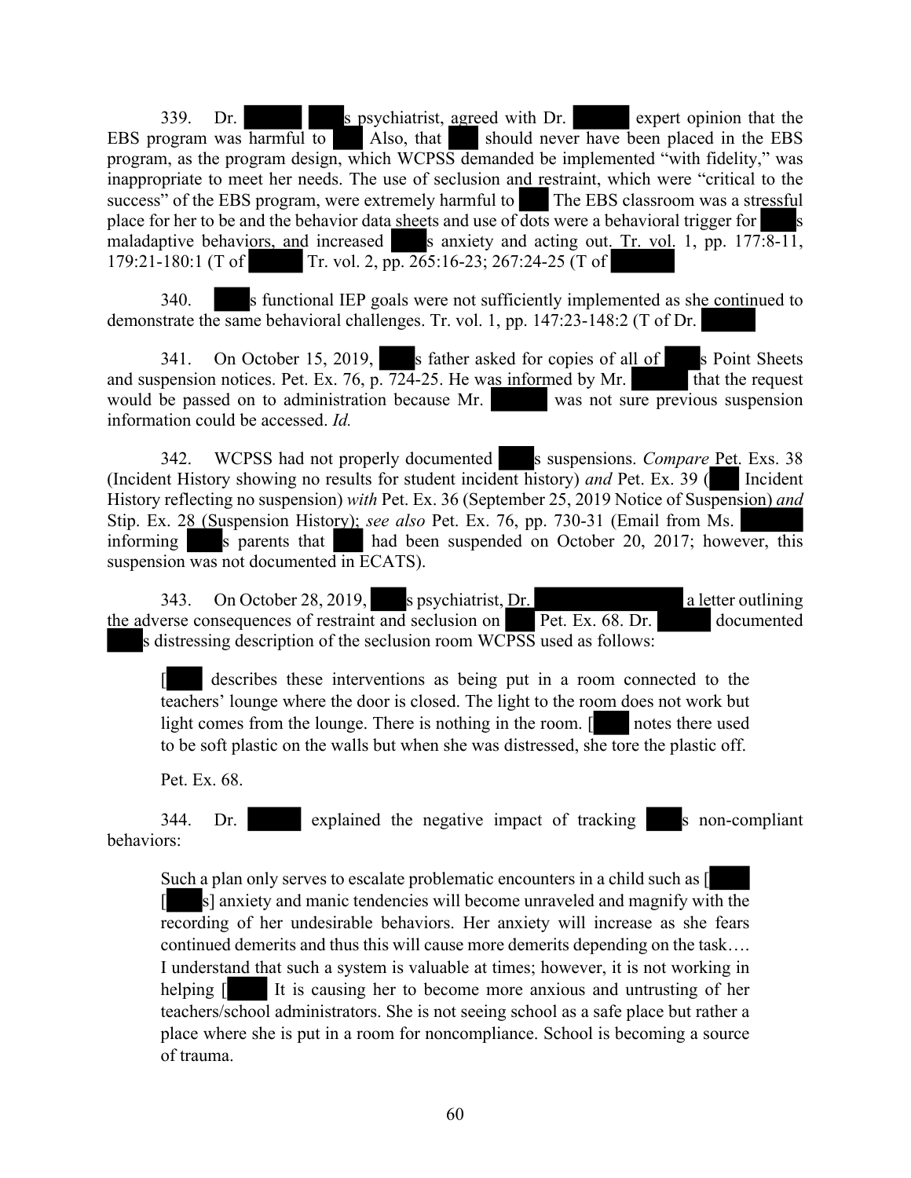339. Dr. ███ ███s psychiatrist, agreed with Dr. ███ expert opinion that the EBS program was harmful to ███ Also, that ███ should never have been placed in the EBS program, as the program design, which WCPSS demanded be implemented "with fidelity," was inappropriate to meet her needs. The use of seclusion and restraint, which were "critical to the success" of the EBS program, were extremely harmful to ███ The EBS classroom was a stressful place for her to be and the behavior data sheets and use of dots were a behavioral trigger for ███s maladaptive behaviors, and increased ███s anxiety and acting out. Tr. vol. 1, pp. 177:8-11, 179:21-180:1 (T of ███ Tr. vol. 2, pp. 265:16-23; 267:24-25 (T of ███

340. ███s functional IEP goals were not sufficiently implemented as she continued to demonstrate the same behavioral challenges. Tr. vol. 1, pp. 147:23-148:2 (T of Dr. ███

341. On October 15, 2019, ███s father asked for copies of all of ███s Point Sheets and suspension notices. Pet. Ex. 76, p. 724-25. He was informed by Mr. ███ that the request would be passed on to administration because Mr. ███ was not sure previous suspension information could be accessed. *Id.*

342. WCPSS had not properly documented ███s suspensions. *Compare* Pet. Exs. 38 (Incident History showing no results for student incident history) *and* Pet. Ex. 39 (███ Incident History reflecting no suspension) *with* Pet. Ex. 36 (September 25, 2019 Notice of Suspension) *and* Stip. Ex. 28 (Suspension History); *see also* Pet. Ex. 76, pp. 730-31 (Email from Ms. ███ informing ███s parents that ███ had been suspended on October 20, 2017; however, this suspension was not documented in ECATS).

343. On October 28, 2019, ███s psychiatrist, Dr. ███ a letter outlining the adverse consequences of restraint and seclusion on ███ Pet. Ex. 68. Dr. ███ documented ███s distressing description of the seclusion room WCPSS used as follows:

> [███ describes these interventions as being put in a room connected to the teachers' lounge where the door is closed. The light to the room does not work but light comes from the lounge. There is nothing in the room. [███ notes there used to be soft plastic on the walls but when she was distressed, she tore the plastic off.
>
> Pet. Ex. 68.

344. Dr. ███ explained the negative impact of tracking ███s non-compliant behaviors:

> Such a plan only serves to escalate problematic encounters in a child such as [███ [███s] anxiety and manic tendencies will become unraveled and magnify with the recording of her undesirable behaviors. Her anxiety will increase as she fears continued demerits and thus this will cause more demerits depending on the task…. I understand that such a system is valuable at times; however, it is not working in helping [███ It is causing her to become more anxious and untrusting of her teachers/school administrators. She is not seeing school as a safe place but rather a place where she is put in a room for noncompliance. School is becoming a source of trauma.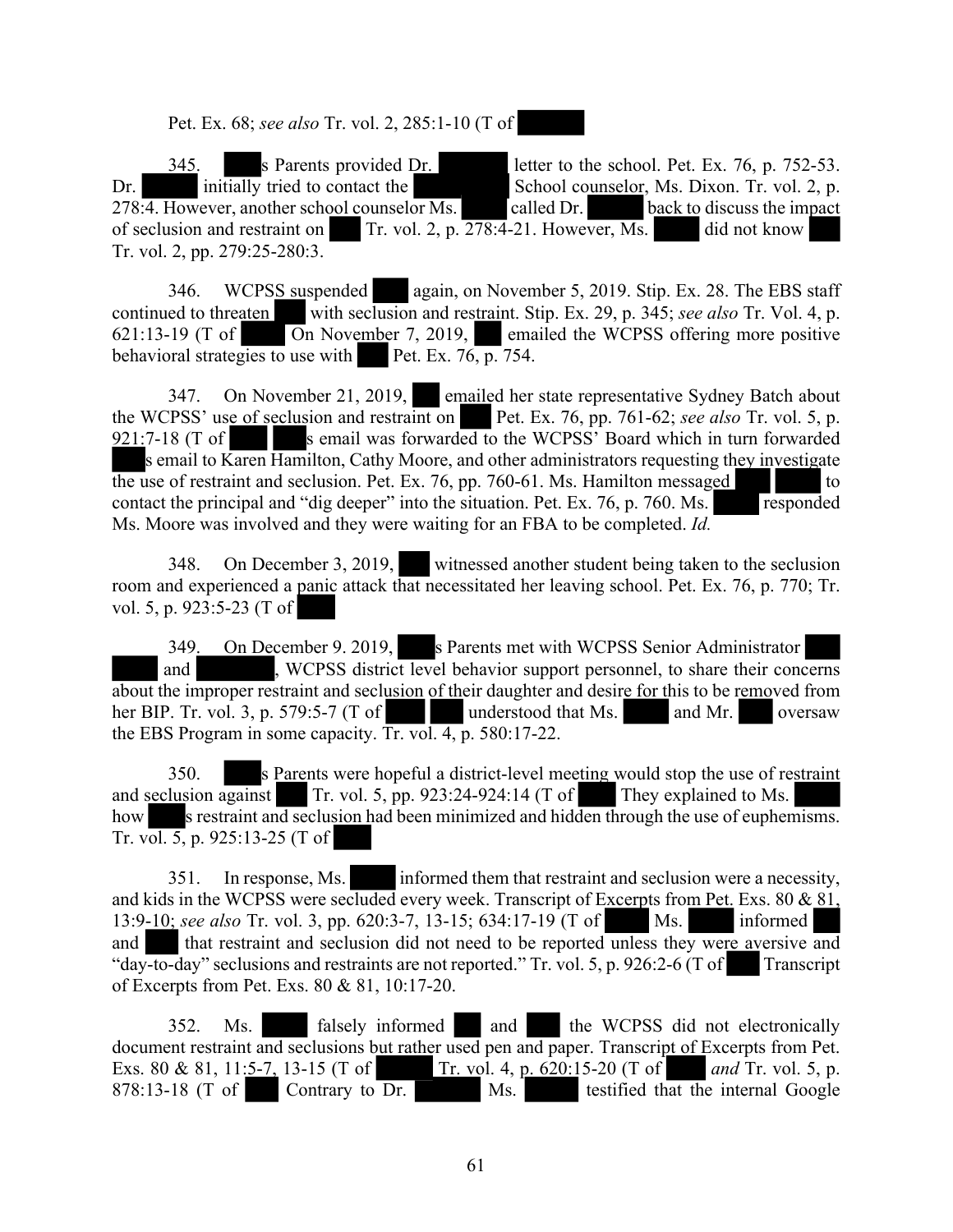Pet. Ex. 68; *see also* Tr. vol. 2, 285:1-10 (T of

345. s Parents provided Dr. letter to the school. Pet. Ex. 76, p. 752-53. Dr. initially tried to contact the School counselor, Ms. Dixon. Tr. vol. 2, p. 278:4. However, another school counselor Ms. called Dr. back to discuss the impact of seclusion and restraint on Tr. vol. 2, p. 278:4-21. However, Ms. did not know Tr. vol. 2, pp. 279:25-280:3.

346. WCPSS suspended again, on November 5, 2019. Stip. Ex. 28. The EBS staff continued to threaten with seclusion and restraint. Stip. Ex. 29, p. 345; *see also* Tr. Vol. 4, p. 621:13-19 (T of On November 7, 2019, emailed the WCPSS offering more positive behavioral strategies to use with Pet. Ex. 76, p. 754.

347. On November 21, 2019, emailed her state representative Sydney Batch about the WCPSS' use of seclusion and restraint on Pet. Ex. 76, pp. 761-62; *see also* Tr. vol. 5, p. 921:7-18 (T of s email was forwarded to the WCPSS' Board which in turn forwarded s email to Karen Hamilton, Cathy Moore, and other administrators requesting they investigate the use of restraint and seclusion. Pet. Ex. 76, pp. 760-61. Ms. Hamilton messaged to contact the principal and "dig deeper" into the situation. Pet. Ex. 76, p. 760. Ms. responded Ms. Moore was involved and they were waiting for an FBA to be completed. *Id.*

348. On December 3, 2019, witnessed another student being taken to the seclusion room and experienced a panic attack that necessitated her leaving school. Pet. Ex. 76, p. 770; Tr. vol. 5, p. 923:5-23 (T of

349. On December 9. 2019, s Parents met with WCPSS Senior Administrator and , WCPSS district level behavior support personnel, to share their concerns about the improper restraint and seclusion of their daughter and desire for this to be removed from her BIP. Tr. vol. 3, p. 579:5-7 (T of understood that Ms. and Mr. oversaw the EBS Program in some capacity. Tr. vol. 4, p. 580:17-22.

350. s Parents were hopeful a district-level meeting would stop the use of restraint and seclusion against Tr. vol. 5, pp. 923:24-924:14 (T of They explained to Ms. how s restraint and seclusion had been minimized and hidden through the use of euphemisms. Tr. vol. 5, p. 925:13-25 (T of

351. In response, Ms. informed them that restraint and seclusion were a necessity, and kids in the WCPSS were secluded every week. Transcript of Excerpts from Pet. Exs. 80 & 81, 13:9-10; *see also* Tr. vol. 3, pp. 620:3-7, 13-15; 634:17-19 (T of Ms. informed and that restraint and seclusion did not need to be reported unless they were aversive and "day-to-day" seclusions and restraints are not reported." Tr. vol. 5, p. 926:2-6 (T of Transcript of Excerpts from Pet. Exs. 80 & 81, 10:17-20.

352. Ms. falsely informed and the WCPSS did not electronically document restraint and seclusions but rather used pen and paper. Transcript of Excerpts from Pet. Exs. 80 & 81, 11:5-7, 13-15 (T of Tr. vol. 4, p. 620:15-20 (T of *and* Tr. vol. 5, p. 878:13-18 (T of Contrary to Dr. Ms. testified that the internal Google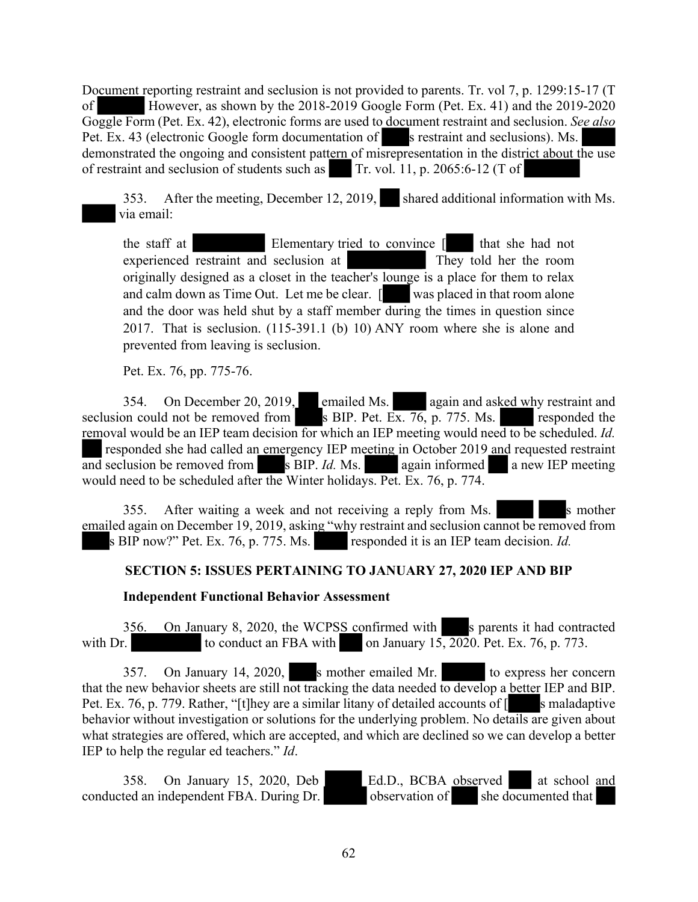Document reporting restraint and seclusion is not provided to parents. Tr. vol 7, p. 1299:15-17 (T of However, as shown by the 2018-2019 Google Form (Pet. Ex. 41) and the 2019-2020 Goggle Form (Pet. Ex. 42), electronic forms are used to document restraint and seclusion. *See also* Pet. Ex. 43 (electronic Google form documentation of s restraint and seclusions). Ms. demonstrated the ongoing and consistent pattern of misrepresentation in the district about the use of restraint and seclusion of students such as Tr. vol. 11, p. 2065:6-12 (T of

353. After the meeting, December 12, 2019, shared additional information with Ms. via email:

> the staff at Elementary tried to convince [ that she had not experienced restraint and seclusion at They told her the room originally designed as a closet in the teacher's lounge is a place for them to relax and calm down as Time Out. Let me be clear. [ was placed in that room alone and the door was held shut by a staff member during the times in question since 2017. That is seclusion. (115-391.1 (b) 10) ANY room where she is alone and prevented from leaving is seclusion.
>
> Pet. Ex. 76, pp. 775-76.

354. On December 20, 2019, emailed Ms. again and asked why restraint and seclusion could not be removed from s BIP. Pet. Ex. 76, p. 775. Ms. responded the removal would be an IEP team decision for which an IEP meeting would need to be scheduled. *Id.* responded she had called an emergency IEP meeting in October 2019 and requested restraint and seclusion be removed from s BIP. *Id.* Ms. again informed a new IEP meeting would need to be scheduled after the Winter holidays. Pet. Ex. 76, p. 774.

355. After waiting a week and not receiving a reply from Ms. s mother emailed again on December 19, 2019, asking "why restraint and seclusion cannot be removed from s BIP now?" Pet. Ex. 76, p. 775. Ms. responded it is an IEP team decision. *Id.*

## SECTION 5: ISSUES PERTAINING TO JANUARY 27, 2020 IEP AND BIP

### Independent Functional Behavior Assessment

356. On January 8, 2020, the WCPSS confirmed with s parents it had contracted with Dr. to conduct an FBA with on January 15, 2020. Pet. Ex. 76, p. 773.

357. On January 14, 2020, s mother emailed Mr. to express her concern that the new behavior sheets are still not tracking the data needed to develop a better IEP and BIP. Pet. Ex. 76, p. 779. Rather, "[t]hey are a similar litany of detailed accounts of [ s maladaptive behavior without investigation or solutions for the underlying problem. No details are given about what strategies are offered, which are accepted, and which are declined so we can develop a better IEP to help the regular ed teachers." *Id*.

358. On January 15, 2020, Deb Ed.D., BCBA observed at school and conducted an independent FBA. During Dr. observation of she documented that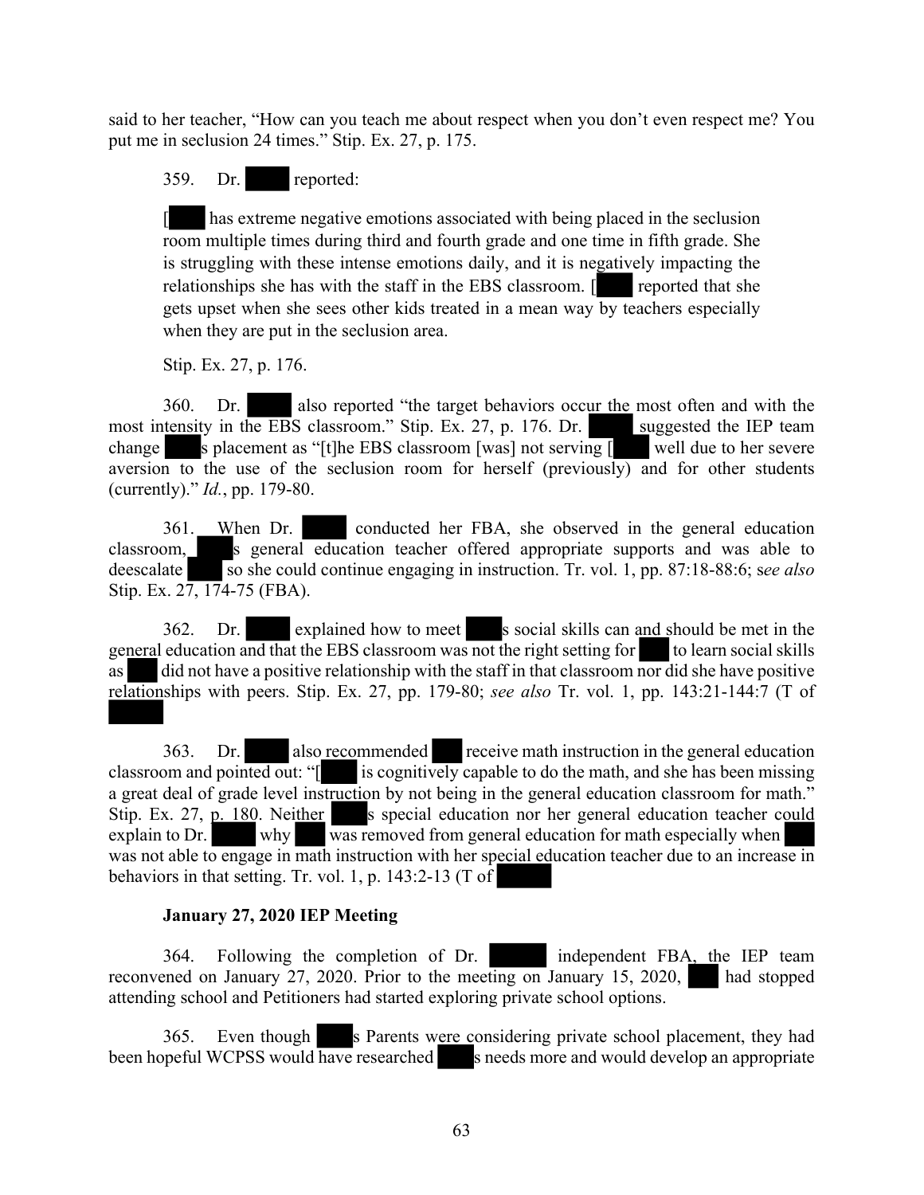said to her teacher, "How can you teach me about respect when you don't even respect me? You put me in seclusion 24 times." Stip. Ex. 27, p. 175.

359. Dr. [REDACTED] reported:

> [[REDACTED] has extreme negative emotions associated with being placed in the seclusion room multiple times during third and fourth grade and one time in fifth grade. She is struggling with these intense emotions daily, and it is negatively impacting the relationships she has with the staff in the EBS classroom. [[REDACTED] reported that she gets upset when she sees other kids treated in a mean way by teachers especially when they are put in the seclusion area.

Stip. Ex. 27, p. 176.

360. Dr. [REDACTED] also reported "the target behaviors occur the most often and with the most intensity in the EBS classroom." Stip. Ex. 27, p. 176. Dr. [REDACTED] suggested the IEP team change [REDACTED]s placement as "[t]he EBS classroom [was] not serving [[REDACTED] well due to her severe aversion to the use of the seclusion room for herself (previously) and for other students (currently)." *Id.*, pp. 179-80.

361. When Dr. [REDACTED] conducted her FBA, she observed in the general education classroom, [REDACTED]s general education teacher offered appropriate supports and was able to deescalate [REDACTED] so she could continue engaging in instruction. Tr. vol. 1, pp. 87:18-88:6; s*ee also* Stip. Ex. 27, 174-75 (FBA).

362. Dr. [REDACTED] explained how to meet [REDACTED]s social skills can and should be met in the general education and that the EBS classroom was not the right setting for [REDACTED] to learn social skills as [REDACTED] did not have a positive relationship with the staff in that classroom nor did she have positive relationships with peers. Stip. Ex. 27, pp. 179-80; *see also* Tr. vol. 1, pp. 143:21-144:7 (T of [REDACTED]

363. Dr. [REDACTED] also recommended [REDACTED] receive math instruction in the general education classroom and pointed out: "[[REDACTED] is cognitively capable to do the math, and she has been missing a great deal of grade level instruction by not being in the general education classroom for math." Stip. Ex. 27, p. 180. Neither [REDACTED]s special education nor her general education teacher could explain to Dr. [REDACTED] why [REDACTED] was removed from general education for math especially when [REDACTED] was not able to engage in math instruction with her special education teacher due to an increase in behaviors in that setting. Tr. vol. 1, p. 143:2-13 (T of [REDACTED]

**January 27, 2020 IEP Meeting**

364. Following the completion of Dr. [REDACTED] independent FBA, the IEP team reconvened on January 27, 2020. Prior to the meeting on January 15, 2020, [REDACTED] had stopped attending school and Petitioners had started exploring private school options.

365. Even though [REDACTED]s Parents were considering private school placement, they had been hopeful WCPSS would have researched [REDACTED]s needs more and would develop an appropriate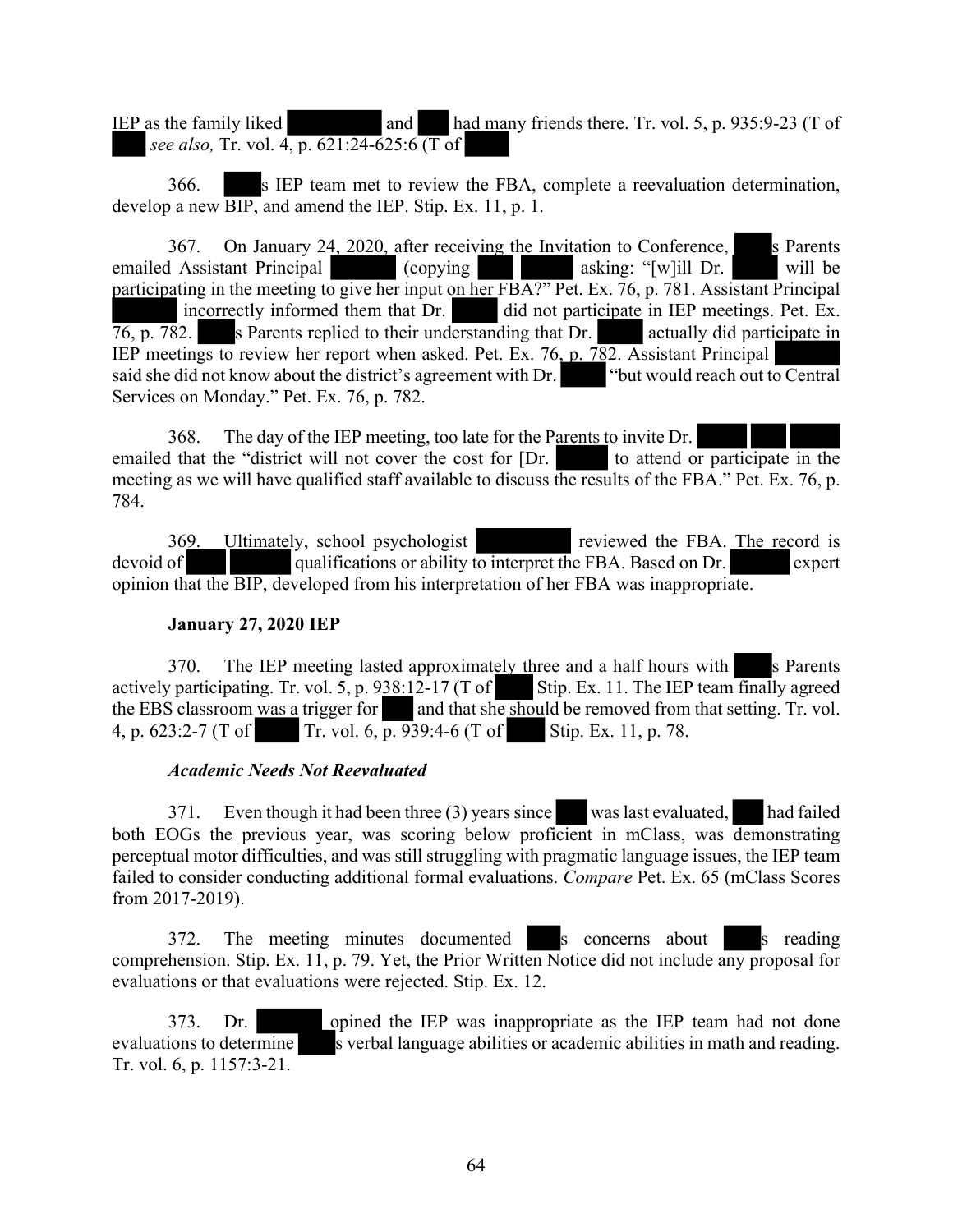IEP as the family liked ████ and ██ had many friends there. Tr. vol. 5, p. 935:9-23 (T of ██ *see also,* Tr. vol. 4, p. 621:24-625:6 (T of ██

366. ██s IEP team met to review the FBA, complete a reevaluation determination, develop a new BIP, and amend the IEP. Stip. Ex. 11, p. 1.

367. On January 24, 2020, after receiving the Invitation to Conference, ██s Parents emailed Assistant Principal ██ (copying ██ ██ asking: "[w]ill Dr. ██ will be participating in the meeting to give her input on her FBA?" Pet. Ex. 76, p. 781. Assistant Principal ██ incorrectly informed them that Dr. ██ did not participate in IEP meetings. Pet. Ex. 76, p. 782. ██s Parents replied to their understanding that Dr. ██ actually did participate in IEP meetings to review her report when asked. Pet. Ex. 76, p. 782. Assistant Principal ██ said she did not know about the district's agreement with Dr. ██ "but would reach out to Central Services on Monday." Pet. Ex. 76, p. 782.

368. The day of the IEP meeting, too late for the Parents to invite Dr. ██ ██ ██ emailed that the "district will not cover the cost for [Dr. ██ to attend or participate in the meeting as we will have qualified staff available to discuss the results of the FBA." Pet. Ex. 76, p. 784.

369. Ultimately, school psychologist ████ reviewed the FBA. The record is devoid of ██ ██ qualifications or ability to interpret the FBA. Based on Dr. ██ expert opinion that the BIP, developed from his interpretation of her FBA was inappropriate.

**January 27, 2020 IEP**

370. The IEP meeting lasted approximately three and a half hours with ██s Parents actively participating. Tr. vol. 5, p. 938:12-17 (T of ██ Stip. Ex. 11. The IEP team finally agreed the EBS classroom was a trigger for ██ and that she should be removed from that setting. Tr. vol. 4, p. 623:2-7 (T of ██ Tr. vol. 6, p. 939:4-6 (T of ██ Stip. Ex. 11, p. 78.

***Academic Needs Not Reevaluated***

371. Even though it had been three (3) years since ██ was last evaluated, ██ had failed both EOGs the previous year, was scoring below proficient in mClass, was demonstrating perceptual motor difficulties, and was still struggling with pragmatic language issues, the IEP team failed to consider conducting additional formal evaluations. *Compare* Pet. Ex. 65 (mClass Scores from 2017-2019).

372. The meeting minutes documented ██s concerns about ██s reading comprehension. Stip. Ex. 11, p. 79. Yet, the Prior Written Notice did not include any proposal for evaluations or that evaluations were rejected. Stip. Ex. 12.

373. Dr. ██ opined the IEP was inappropriate as the IEP team had not done evaluations to determine ██s verbal language abilities or academic abilities in math and reading. Tr. vol. 6, p. 1157:3-21.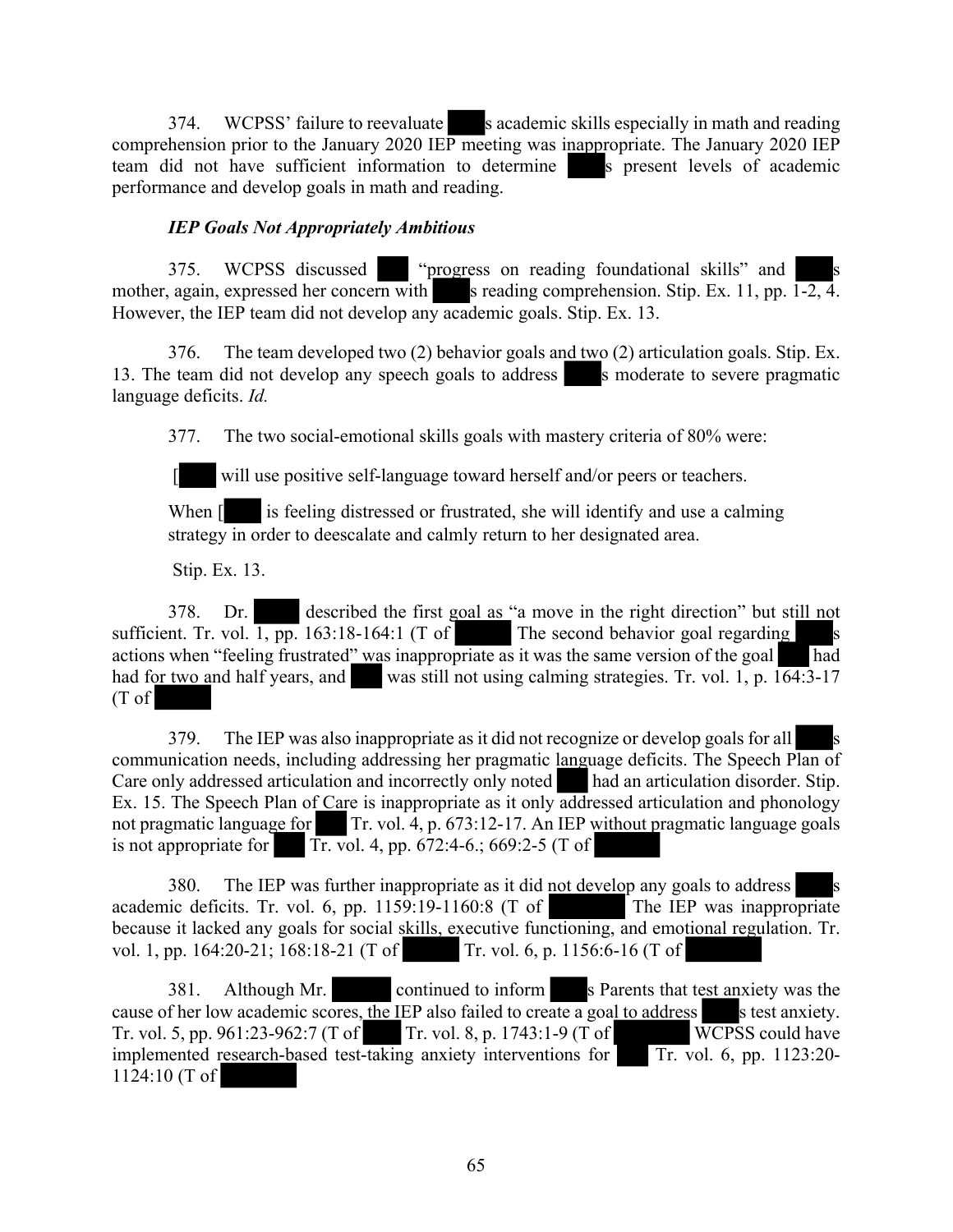374. WCPSS' failure to reevaluate ███s academic skills especially in math and reading comprehension prior to the January 2020 IEP meeting was inappropriate. The January 2020 IEP team did not have sufficient information to determine ███s present levels of academic performance and develop goals in math and reading.

***IEP Goals Not Appropriately Ambitious***

375. WCPSS discussed ███ "progress on reading foundational skills" and ███s mother, again, expressed her concern with ███s reading comprehension. Stip. Ex. 11, pp. 1-2, 4. However, the IEP team did not develop any academic goals. Stip. Ex. 13.

376. The team developed two (2) behavior goals and two (2) articulation goals. Stip. Ex. 13. The team did not develop any speech goals to address ███s moderate to severe pragmatic language deficits. *Id.*

377. The two social-emotional skills goals with mastery criteria of 80% were:

> [███ will use positive self-language toward herself and/or peers or teachers.
>
> When [███ is feeling distressed or frustrated, she will identify and use a calming strategy in order to deescalate and calmly return to her designated area.

Stip. Ex. 13.

378. Dr. ███ described the first goal as "a move in the right direction" but still not sufficient. Tr. vol. 1, pp. 163:18-164:1 (T of ███ The second behavior goal regarding ███s actions when "feeling frustrated" was inappropriate as it was the same version of the goal ███ had had for two and half years, and ███ was still not using calming strategies. Tr. vol. 1, p. 164:3-17 (T of ███

379. The IEP was also inappropriate as it did not recognize or develop goals for all ███s communication needs, including addressing her pragmatic language deficits. The Speech Plan of Care only addressed articulation and incorrectly only noted ███ had an articulation disorder. Stip. Ex. 15. The Speech Plan of Care is inappropriate as it only addressed articulation and phonology not pragmatic language for ███ Tr. vol. 4, p. 673:12-17. An IEP without pragmatic language goals is not appropriate for ███ Tr. vol. 4, pp. 672:4-6.; 669:2-5 (T of ███

380. The IEP was further inappropriate as it did not develop any goals to address ███s academic deficits. Tr. vol. 6, pp. 1159:19-1160:8 (T of ███ The IEP was inappropriate because it lacked any goals for social skills, executive functioning, and emotional regulation. Tr. vol. 1, pp. 164:20-21; 168:18-21 (T of ███ Tr. vol. 6, p. 1156:6-16 (T of ███

381. Although Mr. ███ continued to inform ███s Parents that test anxiety was the cause of her low academic scores, the IEP also failed to create a goal to address ███s test anxiety. Tr. vol. 5, pp. 961:23-962:7 (T of ███ Tr. vol. 8, p. 1743:1-9 (T of ███ WCPSS could have implemented research-based test-taking anxiety interventions for ███ Tr. vol. 6, pp. 1123:20-1124:10 (T of ███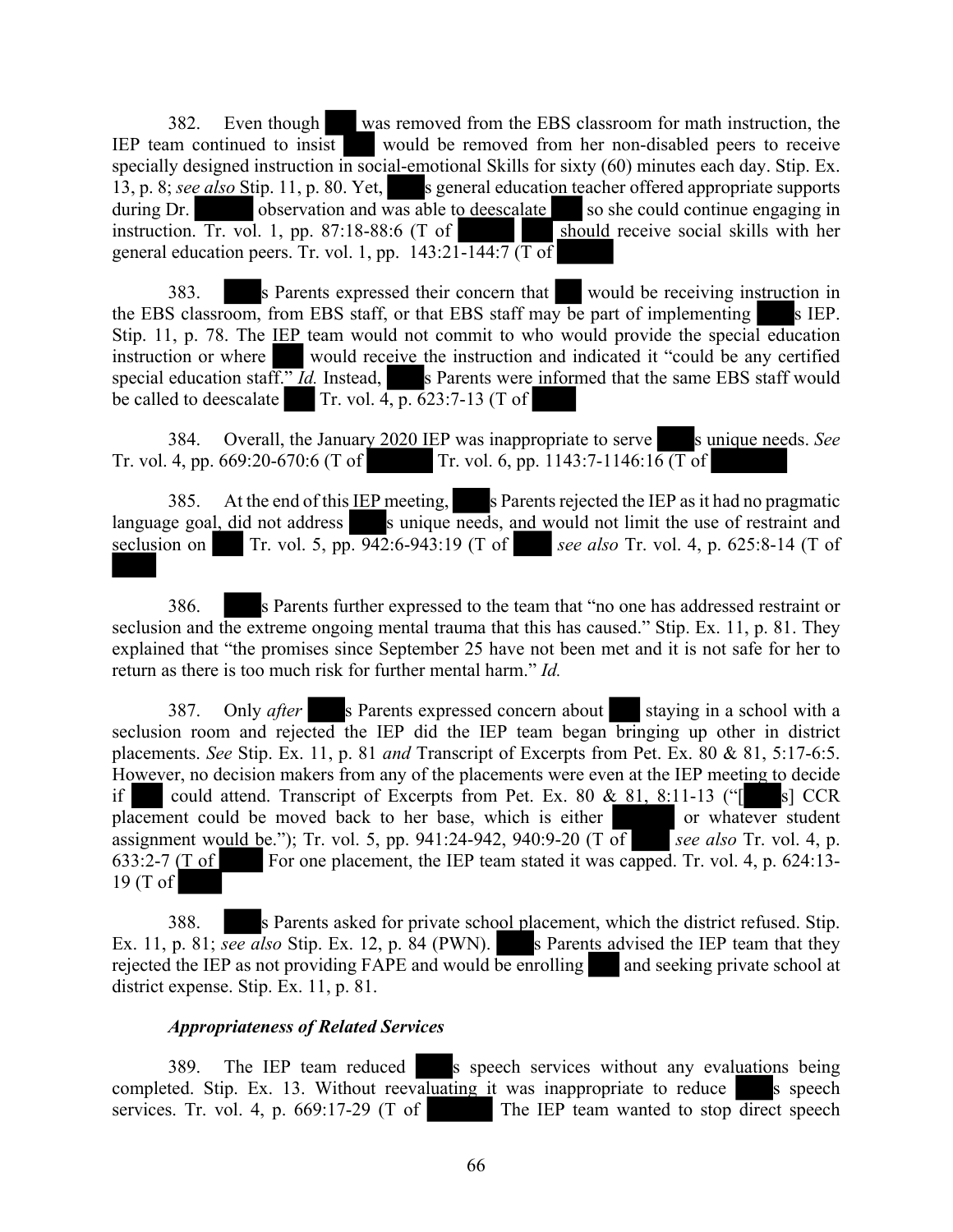382. Even though ███ was removed from the EBS classroom for math instruction, the IEP team continued to insist ███ would be removed from her non-disabled peers to receive specially designed instruction in social-emotional Skills for sixty (60) minutes each day. Stip. Ex. 13, p. 8; *see also* Stip. 11, p. 80. Yet, ███s general education teacher offered appropriate supports during Dr. ███ observation and was able to deescalate ███ so she could continue engaging in instruction. Tr. vol. 1, pp. 87:18-88:6 (T of ███ ███ should receive social skills with her general education peers. Tr. vol. 1, pp. 143:21-144:7 (T of ███

383. ███s Parents expressed their concern that ███ would be receiving instruction in the EBS classroom, from EBS staff, or that EBS staff may be part of implementing ███s IEP. Stip. 11, p. 78. The IEP team would not commit to who would provide the special education instruction or where ███ would receive the instruction and indicated it "could be any certified special education staff." *Id.* Instead, ███s Parents were informed that the same EBS staff would be called to deescalate ███ Tr. vol. 4, p. 623:7-13 (T of ███

384. Overall, the January 2020 IEP was inappropriate to serve ███s unique needs. *See* Tr. vol. 4, pp. 669:20-670:6 (T of ███ Tr. vol. 6, pp. 1143:7-1146:16 (T of ███

385. At the end of this IEP meeting, ███s Parents rejected the IEP as it had no pragmatic language goal, did not address ███s unique needs, and would not limit the use of restraint and seclusion on ███ Tr. vol. 5, pp. 942:6-943:19 (T of ███ *see also* Tr. vol. 4, p. 625:8-14 (T of ███

386. ███s Parents further expressed to the team that "no one has addressed restraint or seclusion and the extreme ongoing mental trauma that this has caused." Stip. Ex. 11, p. 81. They explained that "the promises since September 25 have not been met and it is not safe for her to return as there is too much risk for further mental harm." *Id.*

387. Only *after* ███s Parents expressed concern about ███ staying in a school with a seclusion room and rejected the IEP did the IEP team began bringing up other in district placements. *See* Stip. Ex. 11, p. 81 *and* Transcript of Excerpts from Pet. Ex. 80 & 81, 5:17-6:5. However, no decision makers from any of the placements were even at the IEP meeting to decide if ███ could attend. Transcript of Excerpts from Pet. Ex. 80 & 81, 8:11-13 ("[███s] CCR placement could be moved back to her base, which is either ███ or whatever student assignment would be."); Tr. vol. 5, pp. 941:24-942, 940:9-20 (T of ███ *see also* Tr. vol. 4, p. 633:2-7 (T of ███ For one placement, the IEP team stated it was capped. Tr. vol. 4, p. 624:13-19 (T of ███

388. ███s Parents asked for private school placement, which the district refused. Stip. Ex. 11, p. 81; *see also* Stip. Ex. 12, p. 84 (PWN). ███s Parents advised the IEP team that they rejected the IEP as not providing FAPE and would be enrolling ███ and seeking private school at district expense. Stip. Ex. 11, p. 81.

### *Appropriateness of Related Services*

389. The IEP team reduced ███s speech services without any evaluations being completed. Stip. Ex. 13. Without reevaluating it was inappropriate to reduce ███s speech services. Tr. vol. 4, p. 669:17-29 (T of ███ The IEP team wanted to stop direct speech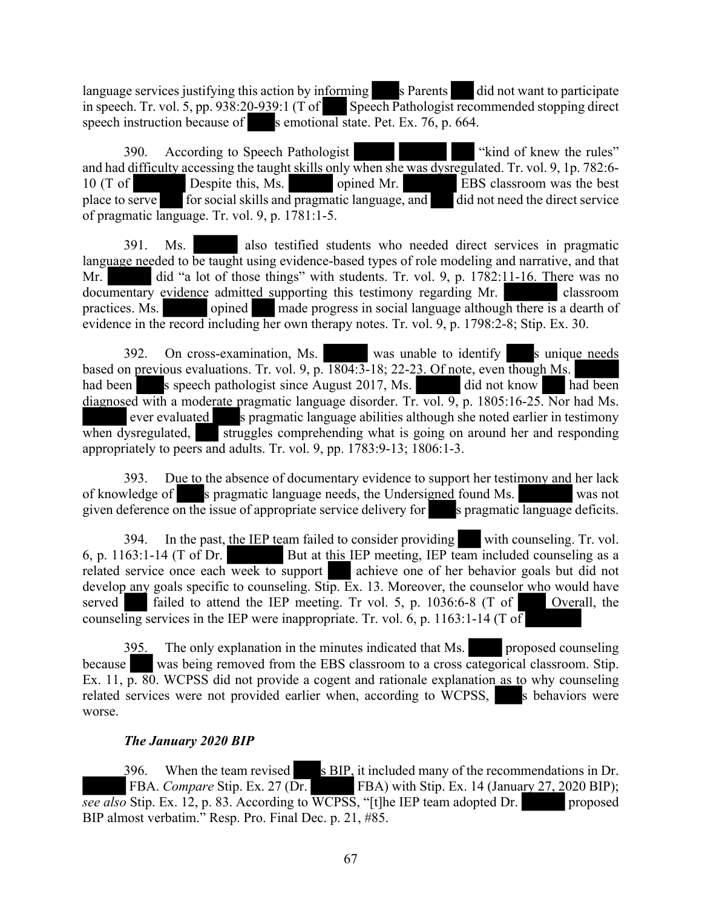language services justifying this action by informing s Parents did not want to participate in speech. Tr. vol. 5, pp. 938:20-939:1 (T of Speech Pathologist recommended stopping direct speech instruction because of s emotional state. Pet. Ex. 76, p. 664.

390. According to Speech Pathologist "kind of knew the rules" and had difficulty accessing the taught skills only when she was dysregulated. Tr. vol. 9, 1p. 782:6-10 (T of Despite this, Ms. opined Mr. EBS classroom was the best place to serve for social skills and pragmatic language, and did not need the direct service of pragmatic language. Tr. vol. 9, p. 1781:1-5.

391. Ms. also testified students who needed direct services in pragmatic language needed to be taught using evidence-based types of role modeling and narrative, and that Mr. did "a lot of those things" with students. Tr. vol. 9, p. 1782:11-16. There was no documentary evidence admitted supporting this testimony regarding Mr. classroom practices. Ms. opined made progress in social language although there is a dearth of evidence in the record including her own therapy notes. Tr. vol. 9, p. 1798:2-8; Stip. Ex. 30.

392. On cross-examination, Ms. was unable to identify s unique needs based on previous evaluations. Tr. vol. 9, p. 1804:3-18; 22-23. Of note, even though Ms. had been s speech pathologist since August 2017, Ms. did not know had been diagnosed with a moderate pragmatic language disorder. Tr. vol. 9, p. 1805:16-25. Nor had Ms. ever evaluated s pragmatic language abilities although she noted earlier in testimony when dysregulated, struggles comprehending what is going on around her and responding appropriately to peers and adults. Tr. vol. 9, pp. 1783:9-13; 1806:1-3.

393. Due to the absence of documentary evidence to support her testimony and her lack of knowledge of s pragmatic language needs, the Undersigned found Ms. was not given deference on the issue of appropriate service delivery for s pragmatic language deficits.

394. In the past, the IEP team failed to consider providing with counseling. Tr. vol. 6, p. 1163:1-14 (T of Dr. But at this IEP meeting, IEP team included counseling as a related service once each week to support achieve one of her behavior goals but did not develop any goals specific to counseling. Stip. Ex. 13. Moreover, the counselor who would have served failed to attend the IEP meeting. Tr vol. 5, p. 1036:6-8 (T of Overall, the counseling services in the IEP were inappropriate. Tr. vol. 6, p. 1163:1-14 (T of

395. The only explanation in the minutes indicated that Ms. proposed counseling because was being removed from the EBS classroom to a cross categorical classroom. Stip. Ex. 11, p. 80. WCPSS did not provide a cogent and rationale explanation as to why counseling related services were not provided earlier when, according to WCPSS, s behaviors were worse.

***The January 2020 BIP***

396. When the team revised s BIP, it included many of the recommendations in Dr. FBA. *Compare* Stip. Ex. 27 (Dr. FBA) with Stip. Ex. 14 (January 27, 2020 BIP); *see also* Stip. Ex. 12, p. 83. According to WCPSS, "[t]he IEP team adopted Dr. proposed BIP almost verbatim." Resp. Pro. Final Dec. p. 21, #85.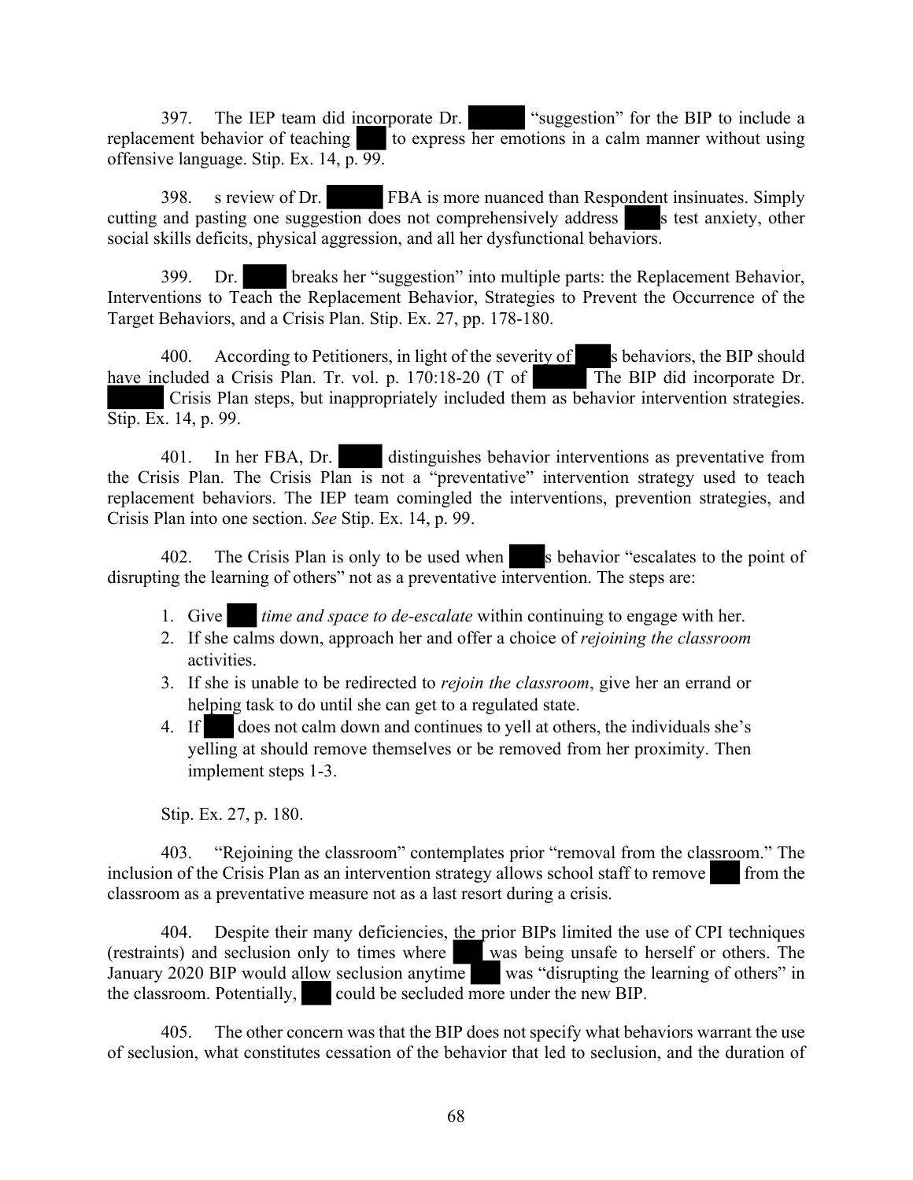397. The IEP team did incorporate Dr. "suggestion" for the BIP to include a replacement behavior of teaching to express her emotions in a calm manner without using offensive language. Stip. Ex. 14, p. 99.

398. s review of Dr. FBA is more nuanced than Respondent insinuates. Simply cutting and pasting one suggestion does not comprehensively address s test anxiety, other social skills deficits, physical aggression, and all her dysfunctional behaviors.

399. Dr. breaks her "suggestion" into multiple parts: the Replacement Behavior, Interventions to Teach the Replacement Behavior, Strategies to Prevent the Occurrence of the Target Behaviors, and a Crisis Plan. Stip. Ex. 27, pp. 178-180.

400. According to Petitioners, in light of the severity of s behaviors, the BIP should have included a Crisis Plan. Tr. vol. p. 170:18-20 (T of The BIP did incorporate Dr. Crisis Plan steps, but inappropriately included them as behavior intervention strategies. Stip. Ex. 14, p. 99.

401. In her FBA, Dr. distinguishes behavior interventions as preventative from the Crisis Plan. The Crisis Plan is not a "preventative" intervention strategy used to teach replacement behaviors. The IEP team comingled the interventions, prevention strategies, and Crisis Plan into one section. *See* Stip. Ex. 14, p. 99.

402. The Crisis Plan is only to be used when s behavior "escalates to the point of disrupting the learning of others" not as a preventative intervention. The steps are:

1. Give *time and space to de-escalate* within continuing to engage with her.
2. If she calms down, approach her and offer a choice of *rejoining the classroom* activities.
3. If she is unable to be redirected to *rejoin the classroom*, give her an errand or helping task to do until she can get to a regulated state.
4. If does not calm down and continues to yell at others, the individuals she's yelling at should remove themselves or be removed from her proximity. Then implement steps 1-3.

Stip. Ex. 27, p. 180.

403. "Rejoining the classroom" contemplates prior "removal from the classroom." The inclusion of the Crisis Plan as an intervention strategy allows school staff to remove from the classroom as a preventative measure not as a last resort during a crisis.

404. Despite their many deficiencies, the prior BIPs limited the use of CPI techniques (restraints) and seclusion only to times where was being unsafe to herself or others. The January 2020 BIP would allow seclusion anytime was "disrupting the learning of others" in the classroom. Potentially, could be secluded more under the new BIP.

405. The other concern was that the BIP does not specify what behaviors warrant the use of seclusion, what constitutes cessation of the behavior that led to seclusion, and the duration of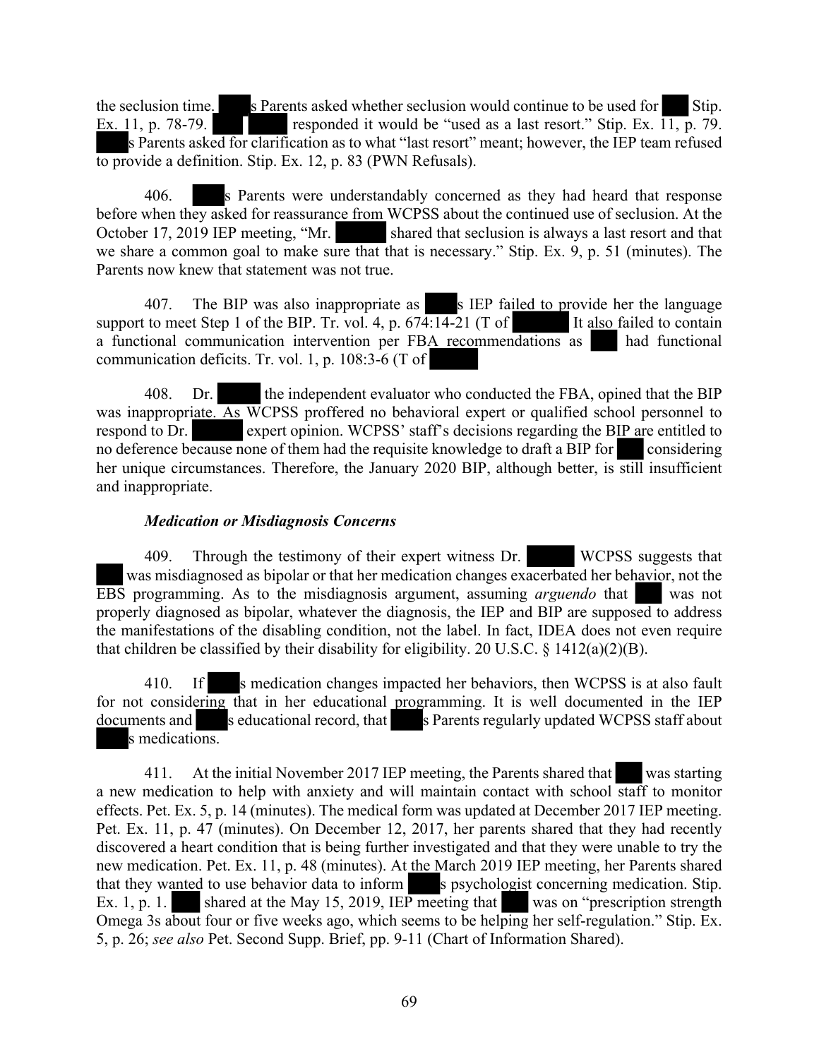the seclusion time. s Parents asked whether seclusion would continue to be used for Stip. Ex. 11, p. 78-79. responded it would be "used as a last resort." Stip. Ex. 11, p. 79. s Parents asked for clarification as to what "last resort" meant; however, the IEP team refused to provide a definition. Stip. Ex. 12, p. 83 (PWN Refusals).

406. s Parents were understandably concerned as they had heard that response before when they asked for reassurance from WCPSS about the continued use of seclusion. At the October 17, 2019 IEP meeting, "Mr. shared that seclusion is always a last resort and that we share a common goal to make sure that that is necessary." Stip. Ex. 9, p. 51 (minutes). The Parents now knew that statement was not true.

407. The BIP was also inappropriate as s IEP failed to provide her the language support to meet Step 1 of the BIP. Tr. vol. 4, p. 674:14-21 (T of It also failed to contain a functional communication intervention per FBA recommendations as had functional communication deficits. Tr. vol. 1, p. 108:3-6 (T of

408. Dr. the independent evaluator who conducted the FBA, opined that the BIP was inappropriate. As WCPSS proffered no behavioral expert or qualified school personnel to respond to Dr. expert opinion. WCPSS' staff's decisions regarding the BIP are entitled to no deference because none of them had the requisite knowledge to draft a BIP for considering her unique circumstances. Therefore, the January 2020 BIP, although better, is still insufficient and inappropriate.

***Medication or Misdiagnosis Concerns***

409. Through the testimony of their expert witness Dr. WCPSS suggests that was misdiagnosed as bipolar or that her medication changes exacerbated her behavior, not the EBS programming. As to the misdiagnosis argument, assuming *arguendo* that was not properly diagnosed as bipolar, whatever the diagnosis, the IEP and BIP are supposed to address the manifestations of the disabling condition, not the label. In fact, IDEA does not even require that children be classified by their disability for eligibility. 20 U.S.C. § 1412(a)(2)(B).

410. If s medication changes impacted her behaviors, then WCPSS is at also fault for not considering that in her educational programming. It is well documented in the IEP documents and s educational record, that s Parents regularly updated WCPSS staff about s medications.

411. At the initial November 2017 IEP meeting, the Parents shared that was starting a new medication to help with anxiety and will maintain contact with school staff to monitor effects. Pet. Ex. 5, p. 14 (minutes). The medical form was updated at December 2017 IEP meeting. Pet. Ex. 11, p. 47 (minutes). On December 12, 2017, her parents shared that they had recently discovered a heart condition that is being further investigated and that they were unable to try the new medication. Pet. Ex. 11, p. 48 (minutes). At the March 2019 IEP meeting, her Parents shared that they wanted to use behavior data to inform s psychologist concerning medication. Stip. Ex. 1, p. 1. shared at the May 15, 2019, IEP meeting that was on "prescription strength Omega 3s about four or five weeks ago, which seems to be helping her self-regulation." Stip. Ex. 5, p. 26; *see also* Pet. Second Supp. Brief, pp. 9-11 (Chart of Information Shared).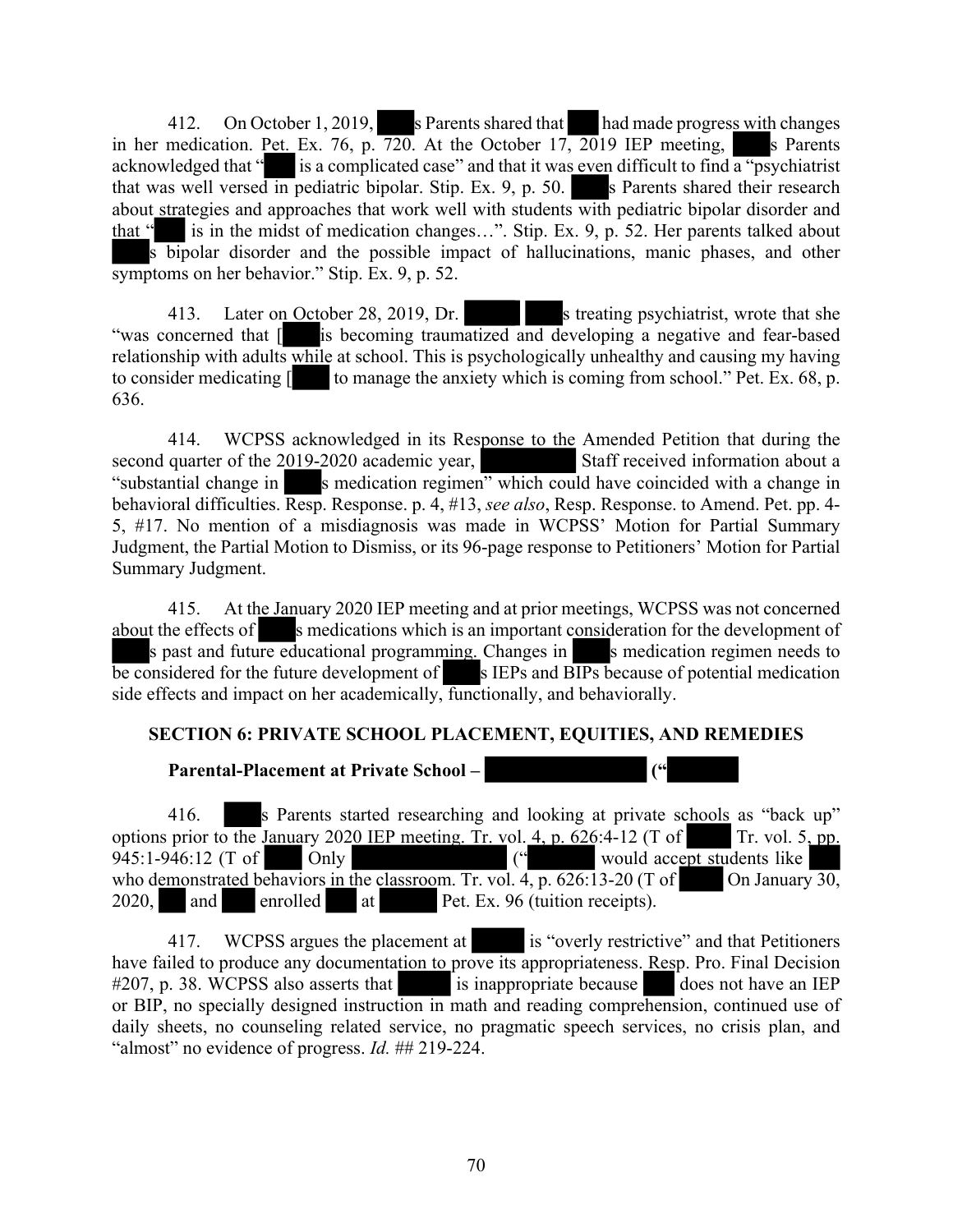412. On October 1, 2019, s Parents shared that had made progress with changes in her medication. Pet. Ex. 76, p. 720. At the October 17, 2019 IEP meeting, s Parents acknowledged that " is a complicated case" and that it was even difficult to find a "psychiatrist that was well versed in pediatric bipolar. Stip. Ex. 9, p. 50. s Parents shared their research about strategies and approaches that work well with students with pediatric bipolar disorder and that " is in the midst of medication changes…". Stip. Ex. 9, p. 52. Her parents talked about s bipolar disorder and the possible impact of hallucinations, manic phases, and other symptoms on her behavior." Stip. Ex. 9, p. 52.

413. Later on October 28, 2019, Dr. s treating psychiatrist, wrote that she "was concerned that [ is becoming traumatized and developing a negative and fear-based relationship with adults while at school. This is psychologically unhealthy and causing my having to consider medicating [ to manage the anxiety which is coming from school." Pet. Ex. 68, p. 636.

414. WCPSS acknowledged in its Response to the Amended Petition that during the second quarter of the 2019-2020 academic year, Staff received information about a "substantial change in s medication regimen" which could have coincided with a change in behavioral difficulties. Resp. Response. p. 4, #13, *see also*, Resp. Response. to Amend. Pet. pp. 4-5, #17. No mention of a misdiagnosis was made in WCPSS' Motion for Partial Summary Judgment, the Partial Motion to Dismiss, or its 96-page response to Petitioners' Motion for Partial Summary Judgment.

415. At the January 2020 IEP meeting and at prior meetings, WCPSS was not concerned about the effects of s medications which is an important consideration for the development of s past and future educational programming. Changes in s medication regimen needs to be considered for the future development of s IEPs and BIPs because of potential medication side effects and impact on her academically, functionally, and behaviorally.

## SECTION 6: PRIVATE SCHOOL PLACEMENT, EQUITIES, AND REMEDIES

### Parental-Placement at Private School – ("

416. s Parents started researching and looking at private schools as "back up" options prior to the January 2020 IEP meeting. Tr. vol. 4, p. 626:4-12 (T of Tr. vol. 5, pp. 945:1-946:12 (T of Only (" would accept students like who demonstrated behaviors in the classroom. Tr. vol. 4, p. 626:13-20 (T of On January 30, 2020, and enrolled at Pet. Ex. 96 (tuition receipts).

417. WCPSS argues the placement at is "overly restrictive" and that Petitioners have failed to produce any documentation to prove its appropriateness. Resp. Pro. Final Decision #207, p. 38. WCPSS also asserts that is inappropriate because does not have an IEP or BIP, no specially designed instruction in math and reading comprehension, continued use of daily sheets, no counseling related service, no pragmatic speech services, no crisis plan, and "almost" no evidence of progress. *Id.* ## 219-224.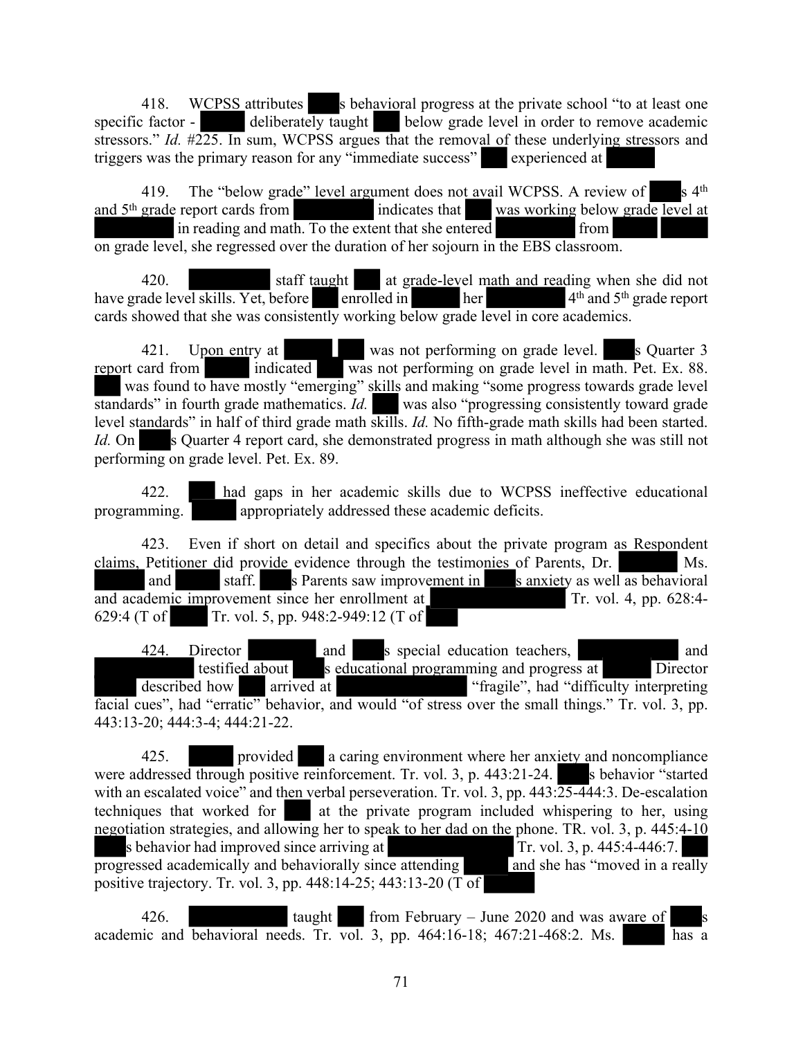418. WCPSS attributes s behavioral progress at the private school "to at least one specific factor - deliberately taught below grade level in order to remove academic stressors." *Id.* #225. In sum, WCPSS argues that the removal of these underlying stressors and triggers was the primary reason for any "immediate success" experienced at

419. The "below grade" level argument does not avail WCPSS. A review of s 4th and 5th grade report cards from indicates that was working below grade level at in reading and math. To the extent that she entered from on grade level, she regressed over the duration of her sojourn in the EBS classroom.

420. staff taught at grade-level math and reading when she did not have grade level skills. Yet, before enrolled in her 4th and 5th grade report cards showed that she was consistently working below grade level in core academics.

421. Upon entry at was not performing on grade level. s Quarter 3 report card from indicated was not performing on grade level in math. Pet. Ex. 88. was found to have mostly "emerging" skills and making "some progress towards grade level standards" in fourth grade mathematics. *Id.* was also "progressing consistently toward grade level standards" in half of third grade math skills. *Id.* No fifth-grade math skills had been started. *Id.* On s Quarter 4 report card, she demonstrated progress in math although she was still not performing on grade level. Pet. Ex. 89.

422. had gaps in her academic skills due to WCPSS ineffective educational programming. appropriately addressed these academic deficits.

423. Even if short on detail and specifics about the private program as Respondent claims, Petitioner did provide evidence through the testimonies of Parents, Dr. Ms. and staff. s Parents saw improvement in s anxiety as well as behavioral and academic improvement since her enrollment at Tr. vol. 4, pp. 628:4-629:4 (T of Tr. vol. 5, pp. 948:2-949:12 (T of

424. Director and s special education teachers, and testified about s educational programming and progress at Director described how arrived at "fragile", had "difficulty interpreting facial cues", had "erratic" behavior, and would "of stress over the small things." Tr. vol. 3, pp. 443:13-20; 444:3-4; 444:21-22.

425. provided a caring environment where her anxiety and noncompliance were addressed through positive reinforcement. Tr. vol. 3, p. 443:21-24. s behavior "started with an escalated voice" and then verbal perseveration. Tr. vol. 3, pp. 443:25-444:3. De-escalation techniques that worked for at the private program included whispering to her, using negotiation strategies, and allowing her to speak to her dad on the phone. TR. vol. 3, p. 445:4-10 s behavior had improved since arriving at Tr. vol. 3, p. 445:4-446:7. progressed academically and behaviorally since attending and she has "moved in a really positive trajectory. Tr. vol. 3, pp. 448:14-25; 443:13-20 (T of

426. taught from February – June 2020 and was aware of s academic and behavioral needs. Tr. vol. 3, pp. 464:16-18; 467:21-468:2. Ms. has a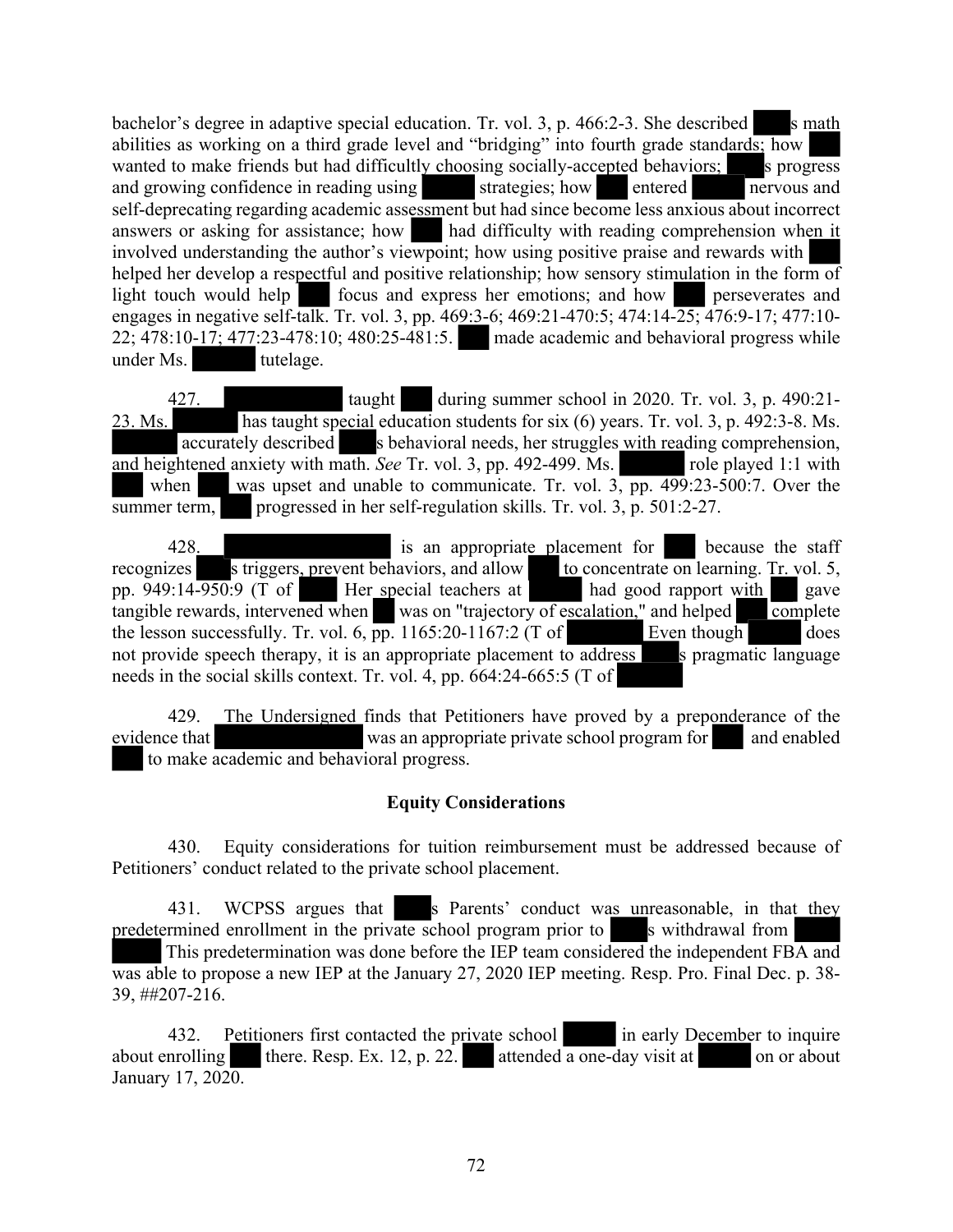bachelor's degree in adaptive special education. Tr. vol. 3, p. 466:2-3. She described ███s math abilities as working on a third grade level and "bridging" into fourth grade standards; how ███ wanted to make friends but had difficultly choosing socially-accepted behaviors; ███s progress and growing confidence in reading using ███ strategies; how ███ entered ███ nervous and self-deprecating regarding academic assessment but had since become less anxious about incorrect answers or asking for assistance; how ███ had difficulty with reading comprehension when it involved understanding the author's viewpoint; how using positive praise and rewards with ███ helped her develop a respectful and positive relationship; how sensory stimulation in the form of light touch would help ███ focus and express her emotions; and how ███ perseverates and engages in negative self-talk. Tr. vol. 3, pp. 469:3-6; 469:21-470:5; 474:14-25; 476:9-17; 477:10-22; 478:10-17; 477:23-478:10; 480:25-481:5. ███ made academic and behavioral progress while under Ms. ███ tutelage.

427. ███ taught ███ during summer school in 2020. Tr. vol. 3, p. 490:21-23. Ms. ███ has taught special education students for six (6) years. Tr. vol. 3, p. 492:3-8. Ms. ███ accurately described ███s behavioral needs, her struggles with reading comprehension, and heightened anxiety with math. *See* Tr. vol. 3, pp. 492-499. Ms. ███ role played 1:1 with ███ when ███ was upset and unable to communicate. Tr. vol. 3, pp. 499:23-500:7. Over the summer term, ███ progressed in her self-regulation skills. Tr. vol. 3, p. 501:2-27.

428. ███ is an appropriate placement for ███ because the staff recognizes ███s triggers, prevent behaviors, and allow ███ to concentrate on learning. Tr. vol. 5, pp. 949:14-950:9 (T of ███ Her special teachers at ███ had good rapport with ███ gave tangible rewards, intervened when ███ was on "trajectory of escalation," and helped ███ complete the lesson successfully. Tr. vol. 6, pp. 1165:20-1167:2 (T of ███ Even though ███ does not provide speech therapy, it is an appropriate placement to address ███s pragmatic language needs in the social skills context. Tr. vol. 4, pp. 664:24-665:5 (T of ███

429. The Undersigned finds that Petitioners have proved by a preponderance of the evidence that ███ was an appropriate private school program for ███ and enabled ███ to make academic and behavioral progress.

## Equity Considerations

430. Equity considerations for tuition reimbursement must be addressed because of Petitioners' conduct related to the private school placement.

431. WCPSS argues that ███s Parents' conduct was unreasonable, in that they predetermined enrollment in the private school program prior to ███s withdrawal from ███ This predetermination was done before the IEP team considered the independent FBA and was able to propose a new IEP at the January 27, 2020 IEP meeting. Resp. Pro. Final Dec. p. 38-39, ##207-216.

432. Petitioners first contacted the private school ███ in early December to inquire about enrolling ███ there. Resp. Ex. 12, p. 22. ███ attended a one-day visit at ███ on or about January 17, 2020.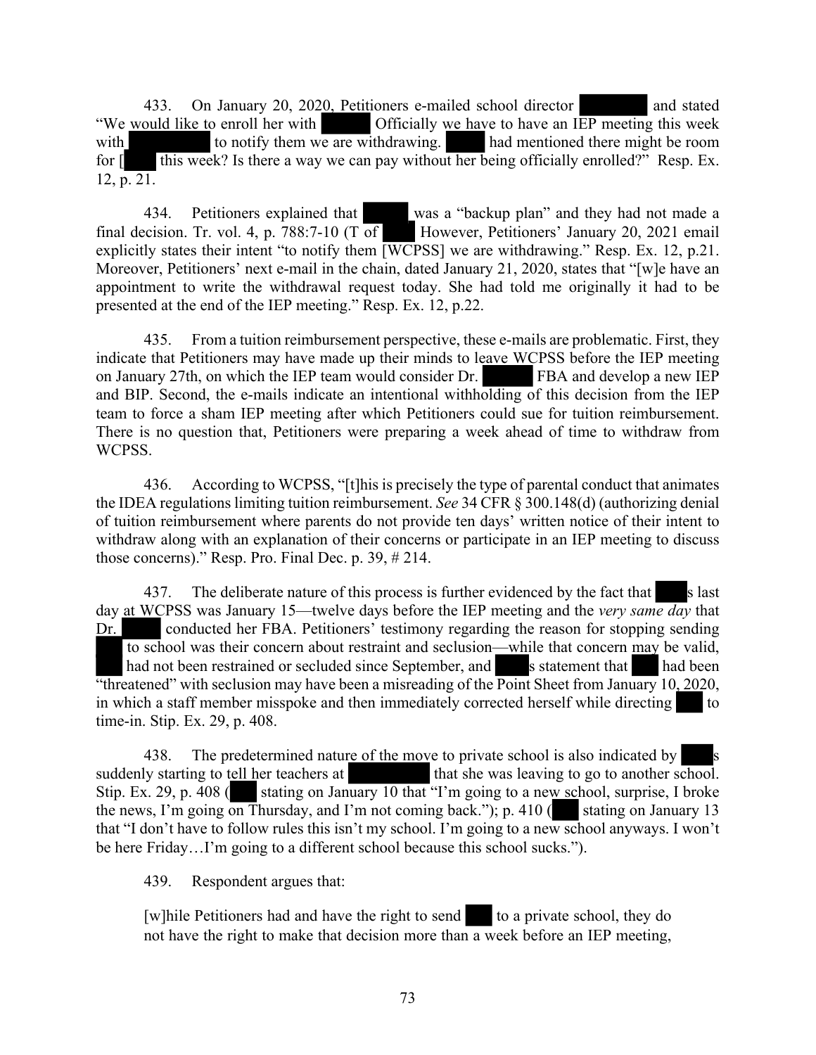433. On January 20, 2020, Petitioners e-mailed school director and stated "We would like to enroll her with Officially we have to have an IEP meeting this week with to notify them we are withdrawing. had mentioned there might be room for [ this week? Is there a way we can pay without her being officially enrolled?" Resp. Ex. 12, p. 21.

434. Petitioners explained that was a "backup plan" and they had not made a final decision. Tr. vol. 4, p. 788:7-10 (T of However, Petitioners' January 20, 2021 email explicitly states their intent "to notify them [WCPSS] we are withdrawing." Resp. Ex. 12, p.21. Moreover, Petitioners' next e-mail in the chain, dated January 21, 2020, states that "[w]e have an appointment to write the withdrawal request today. She had told me originally it had to be presented at the end of the IEP meeting." Resp. Ex. 12, p.22.

435. From a tuition reimbursement perspective, these e-mails are problematic. First, they indicate that Petitioners may have made up their minds to leave WCPSS before the IEP meeting on January 27th, on which the IEP team would consider Dr. FBA and develop a new IEP and BIP. Second, the e-mails indicate an intentional withholding of this decision from the IEP team to force a sham IEP meeting after which Petitioners could sue for tuition reimbursement. There is no question that, Petitioners were preparing a week ahead of time to withdraw from WCPSS.

436. According to WCPSS, "[t]his is precisely the type of parental conduct that animates the IDEA regulations limiting tuition reimbursement. *See* 34 CFR § 300.148(d) (authorizing denial of tuition reimbursement where parents do not provide ten days' written notice of their intent to withdraw along with an explanation of their concerns or participate in an IEP meeting to discuss those concerns)." Resp. Pro. Final Dec. p. 39, # 214.

437. The deliberate nature of this process is further evidenced by the fact that s last day at WCPSS was January 15—twelve days before the IEP meeting and the *very same day* that Dr. conducted her FBA. Petitioners' testimony regarding the reason for stopping sending to school was their concern about restraint and seclusion—while that concern may be valid, had not been restrained or secluded since September, and s statement that had been "threatened" with seclusion may have been a misreading of the Point Sheet from January 10, 2020, in which a staff member misspoke and then immediately corrected herself while directing to time-in. Stip. Ex. 29, p. 408.

438. The predetermined nature of the move to private school is also indicated by s suddenly starting to tell her teachers at that she was leaving to go to another school. Stip. Ex. 29, p. 408 ( stating on January 10 that "I'm going to a new school, surprise, I broke the news, I'm going on Thursday, and I'm not coming back."); p. 410 ( stating on January 13 that "I don't have to follow rules this isn't my school. I'm going to a new school anyways. I won't be here Friday…I'm going to a different school because this school sucks.").

439. Respondent argues that:

> [w]hile Petitioners had and have the right to send to a private school, they do not have the right to make that decision more than a week before an IEP meeting,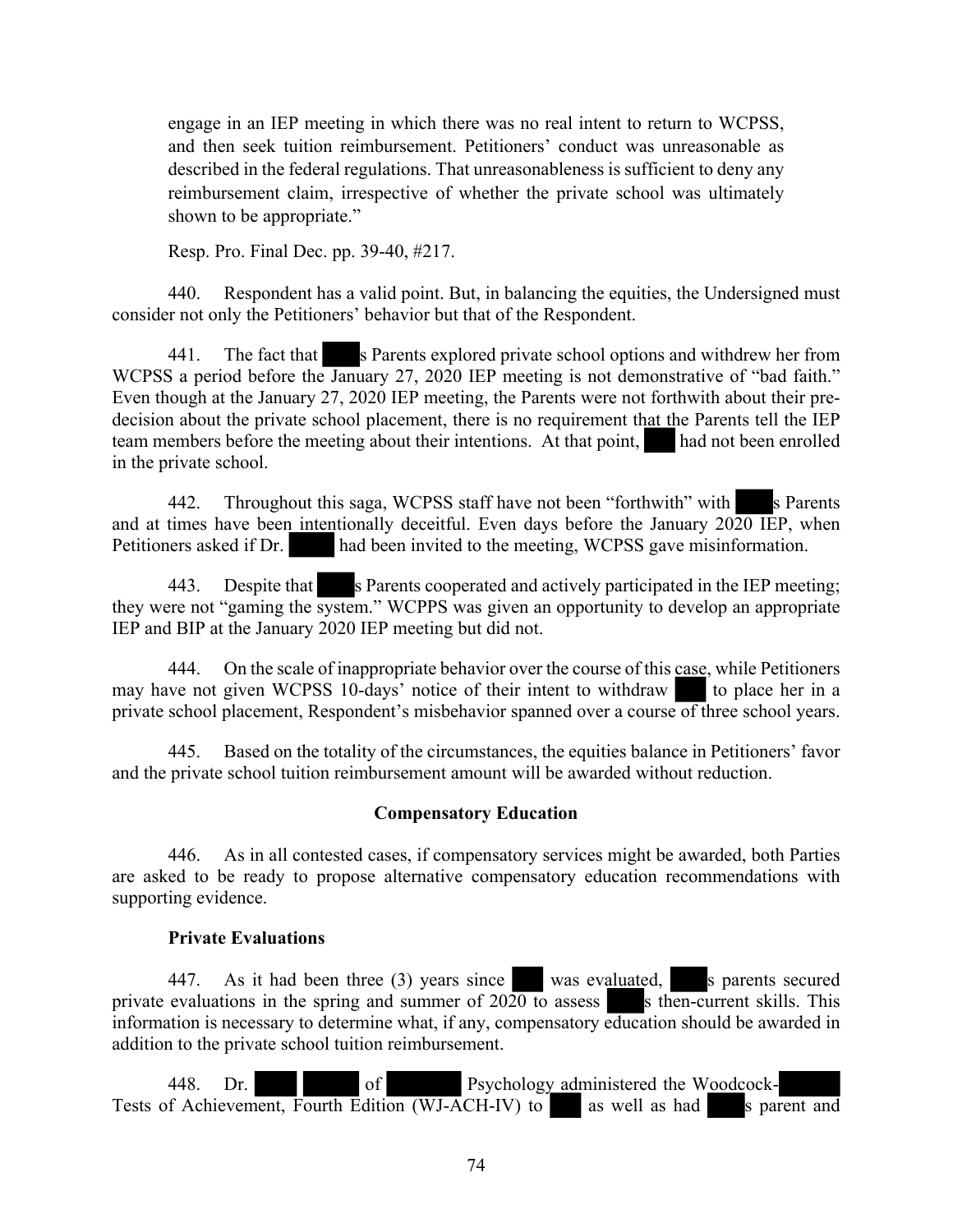engage in an IEP meeting in which there was no real intent to return to WCPSS, and then seek tuition reimbursement. Petitioners' conduct was unreasonable as described in the federal regulations. That unreasonableness is sufficient to deny any reimbursement claim, irrespective of whether the private school was ultimately shown to be appropriate."

Resp. Pro. Final Dec. pp. 39-40, #217.

440. Respondent has a valid point. But, in balancing the equities, the Undersigned must consider not only the Petitioners' behavior but that of the Respondent.

441. The fact that ███s Parents explored private school options and withdrew her from WCPSS a period before the January 27, 2020 IEP meeting is not demonstrative of "bad faith." Even though at the January 27, 2020 IEP meeting, the Parents were not forthwith about their pre-decision about the private school placement, there is no requirement that the Parents tell the IEP team members before the meeting about their intentions. At that point, ███ had not been enrolled in the private school.

442. Throughout this saga, WCPSS staff have not been "forthwith" with ███s Parents and at times have been intentionally deceitful. Even days before the January 2020 IEP, when Petitioners asked if Dr. ███ had been invited to the meeting, WCPSS gave misinformation.

443. Despite that ███s Parents cooperated and actively participated in the IEP meeting; they were not "gaming the system." WCPPS was given an opportunity to develop an appropriate IEP and BIP at the January 2020 IEP meeting but did not.

444. On the scale of inappropriate behavior over the course of this case, while Petitioners may have not given WCPSS 10-days' notice of their intent to withdraw ███ to place her in a private school placement, Respondent's misbehavior spanned over a course of three school years.

445. Based on the totality of the circumstances, the equities balance in Petitioners' favor and the private school tuition reimbursement amount will be awarded without reduction.

## Compensatory Education

446. As in all contested cases, if compensatory services might be awarded, both Parties are asked to be ready to propose alternative compensatory education recommendations with supporting evidence.

### Private Evaluations

447. As it had been three (3) years since ███ was evaluated, ███s parents secured private evaluations in the spring and summer of 2020 to assess ███s then-current skills. This information is necessary to determine what, if any, compensatory education should be awarded in addition to the private school tuition reimbursement.

448. Dr. ███ ███ of ███ Psychology administered the Woodcock-███ Tests of Achievement, Fourth Edition (WJ-ACH-IV) to ███ as well as had ███s parent and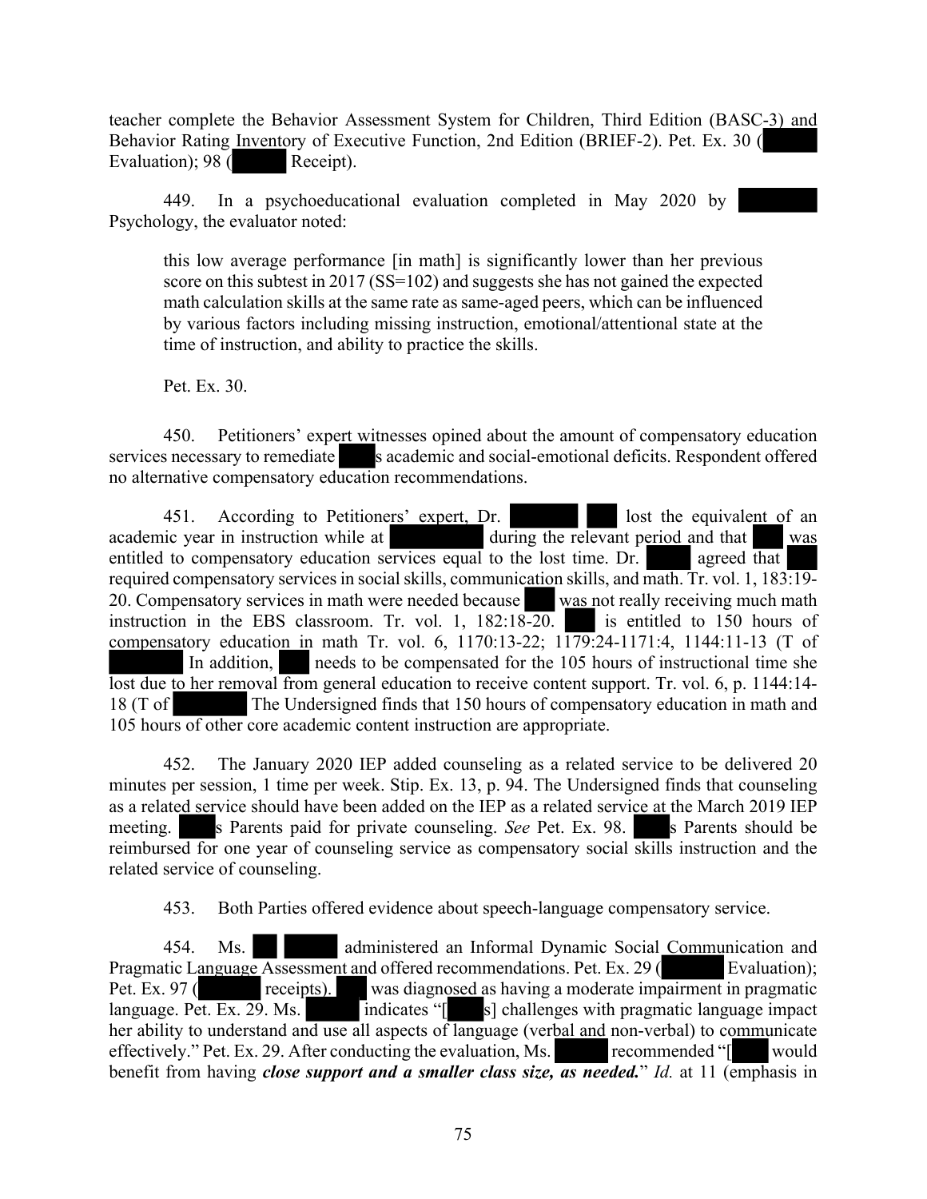teacher complete the Behavior Assessment System for Children, Third Edition (BASC-3) and Behavior Rating Inventory of Executive Function, 2nd Edition (BRIEF-2). Pet. Ex. 30 ( Evaluation); 98 ( Receipt).

449. In a psychoeducational evaluation completed in May 2020 by Psychology, the evaluator noted:

> this low average performance [in math] is significantly lower than her previous score on this subtest in 2017 (SS=102) and suggests she has not gained the expected math calculation skills at the same rate as same-aged peers, which can be influenced by various factors including missing instruction, emotional/attentional state at the time of instruction, and ability to practice the skills.
>
> Pet. Ex. 30.

450. Petitioners' expert witnesses opined about the amount of compensatory education services necessary to remediate s academic and social-emotional deficits. Respondent offered no alternative compensatory education recommendations.

451. According to Petitioners' expert, Dr. lost the equivalent of an academic year in instruction while at during the relevant period and that was entitled to compensatory education services equal to the lost time. Dr. agreed that required compensatory services in social skills, communication skills, and math. Tr. vol. 1, 183:19-20. Compensatory services in math were needed because was not really receiving much math instruction in the EBS classroom. Tr. vol. 1, 182:18-20. is entitled to 150 hours of compensatory education in math Tr. vol. 6, 1170:13-22; 1179:24-1171:4, 1144:11-13 (T of In addition, needs to be compensated for the 105 hours of instructional time she lost due to her removal from general education to receive content support. Tr. vol. 6, p. 1144:14-18 (T of The Undersigned finds that 150 hours of compensatory education in math and 105 hours of other core academic content instruction are appropriate.

452. The January 2020 IEP added counseling as a related service to be delivered 20 minutes per session, 1 time per week. Stip. Ex. 13, p. 94. The Undersigned finds that counseling as a related service should have been added on the IEP as a related service at the March 2019 IEP meeting. s Parents paid for private counseling. *See* Pet. Ex. 98. s Parents should be reimbursed for one year of counseling service as compensatory social skills instruction and the related service of counseling.

453. Both Parties offered evidence about speech-language compensatory service.

454. Ms. administered an Informal Dynamic Social Communication and Pragmatic Language Assessment and offered recommendations. Pet. Ex. 29 ( Evaluation); Pet. Ex. 97 ( receipts). was diagnosed as having a moderate impairment in pragmatic language. Pet. Ex. 29. Ms. indicates "[ s] challenges with pragmatic language impact her ability to understand and use all aspects of language (verbal and non-verbal) to communicate effectively." Pet. Ex. 29. After conducting the evaluation, Ms. recommended "[ would benefit from having ***close support and a smaller class size, as needed.***" *Id.* at 11 (emphasis in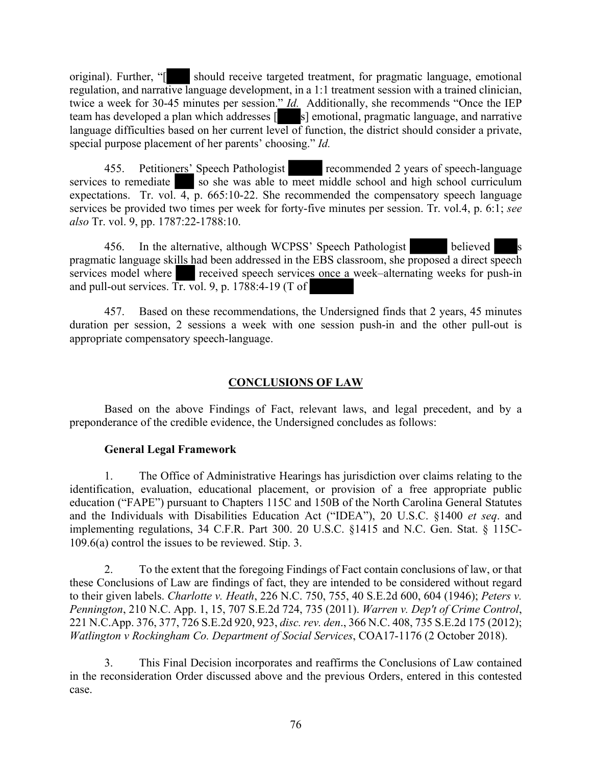original). Further, "[ should receive targeted treatment, for pragmatic language, emotional regulation, and narrative language development, in a 1:1 treatment session with a trained clinician, twice a week for 30-45 minutes per session." *Id.* Additionally, she recommends "Once the IEP team has developed a plan which addresses [ s] emotional, pragmatic language, and narrative language difficulties based on her current level of function, the district should consider a private, special purpose placement of her parents' choosing." *Id.*

455. Petitioners' Speech Pathologist recommended 2 years of speech-language services to remediate so she was able to meet middle school and high school curriculum expectations. Tr. vol. 4, p. 665:10-22. She recommended the compensatory speech language services be provided two times per week for forty-five minutes per session. Tr. vol.4, p. 6:1; *see also* Tr. vol. 9, pp. 1787:22-1788:10.

456. In the alternative, although WCPSS' Speech Pathologist believed s pragmatic language skills had been addressed in the EBS classroom, she proposed a direct speech services model where received speech services once a week–alternating weeks for push-in and pull-out services. Tr. vol. 9, p. 1788:4-19 (T of

457. Based on these recommendations, the Undersigned finds that 2 years, 45 minutes duration per session, 2 sessions a week with one session push-in and the other pull-out is appropriate compensatory speech-language.

## CONCLUSIONS OF LAW

Based on the above Findings of Fact, relevant laws, and legal precedent, and by a preponderance of the credible evidence, the Undersigned concludes as follows:

### General Legal Framework

1. The Office of Administrative Hearings has jurisdiction over claims relating to the identification, evaluation, educational placement, or provision of a free appropriate public education ("FAPE") pursuant to Chapters 115C and 150B of the North Carolina General Statutes and the Individuals with Disabilities Education Act ("IDEA"), 20 U.S.C. §1400 *et seq*. and implementing regulations, 34 C.F.R. Part 300. 20 U.S.C. §1415 and N.C. Gen. Stat. § 115C-109.6(a) control the issues to be reviewed. Stip. 3.

2. To the extent that the foregoing Findings of Fact contain conclusions of law, or that these Conclusions of Law are findings of fact, they are intended to be considered without regard to their given labels. *Charlotte v. Heath*, 226 N.C. 750, 755, 40 S.E.2d 600, 604 (1946); *Peters v. Pennington*, 210 N.C. App. 1, 15, 707 S.E.2d 724, 735 (2011). *Warren v. Dep't of Crime Control*, 221 N.C.App. 376, 377, 726 S.E.2d 920, 923, *disc. rev. den*., 366 N.C. 408, 735 S.E.2d 175 (2012); *Watlington v Rockingham Co. Department of Social Services*, COA17-1176 (2 October 2018).

3. This Final Decision incorporates and reaffirms the Conclusions of Law contained in the reconsideration Order discussed above and the previous Orders, entered in this contested case.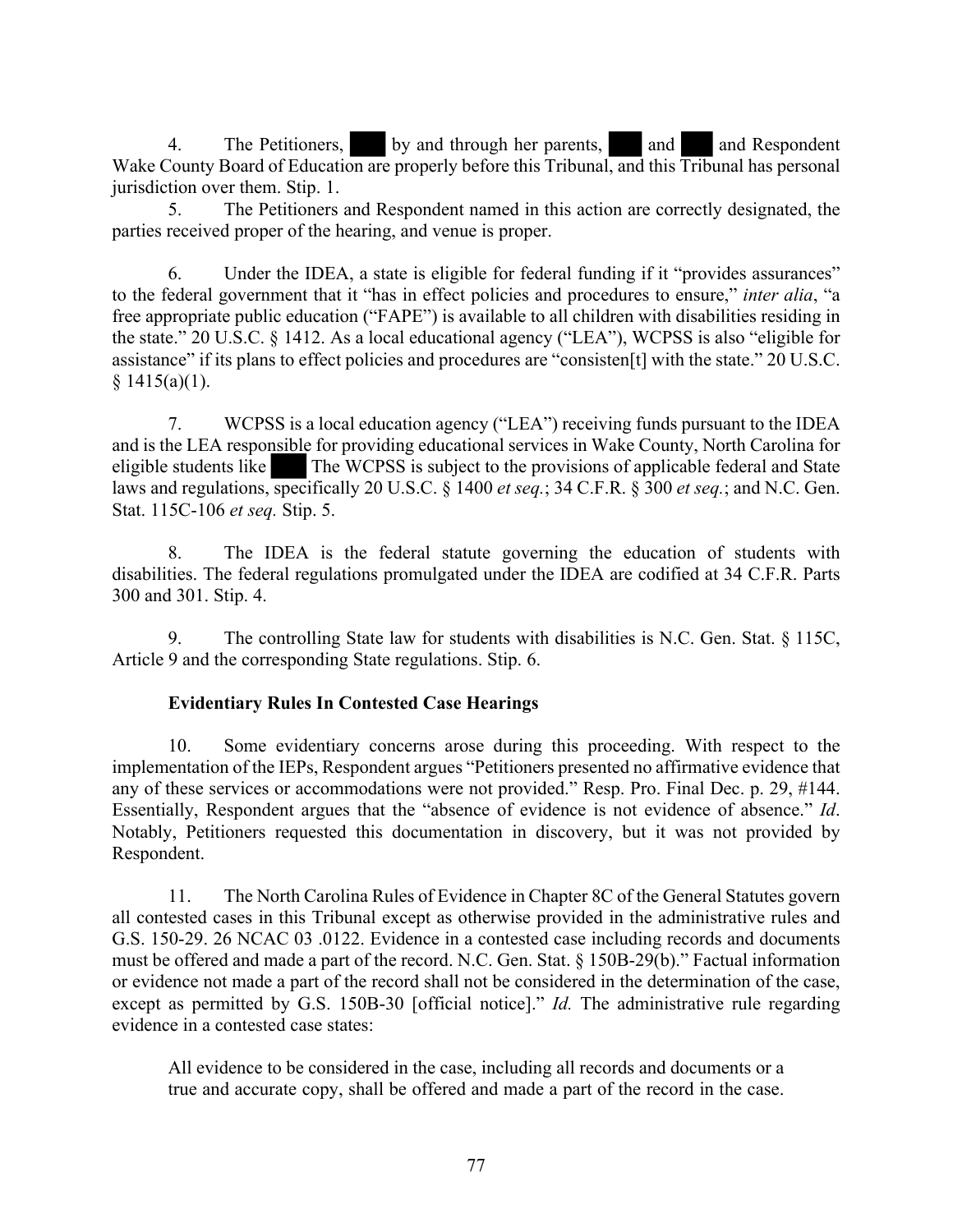4. The Petitioners, ███ by and through her parents, ███ and ███ and Respondent Wake County Board of Education are properly before this Tribunal, and this Tribunal has personal jurisdiction over them. Stip. 1.

5. The Petitioners and Respondent named in this action are correctly designated, the parties received proper of the hearing, and venue is proper.

6. Under the IDEA, a state is eligible for federal funding if it "provides assurances" to the federal government that it "has in effect policies and procedures to ensure," *inter alia*, "a free appropriate public education ("FAPE") is available to all children with disabilities residing in the state." 20 U.S.C. § 1412. As a local educational agency ("LEA"), WCPSS is also "eligible for assistance" if its plans to effect policies and procedures are "consisten[t] with the state." 20 U.S.C. § 1415(a)(1).

7. WCPSS is a local education agency ("LEA") receiving funds pursuant to the IDEA and is the LEA responsible for providing educational services in Wake County, North Carolina for eligible students like ███ The WCPSS is subject to the provisions of applicable federal and State laws and regulations, specifically 20 U.S.C. § 1400 *et seq.*; 34 C.F.R. § 300 *et seq.*; and N.C. Gen. Stat. 115C-106 *et seq.* Stip. 5.

8. The IDEA is the federal statute governing the education of students with disabilities. The federal regulations promulgated under the IDEA are codified at 34 C.F.R. Parts 300 and 301. Stip. 4.

9. The controlling State law for students with disabilities is N.C. Gen. Stat. § 115C, Article 9 and the corresponding State regulations. Stip. 6.

**Evidentiary Rules In Contested Case Hearings**

10. Some evidentiary concerns arose during this proceeding. With respect to the implementation of the IEPs, Respondent argues "Petitioners presented no affirmative evidence that any of these services or accommodations were not provided." Resp. Pro. Final Dec. p. 29, #144. Essentially, Respondent argues that the "absence of evidence is not evidence of absence." *Id*. Notably, Petitioners requested this documentation in discovery, but it was not provided by Respondent.

11. The North Carolina Rules of Evidence in Chapter 8C of the General Statutes govern all contested cases in this Tribunal except as otherwise provided in the administrative rules and G.S. 150-29. 26 NCAC 03 .0122. Evidence in a contested case including records and documents must be offered and made a part of the record. N.C. Gen. Stat. § 150B-29(b)." Factual information or evidence not made a part of the record shall not be considered in the determination of the case, except as permitted by G.S. 150B-30 [official notice]." *Id.* The administrative rule regarding evidence in a contested case states:

> All evidence to be considered in the case, including all records and documents or a true and accurate copy, shall be offered and made a part of the record in the case.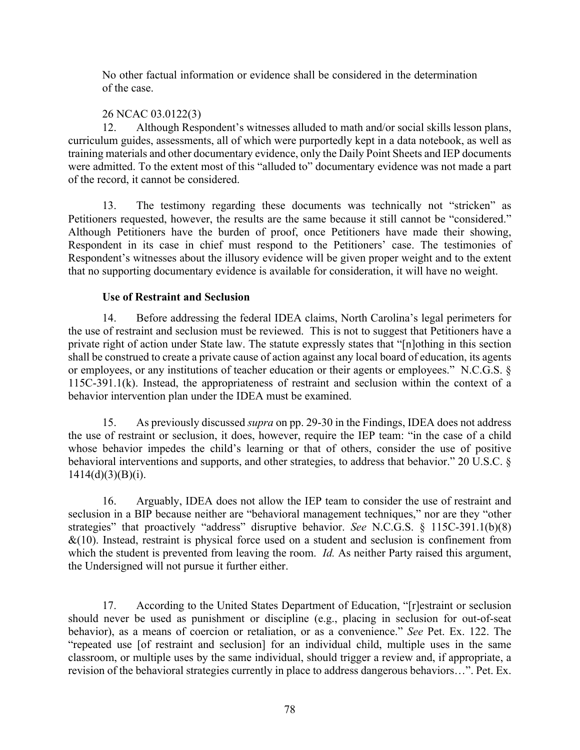No other factual information or evidence shall be considered in the determination of the case.

26 NCAC 03.0122(3)

12. Although Respondent's witnesses alluded to math and/or social skills lesson plans, curriculum guides, assessments, all of which were purportedly kept in a data notebook, as well as training materials and other documentary evidence, only the Daily Point Sheets and IEP documents were admitted. To the extent most of this "alluded to" documentary evidence was not made a part of the record, it cannot be considered.

13. The testimony regarding these documents was technically not "stricken" as Petitioners requested, however, the results are the same because it still cannot be "considered." Although Petitioners have the burden of proof, once Petitioners have made their showing, Respondent in its case in chief must respond to the Petitioners' case. The testimonies of Respondent's witnesses about the illusory evidence will be given proper weight and to the extent that no supporting documentary evidence is available for consideration, it will have no weight.

**Use of Restraint and Seclusion**

14. Before addressing the federal IDEA claims, North Carolina's legal perimeters for the use of restraint and seclusion must be reviewed. This is not to suggest that Petitioners have a private right of action under State law. The statute expressly states that "[n]othing in this section shall be construed to create a private cause of action against any local board of education, its agents or employees, or any institutions of teacher education or their agents or employees." N.C.G.S. § 115C-391.1(k). Instead, the appropriateness of restraint and seclusion within the context of a behavior intervention plan under the IDEA must be examined.

15. As previously discussed *supra* on pp. 29-30 in the Findings, IDEA does not address the use of restraint or seclusion, it does, however, require the IEP team: "in the case of a child whose behavior impedes the child's learning or that of others, consider the use of positive behavioral interventions and supports, and other strategies, to address that behavior." 20 U.S.C. § 1414(d)(3)(B)(i).

16. Arguably, IDEA does not allow the IEP team to consider the use of restraint and seclusion in a BIP because neither are "behavioral management techniques," nor are they "other strategies" that proactively "address" disruptive behavior. *See* N.C.G.S. § 115C-391.1(b)(8) &(10). Instead, restraint is physical force used on a student and seclusion is confinement from which the student is prevented from leaving the room. *Id.* As neither Party raised this argument, the Undersigned will not pursue it further either.

17. According to the United States Department of Education, "[r]estraint or seclusion should never be used as punishment or discipline (e.g., placing in seclusion for out-of-seat behavior), as a means of coercion or retaliation, or as a convenience." *See* Pet. Ex. 122. The "repeated use [of restraint and seclusion] for an individual child, multiple uses in the same classroom, or multiple uses by the same individual, should trigger a review and, if appropriate, a revision of the behavioral strategies currently in place to address dangerous behaviors…". Pet. Ex.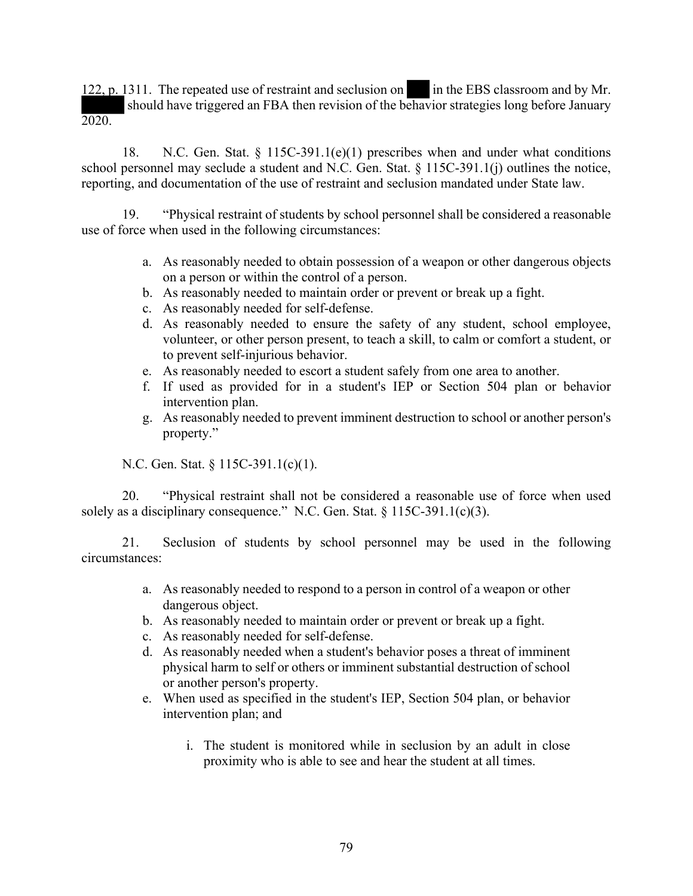122, p. 1311. The repeated use of restraint and seclusion on ███ in the EBS classroom and by Mr. ██████ should have triggered an FBA then revision of the behavior strategies long before January 2020.

18. N.C. Gen. Stat. § 115C-391.1(e)(1) prescribes when and under what conditions school personnel may seclude a student and N.C. Gen. Stat. § 115C-391.1(j) outlines the notice, reporting, and documentation of the use of restraint and seclusion mandated under State law.

19. "Physical restraint of students by school personnel shall be considered a reasonable use of force when used in the following circumstances:

a. As reasonably needed to obtain possession of a weapon or other dangerous objects on a person or within the control of a person.
b. As reasonably needed to maintain order or prevent or break up a fight.
c. As reasonably needed for self-defense.
d. As reasonably needed to ensure the safety of any student, school employee, volunteer, or other person present, to teach a skill, to calm or comfort a student, or to prevent self-injurious behavior.
e. As reasonably needed to escort a student safely from one area to another.
f. If used as provided for in a student's IEP or Section 504 plan or behavior intervention plan.
g. As reasonably needed to prevent imminent destruction to school or another person's property."

N.C. Gen. Stat. § 115C-391.1(c)(1).

20. "Physical restraint shall not be considered a reasonable use of force when used solely as a disciplinary consequence." N.C. Gen. Stat. § 115C-391.1(c)(3).

21. Seclusion of students by school personnel may be used in the following circumstances:

a. As reasonably needed to respond to a person in control of a weapon or other dangerous object.
b. As reasonably needed to maintain order or prevent or break up a fight.
c. As reasonably needed for self-defense.
d. As reasonably needed when a student's behavior poses a threat of imminent physical harm to self or others or imminent substantial destruction of school or another person's property.
e. When used as specified in the student's IEP, Section 504 plan, or behavior intervention plan; and

   i. The student is monitored while in seclusion by an adult in close proximity who is able to see and hear the student at all times.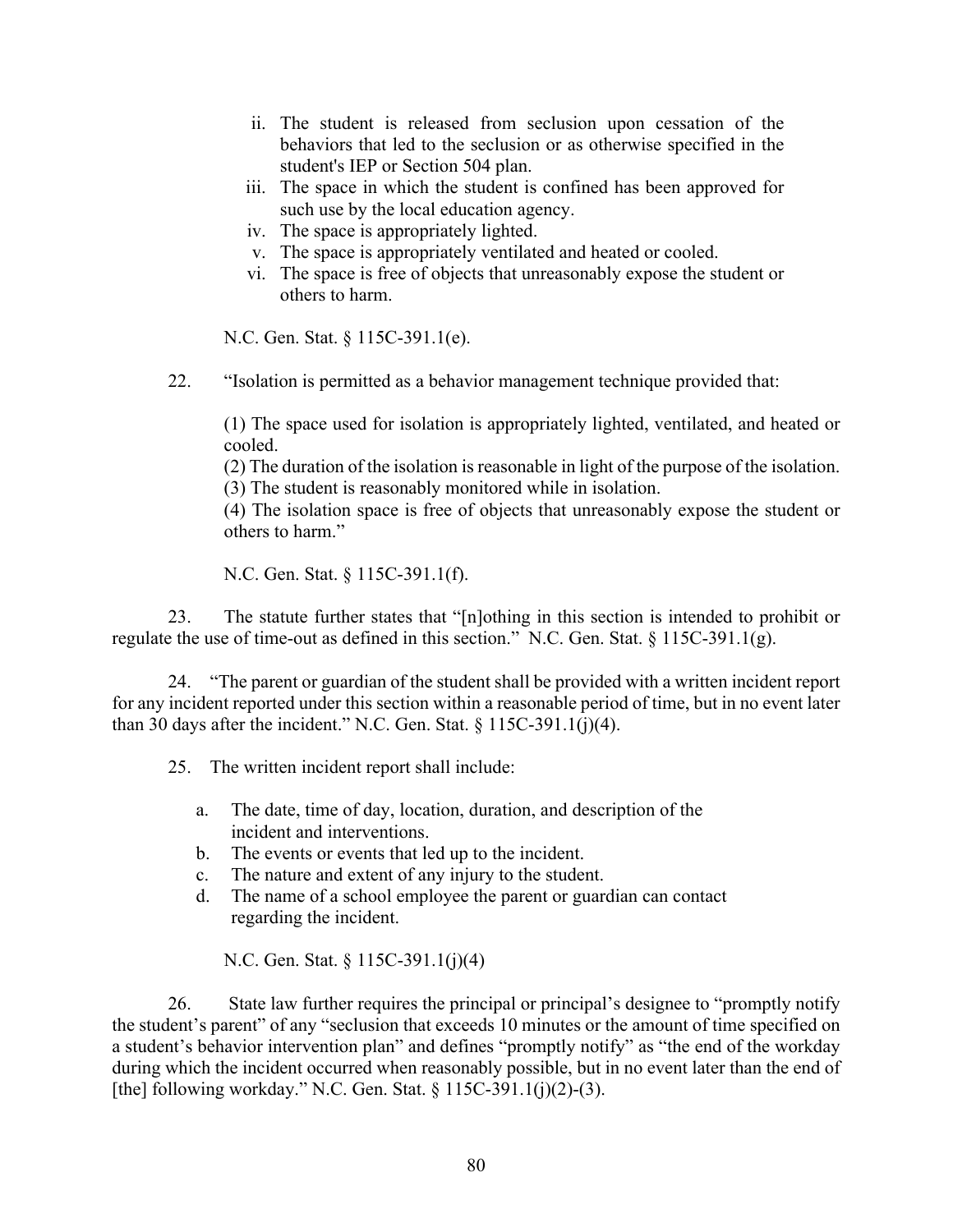ii. The student is released from seclusion upon cessation of the behaviors that led to the seclusion or as otherwise specified in the student's IEP or Section 504 plan.
iii. The space in which the student is confined has been approved for such use by the local education agency.
iv. The space is appropriately lighted.
v. The space is appropriately ventilated and heated or cooled.
vi. The space is free of objects that unreasonably expose the student or others to harm.

N.C. Gen. Stat. § 115C-391.1(e).

22. "Isolation is permitted as a behavior management technique provided that:

(1) The space used for isolation is appropriately lighted, ventilated, and heated or cooled.
(2) The duration of the isolation is reasonable in light of the purpose of the isolation.
(3) The student is reasonably monitored while in isolation.
(4) The isolation space is free of objects that unreasonably expose the student or others to harm."

N.C. Gen. Stat. § 115C-391.1(f).

23. The statute further states that "[n]othing in this section is intended to prohibit or regulate the use of time-out as defined in this section." N.C. Gen. Stat. § 115C-391.1(g).

24. "The parent or guardian of the student shall be provided with a written incident report for any incident reported under this section within a reasonable period of time, but in no event later than 30 days after the incident." N.C. Gen. Stat. § 115C-391.1(j)(4).

25. The written incident report shall include:

a. The date, time of day, location, duration, and description of the incident and interventions.
b. The events or events that led up to the incident.
c. The nature and extent of any injury to the student.
d. The name of a school employee the parent or guardian can contact regarding the incident.

N.C. Gen. Stat. § 115C-391.1(j)(4)

26. State law further requires the principal or principal's designee to "promptly notify the student's parent" of any "seclusion that exceeds 10 minutes or the amount of time specified on a student's behavior intervention plan" and defines "promptly notify" as "the end of the workday during which the incident occurred when reasonably possible, but in no event later than the end of [the] following workday." N.C. Gen. Stat. § 115C-391.1(j)(2)-(3).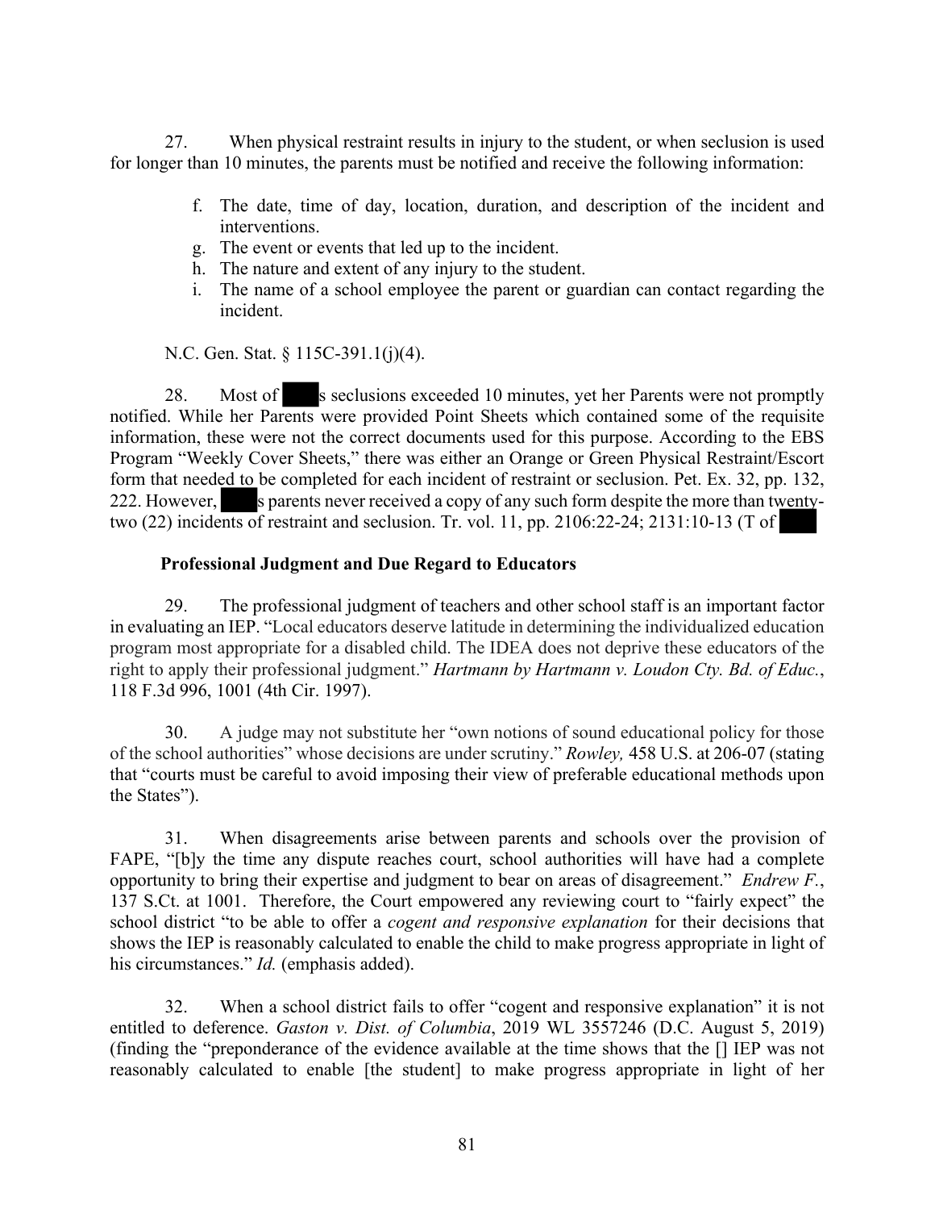27. When physical restraint results in injury to the student, or when seclusion is used for longer than 10 minutes, the parents must be notified and receive the following information:

f. The date, time of day, location, duration, and description of the incident and interventions.
g. The event or events that led up to the incident.
h. The nature and extent of any injury to the student.
i. The name of a school employee the parent or guardian can contact regarding the incident.

N.C. Gen. Stat. § 115C-391.1(j)(4).

28. Most of ███s seclusions exceeded 10 minutes, yet her Parents were not promptly notified. While her Parents were provided Point Sheets which contained some of the requisite information, these were not the correct documents used for this purpose. According to the EBS Program "Weekly Cover Sheets," there was either an Orange or Green Physical Restraint/Escort form that needed to be completed for each incident of restraint or seclusion. Pet. Ex. 32, pp. 132, 222. However, ███s parents never received a copy of any such form despite the more than twenty-two (22) incidents of restraint and seclusion. Tr. vol. 11, pp. 2106:22-24; 2131:10-13 (T of ███

**Professional Judgment and Due Regard to Educators**

29. The professional judgment of teachers and other school staff is an important factor in evaluating an IEP. "Local educators deserve latitude in determining the individualized education program most appropriate for a disabled child. The IDEA does not deprive these educators of the right to apply their professional judgment." *Hartmann by Hartmann v. Loudon Cty. Bd. of Educ.*, 118 F.3d 996, 1001 (4th Cir. 1997).

30. A judge may not substitute her "own notions of sound educational policy for those of the school authorities" whose decisions are under scrutiny." *Rowley,* 458 U.S. at 206-07 (stating that "courts must be careful to avoid imposing their view of preferable educational methods upon the States").

31. When disagreements arise between parents and schools over the provision of FAPE, "[b]y the time any dispute reaches court, school authorities will have had a complete opportunity to bring their expertise and judgment to bear on areas of disagreement." *Endrew F.*, 137 S.Ct. at 1001. Therefore, the Court empowered any reviewing court to "fairly expect" the school district "to be able to offer a *cogent and responsive explanation* for their decisions that shows the IEP is reasonably calculated to enable the child to make progress appropriate in light of his circumstances." *Id.* (emphasis added).

32. When a school district fails to offer "cogent and responsive explanation" it is not entitled to deference. *Gaston v. Dist. of Columbia*, 2019 WL 3557246 (D.C. August 5, 2019) (finding the "preponderance of the evidence available at the time shows that the [] IEP was not reasonably calculated to enable [the student] to make progress appropriate in light of her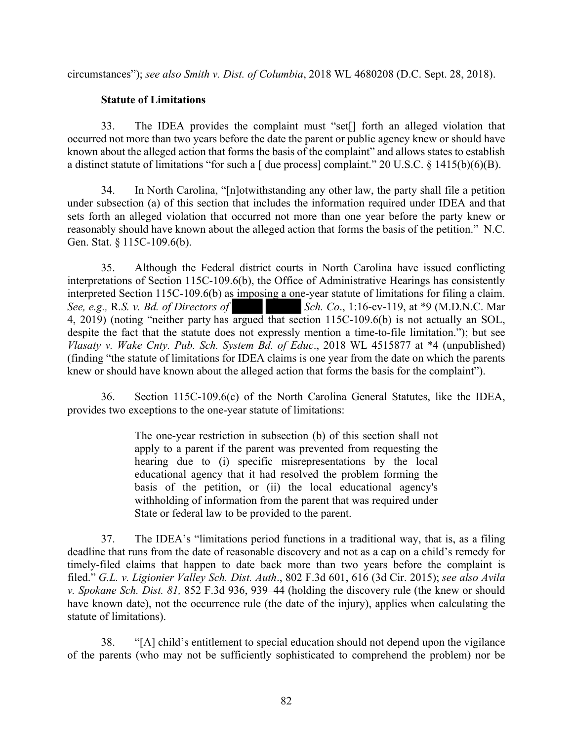circumstances"); *see also Smith v. Dist. of Columbia*, 2018 WL 4680208 (D.C. Sept. 28, 2018).

**Statute of Limitations**

33. The IDEA provides the complaint must "set[] forth an alleged violation that occurred not more than two years before the date the parent or public agency knew or should have known about the alleged action that forms the basis of the complaint" and allows states to establish a distinct statute of limitations "for such a [ due process] complaint." 20 U.S.C. § 1415(b)(6)(B).

34. In North Carolina, "[n]otwithstanding any other law, the party shall file a petition under subsection (a) of this section that includes the information required under IDEA and that sets forth an alleged violation that occurred not more than one year before the party knew or reasonably should have known about the alleged action that forms the basis of the petition." N.C. Gen. Stat. § 115C-109.6(b).

35. Although the Federal district courts in North Carolina have issued conflicting interpretations of Section 115C-109.6(b), the Office of Administrative Hearings has consistently interpreted Section 115C-109.6(b) as imposing a one-year statute of limitations for filing a claim. *See, e.g.,* R.*S. v. Bd. of Directors of* ████ ████ *Sch. Co*., 1:16-cv-119, at *9 (M.D.N.C. Mar 4, 2019) (noting "neither party has argued that section 115C-109.6(b) is not actually an SOL, despite the fact that the statute does not expressly mention a time-to-file limitation."); but see *Vlasaty v. Wake Cnty. Pub. Sch. System Bd. of Educ*., 2018 WL 4515877 at *4 (unpublished) (finding "the statute of limitations for IDEA claims is one year from the date on which the parents knew or should have known about the alleged action that forms the basis for the complaint").

36. Section 115C-109.6(c) of the North Carolina General Statutes, like the IDEA, provides two exceptions to the one-year statute of limitations:

> The one-year restriction in subsection (b) of this section shall not apply to a parent if the parent was prevented from requesting the hearing due to (i) specific misrepresentations by the local educational agency that it had resolved the problem forming the basis of the petition, or (ii) the local educational agency's withholding of information from the parent that was required under State or federal law to be provided to the parent.

37. The IDEA's "limitations period functions in a traditional way, that is, as a filing deadline that runs from the date of reasonable discovery and not as a cap on a child's remedy for timely-filed claims that happen to date back more than two years before the complaint is filed." *G.L. v. Ligionier Valley Sch. Dist. Auth*., 802 F.3d 601, 616 (3d Cir. 2015); *see also Avila v. Spokane Sch. Dist. 81,* 852 F.3d 936, 939–44 (holding the discovery rule (the knew or should have known date), not the occurrence rule (the date of the injury), applies when calculating the statute of limitations).

38. "[A] child's entitlement to special education should not depend upon the vigilance of the parents (who may not be sufficiently sophisticated to comprehend the problem) nor be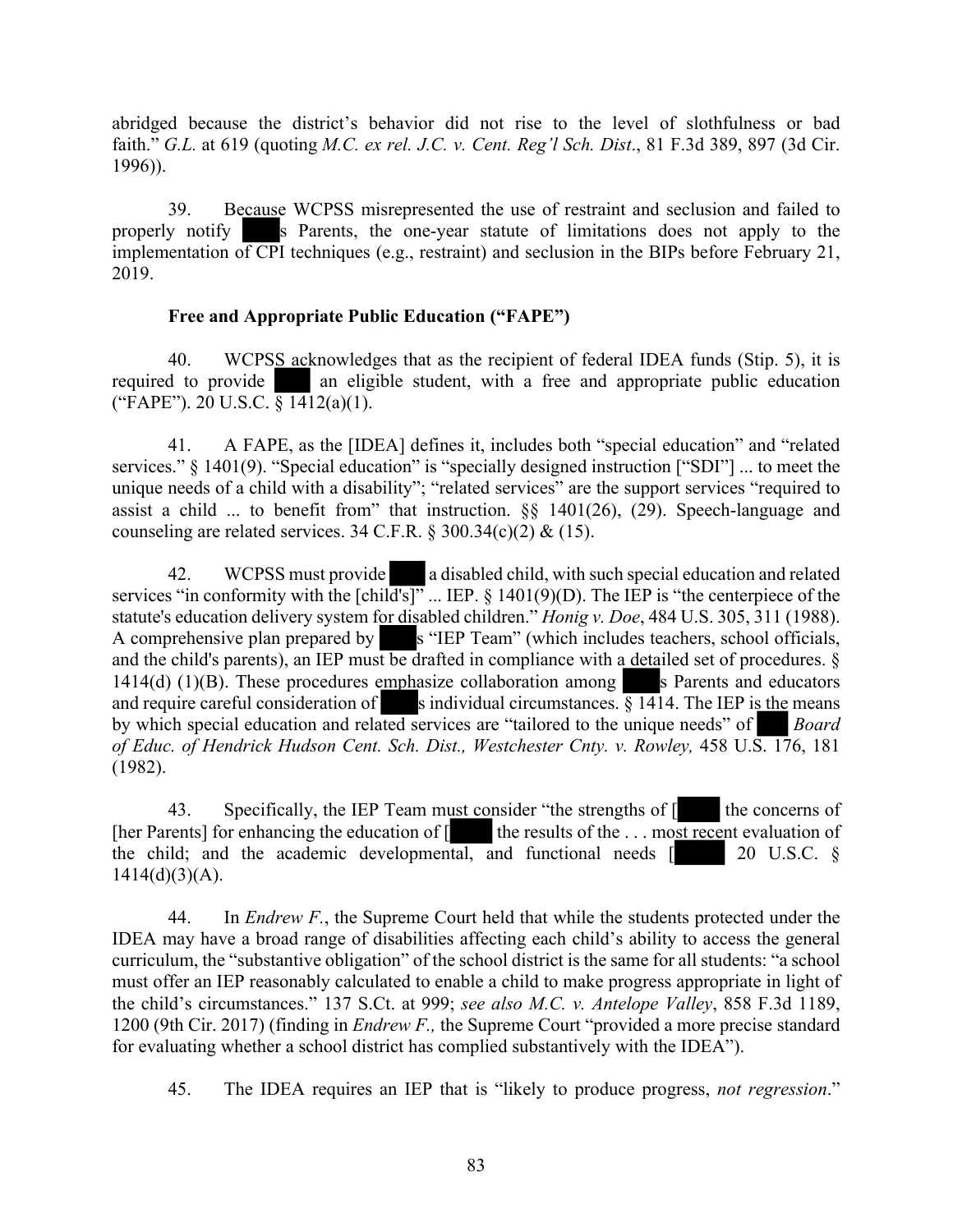abridged because the district's behavior did not rise to the level of slothfulness or bad faith." *G.L.* at 619 (quoting *M.C. ex rel. J.C. v. Cent. Reg'l Sch. Dist*., 81 F.3d 389, 897 (3d Cir. 1996)).

39. Because WCPSS misrepresented the use of restraint and seclusion and failed to properly notify ███s Parents, the one-year statute of limitations does not apply to the implementation of CPI techniques (e.g., restraint) and seclusion in the BIPs before February 21, 2019.

**Free and Appropriate Public Education ("FAPE")**

40. WCPSS acknowledges that as the recipient of federal IDEA funds (Stip. 5), it is required to provide ███ an eligible student, with a free and appropriate public education ("FAPE"). 20 U.S.C. § 1412(a)(1).

41. A FAPE, as the [IDEA] defines it, includes both "special education" and "related services." § 1401(9). "Special education" is "specially designed instruction ["SDI"] ... to meet the unique needs of a child with a disability"; "related services" are the support services "required to assist a child ... to benefit from" that instruction. §§ 1401(26), (29). Speech-language and counseling are related services. 34 C.F.R. § 300.34(c)(2) & (15).

42. WCPSS must provide ███ a disabled child, with such special education and related services "in conformity with the [child's]" ... IEP. § 1401(9)(D). The IEP is "the centerpiece of the statute's education delivery system for disabled children." *Honig v. Doe*, 484 U.S. 305, 311 (1988). A comprehensive plan prepared by ███s "IEP Team" (which includes teachers, school officials, and the child's parents), an IEP must be drafted in compliance with a detailed set of procedures. § 1414(d) (1)(B). These procedures emphasize collaboration among ███s Parents and educators and require careful consideration of ███s individual circumstances. § 1414. The IEP is the means by which special education and related services are "tailored to the unique needs" of ███ *Board of Educ. of Hendrick Hudson Cent. Sch. Dist., Westchester Cnty. v. Rowley,* 458 U.S. 176, 181 (1982).

43. Specifically, the IEP Team must consider "the strengths of [███ the concerns of [her Parents] for enhancing the education of [███ the results of the . . . most recent evaluation of the child; and the academic developmental, and functional needs [███ 20 U.S.C. § 1414(d)(3)(A).

44. In *Endrew F.*, the Supreme Court held that while the students protected under the IDEA may have a broad range of disabilities affecting each child's ability to access the general curriculum, the "substantive obligation" of the school district is the same for all students: "a school must offer an IEP reasonably calculated to enable a child to make progress appropriate in light of the child's circumstances." 137 S.Ct. at 999; *see also M.C. v. Antelope Valley*, 858 F.3d 1189, 1200 (9th Cir. 2017) (finding in *Endrew F.,* the Supreme Court "provided a more precise standard for evaluating whether a school district has complied substantively with the IDEA").

45. The IDEA requires an IEP that is "likely to produce progress, *not regression*."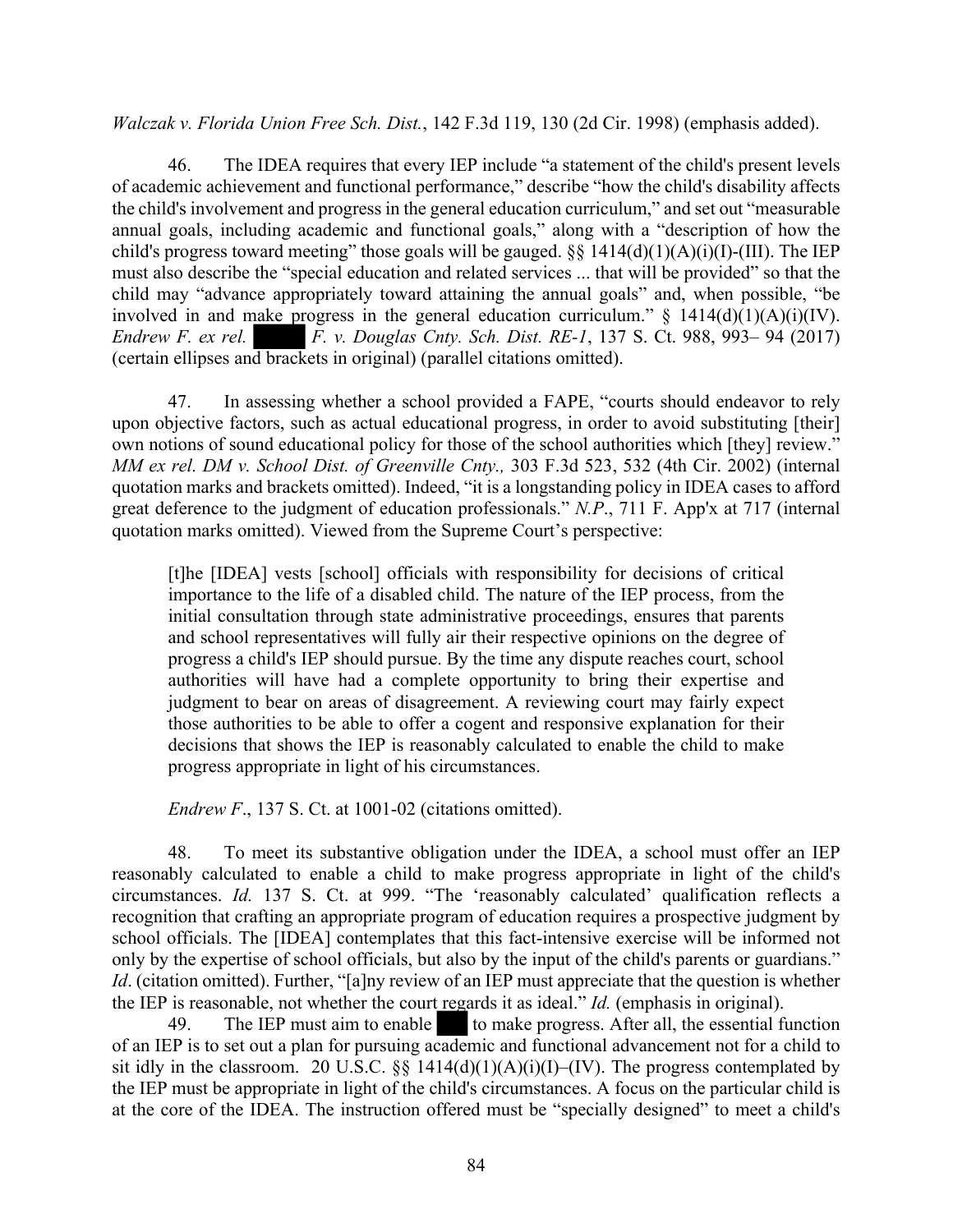*Walczak v. Florida Union Free Sch. Dist.*, 142 F.3d 119, 130 (2d Cir. 1998) (emphasis added).

46. The IDEA requires that every IEP include "a statement of the child's present levels of academic achievement and functional performance," describe "how the child's disability affects the child's involvement and progress in the general education curriculum," and set out "measurable annual goals, including academic and functional goals," along with a "description of how the child's progress toward meeting" those goals will be gauged. §§ 1414(d)(1)(A)(i)(I)-(III). The IEP must also describe the "special education and related services ... that will be provided" so that the child may "advance appropriately toward attaining the annual goals" and, when possible, "be involved in and make progress in the general education curriculum." § 1414(d)(1)(A)(i)(IV). *Endrew F. ex rel. ████ F. v. Douglas Cnty. Sch. Dist. RE-1*, 137 S. Ct. 988, 993– 94 (2017) (certain ellipses and brackets in original) (parallel citations omitted).

47. In assessing whether a school provided a FAPE, "courts should endeavor to rely upon objective factors, such as actual educational progress, in order to avoid substituting [their] own notions of sound educational policy for those of the school authorities which [they] review." *MM ex rel. DM v. School Dist. of Greenville Cnty.,* 303 F.3d 523, 532 (4th Cir. 2002) (internal quotation marks and brackets omitted). Indeed, "it is a longstanding policy in IDEA cases to afford great deference to the judgment of education professionals." *N.P.*, 711 F. App'x at 717 (internal quotation marks omitted). Viewed from the Supreme Court's perspective:

> [t]he [IDEA] vests [school] officials with responsibility for decisions of critical importance to the life of a disabled child. The nature of the IEP process, from the initial consultation through state administrative proceedings, ensures that parents and school representatives will fully air their respective opinions on the degree of progress a child's IEP should pursue. By the time any dispute reaches court, school authorities will have had a complete opportunity to bring their expertise and judgment to bear on areas of disagreement. A reviewing court may fairly expect those authorities to be able to offer a cogent and responsive explanation for their decisions that shows the IEP is reasonably calculated to enable the child to make progress appropriate in light of his circumstances.
>
> *Endrew F*., 137 S. Ct. at 1001-02 (citations omitted).

48. To meet its substantive obligation under the IDEA, a school must offer an IEP reasonably calculated to enable a child to make progress appropriate in light of the child's circumstances. *Id.* 137 S. Ct. at 999. "The 'reasonably calculated' qualification reflects a recognition that crafting an appropriate program of education requires a prospective judgment by school officials. The [IDEA] contemplates that this fact-intensive exercise will be informed not only by the expertise of school officials, but also by the input of the child's parents or guardians." *Id*. (citation omitted). Further, "[a]ny review of an IEP must appreciate that the question is whether the IEP is reasonable, not whether the court regards it as ideal." *Id.* (emphasis in original).

49. The IEP must aim to enable ███ to make progress. After all, the essential function of an IEP is to set out a plan for pursuing academic and functional advancement not for a child to sit idly in the classroom. 20 U.S.C. §§ 1414(d)(1)(A)(i)(I)–(IV). The progress contemplated by the IEP must be appropriate in light of the child's circumstances. A focus on the particular child is at the core of the IDEA. The instruction offered must be "specially designed" to meet a child's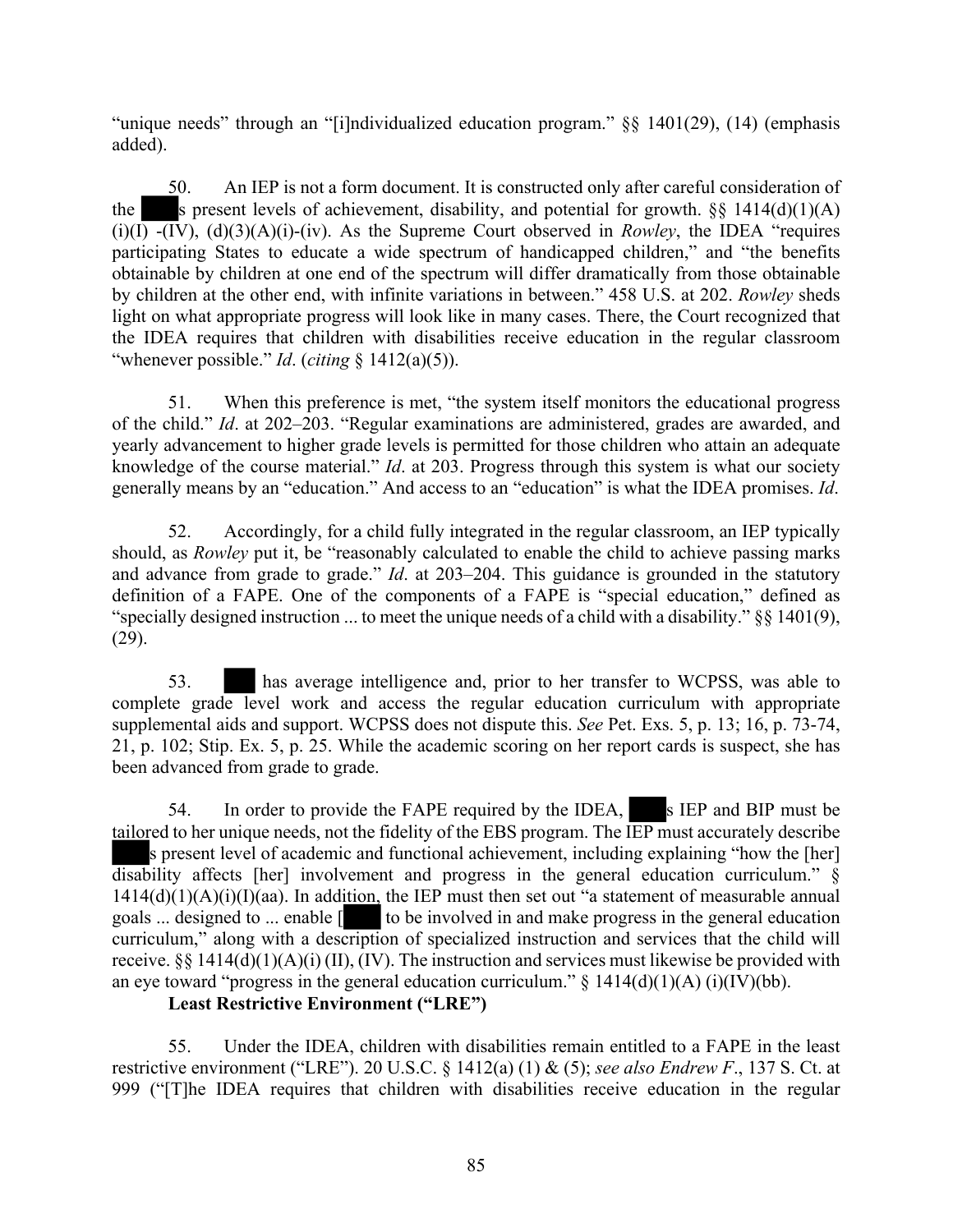"unique needs" through an "[i]ndividualized education program." §§ 1401(29), (14) (emphasis added).

50. An IEP is not a form document. It is constructed only after careful consideration of the ███s present levels of achievement, disability, and potential for growth. §§ 1414(d)(1)(A)(i)(I) -(IV), (d)(3)(A)(i)-(iv). As the Supreme Court observed in *Rowley*, the IDEA "requires participating States to educate a wide spectrum of handicapped children," and "the benefits obtainable by children at one end of the spectrum will differ dramatically from those obtainable by children at the other end, with infinite variations in between." 458 U.S. at 202. *Rowley* sheds light on what appropriate progress will look like in many cases. There, the Court recognized that the IDEA requires that children with disabilities receive education in the regular classroom "whenever possible." *Id*. (*citing* § 1412(a)(5)).

51. When this preference is met, "the system itself monitors the educational progress of the child." *Id*. at 202–203. "Regular examinations are administered, grades are awarded, and yearly advancement to higher grade levels is permitted for those children who attain an adequate knowledge of the course material." *Id*. at 203. Progress through this system is what our society generally means by an "education." And access to an "education" is what the IDEA promises. *Id*.

52. Accordingly, for a child fully integrated in the regular classroom, an IEP typically should, as *Rowley* put it, be "reasonably calculated to enable the child to achieve passing marks and advance from grade to grade." *Id*. at 203–204. This guidance is grounded in the statutory definition of a FAPE. One of the components of a FAPE is "special education," defined as "specially designed instruction ... to meet the unique needs of a child with a disability." §§ 1401(9), (29).

53. ███ has average intelligence and, prior to her transfer to WCPSS, was able to complete grade level work and access the regular education curriculum with appropriate supplemental aids and support. WCPSS does not dispute this. *See* Pet. Exs. 5, p. 13; 16, p. 73-74, 21, p. 102; Stip. Ex. 5, p. 25. While the academic scoring on her report cards is suspect, she has been advanced from grade to grade.

54. In order to provide the FAPE required by the IDEA, ███s IEP and BIP must be tailored to her unique needs, not the fidelity of the EBS program. The IEP must accurately describe ███s present level of academic and functional achievement, including explaining "how the [her] disability affects [her] involvement and progress in the general education curriculum." § 1414(d)(1)(A)(i)(I)(aa). In addition, the IEP must then set out "a statement of measurable annual goals ... designed to ... enable [███ to be involved in and make progress in the general education curriculum," along with a description of specialized instruction and services that the child will receive. §§ 1414(d)(1)(A)(i) (II), (IV). The instruction and services must likewise be provided with an eye toward "progress in the general education curriculum." § 1414(d)(1)(A) (i)(IV)(bb).

**Least Restrictive Environment ("LRE")**

55. Under the IDEA, children with disabilities remain entitled to a FAPE in the least restrictive environment ("LRE"). 20 U.S.C. § 1412(a) (1) & (5); *see also Endrew F*., 137 S. Ct. at 999 ("[T]he IDEA requires that children with disabilities receive education in the regular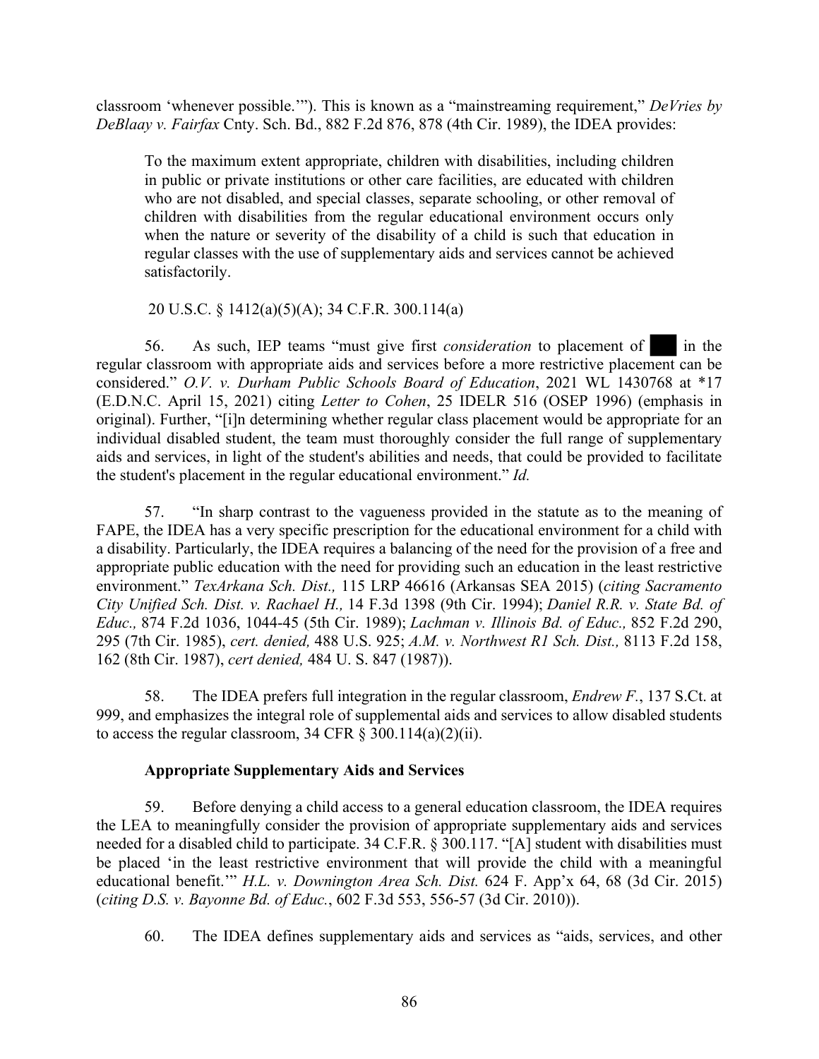classroom 'whenever possible.'"). This is known as a "mainstreaming requirement," *DeVries by DeBlaay v. Fairfax* Cnty. Sch. Bd., 882 F.2d 876, 878 (4th Cir. 1989), the IDEA provides:

> To the maximum extent appropriate, children with disabilities, including children in public or private institutions or other care facilities, are educated with children who are not disabled, and special classes, separate schooling, or other removal of children with disabilities from the regular educational environment occurs only when the nature or severity of the disability of a child is such that education in regular classes with the use of supplementary aids and services cannot be achieved satisfactorily.
>
> 20 U.S.C. § 1412(a)(5)(A); 34 C.F.R. 300.114(a)

56. As such, IEP teams "must give first *consideration* to placement of ███ in the regular classroom with appropriate aids and services before a more restrictive placement can be considered." *O.V. v. Durham Public Schools Board of Education*, 2021 WL 1430768 at *17 (E.D.N.C. April 15, 2021) citing *Letter to Cohen*, 25 IDELR 516 (OSEP 1996) (emphasis in original). Further, "[i]n determining whether regular class placement would be appropriate for an individual disabled student, the team must thoroughly consider the full range of supplementary aids and services, in light of the student's abilities and needs, that could be provided to facilitate the student's placement in the regular educational environment." *Id.*

57. "In sharp contrast to the vagueness provided in the statute as to the meaning of FAPE, the IDEA has a very specific prescription for the educational environment for a child with a disability. Particularly, the IDEA requires a balancing of the need for the provision of a free and appropriate public education with the need for providing such an education in the least restrictive environment." *TexArkana Sch. Dist.,* 115 LRP 46616 (Arkansas SEA 2015) (*citing Sacramento City Unified Sch. Dist. v. Rachael H.,* 14 F.3d 1398 (9th Cir. 1994); *Daniel R.R. v. State Bd. of Educ.,* 874 F.2d 1036, 1044-45 (5th Cir. 1989); *Lachman v. Illinois Bd. of Educ.,* 852 F.2d 290, 295 (7th Cir. 1985), *cert. denied,* 488 U.S. 925; *A.M. v. Northwest R1 Sch. Dist.,* 8113 F.2d 158, 162 (8th Cir. 1987), *cert denied,* 484 U. S. 847 (1987)).

58. The IDEA prefers full integration in the regular classroom, *Endrew F.*, 137 S.Ct. at 999, and emphasizes the integral role of supplemental aids and services to allow disabled students to access the regular classroom, 34 CFR § 300.114(a)(2)(ii).

**Appropriate Supplementary Aids and Services**

59. Before denying a child access to a general education classroom, the IDEA requires the LEA to meaningfully consider the provision of appropriate supplementary aids and services needed for a disabled child to participate. 34 C.F.R. § 300.117. "[A] student with disabilities must be placed 'in the least restrictive environment that will provide the child with a meaningful educational benefit.'" *H.L. v. Downington Area Sch. Dist.* 624 F. App'x 64, 68 (3d Cir. 2015) (*citing D.S. v. Bayonne Bd. of Educ.*, 602 F.3d 553, 556-57 (3d Cir. 2010)).

60. The IDEA defines supplementary aids and services as "aids, services, and other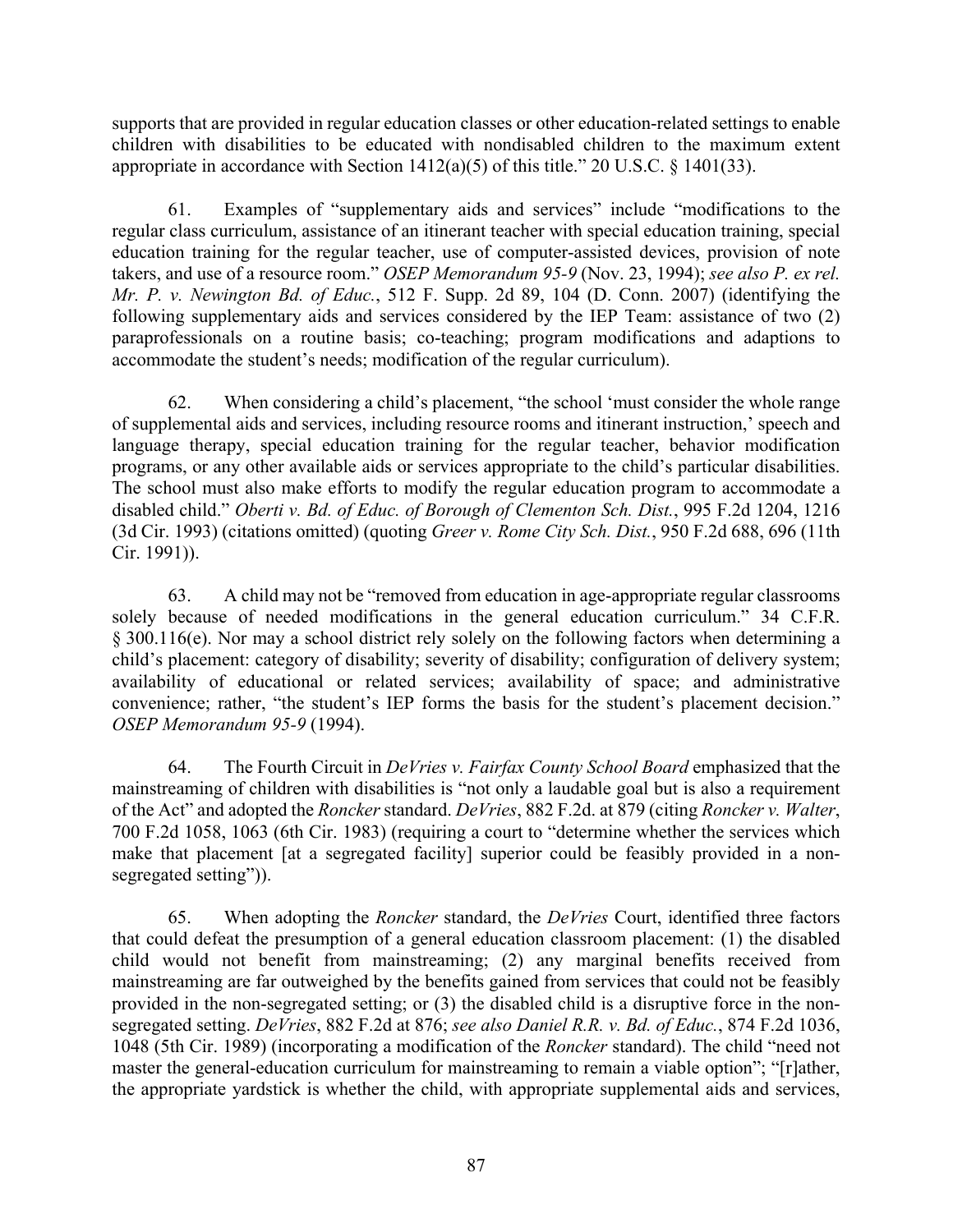supports that are provided in regular education classes or other education-related settings to enable children with disabilities to be educated with nondisabled children to the maximum extent appropriate in accordance with Section 1412(a)(5) of this title." 20 U.S.C. § 1401(33).

61. Examples of "supplementary aids and services" include "modifications to the regular class curriculum, assistance of an itinerant teacher with special education training, special education training for the regular teacher, use of computer-assisted devices, provision of note takers, and use of a resource room." *OSEP Memorandum 95-9* (Nov. 23, 1994); *see also P. ex rel. Mr. P. v. Newington Bd. of Educ.*, 512 F. Supp. 2d 89, 104 (D. Conn. 2007) (identifying the following supplementary aids and services considered by the IEP Team: assistance of two (2) paraprofessionals on a routine basis; co-teaching; program modifications and adaptions to accommodate the student's needs; modification of the regular curriculum).

62. When considering a child's placement, "the school 'must consider the whole range of supplemental aids and services, including resource rooms and itinerant instruction,' speech and language therapy, special education training for the regular teacher, behavior modification programs, or any other available aids or services appropriate to the child's particular disabilities. The school must also make efforts to modify the regular education program to accommodate a disabled child." *Oberti v. Bd. of Educ. of Borough of Clementon Sch. Dist.*, 995 F.2d 1204, 1216 (3d Cir. 1993) (citations omitted) (quoting *Greer v. Rome City Sch. Dist.*, 950 F.2d 688, 696 (11th Cir. 1991)).

63. A child may not be "removed from education in age-appropriate regular classrooms solely because of needed modifications in the general education curriculum." 34 C.F.R. § 300.116(e). Nor may a school district rely solely on the following factors when determining a child's placement: category of disability; severity of disability; configuration of delivery system; availability of educational or related services; availability of space; and administrative convenience; rather, "the student's IEP forms the basis for the student's placement decision." *OSEP Memorandum 95-9* (1994).

64. The Fourth Circuit in *DeVries v. Fairfax County School Board* emphasized that the mainstreaming of children with disabilities is "not only a laudable goal but is also a requirement of the Act" and adopted the *Roncker* standard. *DeVries*, 882 F.2d. at 879 (citing *Roncker v. Walter*, 700 F.2d 1058, 1063 (6th Cir. 1983) (requiring a court to "determine whether the services which make that placement [at a segregated facility] superior could be feasibly provided in a non-segregated setting")).

65. When adopting the *Roncker* standard, the *DeVries* Court, identified three factors that could defeat the presumption of a general education classroom placement: (1) the disabled child would not benefit from mainstreaming; (2) any marginal benefits received from mainstreaming are far outweighed by the benefits gained from services that could not be feasibly provided in the non-segregated setting; or (3) the disabled child is a disruptive force in the non-segregated setting. *DeVries*, 882 F.2d at 876; *see also Daniel R.R. v. Bd. of Educ.*, 874 F.2d 1036, 1048 (5th Cir. 1989) (incorporating a modification of the *Roncker* standard). The child "need not master the general-education curriculum for mainstreaming to remain a viable option"; "[r]ather, the appropriate yardstick is whether the child, with appropriate supplemental aids and services,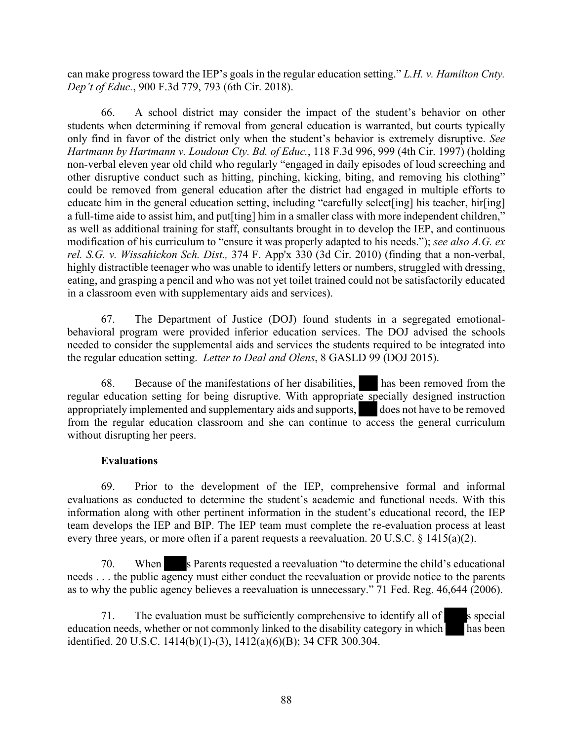can make progress toward the IEP's goals in the regular education setting." *L.H. v. Hamilton Cnty. Dep't of Educ.*, 900 F.3d 779, 793 (6th Cir. 2018).

66. A school district may consider the impact of the student's behavior on other students when determining if removal from general education is warranted, but courts typically only find in favor of the district only when the student's behavior is extremely disruptive. *See Hartmann by Hartmann v. Loudoun Cty. Bd. of Educ.*, 118 F.3d 996, 999 (4th Cir. 1997) (holding non-verbal eleven year old child who regularly "engaged in daily episodes of loud screeching and other disruptive conduct such as hitting, pinching, kicking, biting, and removing his clothing" could be removed from general education after the district had engaged in multiple efforts to educate him in the general education setting, including "carefully select[ing] his teacher, hir[ing] a full-time aide to assist him, and put[ting] him in a smaller class with more independent children," as well as additional training for staff, consultants brought in to develop the IEP, and continuous modification of his curriculum to "ensure it was properly adapted to his needs."); *see also A.G. ex rel. S.G. v. Wissahickon Sch. Dist.,* 374 F. App'x 330 (3d Cir. 2010) (finding that a non-verbal, highly distractible teenager who was unable to identify letters or numbers, struggled with dressing, eating, and grasping a pencil and who was not yet toilet trained could not be satisfactorily educated in a classroom even with supplementary aids and services).

67. The Department of Justice (DOJ) found students in a segregated emotional-behavioral program were provided inferior education services. The DOJ advised the schools needed to consider the supplemental aids and services the students required to be integrated into the regular education setting. *Letter to Deal and Olens*, 8 GASLD 99 (DOJ 2015).

68. Because of the manifestations of her disabilities, ███ has been removed from the regular education setting for being disruptive. With appropriate specially designed instruction appropriately implemented and supplementary aids and supports, ███ does not have to be removed from the regular education classroom and she can continue to access the general curriculum without disrupting her peers.

**Evaluations**

69. Prior to the development of the IEP, comprehensive formal and informal evaluations as conducted to determine the student's academic and functional needs. With this information along with other pertinent information in the student's educational record, the IEP team develops the IEP and BIP. The IEP team must complete the re-evaluation process at least every three years, or more often if a parent requests a reevaluation. 20 U.S.C. § 1415(a)(2).

70. When ███s Parents requested a reevaluation "to determine the child's educational needs . . . the public agency must either conduct the reevaluation or provide notice to the parents as to why the public agency believes a reevaluation is unnecessary." 71 Fed. Reg. 46,644 (2006).

71. The evaluation must be sufficiently comprehensive to identify all of ███s special education needs, whether or not commonly linked to the disability category in which ███ has been identified. 20 U.S.C. 1414(b)(1)-(3), 1412(a)(6)(B); 34 CFR 300.304.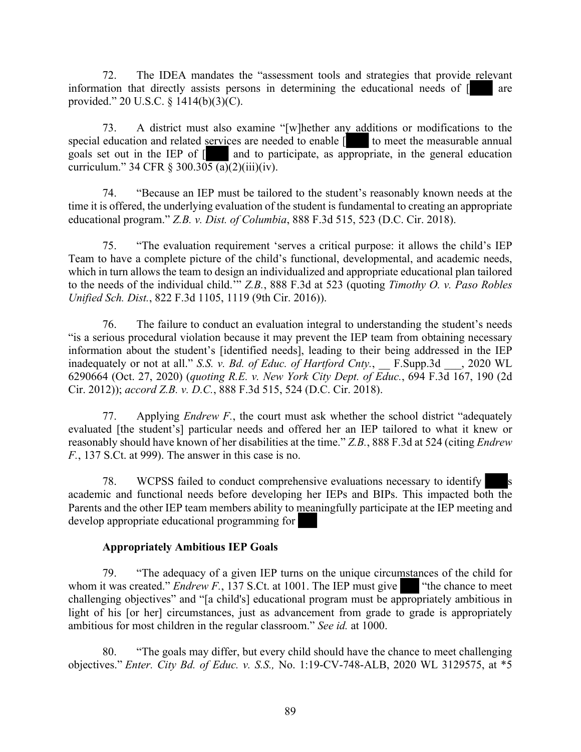72. The IDEA mandates the "assessment tools and strategies that provide relevant information that directly assists persons in determining the educational needs of [ are provided." 20 U.S.C. § 1414(b)(3)(C).

73. A district must also examine "[w]hether any additions or modifications to the special education and related services are needed to enable [ to meet the measurable annual goals set out in the IEP of [ and to participate, as appropriate, in the general education curriculum." 34 CFR § 300.305 (a)(2)(iii)(iv).

74. "Because an IEP must be tailored to the student's reasonably known needs at the time it is offered, the underlying evaluation of the student is fundamental to creating an appropriate educational program." *Z.B. v. Dist. of Columbia*, 888 F.3d 515, 523 (D.C. Cir. 2018).

75. "The evaluation requirement 'serves a critical purpose: it allows the child's IEP Team to have a complete picture of the child's functional, developmental, and academic needs, which in turn allows the team to design an individualized and appropriate educational plan tailored to the needs of the individual child.'" *Z.B.*, 888 F.3d at 523 (quoting *Timothy O. v. Paso Robles Unified Sch. Dist.*, 822 F.3d 1105, 1119 (9th Cir. 2016)).

76. The failure to conduct an evaluation integral to understanding the student's needs "is a serious procedural violation because it may prevent the IEP team from obtaining necessary information about the student's [identified needs], leading to their being addressed in the IEP inadequately or not at all." *S.S. v. Bd. of Educ. of Hartford Cnty.*, __ F.Supp.3d ___, 2020 WL 6290664 (Oct. 27, 2020) (*quoting R.E. v. New York City Dept. of Educ.*, 694 F.3d 167, 190 (2d Cir. 2012)); *accord Z.B. v. D.C.*, 888 F.3d 515, 524 (D.C. Cir. 2018).

77. Applying *Endrew F.*, the court must ask whether the school district "adequately evaluated [the student's] particular needs and offered her an IEP tailored to what it knew or reasonably should have known of her disabilities at the time." *Z.B.*, 888 F.3d at 524 (citing *Endrew F.*, 137 S.Ct. at 999). The answer in this case is no.

78. WCPSS failed to conduct comprehensive evaluations necessary to identify s academic and functional needs before developing her IEPs and BIPs. This impacted both the Parents and the other IEP team members ability to meaningfully participate at the IEP meeting and develop appropriate educational programming for

**Appropriately Ambitious IEP Goals**

79. "The adequacy of a given IEP turns on the unique circumstances of the child for whom it was created." *Endrew F.*, 137 S.Ct. at 1001. The IEP must give "the chance to meet challenging objectives" and "[a child's] educational program must be appropriately ambitious in light of his [or her] circumstances, just as advancement from grade to grade is appropriately ambitious for most children in the regular classroom." *See id.* at 1000.

80. "The goals may differ, but every child should have the chance to meet challenging objectives." *Enter. City Bd. of Educ. v. S.S.,* No. 1:19-CV-748-ALB, 2020 WL 3129575, at *5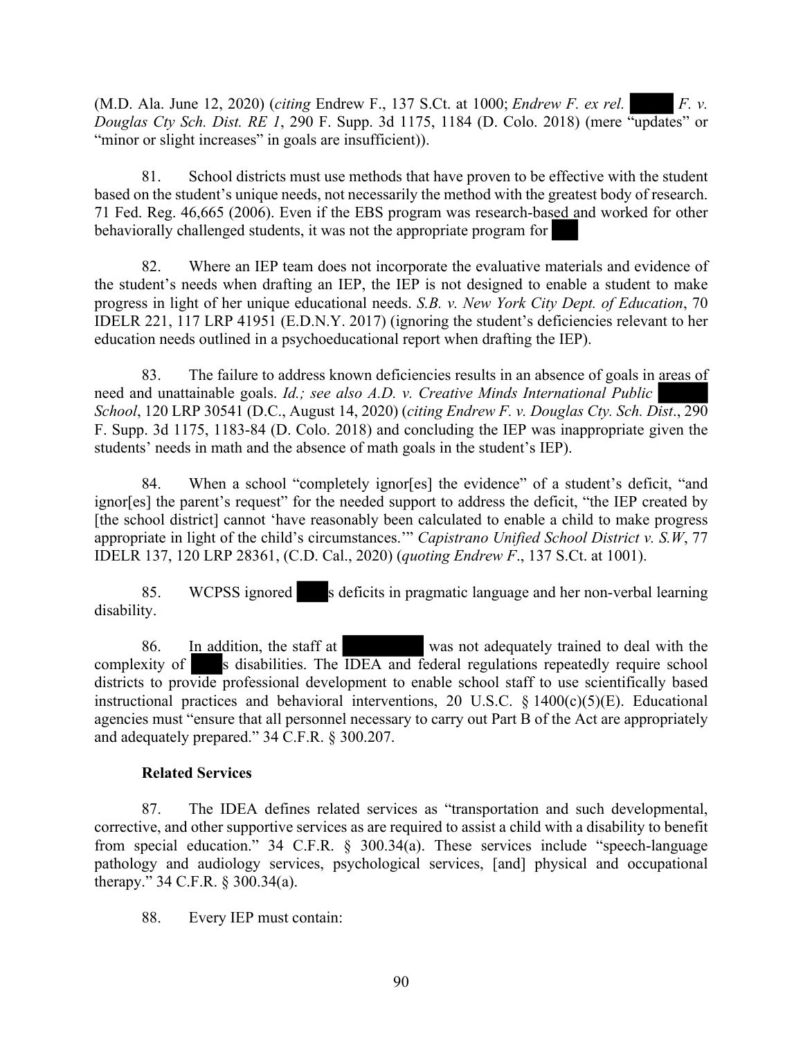(M.D. Ala. June 12, 2020) (*citing* Endrew F., 137 S.Ct. at 1000; *Endrew F. ex rel.* ████ *F. v. Douglas Cty Sch. Dist. RE 1*, 290 F. Supp. 3d 1175, 1184 (D. Colo. 2018) (mere "updates" or "minor or slight increases" in goals are insufficient)).

81. School districts must use methods that have proven to be effective with the student based on the student's unique needs, not necessarily the method with the greatest body of research. 71 Fed. Reg. 46,665 (2006). Even if the EBS program was research-based and worked for other behaviorally challenged students, it was not the appropriate program for ███

82. Where an IEP team does not incorporate the evaluative materials and evidence of the student's needs when drafting an IEP, the IEP is not designed to enable a student to make progress in light of her unique educational needs. *S.B. v. New York City Dept. of Education*, 70 IDELR 221, 117 LRP 41951 (E.D.N.Y. 2017) (ignoring the student's deficiencies relevant to her education needs outlined in a psychoeducational report when drafting the IEP).

83. The failure to address known deficiencies results in an absence of goals in areas of need and unattainable goals. *Id.; see also A.D. v. Creative Minds International Public* ████ *School*, 120 LRP 30541 (D.C., August 14, 2020) (*citing Endrew F. v. Douglas Cty. Sch. Dist*., 290 F. Supp. 3d 1175, 1183-84 (D. Colo. 2018) and concluding the IEP was inappropriate given the students' needs in math and the absence of math goals in the student's IEP).

84. When a school "completely ignor[es] the evidence" of a student's deficit, "and ignor[es] the parent's request" for the needed support to address the deficit, "the IEP created by [the school district] cannot 'have reasonably been calculated to enable a child to make progress appropriate in light of the child's circumstances.'" *Capistrano Unified School District v. S.W*, 77 IDELR 137, 120 LRP 28361, (C.D. Cal., 2020) (*quoting Endrew F*., 137 S.Ct. at 1001).

85. WCPSS ignored ███s deficits in pragmatic language and her non-verbal learning disability.

86. In addition, the staff at ████████ was not adequately trained to deal with the complexity of ███s disabilities. The IDEA and federal regulations repeatedly require school districts to provide professional development to enable school staff to use scientifically based instructional practices and behavioral interventions, 20 U.S.C. § 1400(c)(5)(E). Educational agencies must "ensure that all personnel necessary to carry out Part B of the Act are appropriately and adequately prepared." 34 C.F.R. § 300.207.

**Related Services**

87. The IDEA defines related services as "transportation and such developmental, corrective, and other supportive services as are required to assist a child with a disability to benefit from special education." 34 C.F.R. § 300.34(a). These services include "speech-language pathology and audiology services, psychological services, [and] physical and occupational therapy." 34 C.F.R. § 300.34(a).

88. Every IEP must contain: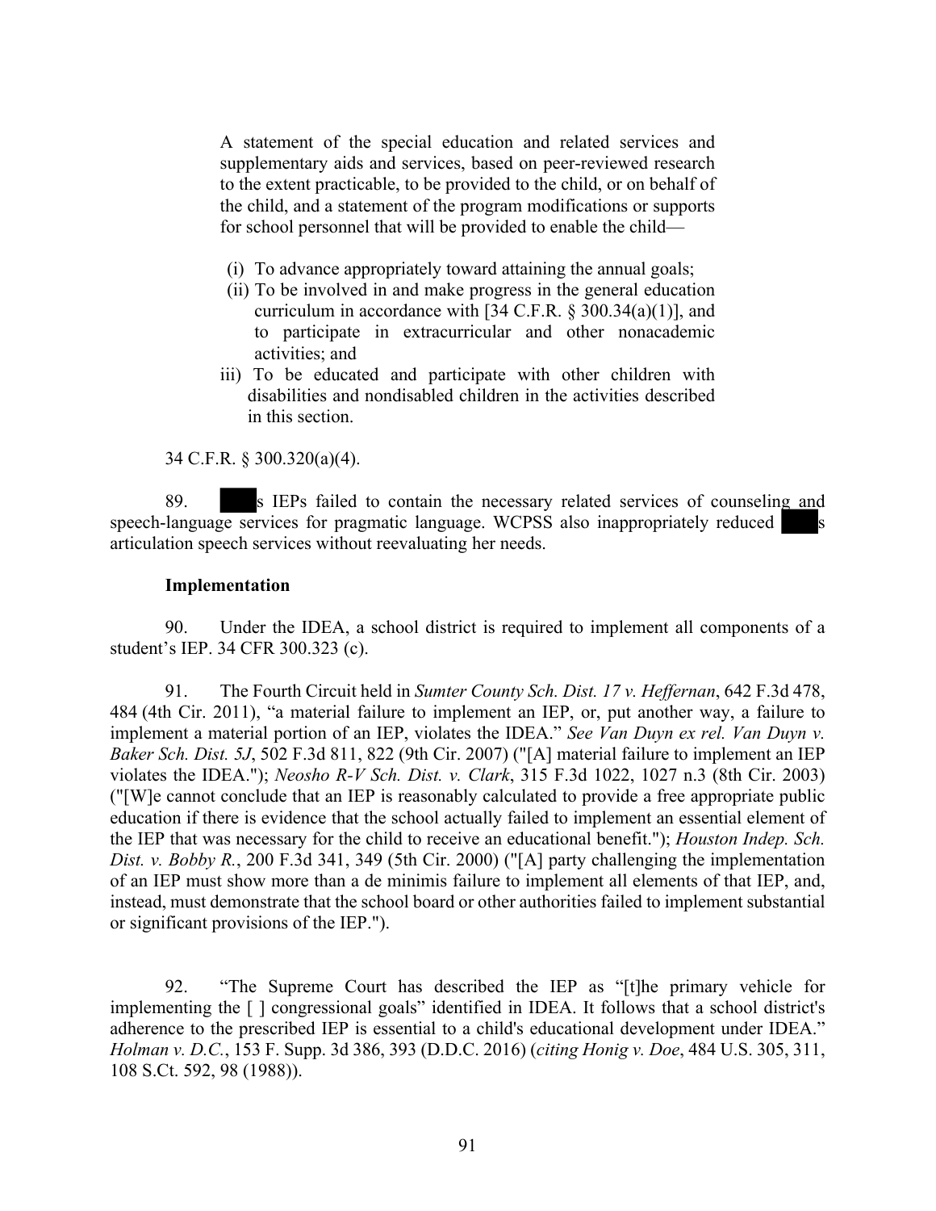> A statement of the special education and related services and supplementary aids and services, based on peer-reviewed research to the extent practicable, to be provided to the child, or on behalf of the child, and a statement of the program modifications or supports for school personnel that will be provided to enable the child—
>
> (i) To advance appropriately toward attaining the annual goals;
>
> (ii) To be involved in and make progress in the general education curriculum in accordance with [34 C.F.R. § 300.34(a)(1)], and to participate in extracurricular and other nonacademic activities; and
>
> iii) To be educated and participate with other children with disabilities and nondisabled children in the activities described in this section.

34 C.F.R. § 300.320(a)(4).

89. ███s IEPs failed to contain the necessary related services of counseling and speech-language services for pragmatic language. WCPSS also inappropriately reduced ███s articulation speech services without reevaluating her needs.

**Implementation**

90. Under the IDEA, a school district is required to implement all components of a student's IEP. 34 CFR 300.323 (c).

91. The Fourth Circuit held in *Sumter County Sch. Dist. 17 v. Heffernan*, 642 F.3d 478, 484 (4th Cir. 2011), "a material failure to implement an IEP, or, put another way, a failure to implement a material portion of an IEP, violates the IDEA." *See Van Duyn ex rel. Van Duyn v. Baker Sch. Dist. 5J*, 502 F.3d 811, 822 (9th Cir. 2007) ("[A] material failure to implement an IEP violates the IDEA."); *Neosho R-V Sch. Dist. v. Clark*, 315 F.3d 1022, 1027 n.3 (8th Cir. 2003) ("[W]e cannot conclude that an IEP is reasonably calculated to provide a free appropriate public education if there is evidence that the school actually failed to implement an essential element of the IEP that was necessary for the child to receive an educational benefit."); *Houston Indep. Sch. Dist. v. Bobby R.*, 200 F.3d 341, 349 (5th Cir. 2000) ("[A] party challenging the implementation of an IEP must show more than a de minimis failure to implement all elements of that IEP, and, instead, must demonstrate that the school board or other authorities failed to implement substantial or significant provisions of the IEP.").

92. "The Supreme Court has described the IEP as "[t]he primary vehicle for implementing the [ ] congressional goals" identified in IDEA. It follows that a school district's adherence to the prescribed IEP is essential to a child's educational development under IDEA." *Holman v. D.C.*, 153 F. Supp. 3d 386, 393 (D.D.C. 2016) (*citing Honig v. Doe*, 484 U.S. 305, 311, 108 S.Ct. 592, 98 (1988)).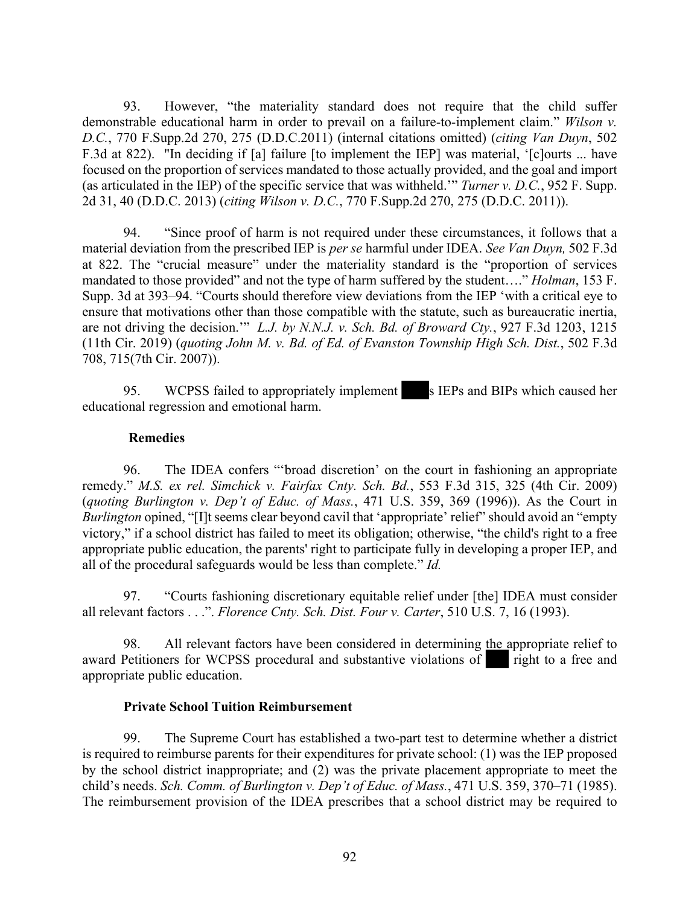93. However, "the materiality standard does not require that the child suffer demonstrable educational harm in order to prevail on a failure-to-implement claim." *Wilson v. D.C.*, 770 F.Supp.2d 270, 275 (D.D.C.2011) (internal citations omitted) (*citing Van Duyn*, 502 F.3d at 822). "In deciding if [a] failure [to implement the IEP] was material, '[c]ourts ... have focused on the proportion of services mandated to those actually provided, and the goal and import (as articulated in the IEP) of the specific service that was withheld.'" *Turner v. D.C.*, 952 F. Supp. 2d 31, 40 (D.D.C. 2013) (*citing Wilson v. D.C.*, 770 F.Supp.2d 270, 275 (D.D.C. 2011)).

94. "Since proof of harm is not required under these circumstances, it follows that a material deviation from the prescribed IEP is *per se* harmful under IDEA. *See Van Duyn,* 502 F.3d at 822. The "crucial measure" under the materiality standard is the "proportion of services mandated to those provided" and not the type of harm suffered by the student…." *Holman*, 153 F. Supp. 3d at 393–94. "Courts should therefore view deviations from the IEP 'with a critical eye to ensure that motivations other than those compatible with the statute, such as bureaucratic inertia, are not driving the decision.'" *L.J. by N.N.J. v. Sch. Bd. of Broward Cty.*, 927 F.3d 1203, 1215 (11th Cir. 2019) (*quoting John M. v. Bd. of Ed. of Evanston Township High Sch. Dist.*, 502 F.3d 708, 715(7th Cir. 2007)).

95. WCPSS failed to appropriately implement ████s IEPs and BIPs which caused her educational regression and emotional harm.

**Remedies**

96. The IDEA confers "'broad discretion' on the court in fashioning an appropriate remedy." *M.S. ex rel. Simchick v. Fairfax Cnty. Sch. Bd.*, 553 F.3d 315, 325 (4th Cir. 2009) (*quoting Burlington v. Dep't of Educ. of Mass.*, 471 U.S. 359, 369 (1996)). As the Court in *Burlington* opined, "[I]t seems clear beyond cavil that 'appropriate' relief" should avoid an "empty victory," if a school district has failed to meet its obligation; otherwise, "the child's right to a free appropriate public education, the parents' right to participate fully in developing a proper IEP, and all of the procedural safeguards would be less than complete." *Id.*

97. "Courts fashioning discretionary equitable relief under [the] IDEA must consider all relevant factors . . .". *Florence Cnty. Sch. Dist. Four v. Carter*, 510 U.S. 7, 16 (1993).

98. All relevant factors have been considered in determining the appropriate relief to award Petitioners for WCPSS procedural and substantive violations of ████ right to a free and appropriate public education.

**Private School Tuition Reimbursement**

99. The Supreme Court has established a two-part test to determine whether a district is required to reimburse parents for their expenditures for private school: (1) was the IEP proposed by the school district inappropriate; and (2) was the private placement appropriate to meet the child's needs. *Sch. Comm. of Burlington v. Dep't of Educ. of Mass.*, 471 U.S. 359, 370–71 (1985). The reimbursement provision of the IDEA prescribes that a school district may be required to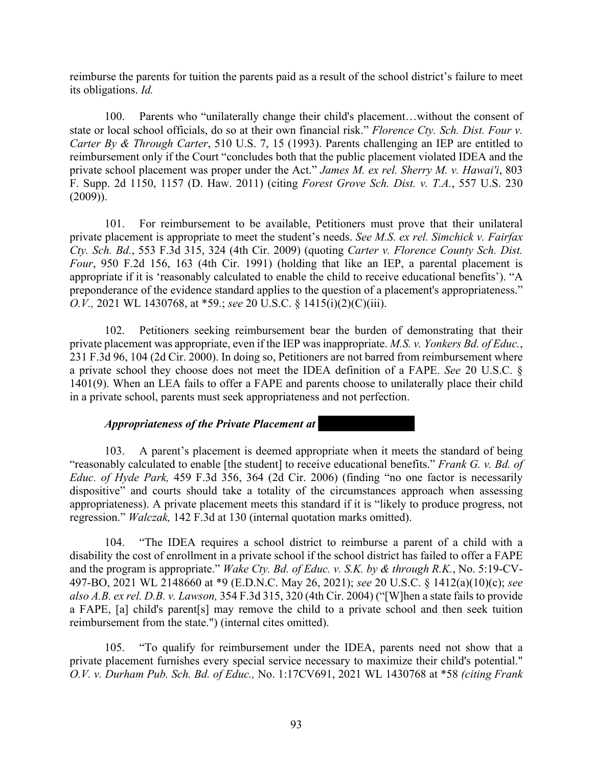reimburse the parents for tuition the parents paid as a result of the school district's failure to meet its obligations. *Id.*

100. Parents who "unilaterally change their child's placement…without the consent of state or local school officials, do so at their own financial risk." *Florence Cty. Sch. Dist. Four v. Carter By & Through Carter*, 510 U.S. 7, 15 (1993). Parents challenging an IEP are entitled to reimbursement only if the Court "concludes both that the public placement violated IDEA and the private school placement was proper under the Act." *James M. ex rel. Sherry M. v. Hawai'i*, 803 F. Supp. 2d 1150, 1157 (D. Haw. 2011) (citing *Forest Grove Sch. Dist. v. T.A.*, 557 U.S. 230 (2009)).

101. For reimbursement to be available, Petitioners must prove that their unilateral private placement is appropriate to meet the student's needs. *See M.S. ex rel. Simchick v. Fairfax Cty. Sch. Bd.*, 553 F.3d 315, 324 (4th Cir. 2009) (quoting *Carter v. Florence County Sch. Dist. Four*, 950 F.2d 156, 163 (4th Cir. 1991) (holding that like an IEP, a parental placement is appropriate if it is 'reasonably calculated to enable the child to receive educational benefits'). "A preponderance of the evidence standard applies to the question of a placement's appropriateness." *O.V.,* 2021 WL 1430768, at *59.; *see* 20 U.S.C. § 1415(i)(2)(C)(iii).

102. Petitioners seeking reimbursement bear the burden of demonstrating that their private placement was appropriate, even if the IEP was inappropriate. *M.S. v. Yonkers Bd. of Educ.*, 231 F.3d 96, 104 (2d Cir. 2000). In doing so, Petitioners are not barred from reimbursement where a private school they choose does not meet the IDEA definition of a FAPE. *See* 20 U.S.C. § 1401(9). When an LEA fails to offer a FAPE and parents choose to unilaterally place their child in a private school, parents must seek appropriateness and not perfection.

***Appropriateness of the Private Placement at [REDACTED]***

103. A parent's placement is deemed appropriate when it meets the standard of being "reasonably calculated to enable [the student] to receive educational benefits." *Frank G. v. Bd. of Educ. of Hyde Park,* 459 F.3d 356, 364 (2d Cir. 2006) (finding "no one factor is necessarily dispositive" and courts should take a totality of the circumstances approach when assessing appropriateness). A private placement meets this standard if it is "likely to produce progress, not regression." *Walczak,* 142 F.3d at 130 (internal quotation marks omitted).

104. "The IDEA requires a school district to reimburse a parent of a child with a disability the cost of enrollment in a private school if the school district has failed to offer a FAPE and the program is appropriate." *Wake Cty. Bd. of Educ. v. S.K. by & through R.K.*, No. 5:19-CV-497-BO, 2021 WL 2148660 at *9 (E.D.N.C. May 26, 2021); *see* 20 U.S.C. § 1412(a)(10)(c); *see also A.B. ex rel. D.B. v. Lawson,* 354 F.3d 315, 320 (4th Cir. 2004) ("[W]hen a state fails to provide a FAPE, [a] child's parent[s] may remove the child to a private school and then seek tuition reimbursement from the state.") (internal cites omitted).

105. "To qualify for reimbursement under the IDEA, parents need not show that a private placement furnishes every special service necessary to maximize their child's potential." *O.V. v. Durham Pub. Sch. Bd. of Educ.,* No. 1:17CV691, 2021 WL 1430768 at *58 *(citing Frank*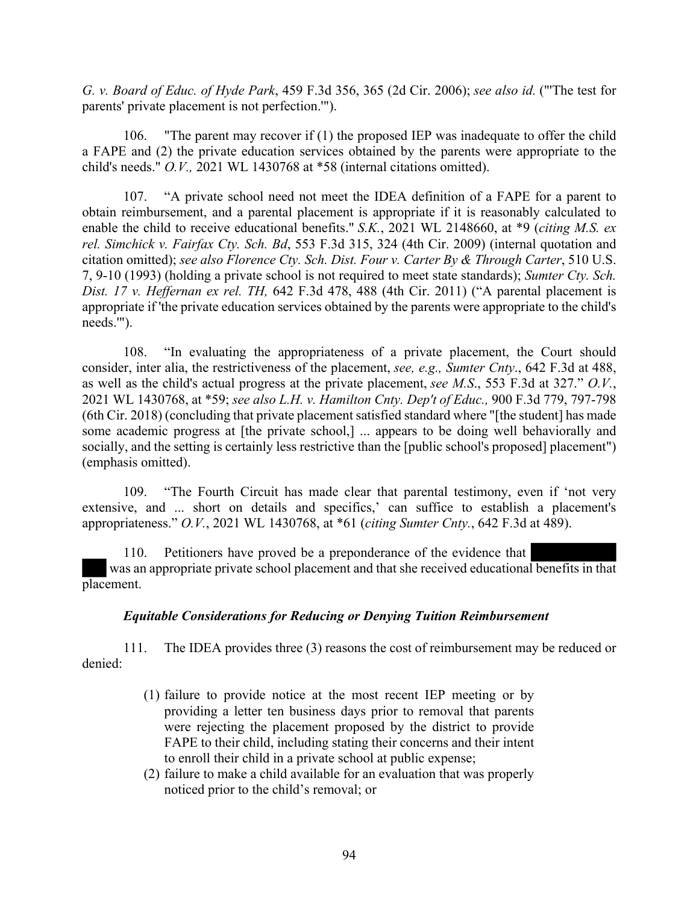*G. v. Board of Educ. of Hyde Park*, 459 F.3d 356, 365 (2d Cir. 2006); *see also id.* ("'The test for parents' private placement is not perfection.'").

106. "The parent may recover if (1) the proposed IEP was inadequate to offer the child a FAPE and (2) the private education services obtained by the parents were appropriate to the child's needs." *O.V.,* 2021 WL 1430768 at *58 (internal citations omitted).

107. "A private school need not meet the IDEA definition of a FAPE for a parent to obtain reimbursement, and a parental placement is appropriate if it is reasonably calculated to enable the child to receive educational benefits." *S.K.*, 2021 WL 2148660, at *9 (*citing M.S. ex rel. Simchick v. Fairfax Cty. Sch. Bd*, 553 F.3d 315, 324 (4th Cir. 2009) (internal quotation and citation omitted); *see also Florence Cty. Sch. Dist. Four v. Carter By & Through Carter*, 510 U.S. 7, 9-10 (1993) (holding a private school is not required to meet state standards); *Sumter Cty. Sch. Dist. 17 v. Heffernan ex rel. TH,* 642 F.3d 478, 488 (4th Cir. 2011) ("A parental placement is appropriate if 'the private education services obtained by the parents were appropriate to the child's needs.'").

108. "In evaluating the appropriateness of a private placement, the Court should consider, inter alia, the restrictiveness of the placement, *see, e.g., Sumter Cnty*., 642 F.3d at 488, as well as the child's actual progress at the private placement, *see M.S*., 553 F.3d at 327." *O.V.*, 2021 WL 1430768, at *59; *see also L.H. v. Hamilton Cnty. Dep't of Educ.,* 900 F.3d 779, 797-798 (6th Cir. 2018) (concluding that private placement satisfied standard where "[the student] has made some academic progress at [the private school,] ... appears to be doing well behaviorally and socially, and the setting is certainly less restrictive than the [public school's proposed] placement") (emphasis omitted).

109. "The Fourth Circuit has made clear that parental testimony, even if 'not very extensive, and ... short on details and specifics,' can suffice to establish a placement's appropriateness." *O.V.*, 2021 WL 1430768, at *61 (*citing Sumter Cnty.*, 642 F.3d at 489).

110. Petitioners have proved be a preponderance of the evidence that [REDACTED] was an appropriate private school placement and that she received educational benefits in that placement.

### *Equitable Considerations for Reducing or Denying Tuition Reimbursement*

111. The IDEA provides three (3) reasons the cost of reimbursement may be reduced or denied:

> (1) failure to provide notice at the most recent IEP meeting or by providing a letter ten business days prior to removal that parents were rejecting the placement proposed by the district to provide FAPE to their child, including stating their concerns and their intent to enroll their child in a private school at public expense;
> (2) failure to make a child available for an evaluation that was properly noticed prior to the child's removal; or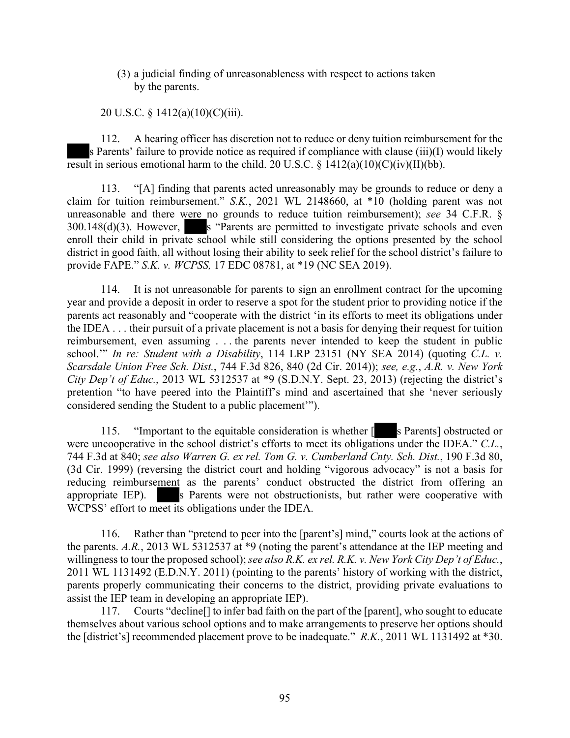(3) a judicial finding of unreasonableness with respect to actions taken by the parents.

20 U.S.C. § 1412(a)(10)(C)(iii).

112. A hearing officer has discretion not to reduce or deny tuition reimbursement for the ███s Parents' failure to provide notice as required if compliance with clause (iii)(I) would likely result in serious emotional harm to the child. 20 U.S.C. § 1412(a)(10)(C)(iv)(II)(bb).

113. "[A] finding that parents acted unreasonably may be grounds to reduce or deny a claim for tuition reimbursement." *S.K.*, 2021 WL 2148660, at *10 (holding parent was not unreasonable and there were no grounds to reduce tuition reimbursement); *see* 34 C.F.R. § 300.148(d)(3). However, ███s "Parents are permitted to investigate private schools and even enroll their child in private school while still considering the options presented by the school district in good faith, all without losing their ability to seek relief for the school district's failure to provide FAPE." *S.K. v. WCPSS,* 17 EDC 08781, at *19 (NC SEA 2019).

114. It is not unreasonable for parents to sign an enrollment contract for the upcoming year and provide a deposit in order to reserve a spot for the student prior to providing notice if the parents act reasonably and "cooperate with the district 'in its efforts to meet its obligations under the IDEA . . . their pursuit of a private placement is not a basis for denying their request for tuition reimbursement, even assuming . . . the parents never intended to keep the student in public school.'" *In re: Student with a Disability*, 114 LRP 23151 (NY SEA 2014) (quoting *C.L. v. Scarsdale Union Free Sch. Dist.*, 744 F.3d 826, 840 (2d Cir. 2014)); *see, e.g.*, *A.R. v. New York City Dep't of Educ.*, 2013 WL 5312537 at *9 (S.D.N.Y. Sept. 23, 2013) (rejecting the district's pretention "to have peered into the Plaintiff's mind and ascertained that she 'never seriously considered sending the Student to a public placement'").

115. "Important to the equitable consideration is whether [███s Parents] obstructed or were uncooperative in the school district's efforts to meet its obligations under the IDEA." *C.L.*, 744 F.3d at 840; *see also Warren G. ex rel. Tom G. v. Cumberland Cnty. Sch. Dist.*, 190 F.3d 80, (3d Cir. 1999) (reversing the district court and holding "vigorous advocacy" is not a basis for reducing reimbursement as the parents' conduct obstructed the district from offering an appropriate IEP). ███s Parents were not obstructionists, but rather were cooperative with WCPSS' effort to meet its obligations under the IDEA.

116. Rather than "pretend to peer into the [parent's] mind," courts look at the actions of the parents. *A.R.*, 2013 WL 5312537 at *9 (noting the parent's attendance at the IEP meeting and willingness to tour the proposed school); *see also R.K. ex rel. R.K. v. New York City Dep't of Educ.*, 2011 WL 1131492 (E.D.N.Y. 2011) (pointing to the parents' history of working with the district, parents properly communicating their concerns to the district, providing private evaluations to assist the IEP team in developing an appropriate IEP).

117. Courts "decline[] to infer bad faith on the part of the [parent], who sought to educate themselves about various school options and to make arrangements to preserve her options should the [district's] recommended placement prove to be inadequate." *R.K.*, 2011 WL 1131492 at *30.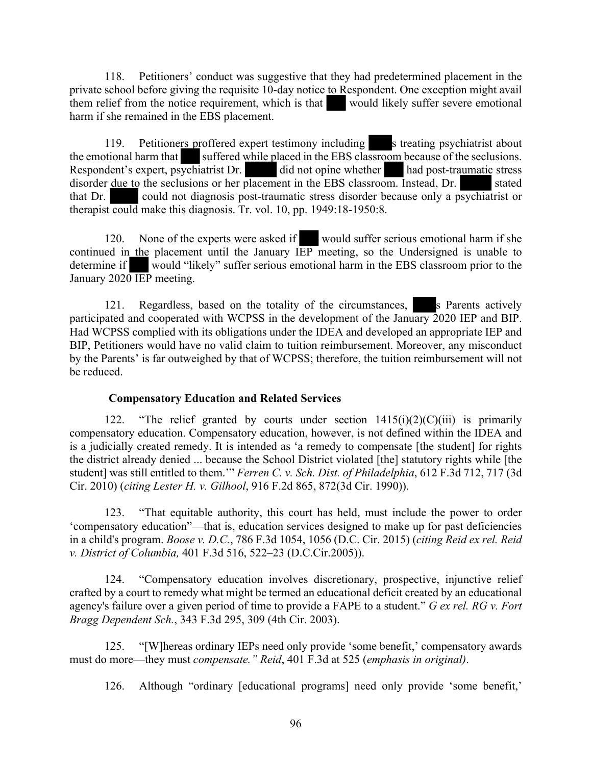118. Petitioners' conduct was suggestive that they had predetermined placement in the private school before giving the requisite 10-day notice to Respondent. One exception might avail them relief from the notice requirement, which is that ███ would likely suffer severe emotional harm if she remained in the EBS placement.

119. Petitioners proffered expert testimony including ████s treating psychiatrist about the emotional harm that ███ suffered while placed in the EBS classroom because of the seclusions. Respondent's expert, psychiatrist Dr. █████ did not opine whether ███ had post-traumatic stress disorder due to the seclusions or her placement in the EBS classroom. Instead, Dr. █████ stated that Dr. █████ could not diagnosis post-traumatic stress disorder because only a psychiatrist or therapist could make this diagnosis. Tr. vol. 10, pp. 1949:18-1950:8.

120. None of the experts were asked if ███ would suffer serious emotional harm if she continued in the placement until the January IEP meeting, so the Undersigned is unable to determine if ███ would "likely" suffer serious emotional harm in the EBS classroom prior to the January 2020 IEP meeting.

121. Regardless, based on the totality of the circumstances, ████s Parents actively participated and cooperated with WCPSS in the development of the January 2020 IEP and BIP. Had WCPSS complied with its obligations under the IDEA and developed an appropriate IEP and BIP, Petitioners would have no valid claim to tuition reimbursement. Moreover, any misconduct by the Parents' is far outweighed by that of WCPSS; therefore, the tuition reimbursement will not be reduced.

**Compensatory Education and Related Services**

122. "The relief granted by courts under section 1415(i)(2)(C)(iii) is primarily compensatory education. Compensatory education, however, is not defined within the IDEA and is a judicially created remedy. It is intended as 'a remedy to compensate [the student] for rights the district already denied ... because the School District violated [the] statutory rights while [the student] was still entitled to them.'" *Ferren C. v. Sch. Dist. of Philadelphia*, 612 F.3d 712, 717 (3d Cir. 2010) (*citing Lester H. v. Gilhool*, 916 F.2d 865, 872(3d Cir. 1990)).

123. "That equitable authority, this court has held, must include the power to order 'compensatory education"—that is, education services designed to make up for past deficiencies in a child's program. *Boose v. D.C.*, 786 F.3d 1054, 1056 (D.C. Cir. 2015) (*citing Reid ex rel. Reid v. District of Columbia,* 401 F.3d 516, 522–23 (D.C.Cir.2005)).

124. "Compensatory education involves discretionary, prospective, injunctive relief crafted by a court to remedy what might be termed an educational deficit created by an educational agency's failure over a given period of time to provide a FAPE to a student." *G ex rel. RG v. Fort Bragg Dependent Sch.*, 343 F.3d 295, 309 (4th Cir. 2003).

125. "[W]hereas ordinary IEPs need only provide 'some benefit,' compensatory awards must do more—they must *compensate." Reid*, 401 F.3d at 525 (*emphasis in original)*.

126. Although "ordinary [educational programs] need only provide 'some benefit,'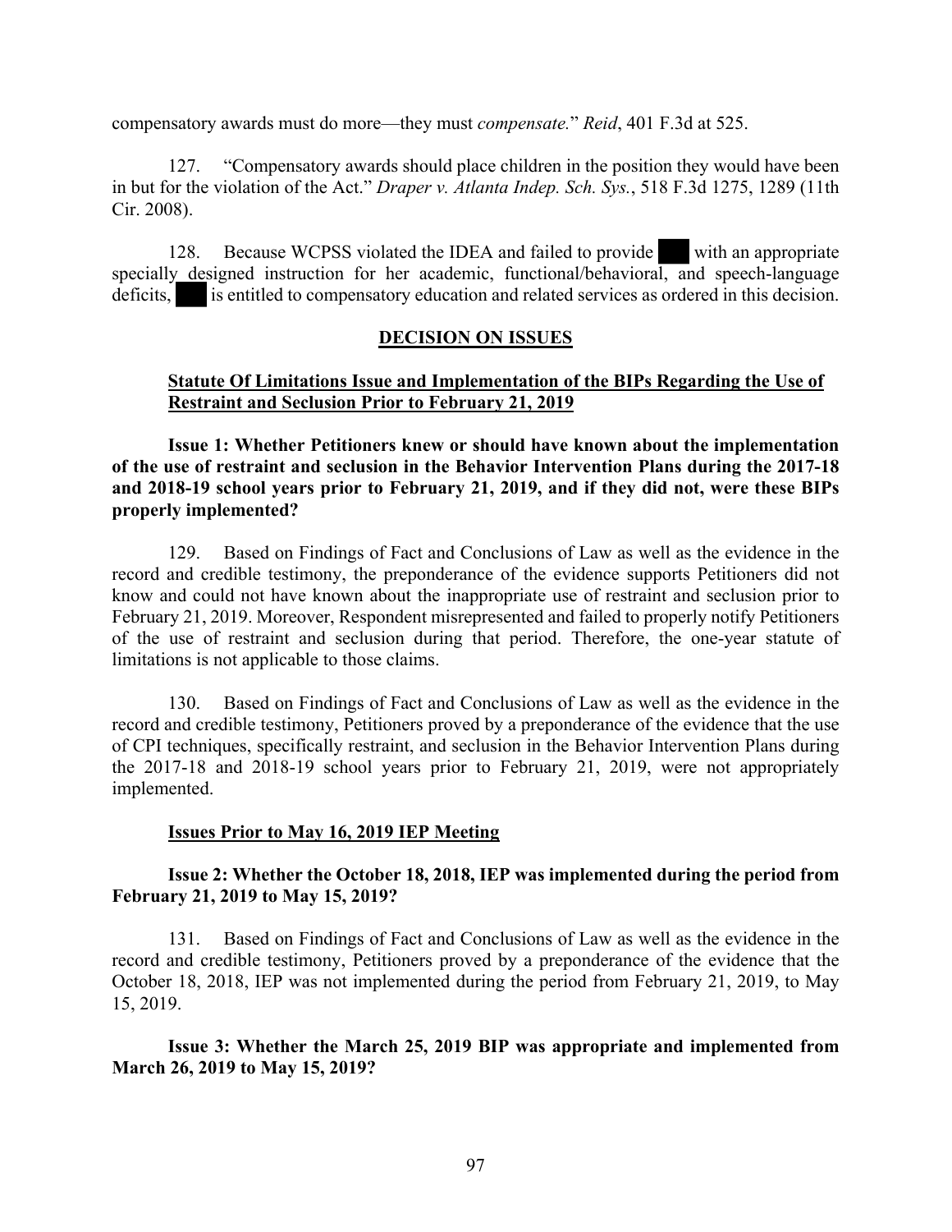compensatory awards must do more—they must *compensate.*" *Reid*, 401 F.3d at 525.

127. "Compensatory awards should place children in the position they would have been in but for the violation of the Act." *Draper v. Atlanta Indep. Sch. Sys.*, 518 F.3d 1275, 1289 (11th Cir. 2008).

128. Because WCPSS violated the IDEA and failed to provide ███ with an appropriate specially designed instruction for her academic, functional/behavioral, and speech-language deficits, ███ is entitled to compensatory education and related services as ordered in this decision.

## DECISION ON ISSUES

### Statute Of Limitations Issue and Implementation of the BIPs Regarding the Use of Restraint and Seclusion Prior to February 21, 2019

**Issue 1: Whether Petitioners knew or should have known about the implementation of the use of restraint and seclusion in the Behavior Intervention Plans during the 2017-18 and 2018-19 school years prior to February 21, 2019, and if they did not, were these BIPs properly implemented?**

129. Based on Findings of Fact and Conclusions of Law as well as the evidence in the record and credible testimony, the preponderance of the evidence supports Petitioners did not know and could not have known about the inappropriate use of restraint and seclusion prior to February 21, 2019. Moreover, Respondent misrepresented and failed to properly notify Petitioners of the use of restraint and seclusion during that period. Therefore, the one-year statute of limitations is not applicable to those claims.

130. Based on Findings of Fact and Conclusions of Law as well as the evidence in the record and credible testimony, Petitioners proved by a preponderance of the evidence that the use of CPI techniques, specifically restraint, and seclusion in the Behavior Intervention Plans during the 2017-18 and 2018-19 school years prior to February 21, 2019, were not appropriately implemented.

### Issues Prior to May 16, 2019 IEP Meeting

**Issue 2: Whether the October 18, 2018, IEP was implemented during the period from February 21, 2019 to May 15, 2019?**

131. Based on Findings of Fact and Conclusions of Law as well as the evidence in the record and credible testimony, Petitioners proved by a preponderance of the evidence that the October 18, 2018, IEP was not implemented during the period from February 21, 2019, to May 15, 2019.

**Issue 3: Whether the March 25, 2019 BIP was appropriate and implemented from March 26, 2019 to May 15, 2019?**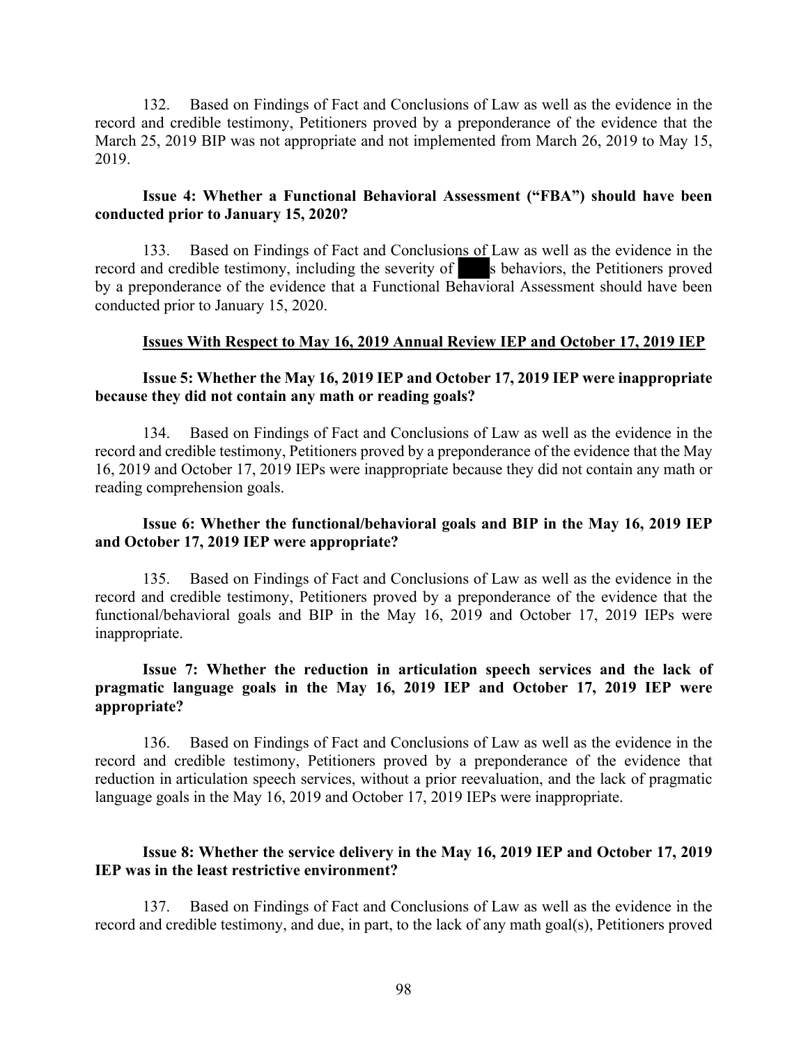132. Based on Findings of Fact and Conclusions of Law as well as the evidence in the record and credible testimony, Petitioners proved by a preponderance of the evidence that the March 25, 2019 BIP was not appropriate and not implemented from March 26, 2019 to May 15, 2019.

**Issue 4: Whether a Functional Behavioral Assessment ("FBA") should have been conducted prior to January 15, 2020?**

133. Based on Findings of Fact and Conclusions of Law as well as the evidence in the record and credible testimony, including the severity of ███s behaviors, the Petitioners proved by a preponderance of the evidence that a Functional Behavioral Assessment should have been conducted prior to January 15, 2020.

**Issues With Respect to May 16, 2019 Annual Review IEP and October 17, 2019 IEP**

**Issue 5: Whether the May 16, 2019 IEP and October 17, 2019 IEP were inappropriate because they did not contain any math or reading goals?**

134. Based on Findings of Fact and Conclusions of Law as well as the evidence in the record and credible testimony, Petitioners proved by a preponderance of the evidence that the May 16, 2019 and October 17, 2019 IEPs were inappropriate because they did not contain any math or reading comprehension goals.

**Issue 6: Whether the functional/behavioral goals and BIP in the May 16, 2019 IEP and October 17, 2019 IEP were appropriate?**

135. Based on Findings of Fact and Conclusions of Law as well as the evidence in the record and credible testimony, Petitioners proved by a preponderance of the evidence that the functional/behavioral goals and BIP in the May 16, 2019 and October 17, 2019 IEPs were inappropriate.

**Issue 7: Whether the reduction in articulation speech services and the lack of pragmatic language goals in the May 16, 2019 IEP and October 17, 2019 IEP were appropriate?**

136. Based on Findings of Fact and Conclusions of Law as well as the evidence in the record and credible testimony, Petitioners proved by a preponderance of the evidence that reduction in articulation speech services, without a prior reevaluation, and the lack of pragmatic language goals in the May 16, 2019 and October 17, 2019 IEPs were inappropriate.

**Issue 8: Whether the service delivery in the May 16, 2019 IEP and October 17, 2019 IEP was in the least restrictive environment?**

137. Based on Findings of Fact and Conclusions of Law as well as the evidence in the record and credible testimony, and due, in part, to the lack of any math goal(s), Petitioners proved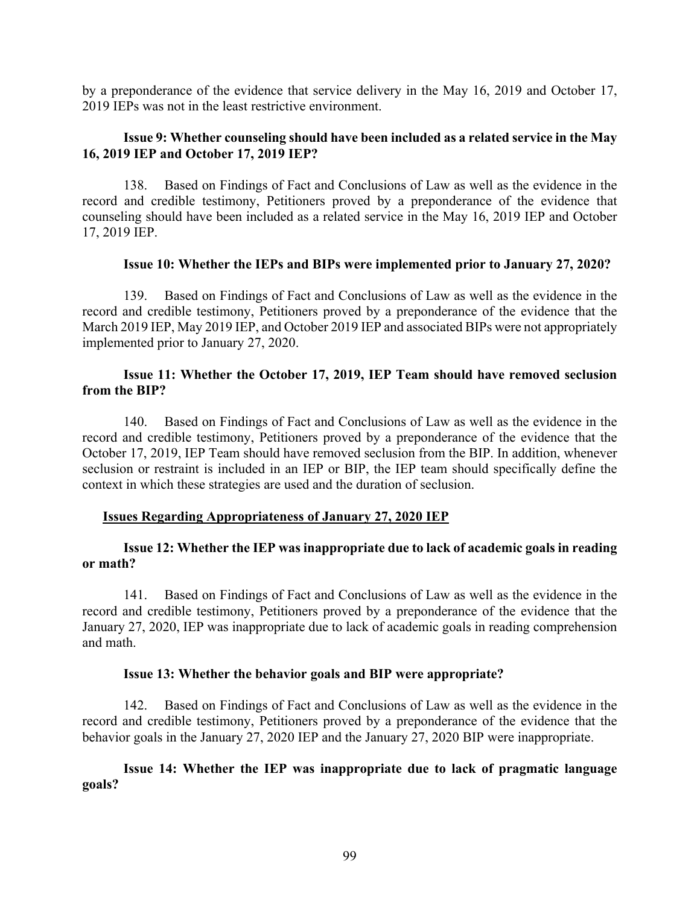by a preponderance of the evidence that service delivery in the May 16, 2019 and October 17, 2019 IEPs was not in the least restrictive environment.

**Issue 9: Whether counseling should have been included as a related service in the May 16, 2019 IEP and October 17, 2019 IEP?**

138. Based on Findings of Fact and Conclusions of Law as well as the evidence in the record and credible testimony, Petitioners proved by a preponderance of the evidence that counseling should have been included as a related service in the May 16, 2019 IEP and October 17, 2019 IEP.

**Issue 10: Whether the IEPs and BIPs were implemented prior to January 27, 2020?**

139. Based on Findings of Fact and Conclusions of Law as well as the evidence in the record and credible testimony, Petitioners proved by a preponderance of the evidence that the March 2019 IEP, May 2019 IEP, and October 2019 IEP and associated BIPs were not appropriately implemented prior to January 27, 2020.

**Issue 11: Whether the October 17, 2019, IEP Team should have removed seclusion from the BIP?**

140. Based on Findings of Fact and Conclusions of Law as well as the evidence in the record and credible testimony, Petitioners proved by a preponderance of the evidence that the October 17, 2019, IEP Team should have removed seclusion from the BIP. In addition, whenever seclusion or restraint is included in an IEP or BIP, the IEP team should specifically define the context in which these strategies are used and the duration of seclusion.

**<u>Issues Regarding Appropriateness of January 27, 2020 IEP</u>**

**Issue 12: Whether the IEP was inappropriate due to lack of academic goals in reading or math?**

141. Based on Findings of Fact and Conclusions of Law as well as the evidence in the record and credible testimony, Petitioners proved by a preponderance of the evidence that the January 27, 2020, IEP was inappropriate due to lack of academic goals in reading comprehension and math.

**Issue 13: Whether the behavior goals and BIP were appropriate?**

142. Based on Findings of Fact and Conclusions of Law as well as the evidence in the record and credible testimony, Petitioners proved by a preponderance of the evidence that the behavior goals in the January 27, 2020 IEP and the January 27, 2020 BIP were inappropriate.

**Issue 14: Whether the IEP was inappropriate due to lack of pragmatic language goals?**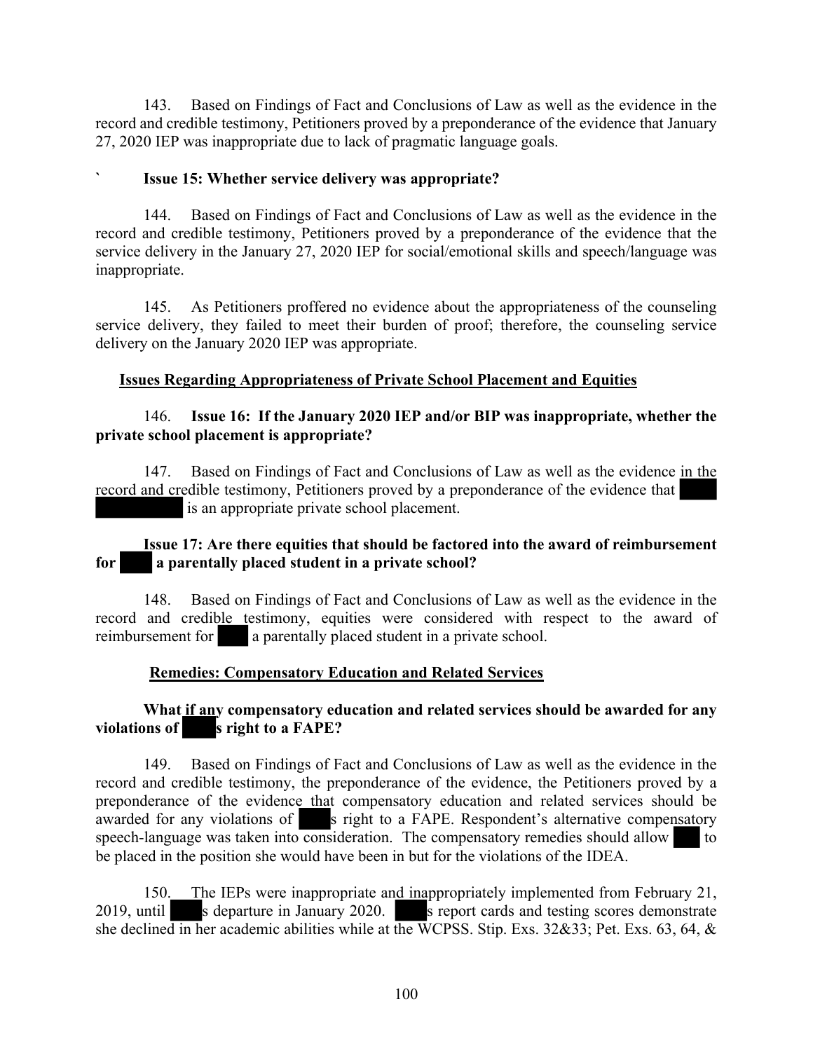143. Based on Findings of Fact and Conclusions of Law as well as the evidence in the record and credible testimony, Petitioners proved by a preponderance of the evidence that January 27, 2020 IEP was inappropriate due to lack of pragmatic language goals.

` **Issue 15: Whether service delivery was appropriate?**

144. Based on Findings of Fact and Conclusions of Law as well as the evidence in the record and credible testimony, Petitioners proved by a preponderance of the evidence that the service delivery in the January 27, 2020 IEP for social/emotional skills and speech/language was inappropriate.

145. As Petitioners proffered no evidence about the appropriateness of the counseling service delivery, they failed to meet their burden of proof; therefore, the counseling service delivery on the January 2020 IEP was appropriate.

**Issues Regarding Appropriateness of Private School Placement and Equities**

146. **Issue 16: If the January 2020 IEP and/or BIP was inappropriate, whether the private school placement is appropriate?**

147. Based on Findings of Fact and Conclusions of Law as well as the evidence in the record and credible testimony, Petitioners proved by a preponderance of the evidence that ████ ██████████ is an appropriate private school placement.

**Issue 17: Are there equities that should be factored into the award of reimbursement for ████ a parentally placed student in a private school?**

148. Based on Findings of Fact and Conclusions of Law as well as the evidence in the record and credible testimony, equities were considered with respect to the award of reimbursement for ████ a parentally placed student in a private school.

**Remedies: Compensatory Education and Related Services**

**What if any compensatory education and related services should be awarded for any violations of ████s right to a FAPE?**

149. Based on Findings of Fact and Conclusions of Law as well as the evidence in the record and credible testimony, the preponderance of the evidence, the Petitioners proved by a preponderance of the evidence that compensatory education and related services should be awarded for any violations of ████s right to a FAPE. Respondent's alternative compensatory speech-language was taken into consideration. The compensatory remedies should allow ███ to be placed in the position she would have been in but for the violations of the IDEA.

150. The IEPs were inappropriate and inappropriately implemented from February 21, 2019, until ████s departure in January 2020. ████s report cards and testing scores demonstrate she declined in her academic abilities while at the WCPSS. Stip. Exs. 32&33; Pet. Exs. 63, 64, &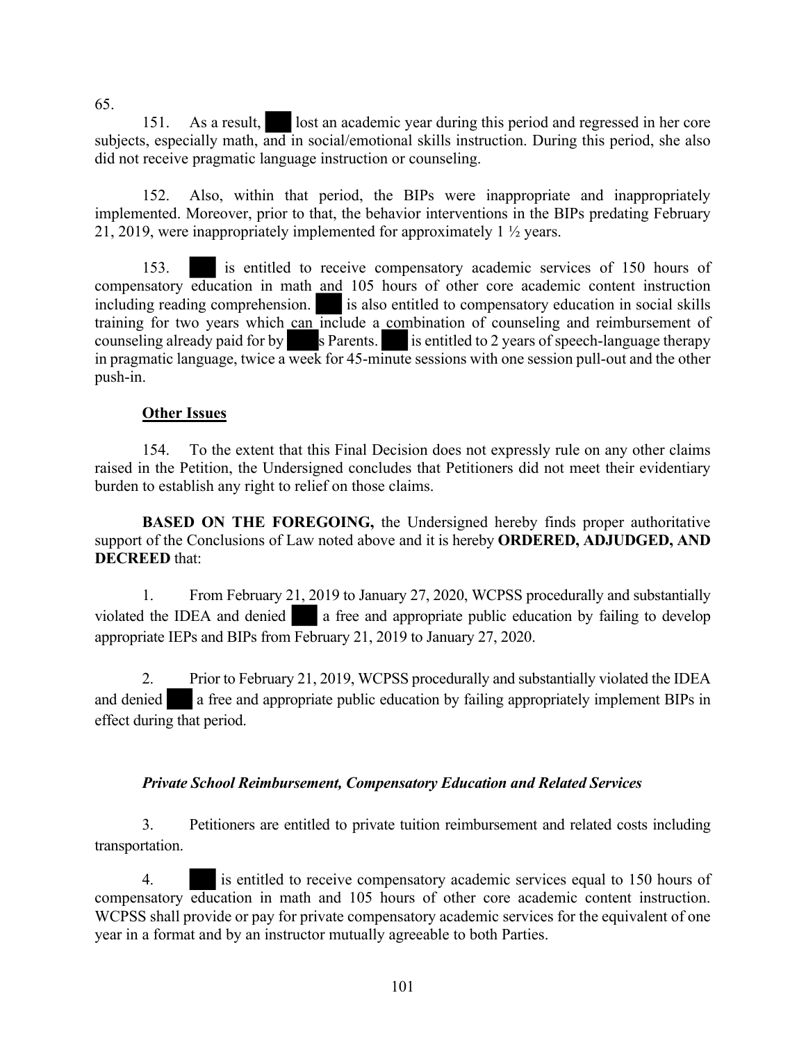65.

151. As a result, ███ lost an academic year during this period and regressed in her core subjects, especially math, and in social/emotional skills instruction. During this period, she also did not receive pragmatic language instruction or counseling.

152. Also, within that period, the BIPs were inappropriate and inappropriately implemented. Moreover, prior to that, the behavior interventions in the BIPs predating February 21, 2019, were inappropriately implemented for approximately 1 ½ years.

153. ███ is entitled to receive compensatory academic services of 150 hours of compensatory education in math and 105 hours of other core academic content instruction including reading comprehension. ███ is also entitled to compensatory education in social skills training for two years which can include a combination of counseling and reimbursement of counseling already paid for by ███s Parents. ███ is entitled to 2 years of speech-language therapy in pragmatic language, twice a week for 45-minute sessions with one session pull-out and the other push-in.

**Other Issues**

154. To the extent that this Final Decision does not expressly rule on any other claims raised in the Petition, the Undersigned concludes that Petitioners did not meet their evidentiary burden to establish any right to relief on those claims.

**BASED ON THE FOREGOING,** the Undersigned hereby finds proper authoritative support of the Conclusions of Law noted above and it is hereby **ORDERED, ADJUDGED, AND DECREED** that:

1. From February 21, 2019 to January 27, 2020, WCPSS procedurally and substantially violated the IDEA and denied ███ a free and appropriate public education by failing to develop appropriate IEPs and BIPs from February 21, 2019 to January 27, 2020.

2. Prior to February 21, 2019, WCPSS procedurally and substantially violated the IDEA and denied ███ a free and appropriate public education by failing appropriately implement BIPs in effect during that period.

***Private School Reimbursement, Compensatory Education and Related Services***

3. Petitioners are entitled to private tuition reimbursement and related costs including transportation.

4. ███ is entitled to receive compensatory academic services equal to 150 hours of compensatory education in math and 105 hours of other core academic content instruction. WCPSS shall provide or pay for private compensatory academic services for the equivalent of one year in a format and by an instructor mutually agreeable to both Parties.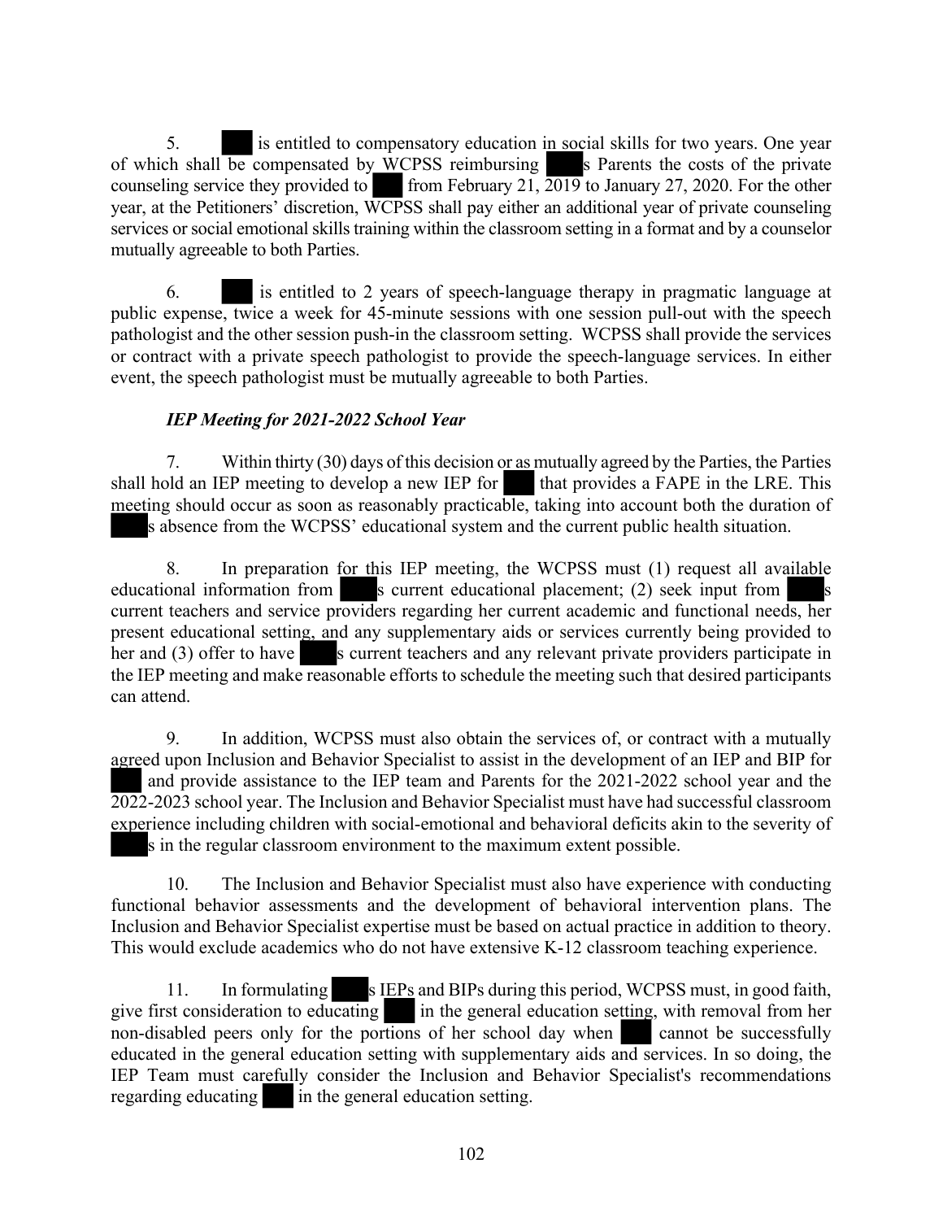5. ███ is entitled to compensatory education in social skills for two years. One year of which shall be compensated by WCPSS reimbursing ███s Parents the costs of the private counseling service they provided to ███ from February 21, 2019 to January 27, 2020. For the other year, at the Petitioners' discretion, WCPSS shall pay either an additional year of private counseling services or social emotional skills training within the classroom setting in a format and by a counselor mutually agreeable to both Parties.

6. ███ is entitled to 2 years of speech-language therapy in pragmatic language at public expense, twice a week for 45-minute sessions with one session pull-out with the speech pathologist and the other session push-in the classroom setting. WCPSS shall provide the services or contract with a private speech pathologist to provide the speech-language services. In either event, the speech pathologist must be mutually agreeable to both Parties.

***IEP Meeting for 2021-2022 School Year***

7. Within thirty (30) days of this decision or as mutually agreed by the Parties, the Parties shall hold an IEP meeting to develop a new IEP for ███ that provides a FAPE in the LRE. This meeting should occur as soon as reasonably practicable, taking into account both the duration of ███s absence from the WCPSS' educational system and the current public health situation.

8. In preparation for this IEP meeting, the WCPSS must (1) request all available educational information from ███s current educational placement; (2) seek input from ███s current teachers and service providers regarding her current academic and functional needs, her present educational setting, and any supplementary aids or services currently being provided to her and (3) offer to have ███s current teachers and any relevant private providers participate in the IEP meeting and make reasonable efforts to schedule the meeting such that desired participants can attend.

9. In addition, WCPSS must also obtain the services of, or contract with a mutually agreed upon Inclusion and Behavior Specialist to assist in the development of an IEP and BIP for ███ and provide assistance to the IEP team and Parents for the 2021-2022 school year and the 2022-2023 school year. The Inclusion and Behavior Specialist must have had successful classroom experience including children with social-emotional and behavioral deficits akin to the severity of ███s in the regular classroom environment to the maximum extent possible.

10. The Inclusion and Behavior Specialist must also have experience with conducting functional behavior assessments and the development of behavioral intervention plans. The Inclusion and Behavior Specialist expertise must be based on actual practice in addition to theory. This would exclude academics who do not have extensive K-12 classroom teaching experience.

11. In formulating ███s IEPs and BIPs during this period, WCPSS must, in good faith, give first consideration to educating ███ in the general education setting, with removal from her non-disabled peers only for the portions of her school day when ███ cannot be successfully educated in the general education setting with supplementary aids and services. In so doing, the IEP Team must carefully consider the Inclusion and Behavior Specialist's recommendations regarding educating ███ in the general education setting.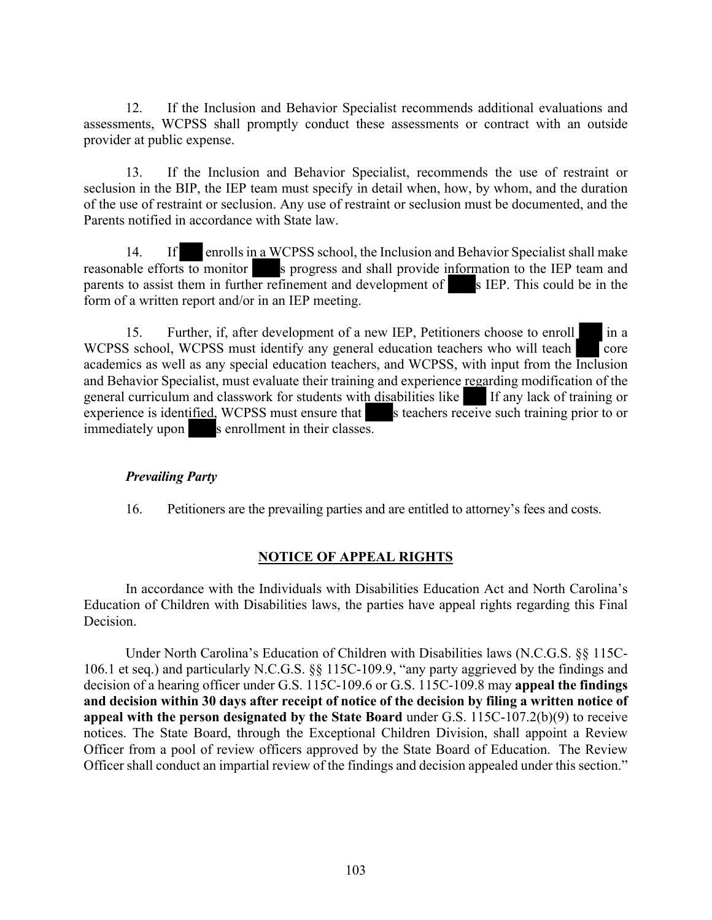12. If the Inclusion and Behavior Specialist recommends additional evaluations and assessments, WCPSS shall promptly conduct these assessments or contract with an outside provider at public expense.

13. If the Inclusion and Behavior Specialist, recommends the use of restraint or seclusion in the BIP, the IEP team must specify in detail when, how, by whom, and the duration of the use of restraint or seclusion. Any use of restraint or seclusion must be documented, and the Parents notified in accordance with State law.

14. If ███ enrolls in a WCPSS school, the Inclusion and Behavior Specialist shall make reasonable efforts to monitor ███s progress and shall provide information to the IEP team and parents to assist them in further refinement and development of ███s IEP. This could be in the form of a written report and/or in an IEP meeting.

15. Further, if, after development of a new IEP, Petitioners choose to enroll ███ in a WCPSS school, WCPSS must identify any general education teachers who will teach ███ core academics as well as any special education teachers, and WCPSS, with input from the Inclusion and Behavior Specialist, must evaluate their training and experience regarding modification of the general curriculum and classwork for students with disabilities like ███ If any lack of training or experience is identified, WCPSS must ensure that ███s teachers receive such training prior to or immediately upon ███s enrollment in their classes.

***Prevailing Party***

16. Petitioners are the prevailing parties and are entitled to attorney's fees and costs.

## NOTICE OF APPEAL RIGHTS

In accordance with the Individuals with Disabilities Education Act and North Carolina's Education of Children with Disabilities laws, the parties have appeal rights regarding this Final Decision.

Under North Carolina's Education of Children with Disabilities laws (N.C.G.S. §§ 115C-106.1 et seq.) and particularly N.C.G.S. §§ 115C-109.9, "any party aggrieved by the findings and decision of a hearing officer under G.S. 115C-109.6 or G.S. 115C-109.8 may **appeal the findings and decision within 30 days after receipt of notice of the decision by filing a written notice of appeal with the person designated by the State Board** under G.S. 115C-107.2(b)(9) to receive notices. The State Board, through the Exceptional Children Division, shall appoint a Review Officer from a pool of review officers approved by the State Board of Education. The Review Officer shall conduct an impartial review of the findings and decision appealed under this section."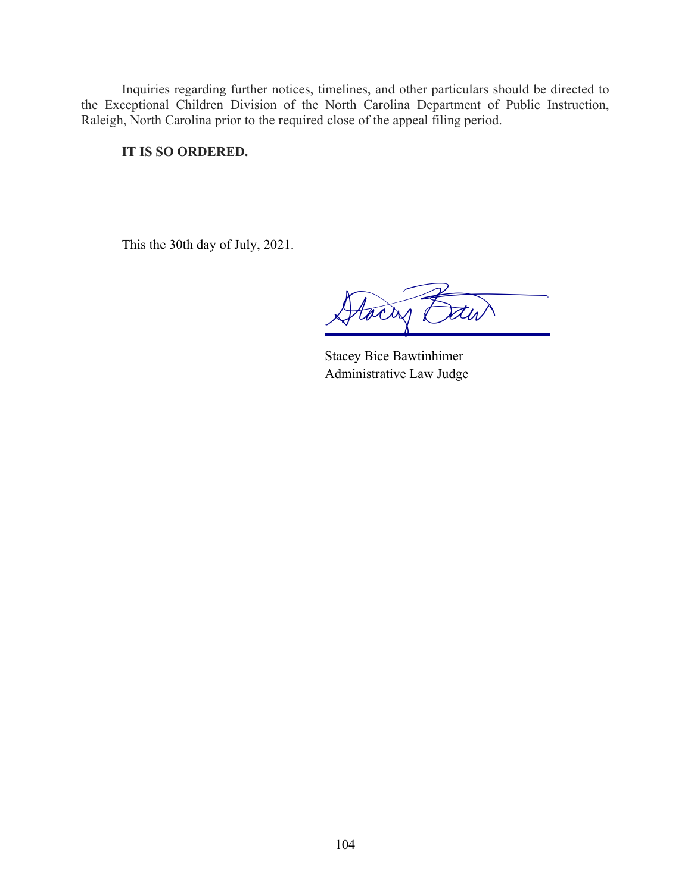Inquiries regarding further notices, timelines, and other particulars should be directed to the Exceptional Children Division of the North Carolina Department of Public Instruction, Raleigh, North Carolina prior to the required close of the appeal filing period.

**IT IS SO ORDERED.**

This the 30th day of July, 2021.

Stacey Bice Bawtinhimer
Administrative Law Judge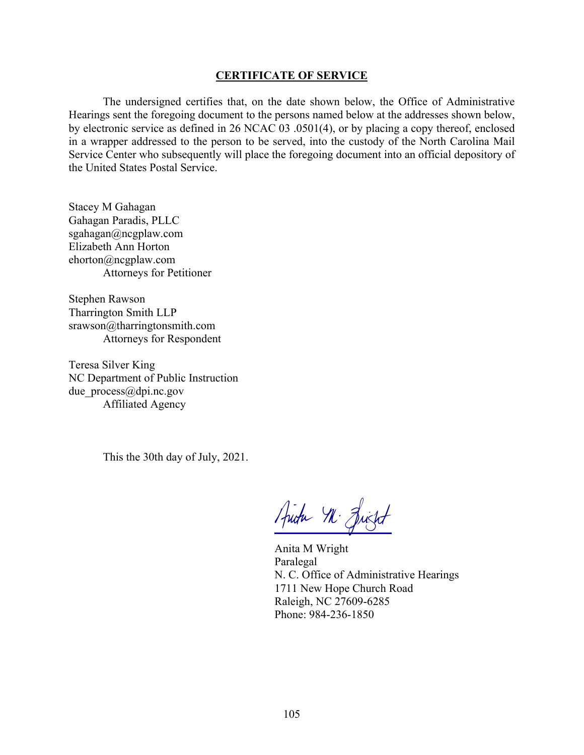## CERTIFICATE OF SERVICE

The undersigned certifies that, on the date shown below, the Office of Administrative Hearings sent the foregoing document to the persons named below at the addresses shown below, by electronic service as defined in 26 NCAC 03 .0501(4), or by placing a copy thereof, enclosed in a wrapper addressed to the person to be served, into the custody of the North Carolina Mail Service Center who subsequently will place the foregoing document into an official depository of the United States Postal Service.

Stacey M Gahagan
Gahagan Paradis, PLLC
sgahagan@ncgplaw.com
Elizabeth Ann Horton
ehorton@ncgplaw.com
Attorneys for Petitioner

Stephen Rawson
Tharrington Smith LLP
srawson@tharringtonsmith.com
Attorneys for Respondent

Teresa Silver King
NC Department of Public Instruction
due_process@dpi.nc.gov
Affiliated Agency

This the 30th day of July, 2021.

Anita M Wright
Paralegal
N. C. Office of Administrative Hearings
1711 New Hope Church Road
Raleigh, NC 27609-6285
Phone: 984-236-1850